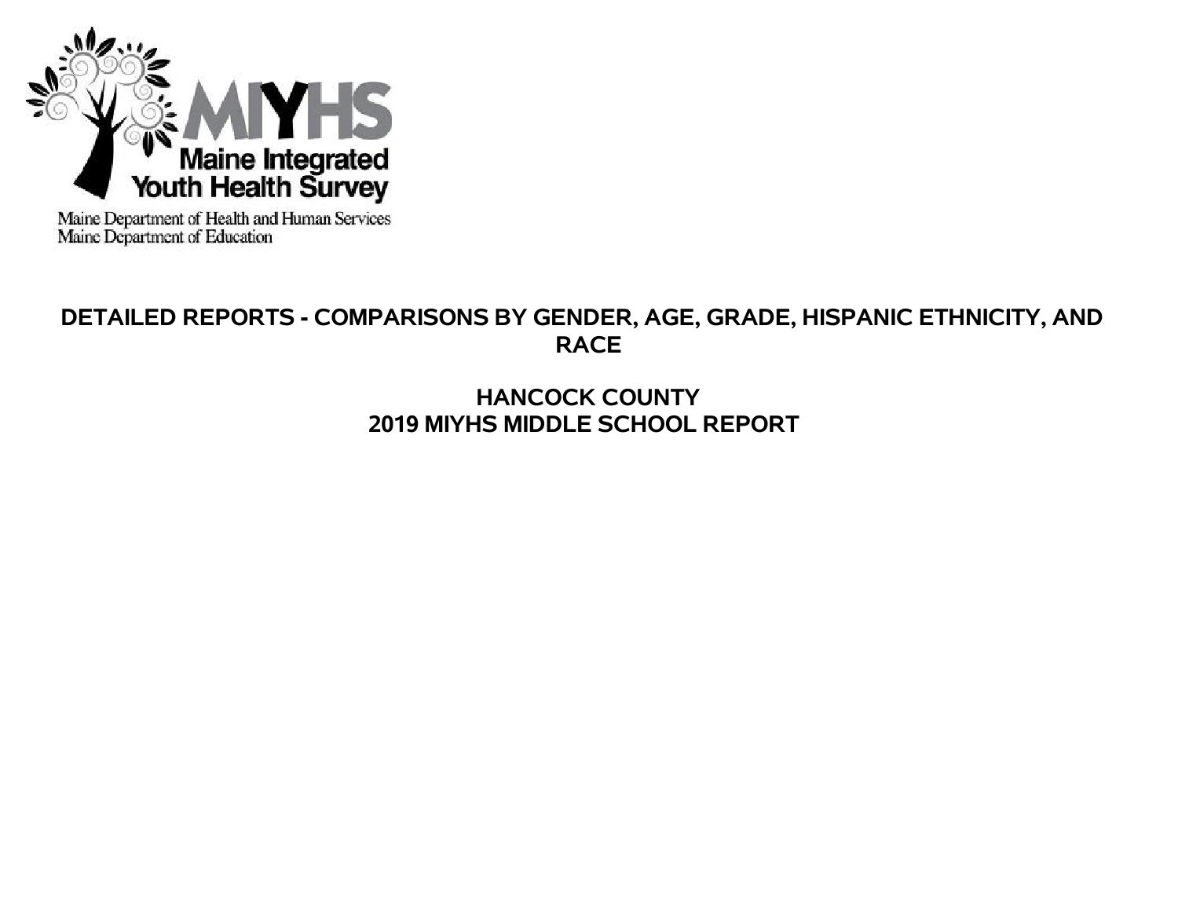MIYHS

Maine Integrated Youth Health Survey

Maine Department of Health and Human Services
Maine Department of Education

# DETAILED REPORTS - COMPARISONS BY GENDER, AGE, GRADE, HISPANIC ETHNICITY, AND RACE

## HANCOCK COUNTY
## 2019 MIYHS MIDDLE SCHOOL REPORT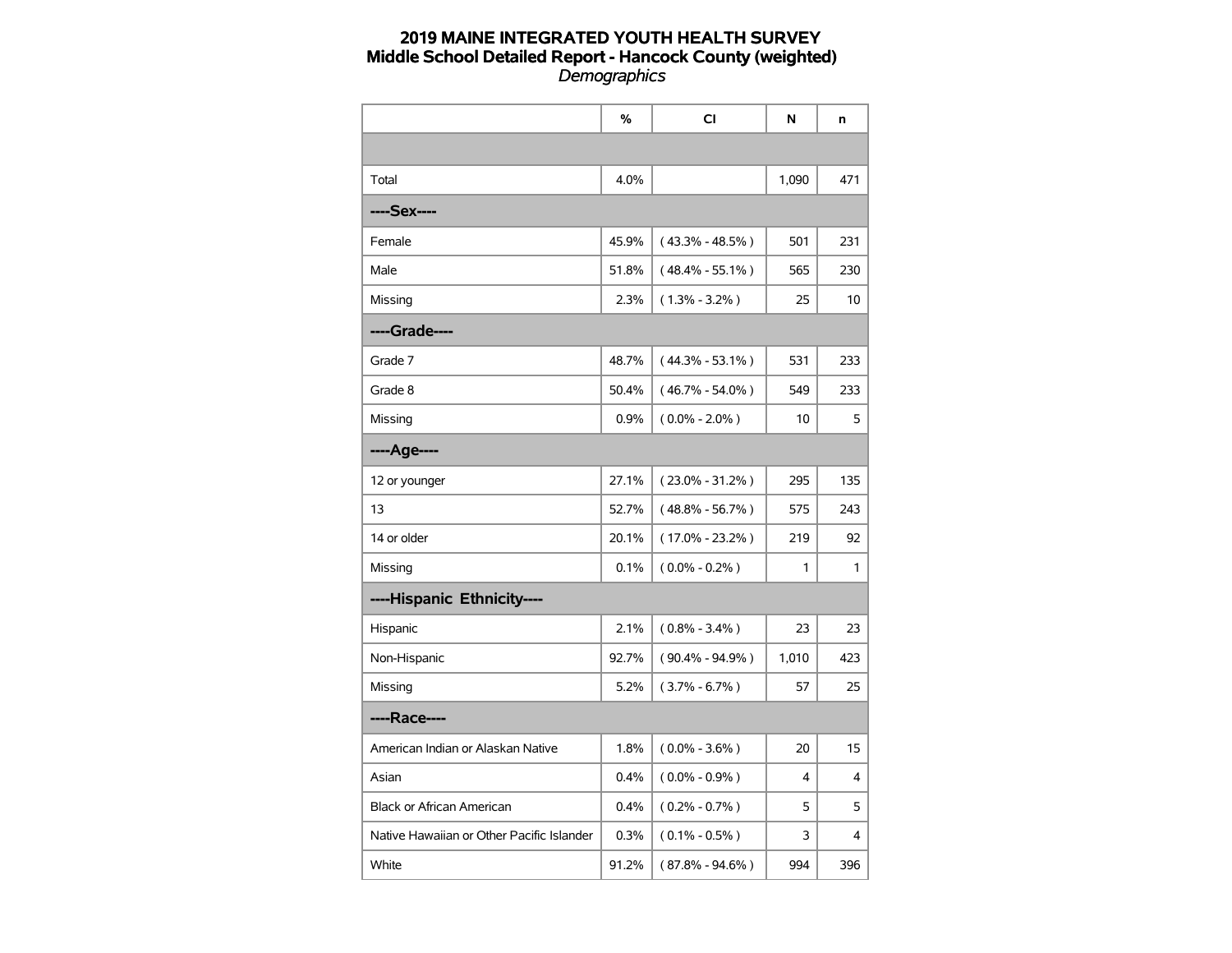# 2019 MAINE INTEGRATED YOUTH HEALTH SURVEY
## Middle School Detailed Report - Hancock County (weighted)
*Demographics*

| | % | CI | N | n |
|---|---|---|---|---|
| | | | | |
| Total | 4.0% | | 1,090 | 471 |
| **----Sex----** | | | | |
| Female | 45.9% | ( 43.3% - 48.5% ) | 501 | 231 |
| Male | 51.8% | ( 48.4% - 55.1% ) | 565 | 230 |
| Missing | 2.3% | ( 1.3% - 3.2% ) | 25 | 10 |
| **----Grade----** | | | | |
| Grade 7 | 48.7% | ( 44.3% - 53.1% ) | 531 | 233 |
| Grade 8 | 50.4% | ( 46.7% - 54.0% ) | 549 | 233 |
| Missing | 0.9% | ( 0.0% - 2.0% ) | 10 | 5 |
| **----Age----** | | | | |
| 12 or younger | 27.1% | ( 23.0% - 31.2% ) | 295 | 135 |
| 13 | 52.7% | ( 48.8% - 56.7% ) | 575 | 243 |
| 14 or older | 20.1% | ( 17.0% - 23.2% ) | 219 | 92 |
| Missing | 0.1% | ( 0.0% - 0.2% ) | 1 | 1 |
| **----Hispanic Ethnicity----** | | | | |
| Hispanic | 2.1% | ( 0.8% - 3.4% ) | 23 | 23 |
| Non-Hispanic | 92.7% | ( 90.4% - 94.9% ) | 1,010 | 423 |
| Missing | 5.2% | ( 3.7% - 6.7% ) | 57 | 25 |
| **----Race----** | | | | |
| American Indian or Alaskan Native | 1.8% | ( 0.0% - 3.6% ) | 20 | 15 |
| Asian | 0.4% | ( 0.0% - 0.9% ) | 4 | 4 |
| Black or African American | 0.4% | ( 0.2% - 0.7% ) | 5 | 5 |
| Native Hawaiian or Other Pacific Islander | 0.3% | ( 0.1% - 0.5% ) | 3 | 4 |
| White | 91.2% | ( 87.8% - 94.6% ) | 994 | 396 |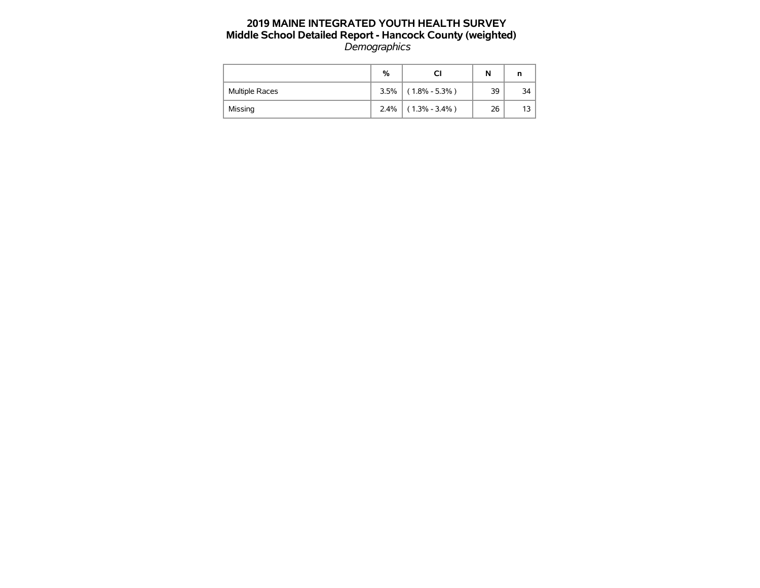# 2019 MAINE INTEGRATED YOUTH HEALTH SURVEY
## Middle School Detailed Report - Hancock County (weighted)
*Demographics*

| | % | CI | N | n |
|---|---|---|---|---|
| Multiple Races | 3.5% | ( 1.8% - 5.3% ) | 39 | 34 |
| Missing | 2.4% | ( 1.3% - 3.4% ) | 26 | 13 |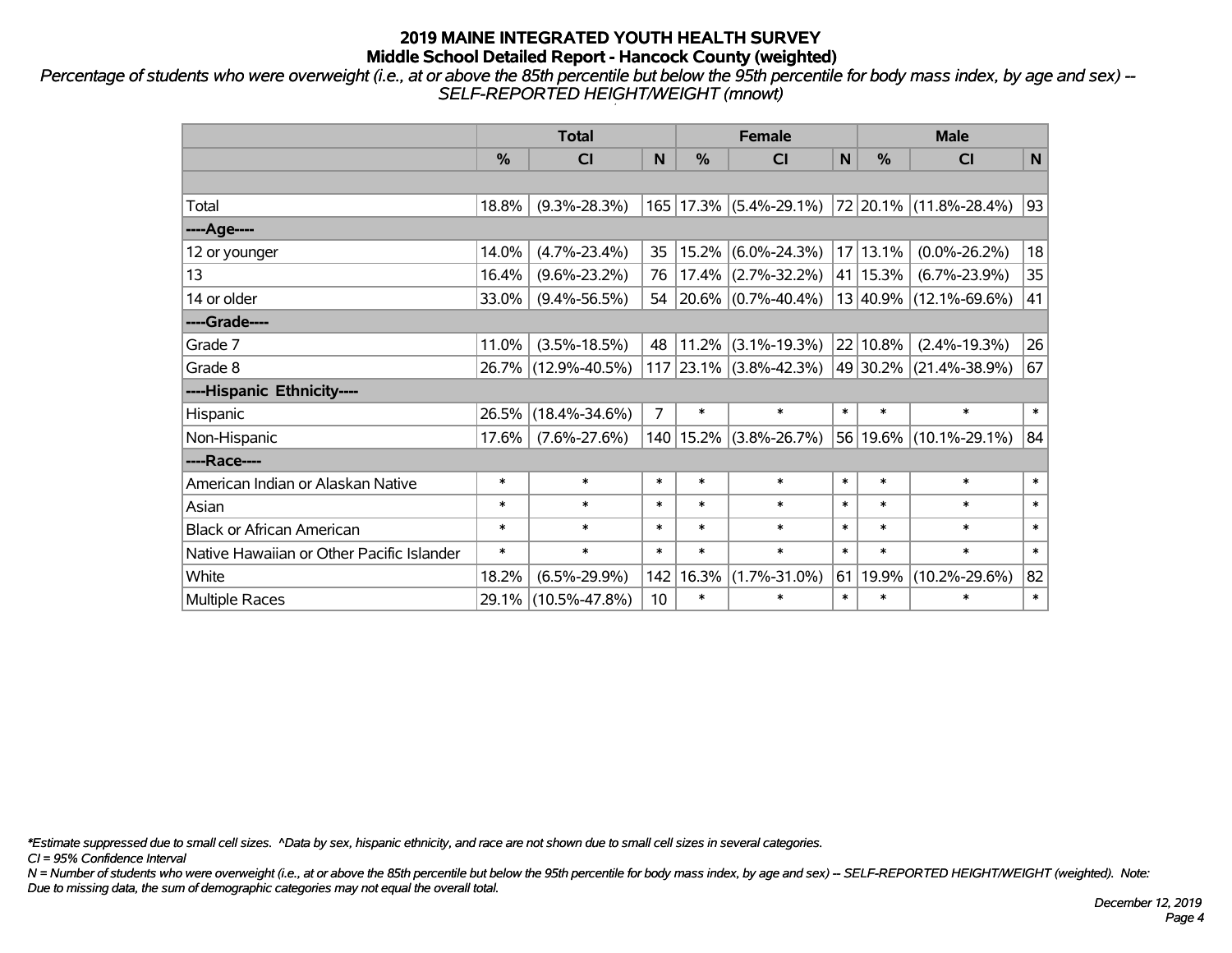# 2019 MAINE INTEGRATED YOUTH HEALTH SURVEY
## Middle School Detailed Report - Hancock County (weighted)

*Percentage of students who were overweight (i.e., at or above the 85th percentile but below the 95th percentile for body mass index, by age and sex) -- SELF-REPORTED HEIGHT/WEIGHT (mnowt)*

| | Total | | | Female | | | Male | | |
|---|---|---|---|---|---|---|---|---|---|
| | % | CI | N | % | CI | N | % | CI | N |
| | | | | | | | | | |
| Total | 18.8% | (9.3%-28.3%) | 165 | 17.3% | (5.4%-29.1%) | 72 | 20.1% | (11.8%-28.4%) | 93 |
| ----Age---- | | | | | | | | | |
| 12 or younger | 14.0% | (4.7%-23.4%) | 35 | 15.2% | (6.0%-24.3%) | 17 | 13.1% | (0.0%-26.2%) | 18 |
| 13 | 16.4% | (9.6%-23.2%) | 76 | 17.4% | (2.7%-32.2%) | 41 | 15.3% | (6.7%-23.9%) | 35 |
| 14 or older | 33.0% | (9.4%-56.5%) | 54 | 20.6% | (0.7%-40.4%) | 13 | 40.9% | (12.1%-69.6%) | 41 |
| ----Grade---- | | | | | | | | | |
| Grade 7 | 11.0% | (3.5%-18.5%) | 48 | 11.2% | (3.1%-19.3%) | 22 | 10.8% | (2.4%-19.3%) | 26 |
| Grade 8 | 26.7% | (12.9%-40.5%) | 117 | 23.1% | (3.8%-42.3%) | 49 | 30.2% | (21.4%-38.9%) | 67 |
| ----Hispanic Ethnicity---- | | | | | | | | | |
| Hispanic | 26.5% | (18.4%-34.6%) | 7 | * | * | * | * | * | * |
| Non-Hispanic | 17.6% | (7.6%-27.6%) | 140 | 15.2% | (3.8%-26.7%) | 56 | 19.6% | (10.1%-29.1%) | 84 |
| ----Race---- | | | | | | | | | |
| American Indian or Alaskan Native | * | * | * | * | * | * | * | * | * |
| Asian | * | * | * | * | * | * | * | * | * |
| Black or African American | * | * | * | * | * | * | * | * | * |
| Native Hawaiian or Other Pacific Islander | * | * | * | * | * | * | * | * | * |
| White | 18.2% | (6.5%-29.9%) | 142 | 16.3% | (1.7%-31.0%) | 61 | 19.9% | (10.2%-29.6%) | 82 |
| Multiple Races | 29.1% | (10.5%-47.8%) | 10 | * | * | * | * | * | * |

*\*Estimate suppressed due to small cell sizes. ^Data by sex, hispanic ethnicity, and race are not shown due to small cell sizes in several categories.*

*CI = 95% Confidence Interval*

*N = Number of students who were overweight (i.e., at or above the 85th percentile but below the 95th percentile for body mass index, by age and sex) -- SELF-REPORTED HEIGHT/WEIGHT (weighted). Note: Due to missing data, the sum of demographic categories may not equal the overall total.*

*December 12, 2019*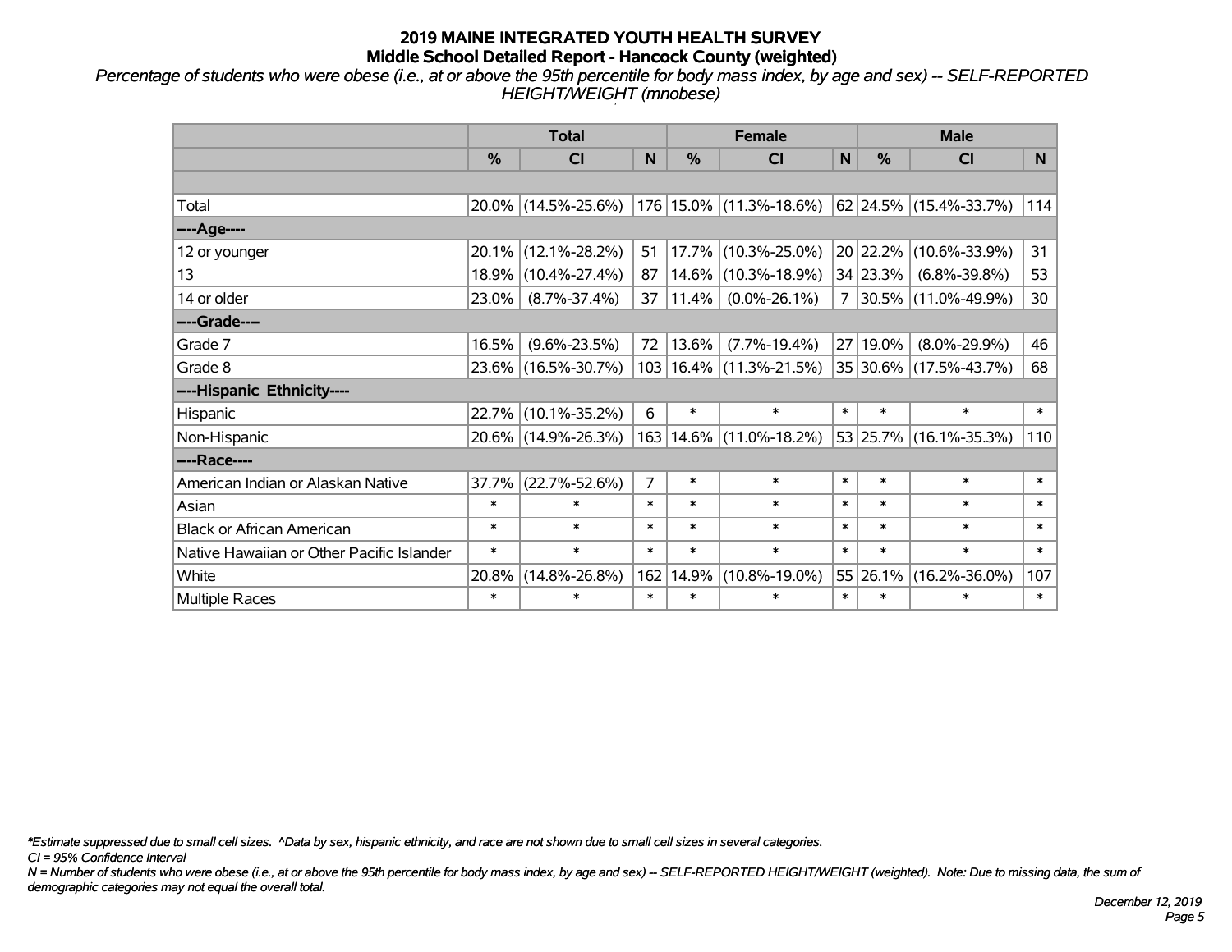# 2019 MAINE INTEGRATED YOUTH HEALTH SURVEY
## Middle School Detailed Report - Hancock County (weighted)

*Percentage of students who were obese (i.e., at or above the 95th percentile for body mass index, by age and sex) -- SELF-REPORTED HEIGHT/WEIGHT (mnobese)*

| | Total | | | Female | | | Male | | |
|---|---|---|---|---|---|---|---|---|---|
| | % | CI | N | % | CI | N | % | CI | N |
| | | | | | | | | | |
| Total | 20.0% | (14.5%-25.6%) | 176 | 15.0% | (11.3%-18.6%) | 62 | 24.5% | (15.4%-33.7%) | 114 |
| ----Age---- | | | | | | | | | |
| 12 or younger | 20.1% | (12.1%-28.2%) | 51 | 17.7% | (10.3%-25.0%) | 20 | 22.2% | (10.6%-33.9%) | 31 |
| 13 | 18.9% | (10.4%-27.4%) | 87 | 14.6% | (10.3%-18.9%) | 34 | 23.3% | (6.8%-39.8%) | 53 |
| 14 or older | 23.0% | (8.7%-37.4%) | 37 | 11.4% | (0.0%-26.1%) | 7 | 30.5% | (11.0%-49.9%) | 30 |
| ----Grade---- | | | | | | | | | |
| Grade 7 | 16.5% | (9.6%-23.5%) | 72 | 13.6% | (7.7%-19.4%) | 27 | 19.0% | (8.0%-29.9%) | 46 |
| Grade 8 | 23.6% | (16.5%-30.7%) | 103 | 16.4% | (11.3%-21.5%) | 35 | 30.6% | (17.5%-43.7%) | 68 |
| ----Hispanic Ethnicity---- | | | | | | | | | |
| Hispanic | 22.7% | (10.1%-35.2%) | 6 | * | * | * | * | * | * |
| Non-Hispanic | 20.6% | (14.9%-26.3%) | 163 | 14.6% | (11.0%-18.2%) | 53 | 25.7% | (16.1%-35.3%) | 110 |
| ----Race---- | | | | | | | | | |
| American Indian or Alaskan Native | 37.7% | (22.7%-52.6%) | 7 | * | * | * | * | * | * |
| Asian | * | * | * | * | * | * | * | * | * |
| Black or African American | * | * | * | * | * | * | * | * | * |
| Native Hawaiian or Other Pacific Islander | * | * | * | * | * | * | * | * | * |
| White | 20.8% | (14.8%-26.8%) | 162 | 14.9% | (10.8%-19.0%) | 55 | 26.1% | (16.2%-36.0%) | 107 |
| Multiple Races | * | * | * | * | * | * | * | * | * |

*\*Estimate suppressed due to small cell sizes. ^Data by sex, hispanic ethnicity, and race are not shown due to small cell sizes in several categories.*

*CI = 95% Confidence Interval*

*N = Number of students who were obese (i.e., at or above the 95th percentile for body mass index, by age and sex) -- SELF-REPORTED HEIGHT/WEIGHT (weighted). Note: Due to missing data, the sum of demographic categories may not equal the overall total.*

*December 12, 2019*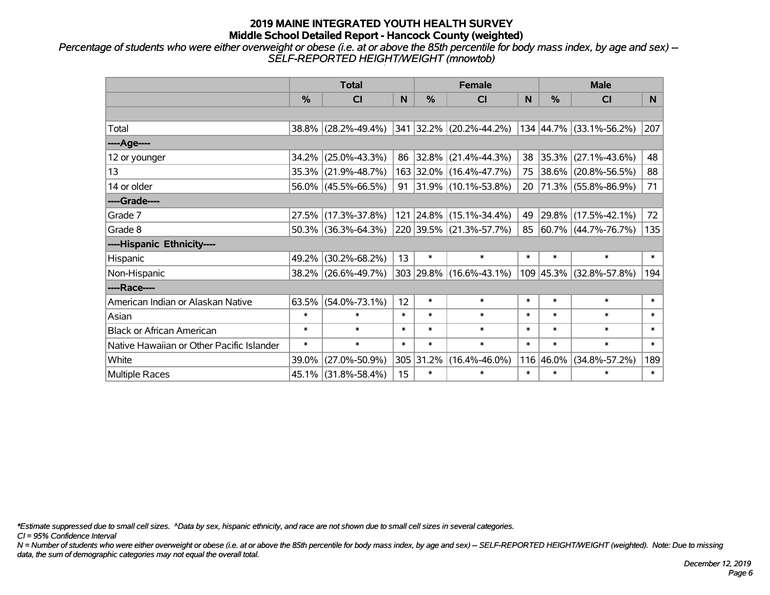# 2019 MAINE INTEGRATED YOUTH HEALTH SURVEY
## Middle School Detailed Report - Hancock County (weighted)

*Percentage of students who were either overweight or obese (i.e. at or above the 85th percentile for body mass index, by age and sex) -- SELF-REPORTED HEIGHT/WEIGHT (mnowtob)*

| | Total | | | Female | | | Male | | |
|---|---|---|---|---|---|---|---|---|---|
| | % | CI | N | % | CI | N | % | CI | N |
| Total | 38.8% | (28.2%-49.4%) | 341 | 32.2% | (20.2%-44.2%) | 134 | 44.7% | (33.1%-56.2%) | 207 |
| ----Age---- | | | | | | | | | |
| 12 or younger | 34.2% | (25.0%-43.3%) | 86 | 32.8% | (21.4%-44.3%) | 38 | 35.3% | (27.1%-43.6%) | 48 |
| 13 | 35.3% | (21.9%-48.7%) | 163 | 32.0% | (16.4%-47.7%) | 75 | 38.6% | (20.8%-56.5%) | 88 |
| 14 or older | 56.0% | (45.5%-66.5%) | 91 | 31.9% | (10.1%-53.8%) | 20 | 71.3% | (55.8%-86.9%) | 71 |
| ----Grade---- | | | | | | | | | |
| Grade 7 | 27.5% | (17.3%-37.8%) | 121 | 24.8% | (15.1%-34.4%) | 49 | 29.8% | (17.5%-42.1%) | 72 |
| Grade 8 | 50.3% | (36.3%-64.3%) | 220 | 39.5% | (21.3%-57.7%) | 85 | 60.7% | (44.7%-76.7%) | 135 |
| ----Hispanic Ethnicity---- | | | | | | | | | |
| Hispanic | 49.2% | (30.2%-68.2%) | 13 | * | * | * | * | * | * |
| Non-Hispanic | 38.2% | (26.6%-49.7%) | 303 | 29.8% | (16.6%-43.1%) | 109 | 45.3% | (32.8%-57.8%) | 194 |
| ----Race---- | | | | | | | | | |
| American Indian or Alaskan Native | 63.5% | (54.0%-73.1%) | 12 | * | * | * | * | * | * |
| Asian | * | * | * | * | * | * | * | * | * |
| Black or African American | * | * | * | * | * | * | * | * | * |
| Native Hawaiian or Other Pacific Islander | * | * | * | * | * | * | * | * | * |
| White | 39.0% | (27.0%-50.9%) | 305 | 31.2% | (16.4%-46.0%) | 116 | 46.0% | (34.8%-57.2%) | 189 |
| Multiple Races | 45.1% | (31.8%-58.4%) | 15 | * | * | * | * | * | * |

*\*Estimate suppressed due to small cell sizes. ^Data by sex, hispanic ethnicity, and race are not shown due to small cell sizes in several categories.*

*CI = 95% Confidence Interval*

*N = Number of students who were either overweight or obese (i.e. at or above the 85th percentile for body mass index, by age and sex) -- SELF-REPORTED HEIGHT/WEIGHT (weighted). Note: Due to missing data, the sum of demographic categories may not equal the overall total.*

*December 12, 2019*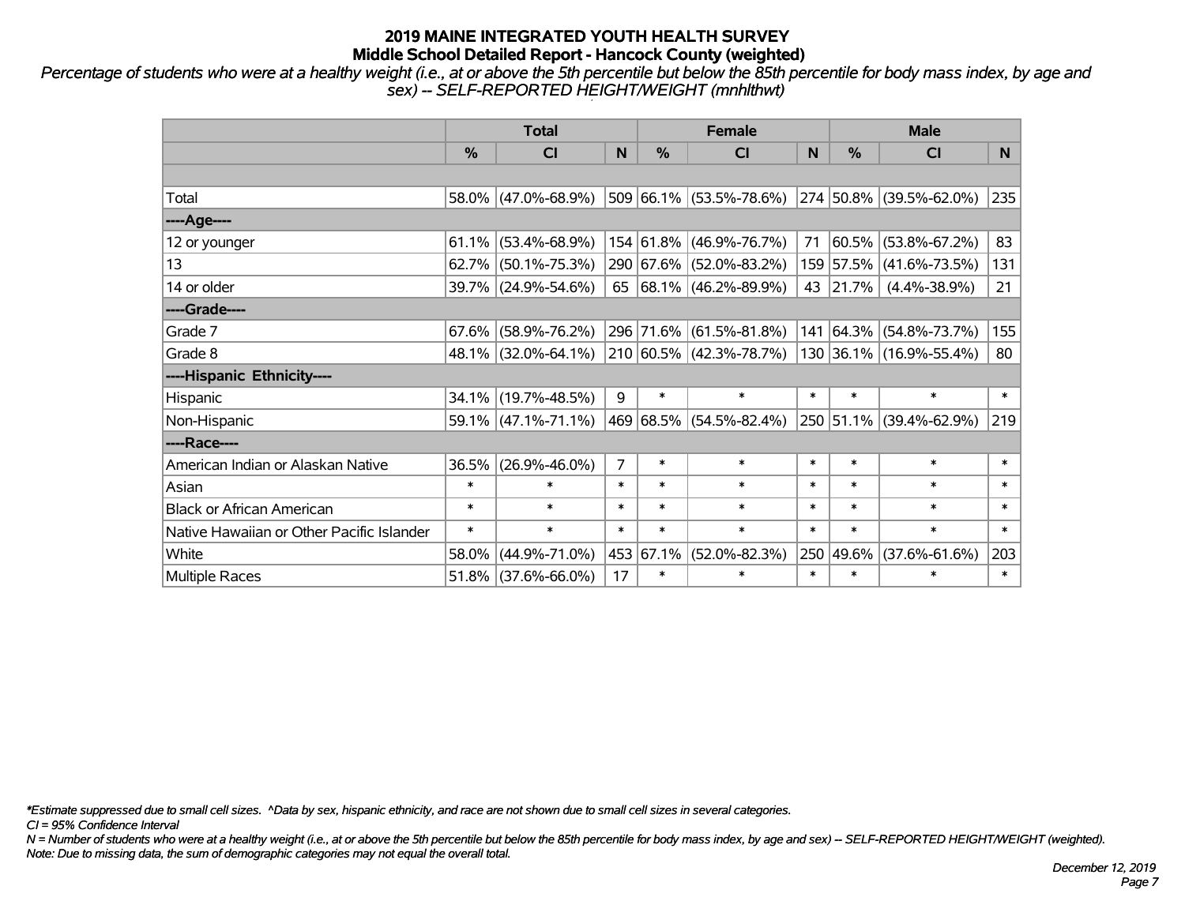# 2019 MAINE INTEGRATED YOUTH HEALTH SURVEY
## Middle School Detailed Report - Hancock County (weighted)

*Percentage of students who were at a healthy weight (i.e., at or above the 5th percentile but below the 85th percentile for body mass index, by age and sex) -- SELF-REPORTED HEIGHT/WEIGHT (mnhlthwt)*

| | Total | | | Female | | | Male | | |
|---|---|---|---|---|---|---|---|---|---|
| | % | CI | N | % | CI | N | % | CI | N |
| Total | 58.0% | (47.0%-68.9%) | 509 | 66.1% | (53.5%-78.6%) | 274 | 50.8% | (39.5%-62.0%) | 235 |
| ----Age---- | | | | | | | | | |
| 12 or younger | 61.1% | (53.4%-68.9%) | 154 | 61.8% | (46.9%-76.7%) | 71 | 60.5% | (53.8%-67.2%) | 83 |
| 13 | 62.7% | (50.1%-75.3%) | 290 | 67.6% | (52.0%-83.2%) | 159 | 57.5% | (41.6%-73.5%) | 131 |
| 14 or older | 39.7% | (24.9%-54.6%) | 65 | 68.1% | (46.2%-89.9%) | 43 | 21.7% | (4.4%-38.9%) | 21 |
| ----Grade---- | | | | | | | | | |
| Grade 7 | 67.6% | (58.9%-76.2%) | 296 | 71.6% | (61.5%-81.8%) | 141 | 64.3% | (54.8%-73.7%) | 155 |
| Grade 8 | 48.1% | (32.0%-64.1%) | 210 | 60.5% | (42.3%-78.7%) | 130 | 36.1% | (16.9%-55.4%) | 80 |
| ----Hispanic Ethnicity---- | | | | | | | | | |
| Hispanic | 34.1% | (19.7%-48.5%) | 9 | * | * | * | * | * | * |
| Non-Hispanic | 59.1% | (47.1%-71.1%) | 469 | 68.5% | (54.5%-82.4%) | 250 | 51.1% | (39.4%-62.9%) | 219 |
| ----Race---- | | | | | | | | | |
| American Indian or Alaskan Native | 36.5% | (26.9%-46.0%) | 7 | * | * | * | * | * | * |
| Asian | * | * | * | * | * | * | * | * | * |
| Black or African American | * | * | * | * | * | * | * | * | * |
| Native Hawaiian or Other Pacific Islander | * | * | * | * | * | * | * | * | * |
| White | 58.0% | (44.9%-71.0%) | 453 | 67.1% | (52.0%-82.3%) | 250 | 49.6% | (37.6%-61.6%) | 203 |
| Multiple Races | 51.8% | (37.6%-66.0%) | 17 | * | * | * | * | * | * |

*Estimate suppressed due to small cell sizes. ^Data by sex, hispanic ethnicity, and race are not shown due to small cell sizes in several categories.

*CI = 95% Confidence Interval*

*N = Number of students who were at a healthy weight (i.e., at or above the 5th percentile but below the 85th percentile for body mass index, by age and sex) -- SELF-REPORTED HEIGHT/WEIGHT (weighted).*

*Note: Due to missing data, the sum of demographic categories may not equal the overall total.*

*December 12, 2019*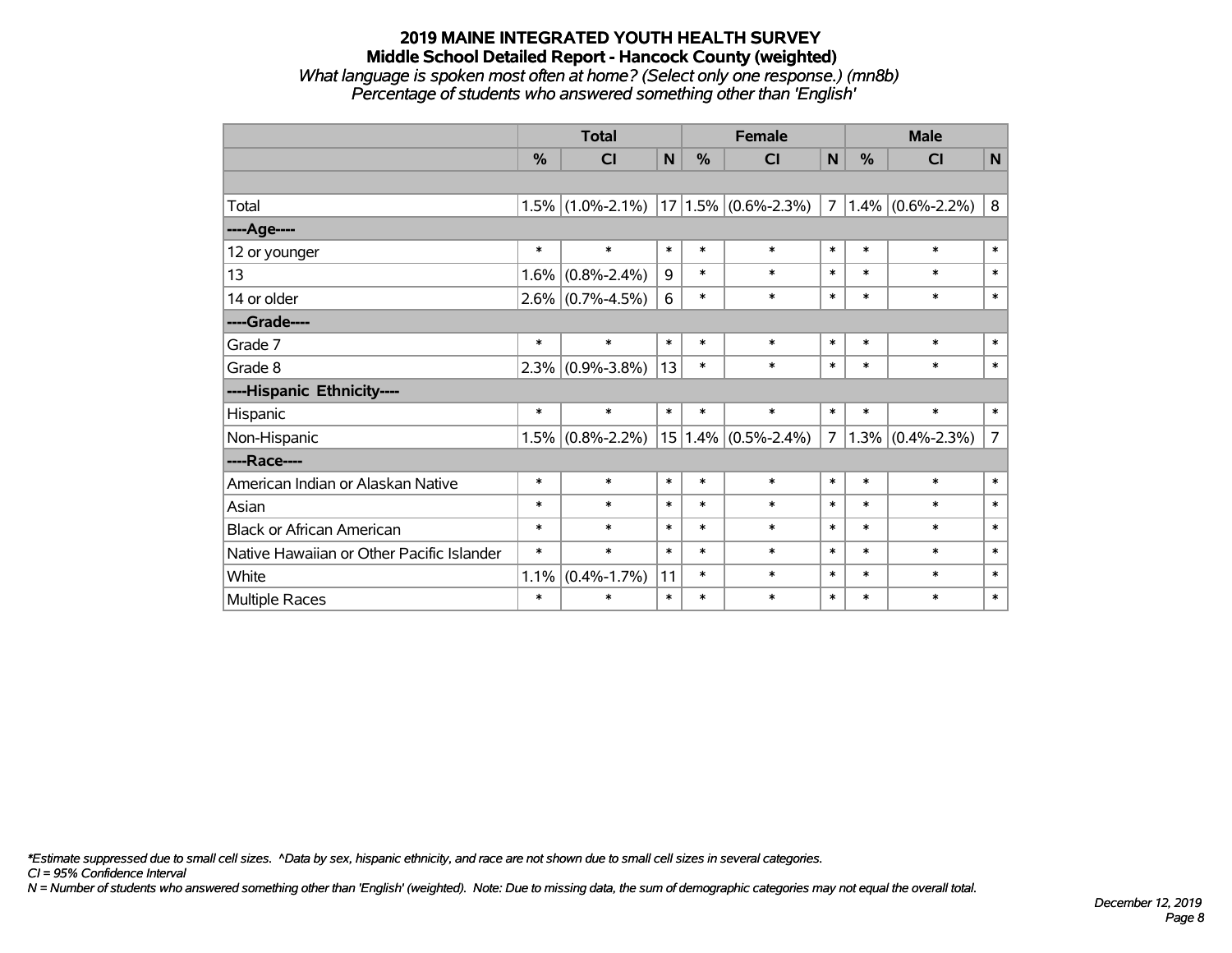**2019 MAINE INTEGRATED YOUTH HEALTH SURVEY**
**Middle School Detailed Report - Hancock County (weighted)**
*What language is spoken most often at home? (Select only one response.) (mn8b)*
*Percentage of students who answered something other than 'English'*

| | Total | | | Female | | | Male | | |
|---|---|---|---|---|---|---|---|---|---|
| | % | CI | N | % | CI | N | % | CI | N |
| | | | | | | | | | |
| Total | 1.5% | (1.0%-2.1%) | 17 | 1.5% | (0.6%-2.3%) | 7 | 1.4% | (0.6%-2.2%) | 8 |
| ----Age---- | | | | | | | | | |
| 12 or younger | * | * | * | * | * | * | * | * | * |
| 13 | 1.6% | (0.8%-2.4%) | 9 | * | * | * | * | * | * |
| 14 or older | 2.6% | (0.7%-4.5%) | 6 | * | * | * | * | * | * |
| ----Grade---- | | | | | | | | | |
| Grade 7 | * | * | * | * | * | * | * | * | * |
| Grade 8 | 2.3% | (0.9%-3.8%) | 13 | * | * | * | * | * | * |
| ----Hispanic Ethnicity---- | | | | | | | | | |
| Hispanic | * | * | * | * | * | * | * | * | * |
| Non-Hispanic | 1.5% | (0.8%-2.2%) | 15 | 1.4% | (0.5%-2.4%) | 7 | 1.3% | (0.4%-2.3%) | 7 |
| ----Race---- | | | | | | | | | |
| American Indian or Alaskan Native | * | * | * | * | * | * | * | * | * |
| Asian | * | * | * | * | * | * | * | * | * |
| Black or African American | * | * | * | * | * | * | * | * | * |
| Native Hawaiian or Other Pacific Islander | * | * | * | * | * | * | * | * | * |
| White | 1.1% | (0.4%-1.7%) | 11 | * | * | * | * | * | * |
| Multiple Races | * | * | * | * | * | * | * | * | * |

*\*Estimate suppressed due to small cell sizes. ^Data by sex, hispanic ethnicity, and race are not shown due to small cell sizes in several categories.*
*CI = 95% Confidence Interval*
*N = Number of students who answered something other than 'English' (weighted). Note: Due to missing data, the sum of demographic categories may not equal the overall total.*

*December 12, 2019*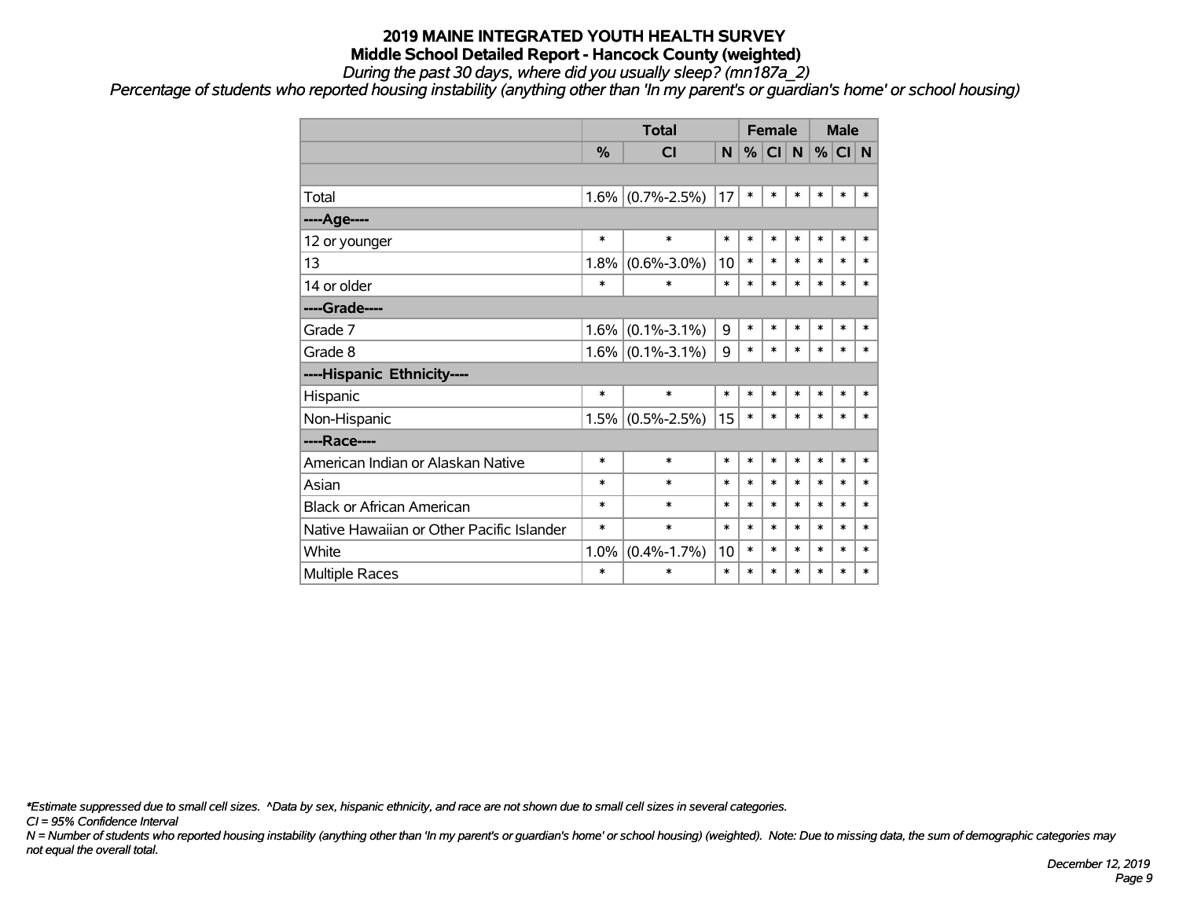# 2019 MAINE INTEGRATED YOUTH HEALTH SURVEY

## Middle School Detailed Report - Hancock County (weighted)

*During the past 30 days, where did you usually sleep? (mn187a_2)*

*Percentage of students who reported housing instability (anything other than 'In my parent's or guardian's home' or school housing)*

| | Total | | | Female | | | Male | | |
|---|---|---|---|---|---|---|---|---|---|
| | % | CI | N | % | CI | N | % | CI | N |
| | | | | | | | | | |
| Total | 1.6% | (0.7%-2.5%) | 17 | * | * | * | * | * | * |
| ----Age---- | | | | | | | | | |
| 12 or younger | * | * | * | * | * | * | * | * | * |
| 13 | 1.8% | (0.6%-3.0%) | 10 | * | * | * | * | * | * |
| 14 or older | * | * | * | * | * | * | * | * | * |
| ----Grade---- | | | | | | | | | |
| Grade 7 | 1.6% | (0.1%-3.1%) | 9 | * | * | * | * | * | * |
| Grade 8 | 1.6% | (0.1%-3.1%) | 9 | * | * | * | * | * | * |
| ----Hispanic Ethnicity---- | | | | | | | | | |
| Hispanic | * | * | * | * | * | * | * | * | * |
| Non-Hispanic | 1.5% | (0.5%-2.5%) | 15 | * | * | * | * | * | * |
| ----Race---- | | | | | | | | | |
| American Indian or Alaskan Native | * | * | * | * | * | * | * | * | * |
| Asian | * | * | * | * | * | * | * | * | * |
| Black or African American | * | * | * | * | * | * | * | * | * |
| Native Hawaiian or Other Pacific Islander | * | * | * | * | * | * | * | * | * |
| White | 1.0% | (0.4%-1.7%) | 10 | * | * | * | * | * | * |
| Multiple Races | * | * | * | * | * | * | * | * | * |

*\*Estimate suppressed due to small cell sizes. ^Data by sex, hispanic ethnicity, and race are not shown due to small cell sizes in several categories.*

*CI = 95% Confidence Interval*

*N = Number of students who reported housing instability (anything other than 'In my parent's or guardian's home' or school housing) (weighted). Note: Due to missing data, the sum of demographic categories may not equal the overall total.*

*December 12, 2019*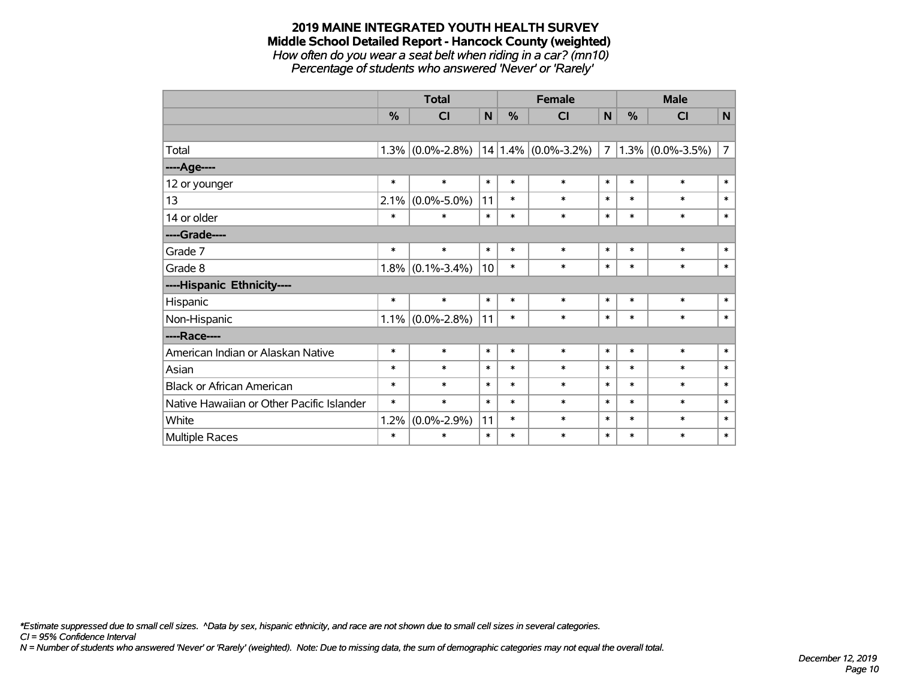# 2019 MAINE INTEGRATED YOUTH HEALTH SURVEY

## Middle School Detailed Report - Hancock County (weighted)

*How often do you wear a seat belt when riding in a car? (mn10)*

*Percentage of students who answered 'Never' or 'Rarely'*

| | Total | | | Female | | | Male | | |
|---|---|---|---|---|---|---|---|---|---|
| | % | CI | N | % | CI | N | % | CI | N |
| | | | | | | | | | |
| Total | 1.3% | (0.0%-2.8%) | 14 | 1.4% | (0.0%-3.2%) | 7 | 1.3% | (0.0%-3.5%) | 7 |
| ----Age---- | | | | | | | | | |
| 12 or younger | * | * | * | * | * | * | * | * | * |
| 13 | 2.1% | (0.0%-5.0%) | 11 | * | * | * | * | * | * |
| 14 or older | * | * | * | * | * | * | * | * | * |
| ----Grade---- | | | | | | | | | |
| Grade 7 | * | * | * | * | * | * | * | * | * |
| Grade 8 | 1.8% | (0.1%-3.4%) | 10 | * | * | * | * | * | * |
| ----Hispanic Ethnicity---- | | | | | | | | | |
| Hispanic | * | * | * | * | * | * | * | * | * |
| Non-Hispanic | 1.1% | (0.0%-2.8%) | 11 | * | * | * | * | * | * |
| ----Race---- | | | | | | | | | |
| American Indian or Alaskan Native | * | * | * | * | * | * | * | * | * |
| Asian | * | * | * | * | * | * | * | * | * |
| Black or African American | * | * | * | * | * | * | * | * | * |
| Native Hawaiian or Other Pacific Islander | * | * | * | * | * | * | * | * | * |
| White | 1.2% | (0.0%-2.9%) | 11 | * | * | * | * | * | * |
| Multiple Races | * | * | * | * | * | * | * | * | * |

*\*Estimate suppressed due to small cell sizes. ^Data by sex, hispanic ethnicity, and race are not shown due to small cell sizes in several categories.*
*CI = 95% Confidence Interval*
*N = Number of students who answered 'Never' or 'Rarely' (weighted). Note: Due to missing data, the sum of demographic categories may not equal the overall total.*

*December 12, 2019*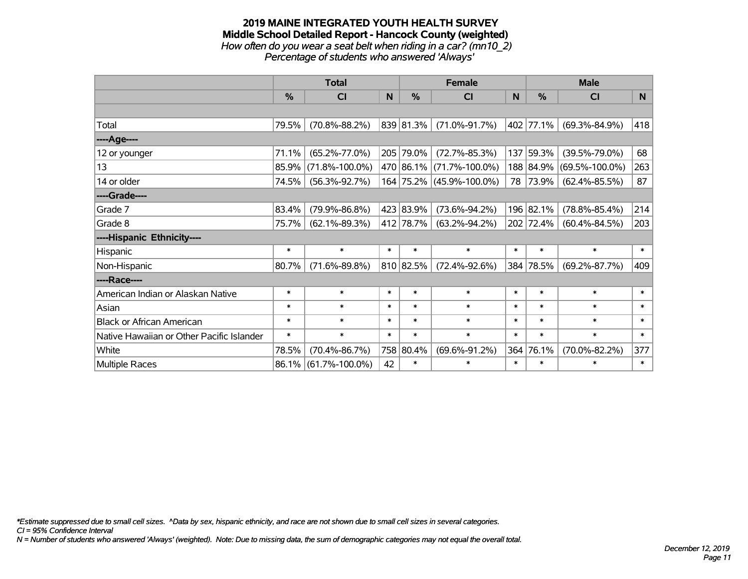# 2019 MAINE INTEGRATED YOUTH HEALTH SURVEY
## Middle School Detailed Report - Hancock County (weighted)
*How often do you wear a seat belt when riding in a car? (mn10_2)*
*Percentage of students who answered 'Always'*

| | Total | | | Female | | | Male | | |
|---|---|---|---|---|---|---|---|---|---|
| | % | CI | N | % | CI | N | % | CI | N |
| | | | | | | | | | |
| Total | 79.5% | (70.8%-88.2%) | 839 | 81.3% | (71.0%-91.7%) | 402 | 77.1% | (69.3%-84.9%) | 418 |
| ----Age---- | | | | | | | | | |
| 12 or younger | 71.1% | (65.2%-77.0%) | 205 | 79.0% | (72.7%-85.3%) | 137 | 59.3% | (39.5%-79.0%) | 68 |
| 13 | 85.9% | (71.8%-100.0%) | 470 | 86.1% | (71.7%-100.0%) | 188 | 84.9% | (69.5%-100.0%) | 263 |
| 14 or older | 74.5% | (56.3%-92.7%) | 164 | 75.2% | (45.9%-100.0%) | 78 | 73.9% | (62.4%-85.5%) | 87 |
| ----Grade---- | | | | | | | | | |
| Grade 7 | 83.4% | (79.9%-86.8%) | 423 | 83.9% | (73.6%-94.2%) | 196 | 82.1% | (78.8%-85.4%) | 214 |
| Grade 8 | 75.7% | (62.1%-89.3%) | 412 | 78.7% | (63.2%-94.2%) | 202 | 72.4% | (60.4%-84.5%) | 203 |
| ----Hispanic Ethnicity---- | | | | | | | | | |
| Hispanic | * | * | * | * | * | * | * | * | * |
| Non-Hispanic | 80.7% | (71.6%-89.8%) | 810 | 82.5% | (72.4%-92.6%) | 384 | 78.5% | (69.2%-87.7%) | 409 |
| ----Race---- | | | | | | | | | |
| American Indian or Alaskan Native | * | * | * | * | * | * | * | * | * |
| Asian | * | * | * | * | * | * | * | * | * |
| Black or African American | * | * | * | * | * | * | * | * | * |
| Native Hawaiian or Other Pacific Islander | * | * | * | * | * | * | * | * | * |
| White | 78.5% | (70.4%-86.7%) | 758 | 80.4% | (69.6%-91.2%) | 364 | 76.1% | (70.0%-82.2%) | 377 |
| Multiple Races | 86.1% | (61.7%-100.0%) | 42 | * | * | * | * | * | * |

*\*Estimate suppressed due to small cell sizes. ^Data by sex, hispanic ethnicity, and race are not shown due to small cell sizes in several categories.*
*CI = 95% Confidence Interval*
*N = Number of students who answered 'Always' (weighted). Note: Due to missing data, the sum of demographic categories may not equal the overall total.*

*December 12, 2019*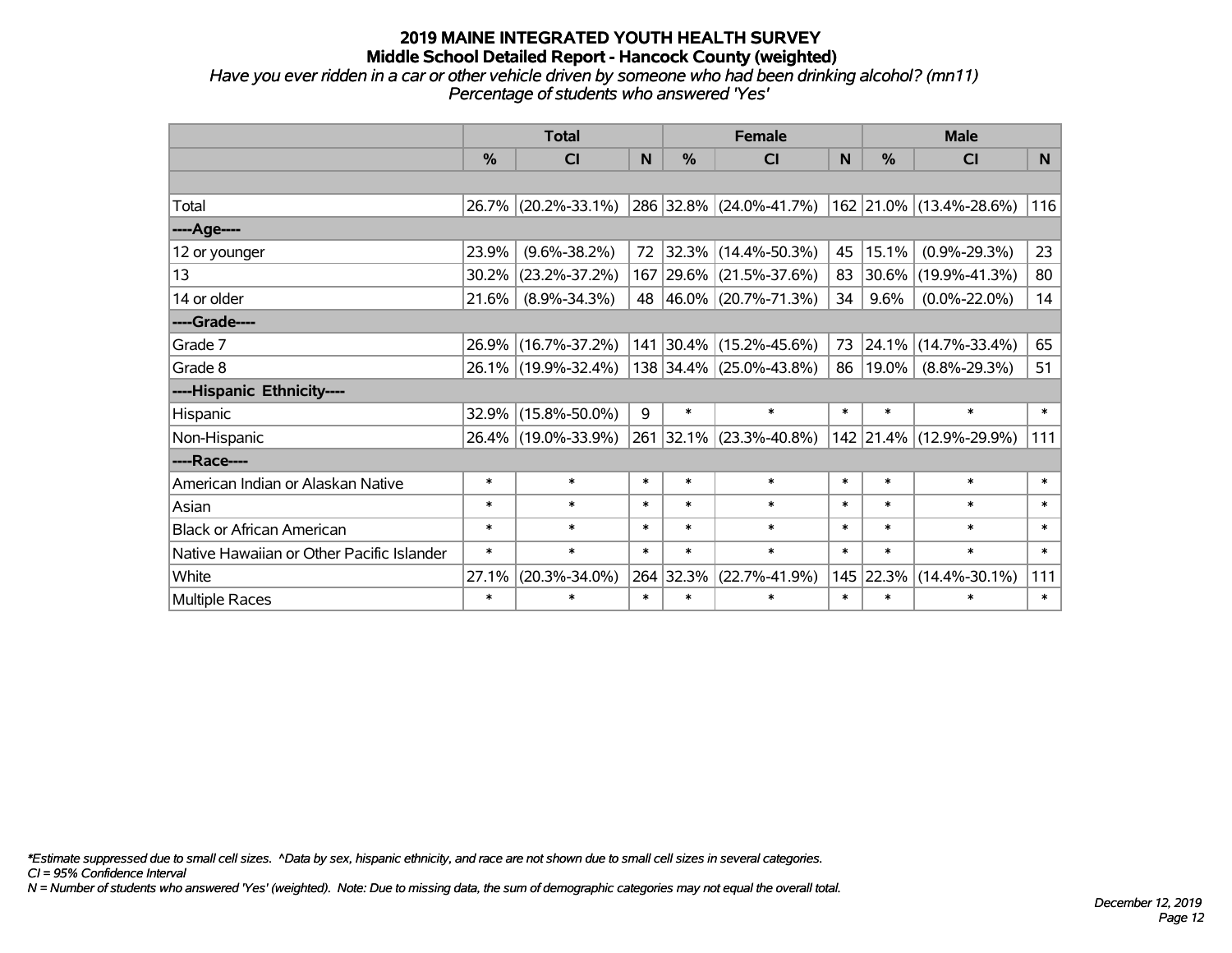**2019 MAINE INTEGRATED YOUTH HEALTH SURVEY**
**Middle School Detailed Report - Hancock County (weighted)**
*Have you ever ridden in a car or other vehicle driven by someone who had been drinking alcohol? (mn11)*
*Percentage of students who answered 'Yes'*

| | Total | | | Female | | | Male | | |
|---|---|---|---|---|---|---|---|---|---|
| | % | CI | N | % | CI | N | % | CI | N |
| | | | | | | | | | |
| Total | 26.7% | (20.2%-33.1%) | 286 | 32.8% | (24.0%-41.7%) | 162 | 21.0% | (13.4%-28.6%) | 116 |
| ----Age---- | | | | | | | | | |
| 12 or younger | 23.9% | (9.6%-38.2%) | 72 | 32.3% | (14.4%-50.3%) | 45 | 15.1% | (0.9%-29.3%) | 23 |
| 13 | 30.2% | (23.2%-37.2%) | 167 | 29.6% | (21.5%-37.6%) | 83 | 30.6% | (19.9%-41.3%) | 80 |
| 14 or older | 21.6% | (8.9%-34.3%) | 48 | 46.0% | (20.7%-71.3%) | 34 | 9.6% | (0.0%-22.0%) | 14 |
| ----Grade---- | | | | | | | | | |
| Grade 7 | 26.9% | (16.7%-37.2%) | 141 | 30.4% | (15.2%-45.6%) | 73 | 24.1% | (14.7%-33.4%) | 65 |
| Grade 8 | 26.1% | (19.9%-32.4%) | 138 | 34.4% | (25.0%-43.8%) | 86 | 19.0% | (8.8%-29.3%) | 51 |
| ----Hispanic Ethnicity---- | | | | | | | | | |
| Hispanic | 32.9% | (15.8%-50.0%) | 9 | * | * | * | * | * | * |
| Non-Hispanic | 26.4% | (19.0%-33.9%) | 261 | 32.1% | (23.3%-40.8%) | 142 | 21.4% | (12.9%-29.9%) | 111 |
| ----Race---- | | | | | | | | | |
| American Indian or Alaskan Native | * | * | * | * | * | * | * | * | * |
| Asian | * | * | * | * | * | * | * | * | * |
| Black or African American | * | * | * | * | * | * | * | * | * |
| Native Hawaiian or Other Pacific Islander | * | * | * | * | * | * | * | * | * |
| White | 27.1% | (20.3%-34.0%) | 264 | 32.3% | (22.7%-41.9%) | 145 | 22.3% | (14.4%-30.1%) | 111 |
| Multiple Races | * | * | * | * | * | * | * | * | * |

*\*Estimate suppressed due to small cell sizes. ^Data by sex, hispanic ethnicity, and race are not shown due to small cell sizes in several categories.*
*CI = 95% Confidence Interval*
*N = Number of students who answered 'Yes' (weighted). Note: Due to missing data, the sum of demographic categories may not equal the overall total.*

*December 12, 2019*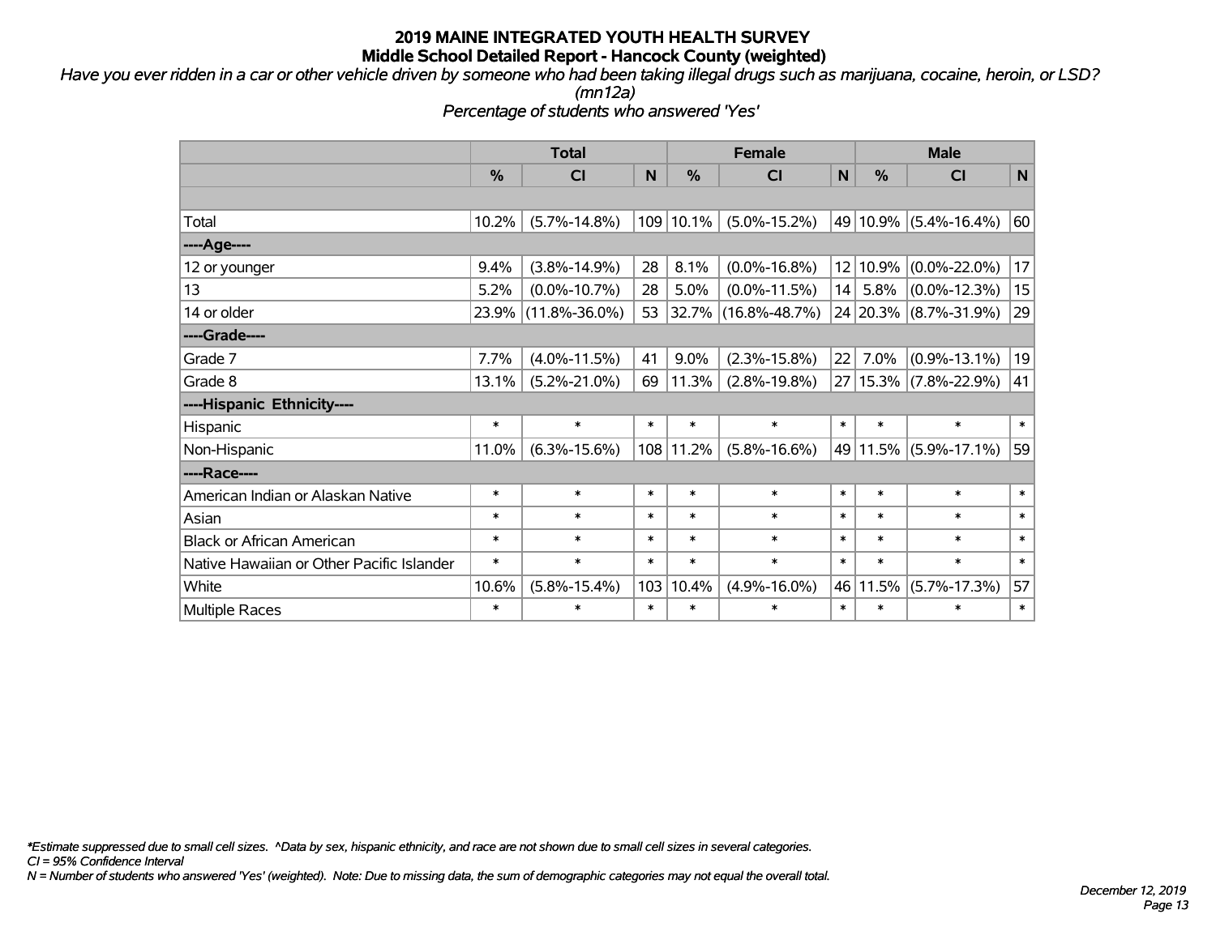# 2019 MAINE INTEGRATED YOUTH HEALTH SURVEY
## Middle School Detailed Report - Hancock County (weighted)

*Have you ever ridden in a car or other vehicle driven by someone who had been taking illegal drugs such as marijuana, cocaine, heroin, or LSD? (mn12a)*
*Percentage of students who answered 'Yes'*

| | Total | | | Female | | | Male | | |
|---|---|---|---|---|---|---|---|---|---|
| | % | CI | N | % | CI | N | % | CI | N |
| Total | 10.2% | (5.7%-14.8%) | 109 | 10.1% | (5.0%-15.2%) | 49 | 10.9% | (5.4%-16.4%) | 60 |
| ----Age---- | | | | | | | | | |
| 12 or younger | 9.4% | (3.8%-14.9%) | 28 | 8.1% | (0.0%-16.8%) | 12 | 10.9% | (0.0%-22.0%) | 17 |
| 13 | 5.2% | (0.0%-10.7%) | 28 | 5.0% | (0.0%-11.5%) | 14 | 5.8% | (0.0%-12.3%) | 15 |
| 14 or older | 23.9% | (11.8%-36.0%) | 53 | 32.7% | (16.8%-48.7%) | 24 | 20.3% | (8.7%-31.9%) | 29 |
| ----Grade---- | | | | | | | | | |
| Grade 7 | 7.7% | (4.0%-11.5%) | 41 | 9.0% | (2.3%-15.8%) | 22 | 7.0% | (0.9%-13.1%) | 19 |
| Grade 8 | 13.1% | (5.2%-21.0%) | 69 | 11.3% | (2.8%-19.8%) | 27 | 15.3% | (7.8%-22.9%) | 41 |
| ----Hispanic Ethnicity---- | | | | | | | | | |
| Hispanic | * | * | * | * | * | * | * | * | * |
| Non-Hispanic | 11.0% | (6.3%-15.6%) | 108 | 11.2% | (5.8%-16.6%) | 49 | 11.5% | (5.9%-17.1%) | 59 |
| ----Race---- | | | | | | | | | |
| American Indian or Alaskan Native | * | * | * | * | * | * | * | * | * |
| Asian | * | * | * | * | * | * | * | * | * |
| Black or African American | * | * | * | * | * | * | * | * | * |
| Native Hawaiian or Other Pacific Islander | * | * | * | * | * | * | * | * | * |
| White | 10.6% | (5.8%-15.4%) | 103 | 10.4% | (4.9%-16.0%) | 46 | 11.5% | (5.7%-17.3%) | 57 |
| Multiple Races | * | * | * | * | * | * | * | * | * |

*\*Estimate suppressed due to small cell sizes. ^Data by sex, hispanic ethnicity, and race are not shown due to small cell sizes in several categories.*
*CI = 95% Confidence Interval*
*N = Number of students who answered 'Yes' (weighted). Note: Due to missing data, the sum of demographic categories may not equal the overall total.*

*December 12, 2019*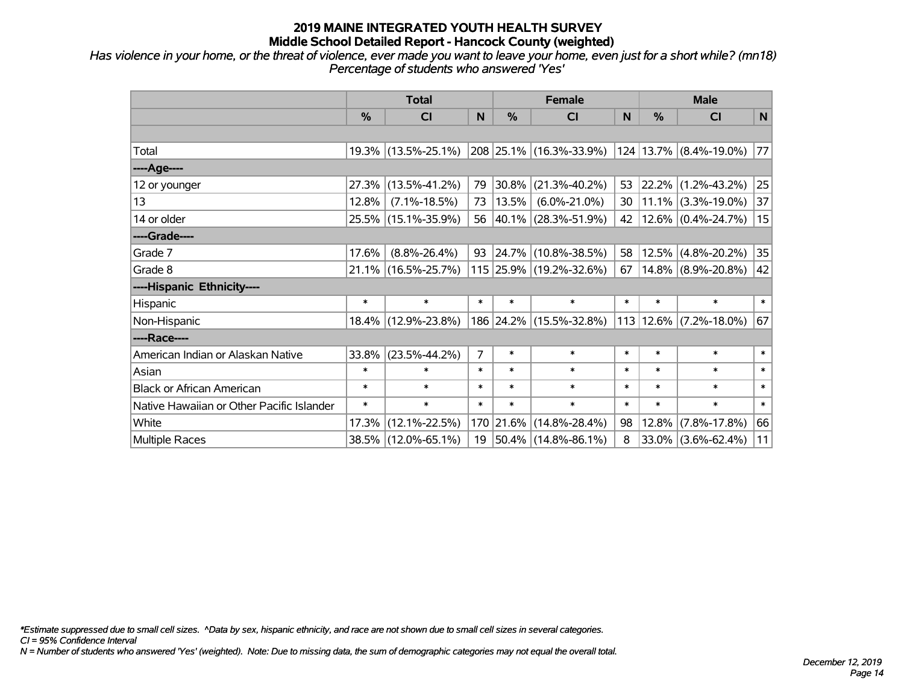# 2019 MAINE INTEGRATED YOUTH HEALTH SURVEY
## Middle School Detailed Report - Hancock County (weighted)

*Has violence in your home, or the threat of violence, ever made you want to leave your home, even just for a short while? (mn18)*
*Percentage of students who answered 'Yes'*

| | Total | | | Female | | | Male | | |
|---|---|---|---|---|---|---|---|---|---|
| | % | CI | N | % | CI | N | % | CI | N |
| | | | | | | | | | |
| Total | 19.3% | (13.5%-25.1%) | 208 | 25.1% | (16.3%-33.9%) | 124 | 13.7% | (8.4%-19.0%) | 77 |
| ----Age---- | | | | | | | | | |
| 12 or younger | 27.3% | (13.5%-41.2%) | 79 | 30.8% | (21.3%-40.2%) | 53 | 22.2% | (1.2%-43.2%) | 25 |
| 13 | 12.8% | (7.1%-18.5%) | 73 | 13.5% | (6.0%-21.0%) | 30 | 11.1% | (3.3%-19.0%) | 37 |
| 14 or older | 25.5% | (15.1%-35.9%) | 56 | 40.1% | (28.3%-51.9%) | 42 | 12.6% | (0.4%-24.7%) | 15 |
| ----Grade---- | | | | | | | | | |
| Grade 7 | 17.6% | (8.8%-26.4%) | 93 | 24.7% | (10.8%-38.5%) | 58 | 12.5% | (4.8%-20.2%) | 35 |
| Grade 8 | 21.1% | (16.5%-25.7%) | 115 | 25.9% | (19.2%-32.6%) | 67 | 14.8% | (8.9%-20.8%) | 42 |
| ----Hispanic Ethnicity---- | | | | | | | | | |
| Hispanic | * | * | * | * | * | * | * | * | * |
| Non-Hispanic | 18.4% | (12.9%-23.8%) | 186 | 24.2% | (15.5%-32.8%) | 113 | 12.6% | (7.2%-18.0%) | 67 |
| ----Race---- | | | | | | | | | |
| American Indian or Alaskan Native | 33.8% | (23.5%-44.2%) | 7 | * | * | * | * | * | * |
| Asian | * | * | * | * | * | * | * | * | * |
| Black or African American | * | * | * | * | * | * | * | * | * |
| Native Hawaiian or Other Pacific Islander | * | * | * | * | * | * | * | * | * |
| White | 17.3% | (12.1%-22.5%) | 170 | 21.6% | (14.8%-28.4%) | 98 | 12.8% | (7.8%-17.8%) | 66 |
| Multiple Races | 38.5% | (12.0%-65.1%) | 19 | 50.4% | (14.8%-86.1%) | 8 | 33.0% | (3.6%-62.4%) | 11 |

*\*Estimate suppressed due to small cell sizes. ^Data by sex, hispanic ethnicity, and race are not shown due to small cell sizes in several categories.*
*CI = 95% Confidence Interval*
*N = Number of students who answered 'Yes' (weighted). Note: Due to missing data, the sum of demographic categories may not equal the overall total.*

*December 12, 2019*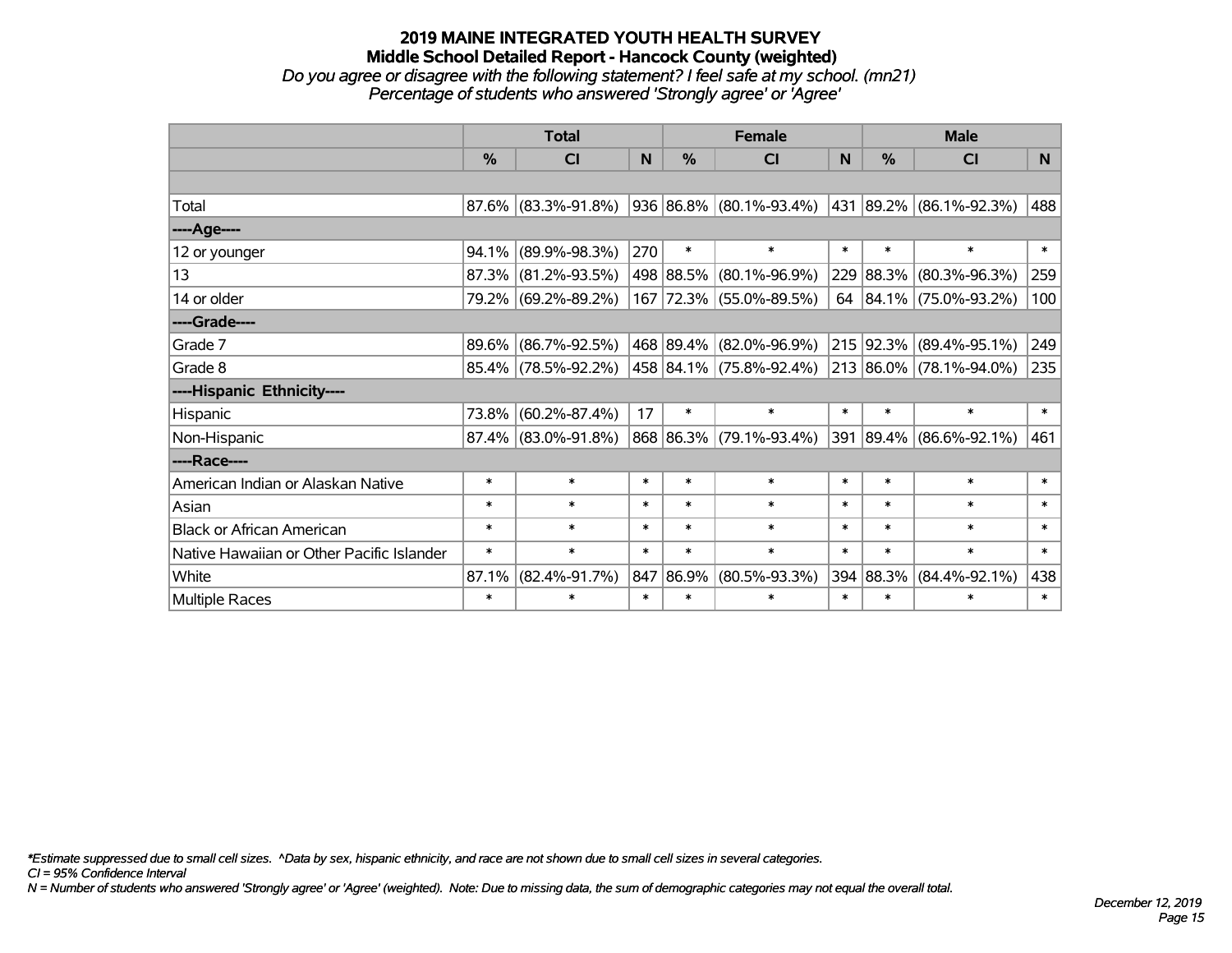# 2019 MAINE INTEGRATED YOUTH HEALTH SURVEY
## Middle School Detailed Report - Hancock County (weighted)
*Do you agree or disagree with the following statement? I feel safe at my school. (mn21)*
*Percentage of students who answered 'Strongly agree' or 'Agree'*

| | Total | | | Female | | | Male | | |
|---|---|---|---|---|---|---|---|---|---|
| | % | CI | N | % | CI | N | % | CI | N |
| Total | 87.6% | (83.3%-91.8%) | 936 | 86.8% | (80.1%-93.4%) | 431 | 89.2% | (86.1%-92.3%) | 488 |
| ----Age---- | | | | | | | | | |
| 12 or younger | 94.1% | (89.9%-98.3%) | 270 | * | * | * | * | * | * |
| 13 | 87.3% | (81.2%-93.5%) | 498 | 88.5% | (80.1%-96.9%) | 229 | 88.3% | (80.3%-96.3%) | 259 |
| 14 or older | 79.2% | (69.2%-89.2%) | 167 | 72.3% | (55.0%-89.5%) | 64 | 84.1% | (75.0%-93.2%) | 100 |
| ----Grade---- | | | | | | | | | |
| Grade 7 | 89.6% | (86.7%-92.5%) | 468 | 89.4% | (82.0%-96.9%) | 215 | 92.3% | (89.4%-95.1%) | 249 |
| Grade 8 | 85.4% | (78.5%-92.2%) | 458 | 84.1% | (75.8%-92.4%) | 213 | 86.0% | (78.1%-94.0%) | 235 |
| ----Hispanic Ethnicity---- | | | | | | | | | |
| Hispanic | 73.8% | (60.2%-87.4%) | 17 | * | * | * | * | * | * |
| Non-Hispanic | 87.4% | (83.0%-91.8%) | 868 | 86.3% | (79.1%-93.4%) | 391 | 89.4% | (86.6%-92.1%) | 461 |
| ----Race---- | | | | | | | | | |
| American Indian or Alaskan Native | * | * | * | * | * | * | * | * | * |
| Asian | * | * | * | * | * | * | * | * | * |
| Black or African American | * | * | * | * | * | * | * | * | * |
| Native Hawaiian or Other Pacific Islander | * | * | * | * | * | * | * | * | * |
| White | 87.1% | (82.4%-91.7%) | 847 | 86.9% | (80.5%-93.3%) | 394 | 88.3% | (84.4%-92.1%) | 438 |
| Multiple Races | * | * | * | * | * | * | * | * | * |

*\*Estimate suppressed due to small cell sizes. ^Data by sex, hispanic ethnicity, and race are not shown due to small cell sizes in several categories.*
*CI = 95% Confidence Interval*
*N = Number of students who answered 'Strongly agree' or 'Agree' (weighted). Note: Due to missing data, the sum of demographic categories may not equal the overall total.*

*December 12, 2019*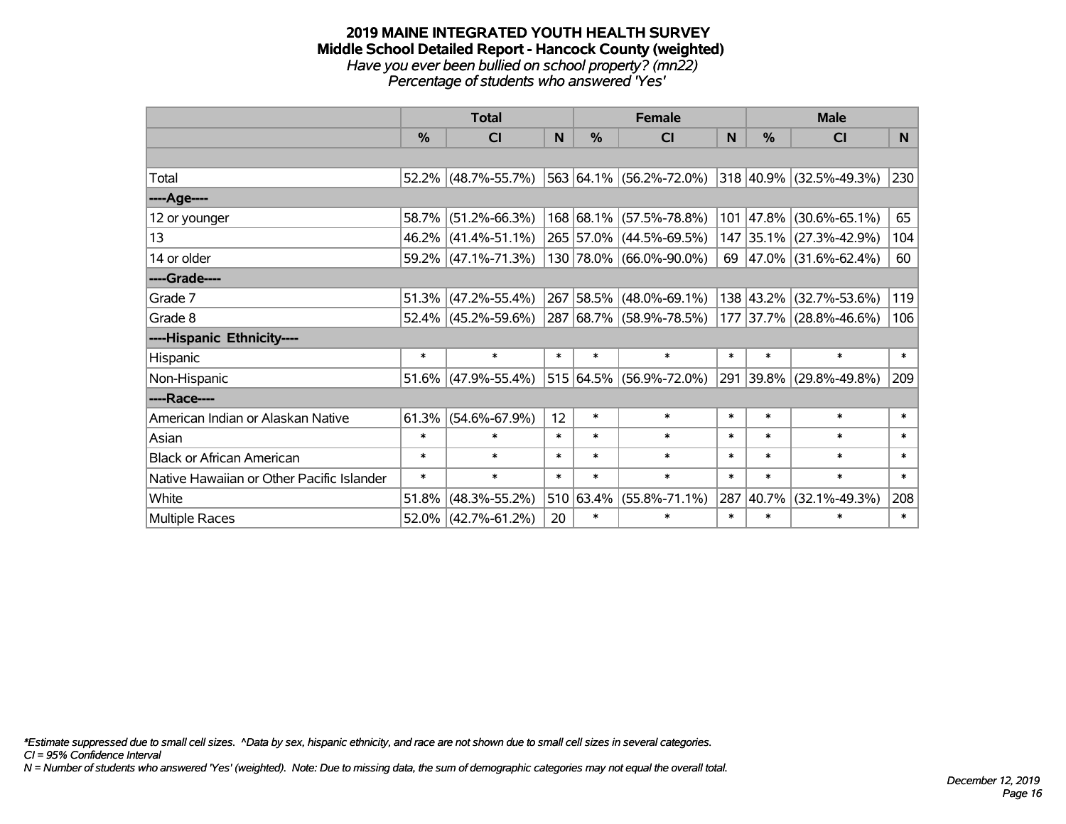# 2019 MAINE INTEGRATED YOUTH HEALTH SURVEY

## Middle School Detailed Report - Hancock County (weighted)

*Have you ever been bullied on school property? (mn22)*

*Percentage of students who answered 'Yes'*

| | Total | | | Female | | | Male | | |
|---|---|---|---|---|---|---|---|---|---|
| | % | CI | N | % | CI | N | % | CI | N |
| Total | 52.2% | (48.7%-55.7%) | 563 | 64.1% | (56.2%-72.0%) | 318 | 40.9% | (32.5%-49.3%) | 230 |
| ----Age---- | | | | | | | | | |
| 12 or younger | 58.7% | (51.2%-66.3%) | 168 | 68.1% | (57.5%-78.8%) | 101 | 47.8% | (30.6%-65.1%) | 65 |
| 13 | 46.2% | (41.4%-51.1%) | 265 | 57.0% | (44.5%-69.5%) | 147 | 35.1% | (27.3%-42.9%) | 104 |
| 14 or older | 59.2% | (47.1%-71.3%) | 130 | 78.0% | (66.0%-90.0%) | 69 | 47.0% | (31.6%-62.4%) | 60 |
| ----Grade---- | | | | | | | | | |
| Grade 7 | 51.3% | (47.2%-55.4%) | 267 | 58.5% | (48.0%-69.1%) | 138 | 43.2% | (32.7%-53.6%) | 119 |
| Grade 8 | 52.4% | (45.2%-59.6%) | 287 | 68.7% | (58.9%-78.5%) | 177 | 37.7% | (28.8%-46.6%) | 106 |
| ----Hispanic Ethnicity---- | | | | | | | | | |
| Hispanic | * | * | * | * | * | * | * | * | * |
| Non-Hispanic | 51.6% | (47.9%-55.4%) | 515 | 64.5% | (56.9%-72.0%) | 291 | 39.8% | (29.8%-49.8%) | 209 |
| ----Race---- | | | | | | | | | |
| American Indian or Alaskan Native | 61.3% | (54.6%-67.9%) | 12 | * | * | * | * | * | * |
| Asian | * | * | * | * | * | * | * | * | * |
| Black or African American | * | * | * | * | * | * | * | * | * |
| Native Hawaiian or Other Pacific Islander | * | * | * | * | * | * | * | * | * |
| White | 51.8% | (48.3%-55.2%) | 510 | 63.4% | (55.8%-71.1%) | 287 | 40.7% | (32.1%-49.3%) | 208 |
| Multiple Races | 52.0% | (42.7%-61.2%) | 20 | * | * | * | * | * | * |

*\*Estimate suppressed due to small cell sizes. ^Data by sex, hispanic ethnicity, and race are not shown due to small cell sizes in several categories.*

*CI = 95% Confidence Interval*

*N = Number of students who answered 'Yes' (weighted). Note: Due to missing data, the sum of demographic categories may not equal the overall total.*

*December 12, 2019*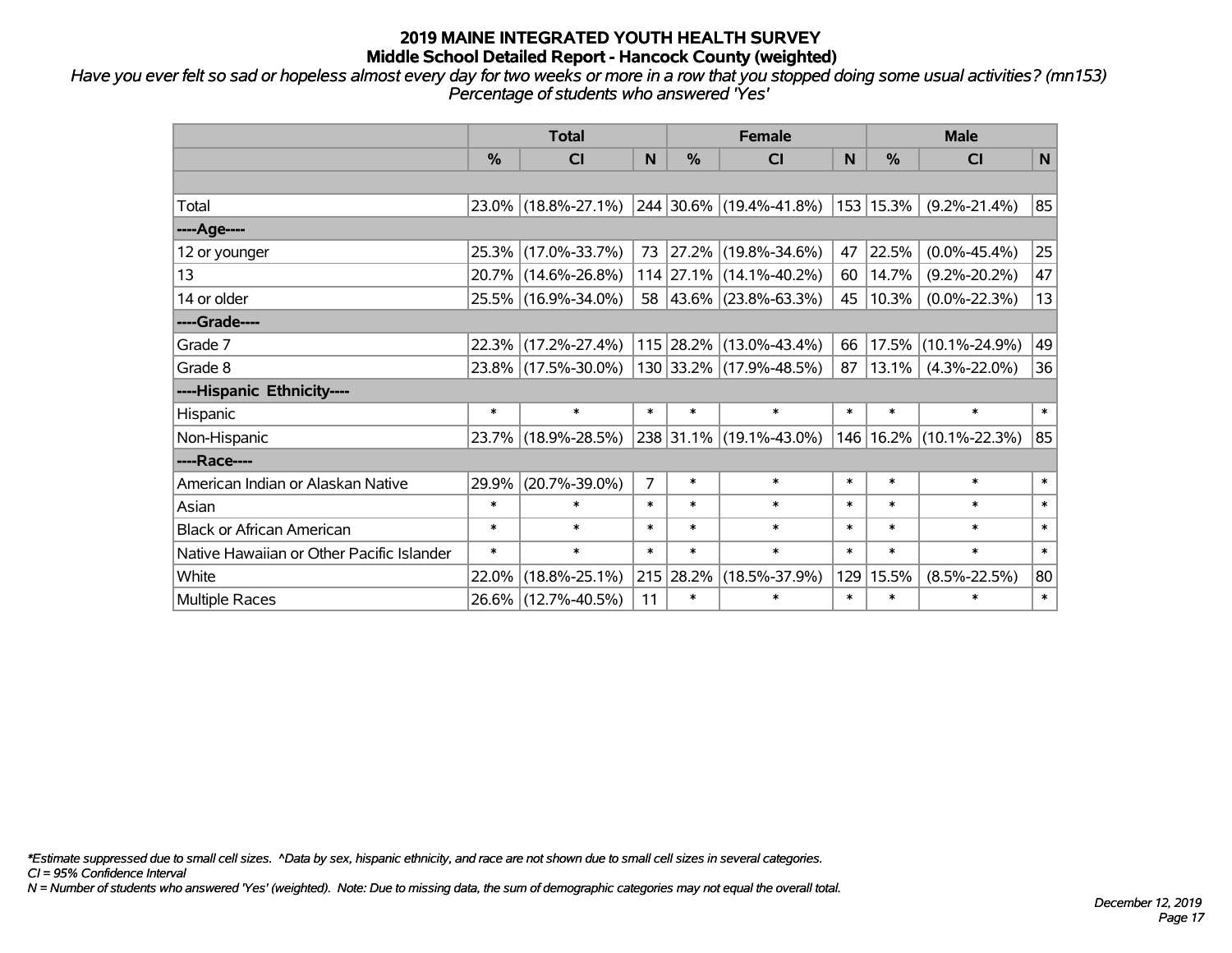# 2019 MAINE INTEGRATED YOUTH HEALTH SURVEY
## Middle School Detailed Report - Hancock County (weighted)

*Have you ever felt so sad or hopeless almost every day for two weeks or more in a row that you stopped doing some usual activities? (mn153)*
*Percentage of students who answered 'Yes'*

| | Total | | | Female | | | Male | | |
|---|---|---|---|---|---|---|---|---|---|
| | % | CI | N | % | CI | N | % | CI | N |
| | | | | | | | | | |
| Total | 23.0% | (18.8%-27.1%) | 244 | 30.6% | (19.4%-41.8%) | 153 | 15.3% | (9.2%-21.4%) | 85 |
| ----Age---- | | | | | | | | | |
| 12 or younger | 25.3% | (17.0%-33.7%) | 73 | 27.2% | (19.8%-34.6%) | 47 | 22.5% | (0.0%-45.4%) | 25 |
| 13 | 20.7% | (14.6%-26.8%) | 114 | 27.1% | (14.1%-40.2%) | 60 | 14.7% | (9.2%-20.2%) | 47 |
| 14 or older | 25.5% | (16.9%-34.0%) | 58 | 43.6% | (23.8%-63.3%) | 45 | 10.3% | (0.0%-22.3%) | 13 |
| ----Grade---- | | | | | | | | | |
| Grade 7 | 22.3% | (17.2%-27.4%) | 115 | 28.2% | (13.0%-43.4%) | 66 | 17.5% | (10.1%-24.9%) | 49 |
| Grade 8 | 23.8% | (17.5%-30.0%) | 130 | 33.2% | (17.9%-48.5%) | 87 | 13.1% | (4.3%-22.0%) | 36 |
| ----Hispanic Ethnicity---- | | | | | | | | | |
| Hispanic | * | * | * | * | * | * | * | * | * |
| Non-Hispanic | 23.7% | (18.9%-28.5%) | 238 | 31.1% | (19.1%-43.0%) | 146 | 16.2% | (10.1%-22.3%) | 85 |
| ----Race---- | | | | | | | | | |
| American Indian or Alaskan Native | 29.9% | (20.7%-39.0%) | 7 | * | * | * | * | * | * |
| Asian | * | * | * | * | * | * | * | * | * |
| Black or African American | * | * | * | * | * | * | * | * | * |
| Native Hawaiian or Other Pacific Islander | * | * | * | * | * | * | * | * | * |
| White | 22.0% | (18.8%-25.1%) | 215 | 28.2% | (18.5%-37.9%) | 129 | 15.5% | (8.5%-22.5%) | 80 |
| Multiple Races | 26.6% | (12.7%-40.5%) | 11 | * | * | * | * | * | * |

*\*Estimate suppressed due to small cell sizes. ^Data by sex, hispanic ethnicity, and race are not shown due to small cell sizes in several categories.*
*CI = 95% Confidence Interval*
*N = Number of students who answered 'Yes' (weighted). Note: Due to missing data, the sum of demographic categories may not equal the overall total.*

*December 12, 2019*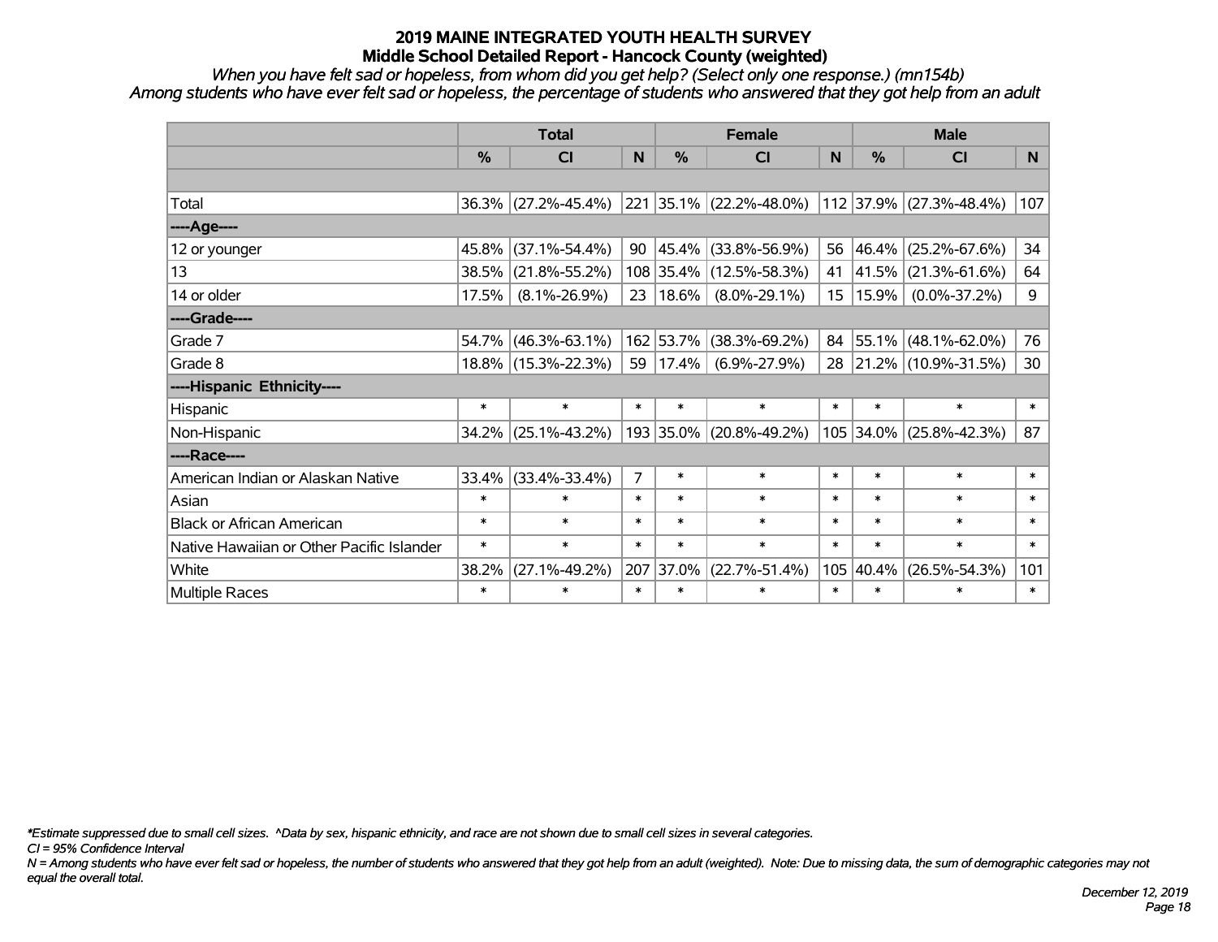# 2019 MAINE INTEGRATED YOUTH HEALTH SURVEY

## Middle School Detailed Report - Hancock County (weighted)

*When you have felt sad or hopeless, from whom did you get help? (Select only one response.) (mn154b)*

*Among students who have ever felt sad or hopeless, the percentage of students who answered that they got help from an adult*

| | Total | | | Female | | | Male | | |
|---|---|---|---|---|---|---|---|---|---|
| | % | CI | N | % | CI | N | % | CI | N |
| Total | 36.3% | (27.2%-45.4%) | 221 | 35.1% | (22.2%-48.0%) | 112 | 37.9% | (27.3%-48.4%) | 107 |
| ----Age---- | | | | | | | | | |
| 12 or younger | 45.8% | (37.1%-54.4%) | 90 | 45.4% | (33.8%-56.9%) | 56 | 46.4% | (25.2%-67.6%) | 34 |
| 13 | 38.5% | (21.8%-55.2%) | 108 | 35.4% | (12.5%-58.3%) | 41 | 41.5% | (21.3%-61.6%) | 64 |
| 14 or older | 17.5% | (8.1%-26.9%) | 23 | 18.6% | (8.0%-29.1%) | 15 | 15.9% | (0.0%-37.2%) | 9 |
| ----Grade---- | | | | | | | | | |
| Grade 7 | 54.7% | (46.3%-63.1%) | 162 | 53.7% | (38.3%-69.2%) | 84 | 55.1% | (48.1%-62.0%) | 76 |
| Grade 8 | 18.8% | (15.3%-22.3%) | 59 | 17.4% | (6.9%-27.9%) | 28 | 21.2% | (10.9%-31.5%) | 30 |
| ----Hispanic Ethnicity---- | | | | | | | | | |
| Hispanic | * | * | * | * | * | * | * | * | * |
| Non-Hispanic | 34.2% | (25.1%-43.2%) | 193 | 35.0% | (20.8%-49.2%) | 105 | 34.0% | (25.8%-42.3%) | 87 |
| ----Race---- | | | | | | | | | |
| American Indian or Alaskan Native | 33.4% | (33.4%-33.4%) | 7 | * | * | * | * | * | * |
| Asian | * | * | * | * | * | * | * | * | * |
| Black or African American | * | * | * | * | * | * | * | * | * |
| Native Hawaiian or Other Pacific Islander | * | * | * | * | * | * | * | * | * |
| White | 38.2% | (27.1%-49.2%) | 207 | 37.0% | (22.7%-51.4%) | 105 | 40.4% | (26.5%-54.3%) | 101 |
| Multiple Races | * | * | * | * | * | * | * | * | * |

*\*Estimate suppressed due to small cell sizes. ^Data by sex, hispanic ethnicity, and race are not shown due to small cell sizes in several categories.*

*CI = 95% Confidence Interval*

*N = Among students who have ever felt sad or hopeless, the number of students who answered that they got help from an adult (weighted). Note: Due to missing data, the sum of demographic categories may not equal the overall total.*

*December 12, 2019*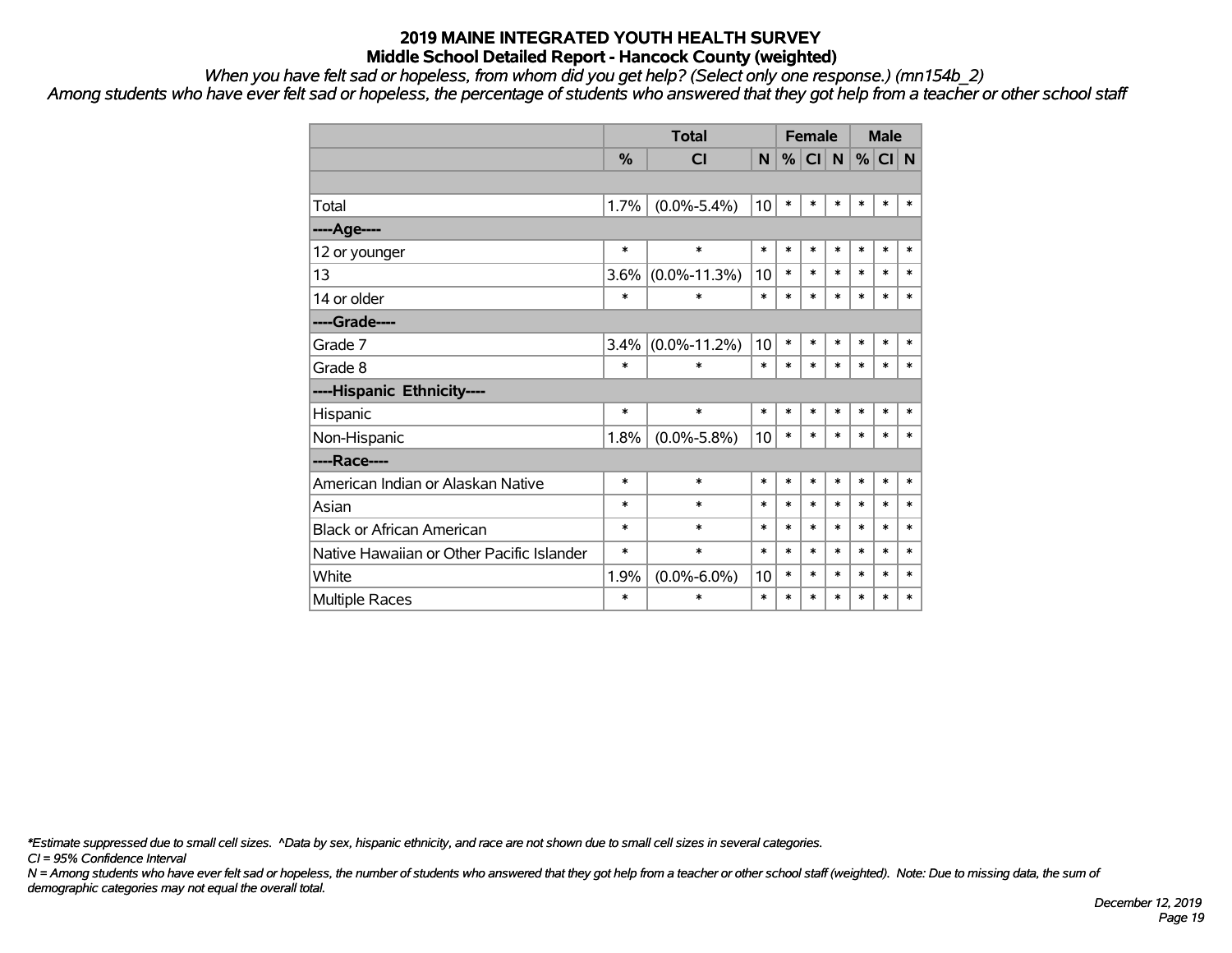# 2019 MAINE INTEGRATED YOUTH HEALTH SURVEY
## Middle School Detailed Report - Hancock County (weighted)

*When you have felt sad or hopeless, from whom did you get help? (Select only one response.) (mn154b_2)*

*Among students who have ever felt sad or hopeless, the percentage of students who answered that they got help from a teacher or other school staff*

| | Total | | | Female | | | Male | | |
|---|---|---|---|---|---|---|---|---|---|
| | % | CI | N | % | CI | N | % | CI | N |
| | | | | | | | | | |
| Total | 1.7% | (0.0%-5.4%) | 10 | * | * | * | * | * | * |
| ----Age---- | | | | | | | | | |
| 12 or younger | * | * | * | * | * | * | * | * | * |
| 13 | 3.6% | (0.0%-11.3%) | 10 | * | * | * | * | * | * |
| 14 or older | * | * | * | * | * | * | * | * | * |
| ----Grade---- | | | | | | | | | |
| Grade 7 | 3.4% | (0.0%-11.2%) | 10 | * | * | * | * | * | * |
| Grade 8 | * | * | * | * | * | * | * | * | * |
| ----Hispanic Ethnicity---- | | | | | | | | | |
| Hispanic | * | * | * | * | * | * | * | * | * |
| Non-Hispanic | 1.8% | (0.0%-5.8%) | 10 | * | * | * | * | * | * |
| ----Race---- | | | | | | | | | |
| American Indian or Alaskan Native | * | * | * | * | * | * | * | * | * |
| Asian | * | * | * | * | * | * | * | * | * |
| Black or African American | * | * | * | * | * | * | * | * | * |
| Native Hawaiian or Other Pacific Islander | * | * | * | * | * | * | * | * | * |
| White | 1.9% | (0.0%-6.0%) | 10 | * | * | * | * | * | * |
| Multiple Races | * | * | * | * | * | * | * | * | * |

*\*Estimate suppressed due to small cell sizes. ^Data by sex, hispanic ethnicity, and race are not shown due to small cell sizes in several categories.*

*CI = 95% Confidence Interval*

*N = Among students who have ever felt sad or hopeless, the number of students who answered that they got help from a teacher or other school staff (weighted). Note: Due to missing data, the sum of demographic categories may not equal the overall total.*

*December 12, 2019*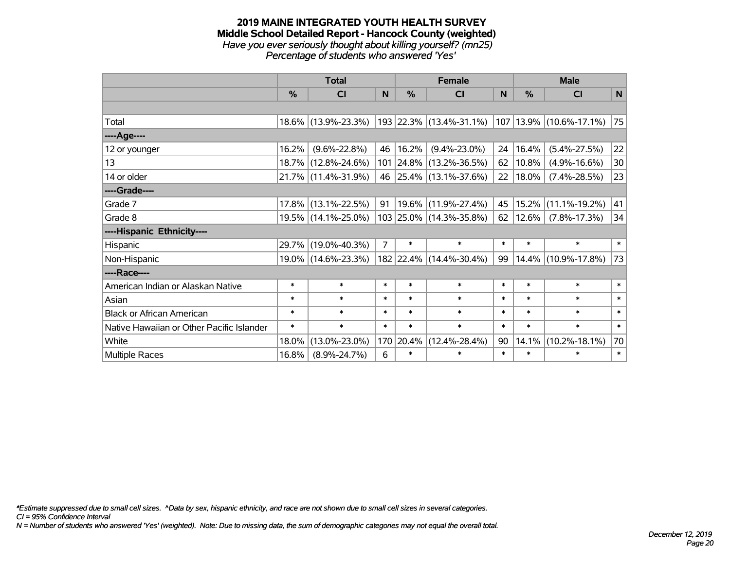# 2019 MAINE INTEGRATED YOUTH HEALTH SURVEY
## Middle School Detailed Report - Hancock County (weighted)
*Have you ever seriously thought about killing yourself? (mn25)*
*Percentage of students who answered 'Yes'*

| | Total | | | Female | | | Male | | |
|---|---|---|---|---|---|---|---|---|---|
| | % | CI | N | % | CI | N | % | CI | N |
| | | | | | | | | | |
| Total | 18.6% | (13.9%-23.3%) | 193 | 22.3% | (13.4%-31.1%) | 107 | 13.9% | (10.6%-17.1%) | 75 |
| ----Age---- | | | | | | | | | |
| 12 or younger | 16.2% | (9.6%-22.8%) | 46 | 16.2% | (9.4%-23.0%) | 24 | 16.4% | (5.4%-27.5%) | 22 |
| 13 | 18.7% | (12.8%-24.6%) | 101 | 24.8% | (13.2%-36.5%) | 62 | 10.8% | (4.9%-16.6%) | 30 |
| 14 or older | 21.7% | (11.4%-31.9%) | 46 | 25.4% | (13.1%-37.6%) | 22 | 18.0% | (7.4%-28.5%) | 23 |
| ----Grade---- | | | | | | | | | |
| Grade 7 | 17.8% | (13.1%-22.5%) | 91 | 19.6% | (11.9%-27.4%) | 45 | 15.2% | (11.1%-19.2%) | 41 |
| Grade 8 | 19.5% | (14.1%-25.0%) | 103 | 25.0% | (14.3%-35.8%) | 62 | 12.6% | (7.8%-17.3%) | 34 |
| ----Hispanic Ethnicity---- | | | | | | | | | |
| Hispanic | 29.7% | (19.0%-40.3%) | 7 | * | * | * | * | * | * |
| Non-Hispanic | 19.0% | (14.6%-23.3%) | 182 | 22.4% | (14.4%-30.4%) | 99 | 14.4% | (10.9%-17.8%) | 73 |
| ----Race---- | | | | | | | | | |
| American Indian or Alaskan Native | * | * | * | * | * | * | * | * | * |
| Asian | * | * | * | * | * | * | * | * | * |
| Black or African American | * | * | * | * | * | * | * | * | * |
| Native Hawaiian or Other Pacific Islander | * | * | * | * | * | * | * | * | * |
| White | 18.0% | (13.0%-23.0%) | 170 | 20.4% | (12.4%-28.4%) | 90 | 14.1% | (10.2%-18.1%) | 70 |
| Multiple Races | 16.8% | (8.9%-24.7%) | 6 | * | * | * | * | * | * |

*\*Estimate suppressed due to small cell sizes. ^Data by sex, hispanic ethnicity, and race are not shown due to small cell sizes in several categories.*
*CI = 95% Confidence Interval*
*N = Number of students who answered 'Yes' (weighted). Note: Due to missing data, the sum of demographic categories may not equal the overall total.*

*December 12, 2019*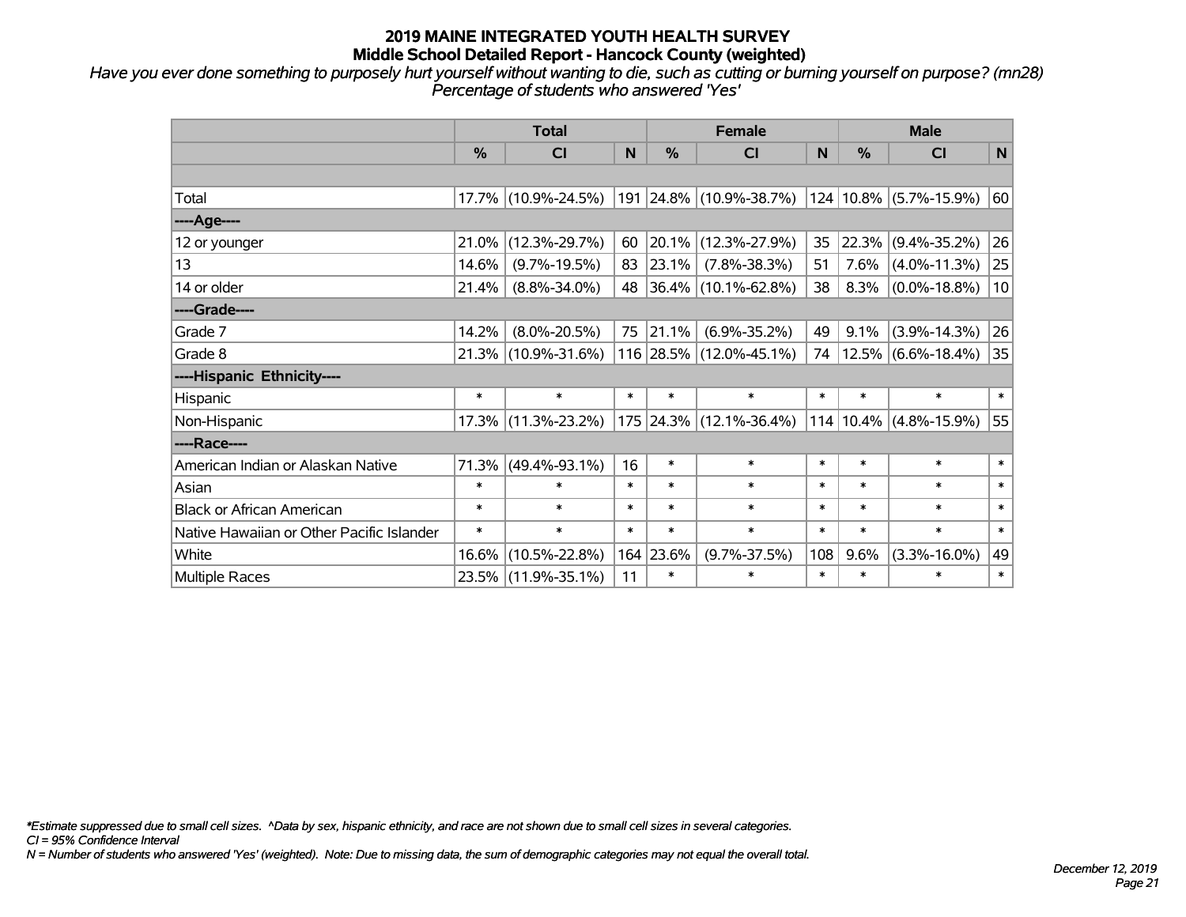# 2019 MAINE INTEGRATED YOUTH HEALTH SURVEY
## Middle School Detailed Report - Hancock County (weighted)

*Have you ever done something to purposely hurt yourself without wanting to die, such as cutting or burning yourself on purpose? (mn28)*
*Percentage of students who answered 'Yes'*

| | Total | | | Female | | | Male | | |
|---|---|---|---|---|---|---|---|---|---|
| | % | CI | N | % | CI | N | % | CI | N |
| | | | | | | | | | |
| Total | 17.7% | (10.9%-24.5%) | 191 | 24.8% | (10.9%-38.7%) | 124 | 10.8% | (5.7%-15.9%) | 60 |
| ----Age---- | | | | | | | | | |
| 12 or younger | 21.0% | (12.3%-29.7%) | 60 | 20.1% | (12.3%-27.9%) | 35 | 22.3% | (9.4%-35.2%) | 26 |
| 13 | 14.6% | (9.7%-19.5%) | 83 | 23.1% | (7.8%-38.3%) | 51 | 7.6% | (4.0%-11.3%) | 25 |
| 14 or older | 21.4% | (8.8%-34.0%) | 48 | 36.4% | (10.1%-62.8%) | 38 | 8.3% | (0.0%-18.8%) | 10 |
| ----Grade---- | | | | | | | | | |
| Grade 7 | 14.2% | (8.0%-20.5%) | 75 | 21.1% | (6.9%-35.2%) | 49 | 9.1% | (3.9%-14.3%) | 26 |
| Grade 8 | 21.3% | (10.9%-31.6%) | 116 | 28.5% | (12.0%-45.1%) | 74 | 12.5% | (6.6%-18.4%) | 35 |
| ----Hispanic Ethnicity---- | | | | | | | | | |
| Hispanic | * | * | * | * | * | * | * | * | * |
| Non-Hispanic | 17.3% | (11.3%-23.2%) | 175 | 24.3% | (12.1%-36.4%) | 114 | 10.4% | (4.8%-15.9%) | 55 |
| ----Race---- | | | | | | | | | |
| American Indian or Alaskan Native | 71.3% | (49.4%-93.1%) | 16 | * | * | * | * | * | * |
| Asian | * | * | * | * | * | * | * | * | * |
| Black or African American | * | * | * | * | * | * | * | * | * |
| Native Hawaiian or Other Pacific Islander | * | * | * | * | * | * | * | * | * |
| White | 16.6% | (10.5%-22.8%) | 164 | 23.6% | (9.7%-37.5%) | 108 | 9.6% | (3.3%-16.0%) | 49 |
| Multiple Races | 23.5% | (11.9%-35.1%) | 11 | * | * | * | * | * | * |

*\*Estimate suppressed due to small cell sizes. ^Data by sex, hispanic ethnicity, and race are not shown due to small cell sizes in several categories.*
*CI = 95% Confidence Interval*
*N = Number of students who answered 'Yes' (weighted). Note: Due to missing data, the sum of demographic categories may not equal the overall total.*

*December 12, 2019*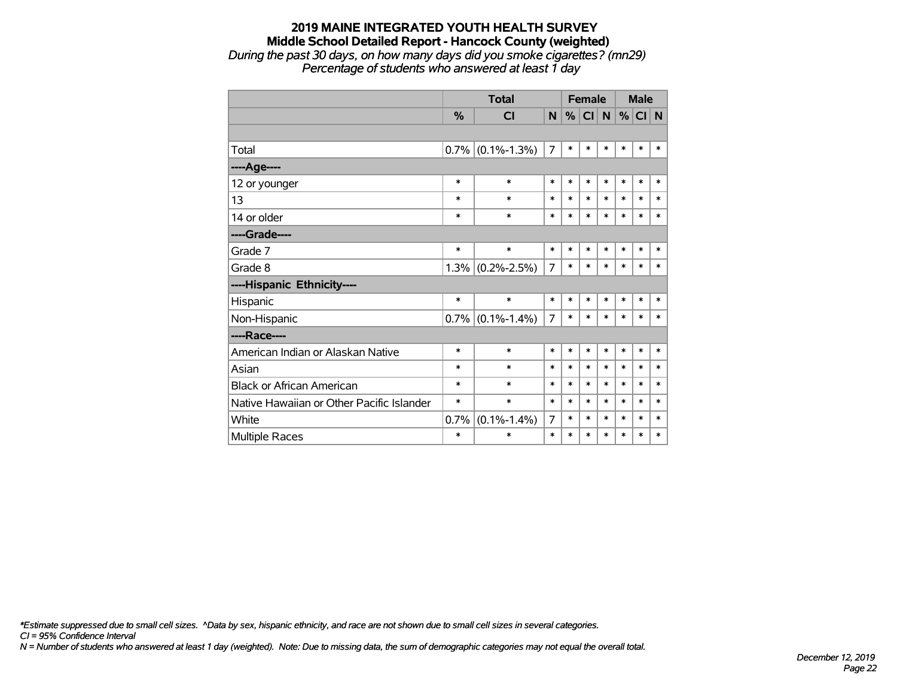# 2019 MAINE INTEGRATED YOUTH HEALTH SURVEY

## Middle School Detailed Report - Hancock County (weighted)

*During the past 30 days, on how many days did you smoke cigarettes? (mn29)*
*Percentage of students who answered at least 1 day*

| | Total | | | Female | | | Male | | |
|---|---|---|---|---|---|---|---|---|---|
| | % | CI | N | % | CI | N | % | CI | N |
| | | | | | | | | | |
| Total | 0.7% | (0.1%-1.3%) | 7 | * | * | * | * | * | * |
| **----Age----** | | | | | | | | | |
| 12 or younger | * | * | * | * | * | * | * | * | * |
| 13 | * | * | * | * | * | * | * | * | * |
| 14 or older | * | * | * | * | * | * | * | * | * |
| **----Grade----** | | | | | | | | | |
| Grade 7 | * | * | * | * | * | * | * | * | * |
| Grade 8 | 1.3% | (0.2%-2.5%) | 7 | * | * | * | * | * | * |
| **----Hispanic Ethnicity----** | | | | | | | | | |
| Hispanic | * | * | * | * | * | * | * | * | * |
| Non-Hispanic | 0.7% | (0.1%-1.4%) | 7 | * | * | * | * | * | * |
| **----Race----** | | | | | | | | | |
| American Indian or Alaskan Native | * | * | * | * | * | * | * | * | * |
| Asian | * | * | * | * | * | * | * | * | * |
| Black or African American | * | * | * | * | * | * | * | * | * |
| Native Hawaiian or Other Pacific Islander | * | * | * | * | * | * | * | * | * |
| White | 0.7% | (0.1%-1.4%) | 7 | * | * | * | * | * | * |
| Multiple Races | * | * | * | * | * | * | * | * | * |

*\*Estimate suppressed due to small cell sizes. ^Data by sex, hispanic ethnicity, and race are not shown due to small cell sizes in several categories.*
*CI = 95% Confidence Interval*
*N = Number of students who answered at least 1 day (weighted). Note: Due to missing data, the sum of demographic categories may not equal the overall total.*

*December 12, 2019*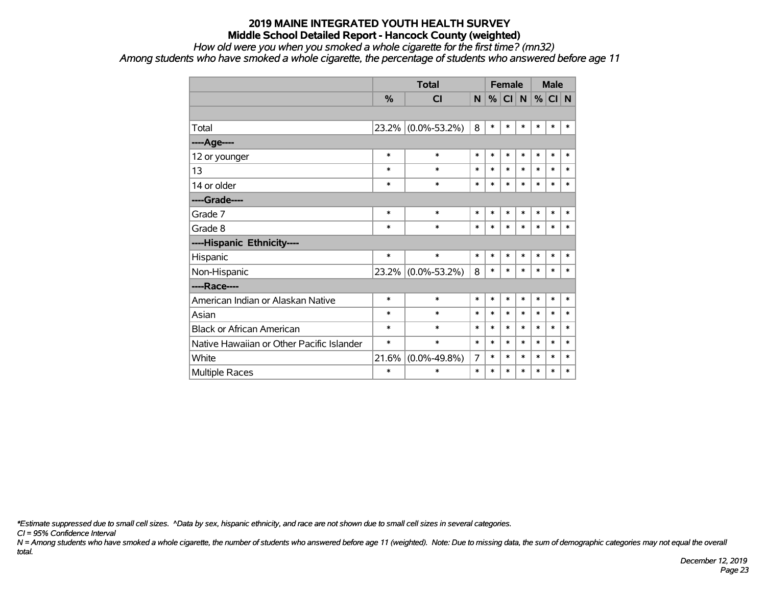# 2019 MAINE INTEGRATED YOUTH HEALTH SURVEY
## Middle School Detailed Report - Hancock County (weighted)

*How old were you when you smoked a whole cigarette for the first time? (mn32)*

*Among students who have smoked a whole cigarette, the percentage of students who answered before age 11*

| | Total | | | Female | | | Male | | |
|---|---|---|---|---|---|---|---|---|---|
| | % | CI | N | % | CI | N | % | CI | N |
| | | | | | | | | | |
| Total | 23.2% | (0.0%-53.2%) | 8 | * | * | * | * | * | * |
| ----Age---- | | | | | | | | | |
| 12 or younger | * | * | * | * | * | * | * | * | * |
| 13 | * | * | * | * | * | * | * | * | * |
| 14 or older | * | * | * | * | * | * | * | * | * |
| ----Grade---- | | | | | | | | | |
| Grade 7 | * | * | * | * | * | * | * | * | * |
| Grade 8 | * | * | * | * | * | * | * | * | * |
| ----Hispanic Ethnicity---- | | | | | | | | | |
| Hispanic | * | * | * | * | * | * | * | * | * |
| Non-Hispanic | 23.2% | (0.0%-53.2%) | 8 | * | * | * | * | * | * |
| ----Race---- | | | | | | | | | |
| American Indian or Alaskan Native | * | * | * | * | * | * | * | * | * |
| Asian | * | * | * | * | * | * | * | * | * |
| Black or African American | * | * | * | * | * | * | * | * | * |
| Native Hawaiian or Other Pacific Islander | * | * | * | * | * | * | * | * | * |
| White | 21.6% | (0.0%-49.8%) | 7 | * | * | * | * | * | * |
| Multiple Races | * | * | * | * | * | * | * | * | * |

*\*Estimate suppressed due to small cell sizes. ^Data by sex, hispanic ethnicity, and race are not shown due to small cell sizes in several categories.*

*CI = 95% Confidence Interval*

*N = Among students who have smoked a whole cigarette, the number of students who answered before age 11 (weighted). Note: Due to missing data, the sum of demographic categories may not equal the overall total.*

*December 12, 2019*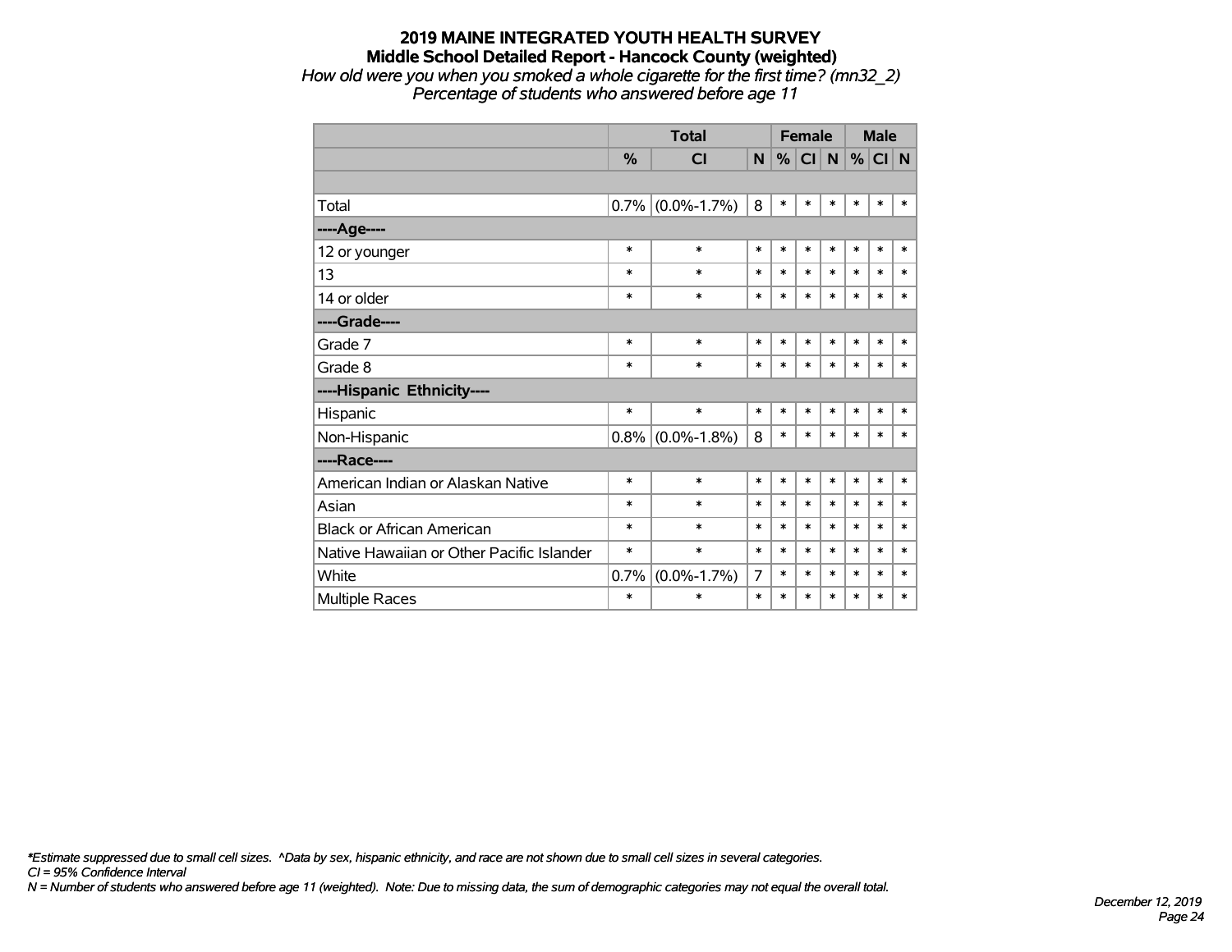# 2019 MAINE INTEGRATED YOUTH HEALTH SURVEY

## Middle School Detailed Report - Hancock County (weighted)

*How old were you when you smoked a whole cigarette for the first time? (mn32_2)*
*Percentage of students who answered before age 11*

| | Total | | | Female | | | Male | | |
|---|---|---|---|---|---|---|---|---|---|
| | % | CI | N | % | CI | N | % | CI | N |
| | | | | | | | | | |
| Total | 0.7% | (0.0%-1.7%) | 8 | * | * | * | * | * | * |
| ----Age---- | | | | | | | | | |
| 12 or younger | * | * | * | * | * | * | * | * | * |
| 13 | * | * | * | * | * | * | * | * | * |
| 14 or older | * | * | * | * | * | * | * | * | * |
| ----Grade---- | | | | | | | | | |
| Grade 7 | * | * | * | * | * | * | * | * | * |
| Grade 8 | * | * | * | * | * | * | * | * | * |
| ----Hispanic Ethnicity---- | | | | | | | | | |
| Hispanic | * | * | * | * | * | * | * | * | * |
| Non-Hispanic | 0.8% | (0.0%-1.8%) | 8 | * | * | * | * | * | * |
| ----Race---- | | | | | | | | | |
| American Indian or Alaskan Native | * | * | * | * | * | * | * | * | * |
| Asian | * | * | * | * | * | * | * | * | * |
| Black or African American | * | * | * | * | * | * | * | * | * |
| Native Hawaiian or Other Pacific Islander | * | * | * | * | * | * | * | * | * |
| White | 0.7% | (0.0%-1.7%) | 7 | * | * | * | * | * | * |
| Multiple Races | * | * | * | * | * | * | * | * | * |

*\*Estimate suppressed due to small cell sizes. ^Data by sex, hispanic ethnicity, and race are not shown due to small cell sizes in several categories.*
*CI = 95% Confidence Interval*
*N = Number of students who answered before age 11 (weighted). Note: Due to missing data, the sum of demographic categories may not equal the overall total.*

*December 12, 2019*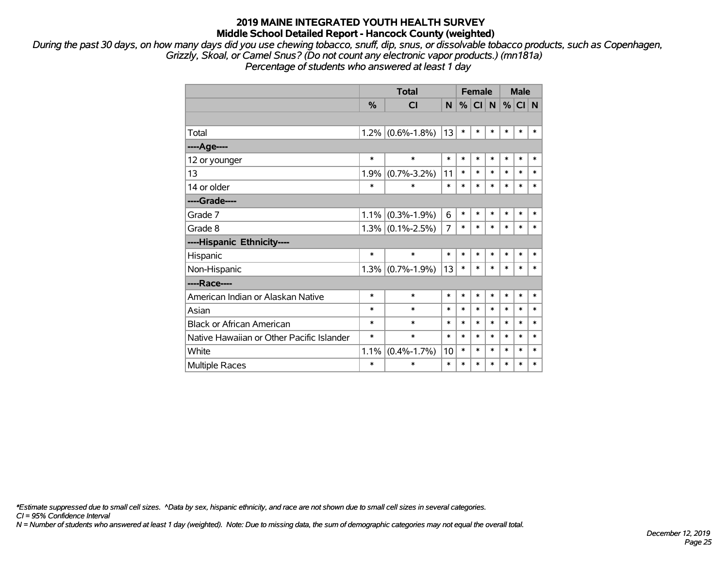# 2019 MAINE INTEGRATED YOUTH HEALTH SURVEY
## Middle School Detailed Report - Hancock County (weighted)

*During the past 30 days, on how many days did you use chewing tobacco, snuff, dip, snus, or dissolvable tobacco products, such as Copenhagen, Grizzly, Skoal, or Camel Snus? (Do not count any electronic vapor products.) (mn181a)*
*Percentage of students who answered at least 1 day*

| | Total | | | Female | | | Male | | |
|---|---|---|---|---|---|---|---|---|---|
| | % | CI | N | % | CI | N | % | CI | N |
| | | | | | | | | | |
| Total | 1.2% | (0.6%-1.8%) | 13 | * | * | * | * | * | * |
| ----Age---- | | | | | | | | | |
| 12 or younger | * | * | * | * | * | * | * | * | * |
| 13 | 1.9% | (0.7%-3.2%) | 11 | * | * | * | * | * | * |
| 14 or older | * | * | * | * | * | * | * | * | * |
| ----Grade---- | | | | | | | | | |
| Grade 7 | 1.1% | (0.3%-1.9%) | 6 | * | * | * | * | * | * |
| Grade 8 | 1.3% | (0.1%-2.5%) | 7 | * | * | * | * | * | * |
| ----Hispanic Ethnicity---- | | | | | | | | | |
| Hispanic | * | * | * | * | * | * | * | * | * |
| Non-Hispanic | 1.3% | (0.7%-1.9%) | 13 | * | * | * | * | * | * |
| ----Race---- | | | | | | | | | |
| American Indian or Alaskan Native | * | * | * | * | * | * | * | * | * |
| Asian | * | * | * | * | * | * | * | * | * |
| Black or African American | * | * | * | * | * | * | * | * | * |
| Native Hawaiian or Other Pacific Islander | * | * | * | * | * | * | * | * | * |
| White | 1.1% | (0.4%-1.7%) | 10 | * | * | * | * | * | * |
| Multiple Races | * | * | * | * | * | * | * | * | * |

*\*Estimate suppressed due to small cell sizes. ^Data by sex, hispanic ethnicity, and race are not shown due to small cell sizes in several categories.*
*CI = 95% Confidence Interval*
*N = Number of students who answered at least 1 day (weighted). Note: Due to missing data, the sum of demographic categories may not equal the overall total.*

*December 12, 2019*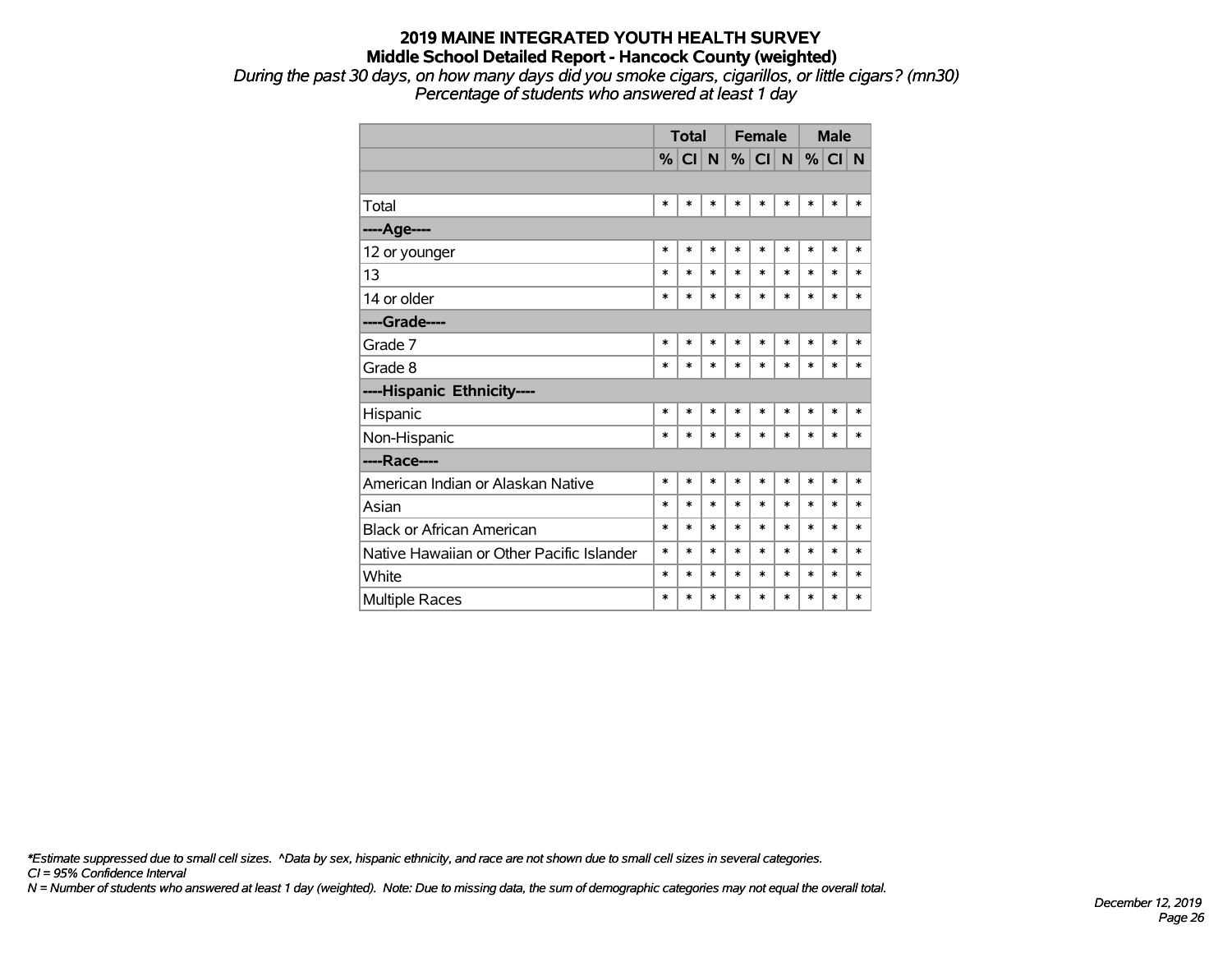# 2019 MAINE INTEGRATED YOUTH HEALTH SURVEY
## Middle School Detailed Report - Hancock County (weighted)

*During the past 30 days, on how many days did you smoke cigars, cigarillos, or little cigars? (mn30)*
*Percentage of students who answered at least 1 day*

| | Total | | | Female | | | Male | | |
|---|---|---|---|---|---|---|---|---|---|
| | % | CI | N | % | CI | N | % | CI | N |
| | | | | | | | | | |
| Total | * | * | * | * | * | * | * | * | * |
| **----Age----** | | | | | | | | | |
| 12 or younger | * | * | * | * | * | * | * | * | * |
| 13 | * | * | * | * | * | * | * | * | * |
| 14 or older | * | * | * | * | * | * | * | * | * |
| **----Grade----** | | | | | | | | | |
| Grade 7 | * | * | * | * | * | * | * | * | * |
| Grade 8 | * | * | * | * | * | * | * | * | * |
| **----Hispanic Ethnicity----** | | | | | | | | | |
| Hispanic | * | * | * | * | * | * | * | * | * |
| Non-Hispanic | * | * | * | * | * | * | * | * | * |
| **----Race----** | | | | | | | | | |
| American Indian or Alaskan Native | * | * | * | * | * | * | * | * | * |
| Asian | * | * | * | * | * | * | * | * | * |
| Black or African American | * | * | * | * | * | * | * | * | * |
| Native Hawaiian or Other Pacific Islander | * | * | * | * | * | * | * | * | * |
| White | * | * | * | * | * | * | * | * | * |
| Multiple Races | * | * | * | * | * | * | * | * | * |

*\*Estimate suppressed due to small cell sizes. ^Data by sex, hispanic ethnicity, and race are not shown due to small cell sizes in several categories.*
*CI = 95% Confidence Interval*
*N = Number of students who answered at least 1 day (weighted). Note: Due to missing data, the sum of demographic categories may not equal the overall total.*

*December 12, 2019*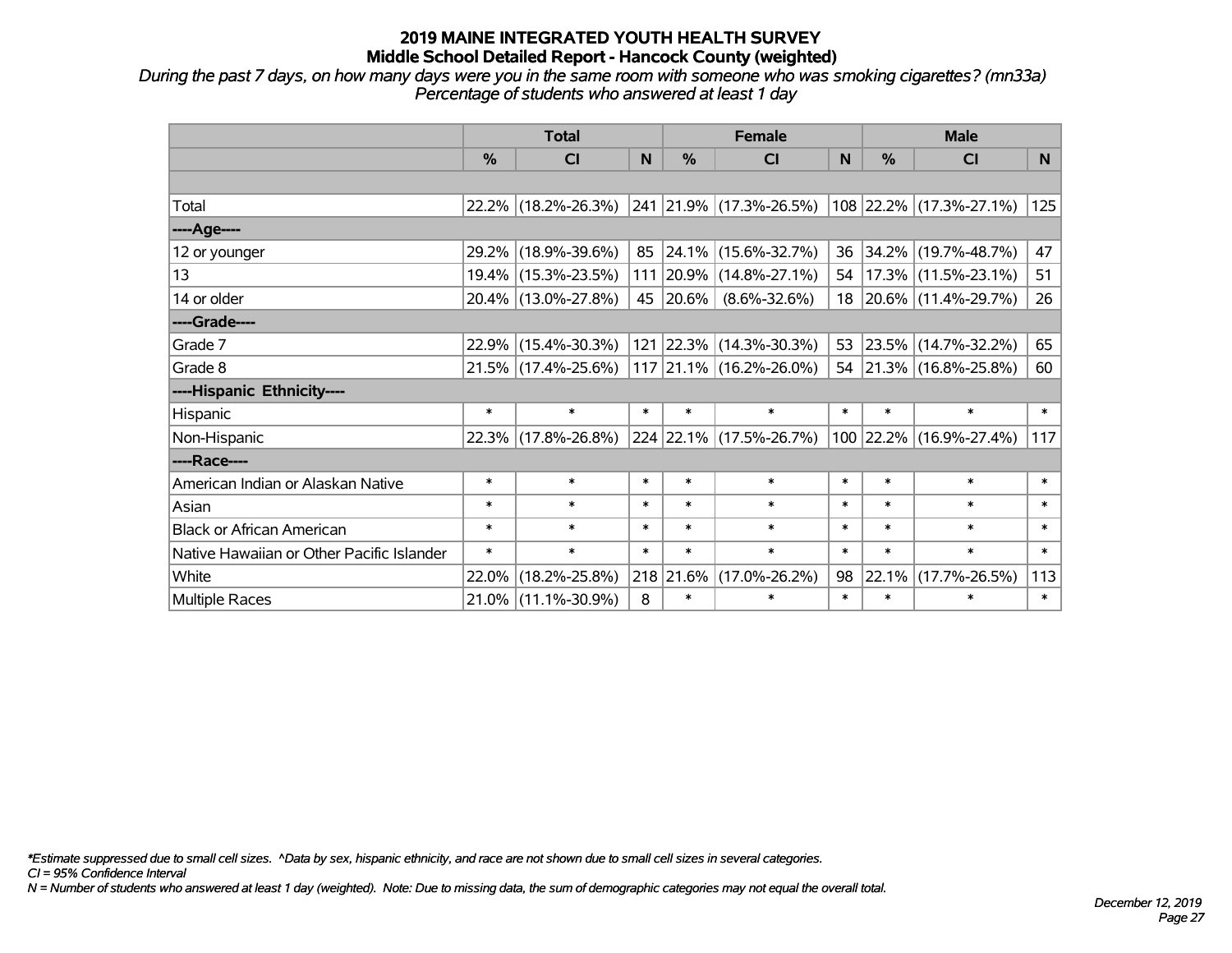# 2019 MAINE INTEGRATED YOUTH HEALTH SURVEY
## Middle School Detailed Report - Hancock County (weighted)

*During the past 7 days, on how many days were you in the same room with someone who was smoking cigarettes? (mn33a)*
*Percentage of students who answered at least 1 day*

| | Total | | | Female | | | Male | | |
|---|---|---|---|---|---|---|---|---|---|
| | % | CI | N | % | CI | N | % | CI | N |
| Total | 22.2% | (18.2%-26.3%) | 241 | 21.9% | (17.3%-26.5%) | 108 | 22.2% | (17.3%-27.1%) | 125 |
| ----Age---- | | | | | | | | | |
| 12 or younger | 29.2% | (18.9%-39.6%) | 85 | 24.1% | (15.6%-32.7%) | 36 | 34.2% | (19.7%-48.7%) | 47 |
| 13 | 19.4% | (15.3%-23.5%) | 111 | 20.9% | (14.8%-27.1%) | 54 | 17.3% | (11.5%-23.1%) | 51 |
| 14 or older | 20.4% | (13.0%-27.8%) | 45 | 20.6% | (8.6%-32.6%) | 18 | 20.6% | (11.4%-29.7%) | 26 |
| ----Grade---- | | | | | | | | | |
| Grade 7 | 22.9% | (15.4%-30.3%) | 121 | 22.3% | (14.3%-30.3%) | 53 | 23.5% | (14.7%-32.2%) | 65 |
| Grade 8 | 21.5% | (17.4%-25.6%) | 117 | 21.1% | (16.2%-26.0%) | 54 | 21.3% | (16.8%-25.8%) | 60 |
| ----Hispanic Ethnicity---- | | | | | | | | | |
| Hispanic | * | * | * | * | * | * | * | * | * |
| Non-Hispanic | 22.3% | (17.8%-26.8%) | 224 | 22.1% | (17.5%-26.7%) | 100 | 22.2% | (16.9%-27.4%) | 117 |
| ----Race---- | | | | | | | | | |
| American Indian or Alaskan Native | * | * | * | * | * | * | * | * | * |
| Asian | * | * | * | * | * | * | * | * | * |
| Black or African American | * | * | * | * | * | * | * | * | * |
| Native Hawaiian or Other Pacific Islander | * | * | * | * | * | * | * | * | * |
| White | 22.0% | (18.2%-25.8%) | 218 | 21.6% | (17.0%-26.2%) | 98 | 22.1% | (17.7%-26.5%) | 113 |
| Multiple Races | 21.0% | (11.1%-30.9%) | 8 | * | * | * | * | * | * |

*Estimate suppressed due to small cell sizes. ^Data by sex, hispanic ethnicity, and race are not shown due to small cell sizes in several categories.
CI = 95% Confidence Interval
N = Number of students who answered at least 1 day (weighted). Note: Due to missing data, the sum of demographic categories may not equal the overall total.

December 12, 2019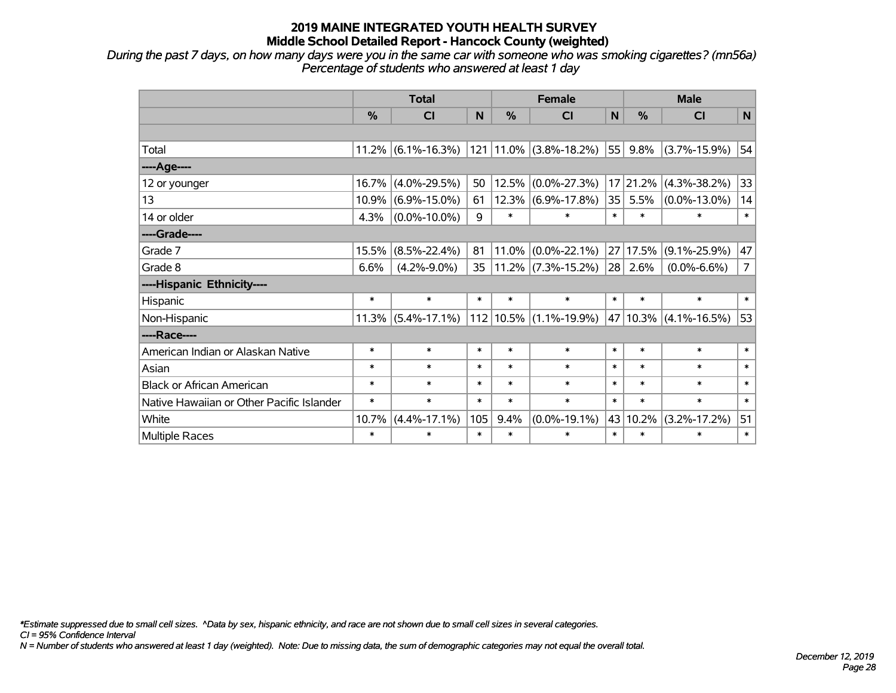# 2019 MAINE INTEGRATED YOUTH HEALTH SURVEY

## Middle School Detailed Report - Hancock County (weighted)

*During the past 7 days, on how many days were you in the same car with someone who was smoking cigarettes? (mn56a)*
*Percentage of students who answered at least 1 day*

| | Total | | | Female | | | Male | | |
|---|---|---|---|---|---|---|---|---|---|
| | % | CI | N | % | CI | N | % | CI | N |
| | | | | | | | | | |
| Total | 11.2% | (6.1%-16.3%) | 121 | 11.0% | (3.8%-18.2%) | 55 | 9.8% | (3.7%-15.9%) | 54 |
| ----Age---- | | | | | | | | | |
| 12 or younger | 16.7% | (4.0%-29.5%) | 50 | 12.5% | (0.0%-27.3%) | 17 | 21.2% | (4.3%-38.2%) | 33 |
| 13 | 10.9% | (6.9%-15.0%) | 61 | 12.3% | (6.9%-17.8%) | 35 | 5.5% | (0.0%-13.0%) | 14 |
| 14 or older | 4.3% | (0.0%-10.0%) | 9 | * | * | * | * | * | * |
| ----Grade---- | | | | | | | | | |
| Grade 7 | 15.5% | (8.5%-22.4%) | 81 | 11.0% | (0.0%-22.1%) | 27 | 17.5% | (9.1%-25.9%) | 47 |
| Grade 8 | 6.6% | (4.2%-9.0%) | 35 | 11.2% | (7.3%-15.2%) | 28 | 2.6% | (0.0%-6.6%) | 7 |
| ----Hispanic Ethnicity---- | | | | | | | | | |
| Hispanic | * | * | * | * | * | * | * | * | * |
| Non-Hispanic | 11.3% | (5.4%-17.1%) | 112 | 10.5% | (1.1%-19.9%) | 47 | 10.3% | (4.1%-16.5%) | 53 |
| ----Race---- | | | | | | | | | |
| American Indian or Alaskan Native | * | * | * | * | * | * | * | * | * |
| Asian | * | * | * | * | * | * | * | * | * |
| Black or African American | * | * | * | * | * | * | * | * | * |
| Native Hawaiian or Other Pacific Islander | * | * | * | * | * | * | * | * | * |
| White | 10.7% | (4.4%-17.1%) | 105 | 9.4% | (0.0%-19.1%) | 43 | 10.2% | (3.2%-17.2%) | 51 |
| Multiple Races | * | * | * | * | * | * | * | * | * |

*\*Estimate suppressed due to small cell sizes. ^Data by sex, hispanic ethnicity, and race are not shown due to small cell sizes in several categories.*
*CI = 95% Confidence Interval*
*N = Number of students who answered at least 1 day (weighted). Note: Due to missing data, the sum of demographic categories may not equal the overall total.*

*December 12, 2019*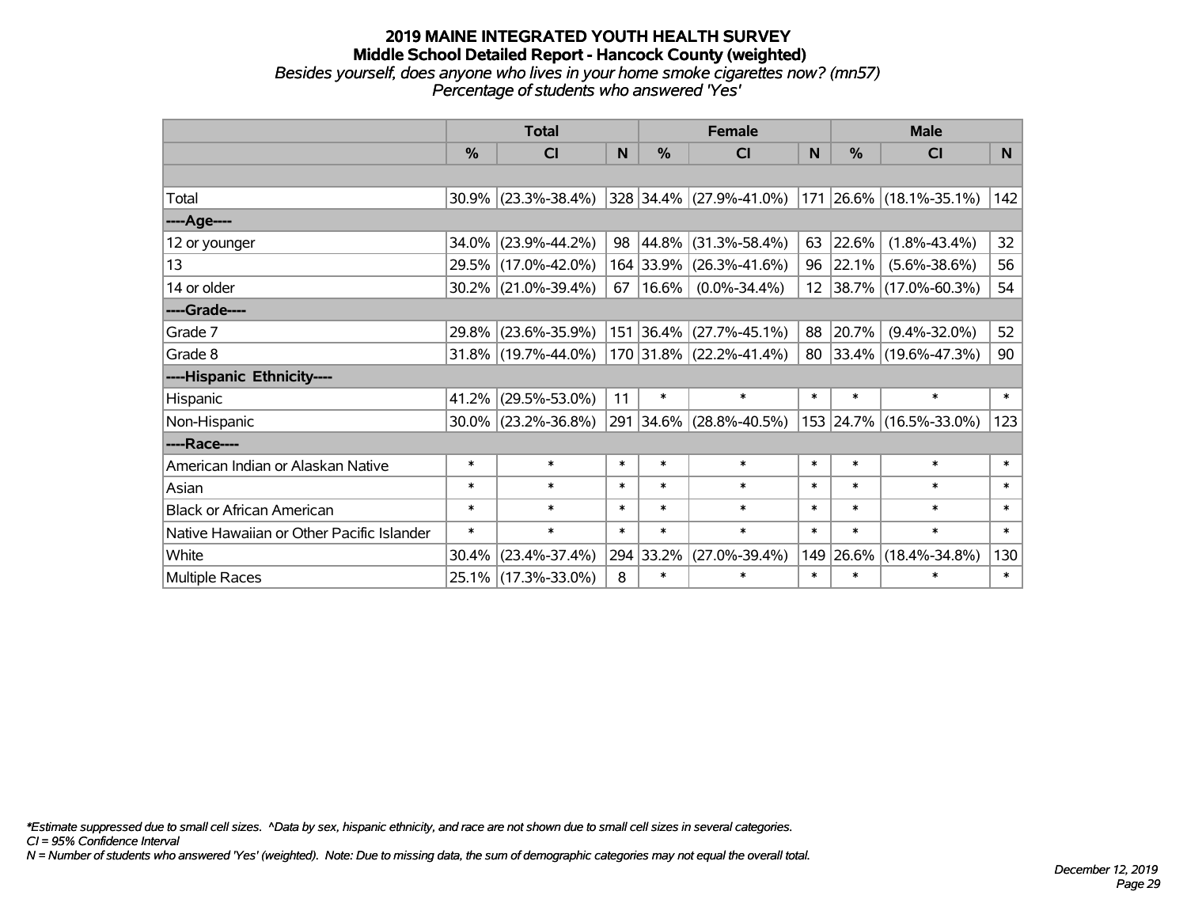# 2019 MAINE INTEGRATED YOUTH HEALTH SURVEY

## Middle School Detailed Report - Hancock County (weighted)

*Besides yourself, does anyone who lives in your home smoke cigarettes now? (mn57)*
*Percentage of students who answered 'Yes'*

| | Total | | | Female | | | Male | | |
|---|---|---|---|---|---|---|---|---|---|
| | % | CI | N | % | CI | N | % | CI | N |
| | | | | | | | | | |
| Total | 30.9% | (23.3%-38.4%) | 328 | 34.4% | (27.9%-41.0%) | 171 | 26.6% | (18.1%-35.1%) | 142 |
| ----Age---- | | | | | | | | | |
| 12 or younger | 34.0% | (23.9%-44.2%) | 98 | 44.8% | (31.3%-58.4%) | 63 | 22.6% | (1.8%-43.4%) | 32 |
| 13 | 29.5% | (17.0%-42.0%) | 164 | 33.9% | (26.3%-41.6%) | 96 | 22.1% | (5.6%-38.6%) | 56 |
| 14 or older | 30.2% | (21.0%-39.4%) | 67 | 16.6% | (0.0%-34.4%) | 12 | 38.7% | (17.0%-60.3%) | 54 |
| ----Grade---- | | | | | | | | | |
| Grade 7 | 29.8% | (23.6%-35.9%) | 151 | 36.4% | (27.7%-45.1%) | 88 | 20.7% | (9.4%-32.0%) | 52 |
| Grade 8 | 31.8% | (19.7%-44.0%) | 170 | 31.8% | (22.2%-41.4%) | 80 | 33.4% | (19.6%-47.3%) | 90 |
| ----Hispanic Ethnicity---- | | | | | | | | | |
| Hispanic | 41.2% | (29.5%-53.0%) | 11 | * | * | * | * | * | * |
| Non-Hispanic | 30.0% | (23.2%-36.8%) | 291 | 34.6% | (28.8%-40.5%) | 153 | 24.7% | (16.5%-33.0%) | 123 |
| ----Race---- | | | | | | | | | |
| American Indian or Alaskan Native | * | * | * | * | * | * | * | * | * |
| Asian | * | * | * | * | * | * | * | * | * |
| Black or African American | * | * | * | * | * | * | * | * | * |
| Native Hawaiian or Other Pacific Islander | * | * | * | * | * | * | * | * | * |
| White | 30.4% | (23.4%-37.4%) | 294 | 33.2% | (27.0%-39.4%) | 149 | 26.6% | (18.4%-34.8%) | 130 |
| Multiple Races | 25.1% | (17.3%-33.0%) | 8 | * | * | * | * | * | * |

*\*Estimate suppressed due to small cell sizes. ^Data by sex, hispanic ethnicity, and race are not shown due to small cell sizes in several categories.*
*CI = 95% Confidence Interval*
*N = Number of students who answered 'Yes' (weighted). Note: Due to missing data, the sum of demographic categories may not equal the overall total.*

*December 12, 2019*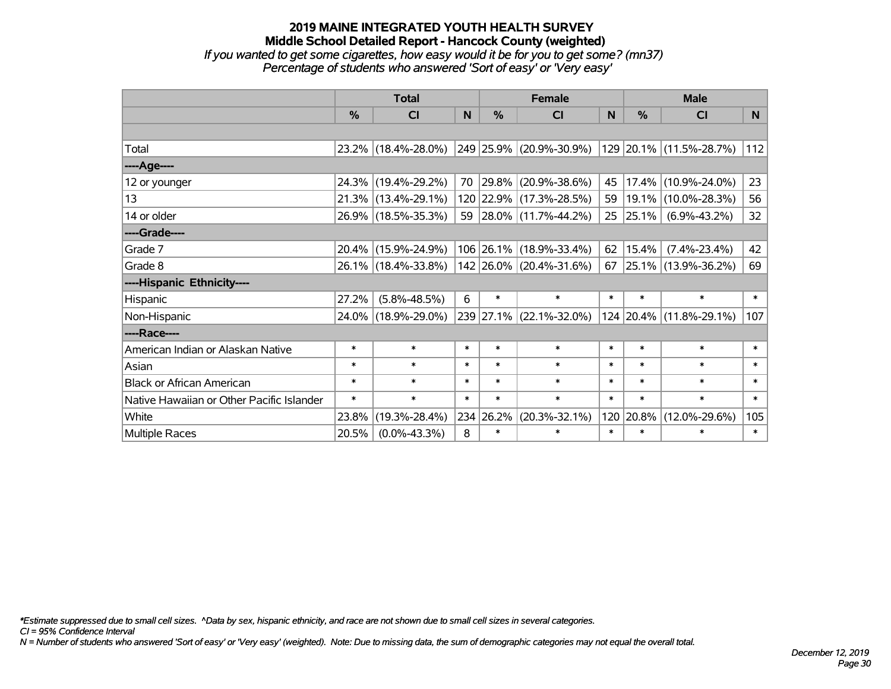# 2019 MAINE INTEGRATED YOUTH HEALTH SURVEY
## Middle School Detailed Report - Hancock County (weighted)
### *If you wanted to get some cigarettes, how easy would it be for you to get some? (mn37)*
### *Percentage of students who answered 'Sort of easy' or 'Very easy'*

| | Total | | | Female | | | Male | | |
|---|---|---|---|---|---|---|---|---|---|
| | % | CI | N | % | CI | N | % | CI | N |
| | | | | | | | | | |
| Total | 23.2% | (18.4%-28.0%) | 249 | 25.9% | (20.9%-30.9%) | 129 | 20.1% | (11.5%-28.7%) | 112 |
| **----Age----** | | | | | | | | | |
| 12 or younger | 24.3% | (19.4%-29.2%) | 70 | 29.8% | (20.9%-38.6%) | 45 | 17.4% | (10.9%-24.0%) | 23 |
| 13 | 21.3% | (13.4%-29.1%) | 120 | 22.9% | (17.3%-28.5%) | 59 | 19.1% | (10.0%-28.3%) | 56 |
| 14 or older | 26.9% | (18.5%-35.3%) | 59 | 28.0% | (11.7%-44.2%) | 25 | 25.1% | (6.9%-43.2%) | 32 |
| **----Grade----** | | | | | | | | | |
| Grade 7 | 20.4% | (15.9%-24.9%) | 106 | 26.1% | (18.9%-33.4%) | 62 | 15.4% | (7.4%-23.4%) | 42 |
| Grade 8 | 26.1% | (18.4%-33.8%) | 142 | 26.0% | (20.4%-31.6%) | 67 | 25.1% | (13.9%-36.2%) | 69 |
| **----Hispanic Ethnicity----** | | | | | | | | | |
| Hispanic | 27.2% | (5.8%-48.5%) | 6 | * | * | * | * | * | * |
| Non-Hispanic | 24.0% | (18.9%-29.0%) | 239 | 27.1% | (22.1%-32.0%) | 124 | 20.4% | (11.8%-29.1%) | 107 |
| **----Race----** | | | | | | | | | |
| American Indian or Alaskan Native | * | * | * | * | * | * | * | * | * |
| Asian | * | * | * | * | * | * | * | * | * |
| Black or African American | * | * | * | * | * | * | * | * | * |
| Native Hawaiian or Other Pacific Islander | * | * | * | * | * | * | * | * | * |
| White | 23.8% | (19.3%-28.4%) | 234 | 26.2% | (20.3%-32.1%) | 120 | 20.8% | (12.0%-29.6%) | 105 |
| Multiple Races | 20.5% | (0.0%-43.3%) | 8 | * | * | * | * | * | * |

*\*Estimate suppressed due to small cell sizes. ^Data by sex, hispanic ethnicity, and race are not shown due to small cell sizes in several categories.*

*CI = 95% Confidence Interval*

*N = Number of students who answered 'Sort of easy' or 'Very easy' (weighted). Note: Due to missing data, the sum of demographic categories may not equal the overall total.*

*December 12, 2019*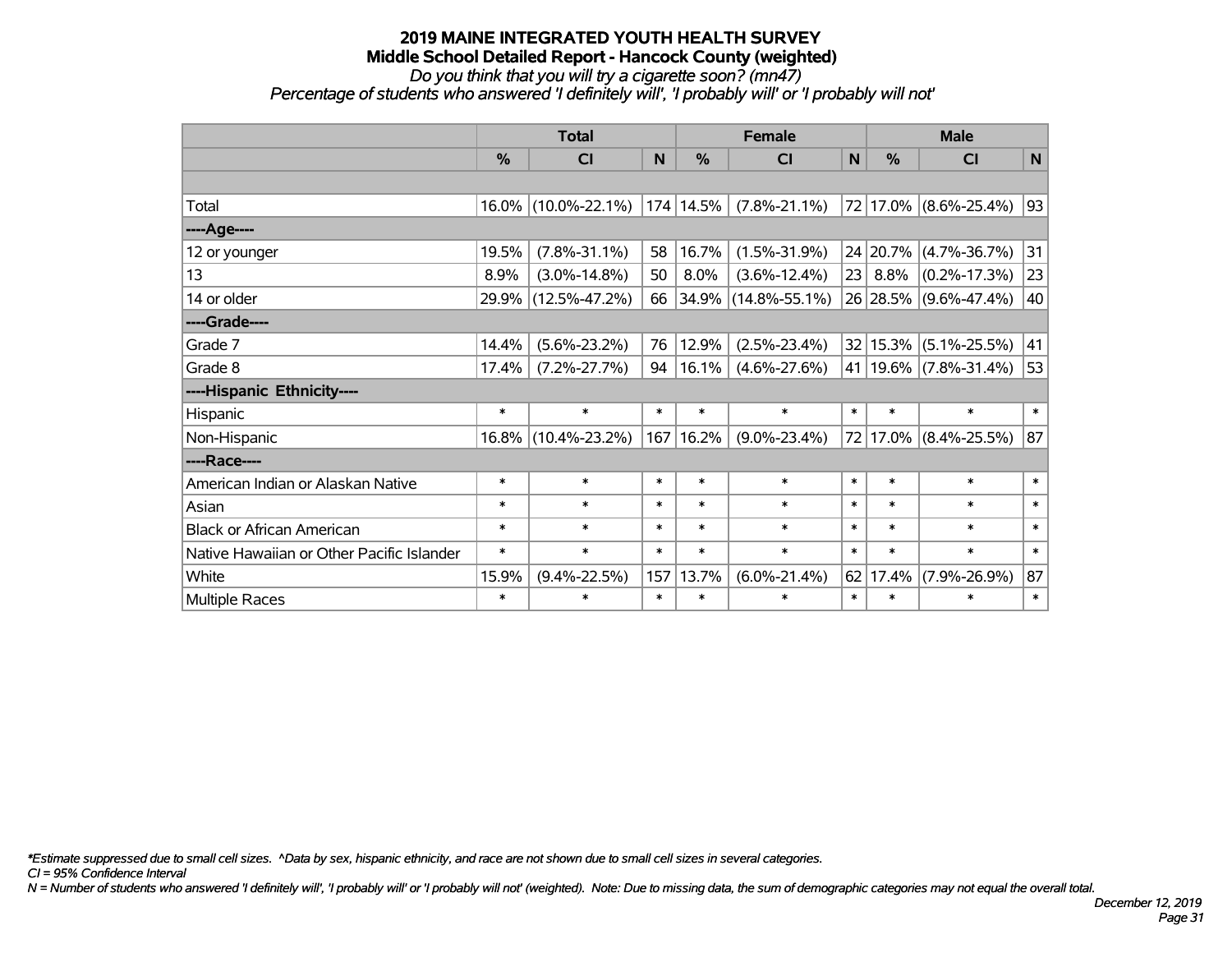# 2019 MAINE INTEGRATED YOUTH HEALTH SURVEY
## Middle School Detailed Report - Hancock County (weighted)
*Do you think that you will try a cigarette soon? (mn47)*
*Percentage of students who answered 'I definitely will', 'I probably will' or 'I probably will not'*

| | Total | | | Female | | | Male | | |
|---|---|---|---|---|---|---|---|---|---|
| | % | CI | N | % | CI | N | % | CI | N |
| | | | | | | | | | |
| Total | 16.0% | (10.0%-22.1%) | 174 | 14.5% | (7.8%-21.1%) | 72 | 17.0% | (8.6%-25.4%) | 93 |
| ----Age---- | | | | | | | | | |
| 12 or younger | 19.5% | (7.8%-31.1%) | 58 | 16.7% | (1.5%-31.9%) | 24 | 20.7% | (4.7%-36.7%) | 31 |
| 13 | 8.9% | (3.0%-14.8%) | 50 | 8.0% | (3.6%-12.4%) | 23 | 8.8% | (0.2%-17.3%) | 23 |
| 14 or older | 29.9% | (12.5%-47.2%) | 66 | 34.9% | (14.8%-55.1%) | 26 | 28.5% | (9.6%-47.4%) | 40 |
| ----Grade---- | | | | | | | | | |
| Grade 7 | 14.4% | (5.6%-23.2%) | 76 | 12.9% | (2.5%-23.4%) | 32 | 15.3% | (5.1%-25.5%) | 41 |
| Grade 8 | 17.4% | (7.2%-27.7%) | 94 | 16.1% | (4.6%-27.6%) | 41 | 19.6% | (7.8%-31.4%) | 53 |
| ----Hispanic Ethnicity---- | | | | | | | | | |
| Hispanic | * | * | * | * | * | * | * | * | * |
| Non-Hispanic | 16.8% | (10.4%-23.2%) | 167 | 16.2% | (9.0%-23.4%) | 72 | 17.0% | (8.4%-25.5%) | 87 |
| ----Race---- | | | | | | | | | |
| American Indian or Alaskan Native | * | * | * | * | * | * | * | * | * |
| Asian | * | * | * | * | * | * | * | * | * |
| Black or African American | * | * | * | * | * | * | * | * | * |
| Native Hawaiian or Other Pacific Islander | * | * | * | * | * | * | * | * | * |
| White | 15.9% | (9.4%-22.5%) | 157 | 13.7% | (6.0%-21.4%) | 62 | 17.4% | (7.9%-26.9%) | 87 |
| Multiple Races | * | * | * | * | * | * | * | * | * |

*\*Estimate suppressed due to small cell sizes. ^Data by sex, hispanic ethnicity, and race are not shown due to small cell sizes in several categories.*
*CI = 95% Confidence Interval*
*N = Number of students who answered 'I definitely will', 'I probably will' or 'I probably will not' (weighted). Note: Due to missing data, the sum of demographic categories may not equal the overall total.*

*December 12, 2019*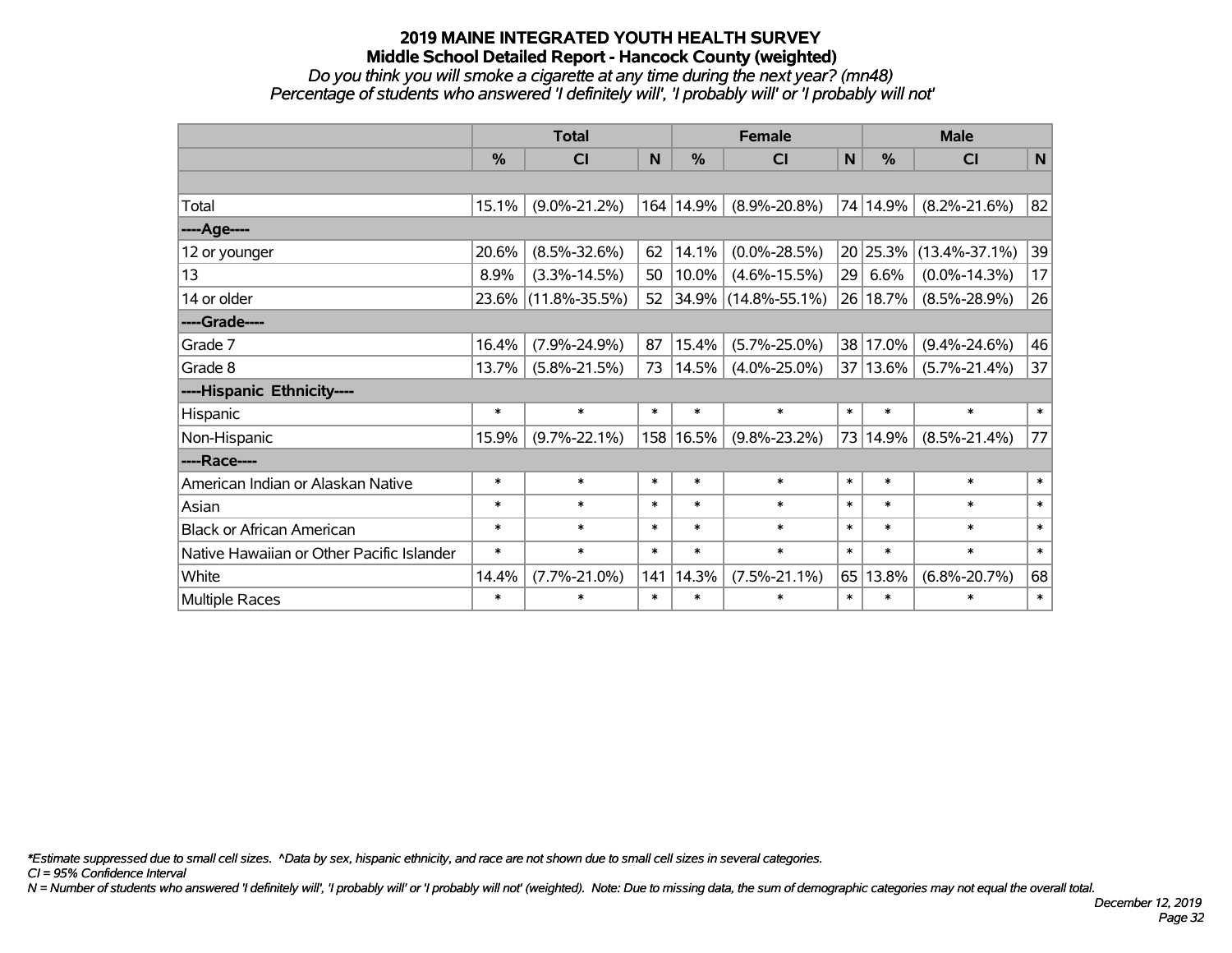# 2019 MAINE INTEGRATED YOUTH HEALTH SURVEY
## Middle School Detailed Report - Hancock County (weighted)
*Do you think you will smoke a cigarette at any time during the next year? (mn48)*
*Percentage of students who answered 'I definitely will', 'I probably will' or 'I probably will not'*

| | Total | | | Female | | | Male | | |
|---|---|---|---|---|---|---|---|---|---|
| | % | CI | N | % | CI | N | % | CI | N |
| | | | | | | | | | |
| Total | 15.1% | (9.0%-21.2%) | 164 | 14.9% | (8.9%-20.8%) | 74 | 14.9% | (8.2%-21.6%) | 82 |
| ----Age---- | | | | | | | | | |
| 12 or younger | 20.6% | (8.5%-32.6%) | 62 | 14.1% | (0.0%-28.5%) | 20 | 25.3% | (13.4%-37.1%) | 39 |
| 13 | 8.9% | (3.3%-14.5%) | 50 | 10.0% | (4.6%-15.5%) | 29 | 6.6% | (0.0%-14.3%) | 17 |
| 14 or older | 23.6% | (11.8%-35.5%) | 52 | 34.9% | (14.8%-55.1%) | 26 | 18.7% | (8.5%-28.9%) | 26 |
| ----Grade---- | | | | | | | | | |
| Grade 7 | 16.4% | (7.9%-24.9%) | 87 | 15.4% | (5.7%-25.0%) | 38 | 17.0% | (9.4%-24.6%) | 46 |
| Grade 8 | 13.7% | (5.8%-21.5%) | 73 | 14.5% | (4.0%-25.0%) | 37 | 13.6% | (5.7%-21.4%) | 37 |
| ----Hispanic Ethnicity---- | | | | | | | | | |
| Hispanic | * | * | * | * | * | * | * | * | * |
| Non-Hispanic | 15.9% | (9.7%-22.1%) | 158 | 16.5% | (9.8%-23.2%) | 73 | 14.9% | (8.5%-21.4%) | 77 |
| ----Race---- | | | | | | | | | |
| American Indian or Alaskan Native | * | * | * | * | * | * | * | * | * |
| Asian | * | * | * | * | * | * | * | * | * |
| Black or African American | * | * | * | * | * | * | * | * | * |
| Native Hawaiian or Other Pacific Islander | * | * | * | * | * | * | * | * | * |
| White | 14.4% | (7.7%-21.0%) | 141 | 14.3% | (7.5%-21.1%) | 65 | 13.8% | (6.8%-20.7%) | 68 |
| Multiple Races | * | * | * | * | * | * | * | * | * |

*\*Estimate suppressed due to small cell sizes. ^Data by sex, hispanic ethnicity, and race are not shown due to small cell sizes in several categories.*
*CI = 95% Confidence Interval*
*N = Number of students who answered 'I definitely will', 'I probably will' or 'I probably will not' (weighted). Note: Due to missing data, the sum of demographic categories may not equal the overall total.*

*December 12, 2019*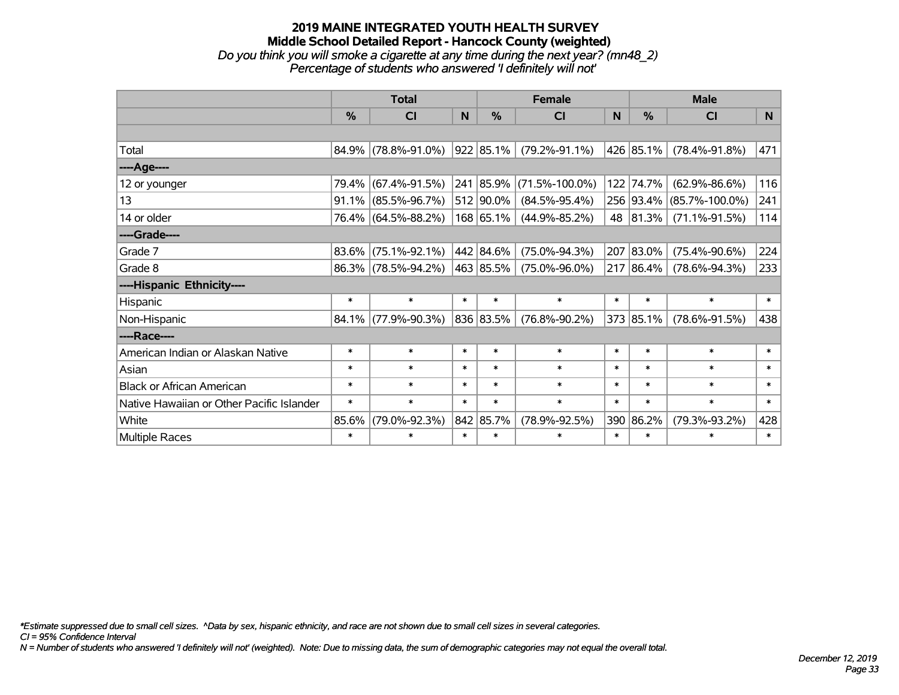# 2019 MAINE INTEGRATED YOUTH HEALTH SURVEY
## Middle School Detailed Report - Hancock County (weighted)
*Do you think you will smoke a cigarette at any time during the next year? (mn48_2)*
*Percentage of students who answered 'I definitely will not'*

| | Total | | | Female | | | Male | | |
|---|---|---|---|---|---|---|---|---|---|
| | % | CI | N | % | CI | N | % | CI | N |
| | | | | | | | | | |
| Total | 84.9% | (78.8%-91.0%) | 922 | 85.1% | (79.2%-91.1%) | 426 | 85.1% | (78.4%-91.8%) | 471 |
| ----Age---- | | | | | | | | | |
| 12 or younger | 79.4% | (67.4%-91.5%) | 241 | 85.9% | (71.5%-100.0%) | 122 | 74.7% | (62.9%-86.6%) | 116 |
| 13 | 91.1% | (85.5%-96.7%) | 512 | 90.0% | (84.5%-95.4%) | 256 | 93.4% | (85.7%-100.0%) | 241 |
| 14 or older | 76.4% | (64.5%-88.2%) | 168 | 65.1% | (44.9%-85.2%) | 48 | 81.3% | (71.1%-91.5%) | 114 |
| ----Grade---- | | | | | | | | | |
| Grade 7 | 83.6% | (75.1%-92.1%) | 442 | 84.6% | (75.0%-94.3%) | 207 | 83.0% | (75.4%-90.6%) | 224 |
| Grade 8 | 86.3% | (78.5%-94.2%) | 463 | 85.5% | (75.0%-96.0%) | 217 | 86.4% | (78.6%-94.3%) | 233 |
| ----Hispanic Ethnicity---- | | | | | | | | | |
| Hispanic | * | * | * | * | * | * | * | * | * |
| Non-Hispanic | 84.1% | (77.9%-90.3%) | 836 | 83.5% | (76.8%-90.2%) | 373 | 85.1% | (78.6%-91.5%) | 438 |
| ----Race---- | | | | | | | | | |
| American Indian or Alaskan Native | * | * | * | * | * | * | * | * | * |
| Asian | * | * | * | * | * | * | * | * | * |
| Black or African American | * | * | * | * | * | * | * | * | * |
| Native Hawaiian or Other Pacific Islander | * | * | * | * | * | * | * | * | * |
| White | 85.6% | (79.0%-92.3%) | 842 | 85.7% | (78.9%-92.5%) | 390 | 86.2% | (79.3%-93.2%) | 428 |
| Multiple Races | * | * | * | * | * | * | * | * | * |

*\*Estimate suppressed due to small cell sizes. ^Data by sex, hispanic ethnicity, and race are not shown due to small cell sizes in several categories.*
*CI = 95% Confidence Interval*
*N = Number of students who answered 'I definitely will not' (weighted). Note: Due to missing data, the sum of demographic categories may not equal the overall total.*

*December 12, 2019*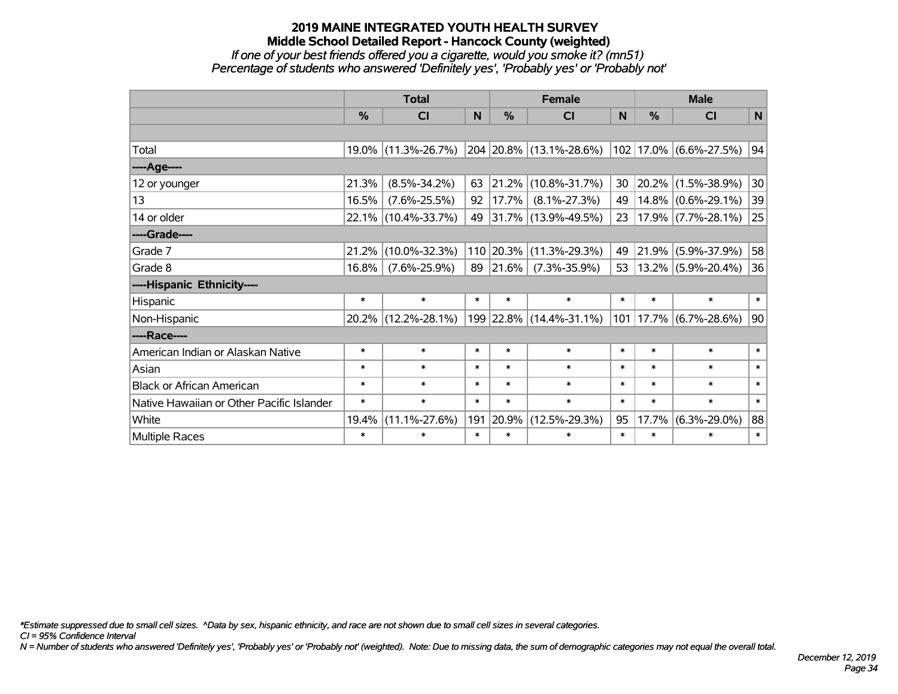# 2019 MAINE INTEGRATED YOUTH HEALTH SURVEY

## Middle School Detailed Report - Hancock County (weighted)

*If one of your best friends offered you a cigarette, would you smoke it? (mn51)*

*Percentage of students who answered 'Definitely yes', 'Probably yes' or 'Probably not'*

| | Total | | | Female | | | Male | | |
|---|---|---|---|---|---|---|---|---|---|
| | % | CI | N | % | CI | N | % | CI | N |
| Total | 19.0% | (11.3%-26.7%) | 204 | 20.8% | (13.1%-28.6%) | 102 | 17.0% | (6.6%-27.5%) | 94 |
| ----Age---- | | | | | | | | | |
| 12 or younger | 21.3% | (8.5%-34.2%) | 63 | 21.2% | (10.8%-31.7%) | 30 | 20.2% | (1.5%-38.9%) | 30 |
| 13 | 16.5% | (7.6%-25.5%) | 92 | 17.7% | (8.1%-27.3%) | 49 | 14.8% | (0.6%-29.1%) | 39 |
| 14 or older | 22.1% | (10.4%-33.7%) | 49 | 31.7% | (13.9%-49.5%) | 23 | 17.9% | (7.7%-28.1%) | 25 |
| ----Grade---- | | | | | | | | | |
| Grade 7 | 21.2% | (10.0%-32.3%) | 110 | 20.3% | (11.3%-29.3%) | 49 | 21.9% | (5.9%-37.9%) | 58 |
| Grade 8 | 16.8% | (7.6%-25.9%) | 89 | 21.6% | (7.3%-35.9%) | 53 | 13.2% | (5.9%-20.4%) | 36 |
| ----Hispanic Ethnicity---- | | | | | | | | | |
| Hispanic | * | * | * | * | * | * | * | * | * |
| Non-Hispanic | 20.2% | (12.2%-28.1%) | 199 | 22.8% | (14.4%-31.1%) | 101 | 17.7% | (6.7%-28.6%) | 90 |
| ----Race---- | | | | | | | | | |
| American Indian or Alaskan Native | * | * | * | * | * | * | * | * | * |
| Asian | * | * | * | * | * | * | * | * | * |
| Black or African American | * | * | * | * | * | * | * | * | * |
| Native Hawaiian or Other Pacific Islander | * | * | * | * | * | * | * | * | * |
| White | 19.4% | (11.1%-27.6%) | 191 | 20.9% | (12.5%-29.3%) | 95 | 17.7% | (6.3%-29.0%) | 88 |
| Multiple Races | * | * | * | * | * | * | * | * | * |

*\*Estimate suppressed due to small cell sizes. ^Data by sex, hispanic ethnicity, and race are not shown due to small cell sizes in several categories.*

*CI = 95% Confidence Interval*

*N = Number of students who answered 'Definitely yes', 'Probably yes' or 'Probably not' (weighted). Note: Due to missing data, the sum of demographic categories may not equal the overall total.*

*December 12, 2019*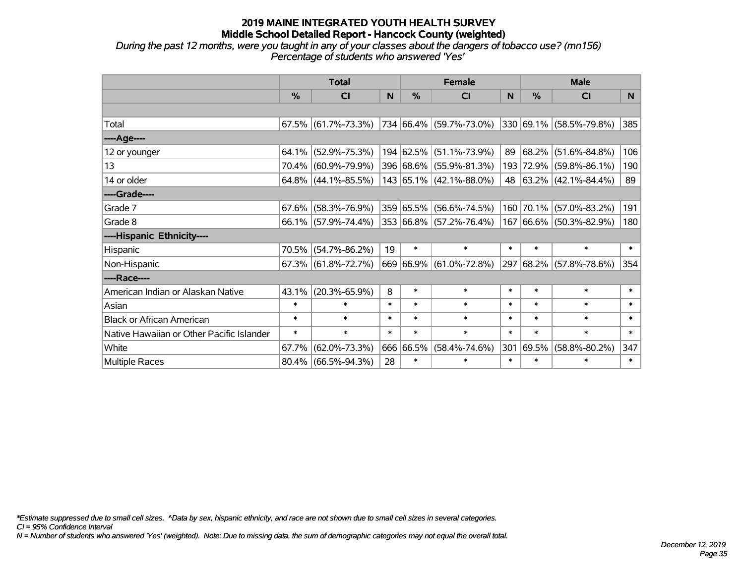# 2019 MAINE INTEGRATED YOUTH HEALTH SURVEY

## Middle School Detailed Report - Hancock County (weighted)

*During the past 12 months, were you taught in any of your classes about the dangers of tobacco use? (mn156)*
*Percentage of students who answered 'Yes'*

| | Total | | | Female | | | Male | | |
|---|---|---|---|---|---|---|---|---|---|
| | % | CI | N | % | CI | N | % | CI | N |
| | | | | | | | | | |
| Total | 67.5% | (61.7%-73.3%) | 734 | 66.4% | (59.7%-73.0%) | 330 | 69.1% | (58.5%-79.8%) | 385 |
| ----Age---- | | | | | | | | | |
| 12 or younger | 64.1% | (52.9%-75.3%) | 194 | 62.5% | (51.1%-73.9%) | 89 | 68.2% | (51.6%-84.8%) | 106 |
| 13 | 70.4% | (60.9%-79.9%) | 396 | 68.6% | (55.9%-81.3%) | 193 | 72.9% | (59.8%-86.1%) | 190 |
| 14 or older | 64.8% | (44.1%-85.5%) | 143 | 65.1% | (42.1%-88.0%) | 48 | 63.2% | (42.1%-84.4%) | 89 |
| ----Grade---- | | | | | | | | | |
| Grade 7 | 67.6% | (58.3%-76.9%) | 359 | 65.5% | (56.6%-74.5%) | 160 | 70.1% | (57.0%-83.2%) | 191 |
| Grade 8 | 66.1% | (57.9%-74.4%) | 353 | 66.8% | (57.2%-76.4%) | 167 | 66.6% | (50.3%-82.9%) | 180 |
| ----Hispanic Ethnicity---- | | | | | | | | | |
| Hispanic | 70.5% | (54.7%-86.2%) | 19 | * | * | * | * | * | * |
| Non-Hispanic | 67.3% | (61.8%-72.7%) | 669 | 66.9% | (61.0%-72.8%) | 297 | 68.2% | (57.8%-78.6%) | 354 |
| ----Race---- | | | | | | | | | |
| American Indian or Alaskan Native | 43.1% | (20.3%-65.9%) | 8 | * | * | * | * | * | * |
| Asian | * | * | * | * | * | * | * | * | * |
| Black or African American | * | * | * | * | * | * | * | * | * |
| Native Hawaiian or Other Pacific Islander | * | * | * | * | * | * | * | * | * |
| White | 67.7% | (62.0%-73.3%) | 666 | 66.5% | (58.4%-74.6%) | 301 | 69.5% | (58.8%-80.2%) | 347 |
| Multiple Races | 80.4% | (66.5%-94.3%) | 28 | * | * | * | * | * | * |

*\*Estimate suppressed due to small cell sizes. ^Data by sex, hispanic ethnicity, and race are not shown due to small cell sizes in several categories.*
*CI = 95% Confidence Interval*
*N = Number of students who answered 'Yes' (weighted). Note: Due to missing data, the sum of demographic categories may not equal the overall total.*

*December 12, 2019*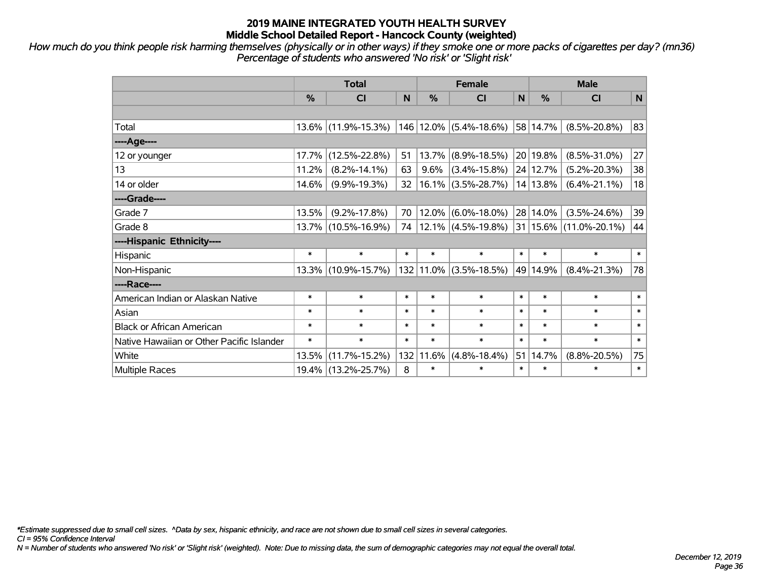# 2019 MAINE INTEGRATED YOUTH HEALTH SURVEY
## Middle School Detailed Report - Hancock County (weighted)

*How much do you think people risk harming themselves (physically or in other ways) if they smoke one or more packs of cigarettes per day? (mn36)*
*Percentage of students who answered 'No risk' or 'Slight risk'*

| | Total | | | Female | | | Male | | |
|---|---|---|---|---|---|---|---|---|---|
| | % | CI | N | % | CI | N | % | CI | N |
| | | | | | | | | | |
| Total | 13.6% | (11.9%-15.3%) | 146 | 12.0% | (5.4%-18.6%) | 58 | 14.7% | (8.5%-20.8%) | 83 |
| ----Age---- | | | | | | | | | |
| 12 or younger | 17.7% | (12.5%-22.8%) | 51 | 13.7% | (8.9%-18.5%) | 20 | 19.8% | (8.5%-31.0%) | 27 |
| 13 | 11.2% | (8.2%-14.1%) | 63 | 9.6% | (3.4%-15.8%) | 24 | 12.7% | (5.2%-20.3%) | 38 |
| 14 or older | 14.6% | (9.9%-19.3%) | 32 | 16.1% | (3.5%-28.7%) | 14 | 13.8% | (6.4%-21.1%) | 18 |
| ----Grade---- | | | | | | | | | |
| Grade 7 | 13.5% | (9.2%-17.8%) | 70 | 12.0% | (6.0%-18.0%) | 28 | 14.0% | (3.5%-24.6%) | 39 |
| Grade 8 | 13.7% | (10.5%-16.9%) | 74 | 12.1% | (4.5%-19.8%) | 31 | 15.6% | (11.0%-20.1%) | 44 |
| ----Hispanic Ethnicity---- | | | | | | | | | |
| Hispanic | * | * | * | * | * | * | * | * | * |
| Non-Hispanic | 13.3% | (10.9%-15.7%) | 132 | 11.0% | (3.5%-18.5%) | 49 | 14.9% | (8.4%-21.3%) | 78 |
| ----Race---- | | | | | | | | | |
| American Indian or Alaskan Native | * | * | * | * | * | * | * | * | * |
| Asian | * | * | * | * | * | * | * | * | * |
| Black or African American | * | * | * | * | * | * | * | * | * |
| Native Hawaiian or Other Pacific Islander | * | * | * | * | * | * | * | * | * |
| White | 13.5% | (11.7%-15.2%) | 132 | 11.6% | (4.8%-18.4%) | 51 | 14.7% | (8.8%-20.5%) | 75 |
| Multiple Races | 19.4% | (13.2%-25.7%) | 8 | * | * | * | * | * | * |

*\*Estimate suppressed due to small cell sizes. ^Data by sex, hispanic ethnicity, and race are not shown due to small cell sizes in several categories.*
*CI = 95% Confidence Interval*
*N = Number of students who answered 'No risk' or 'Slight risk' (weighted). Note: Due to missing data, the sum of demographic categories may not equal the overall total.*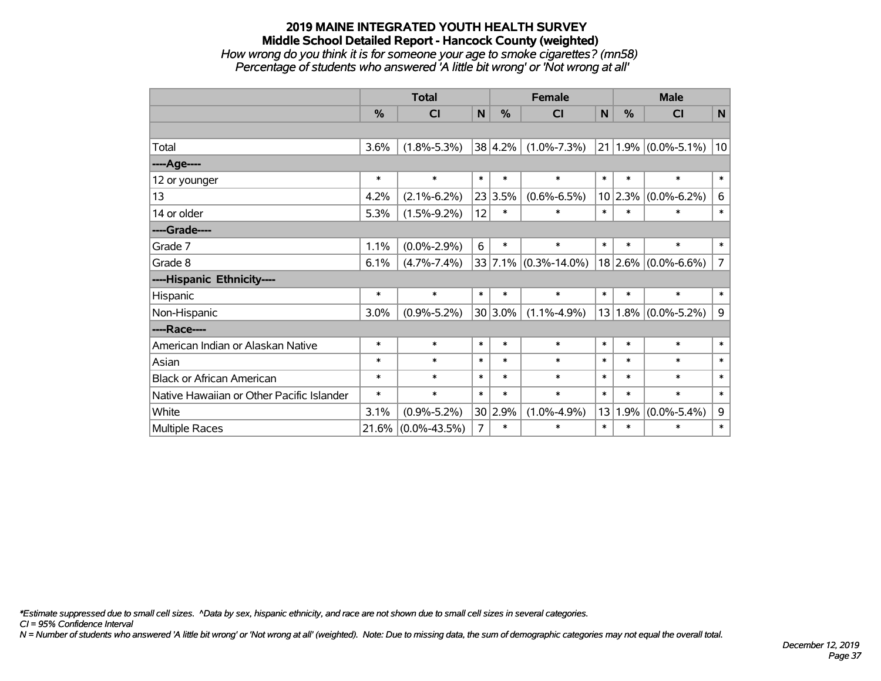# 2019 MAINE INTEGRATED YOUTH HEALTH SURVEY

## Middle School Detailed Report - Hancock County (weighted)

*How wrong do you think it is for someone your age to smoke cigarettes? (mn58)*

*Percentage of students who answered 'A little bit wrong' or 'Not wrong at all'*

| | Total | | | Female | | | Male | | |
|---|---|---|---|---|---|---|---|---|---|
| | % | CI | N | % | CI | N | % | CI | N |
| Total | 3.6% | (1.8%-5.3%) | 38 | 4.2% | (1.0%-7.3%) | 21 | 1.9% | (0.0%-5.1%) | 10 |
| ----Age---- | | | | | | | | | |
| 12 or younger | * | * | * | * | * | * | * | * | * |
| 13 | 4.2% | (2.1%-6.2%) | 23 | 3.5% | (0.6%-6.5%) | 10 | 2.3% | (0.0%-6.2%) | 6 |
| 14 or older | 5.3% | (1.5%-9.2%) | 12 | * | * | * | * | * | * |
| ----Grade---- | | | | | | | | | |
| Grade 7 | 1.1% | (0.0%-2.9%) | 6 | * | * | * | * | * | * |
| Grade 8 | 6.1% | (4.7%-7.4%) | 33 | 7.1% | (0.3%-14.0%) | 18 | 2.6% | (0.0%-6.6%) | 7 |
| ----Hispanic Ethnicity---- | | | | | | | | | |
| Hispanic | * | * | * | * | * | * | * | * | * |
| Non-Hispanic | 3.0% | (0.9%-5.2%) | 30 | 3.0% | (1.1%-4.9%) | 13 | 1.8% | (0.0%-5.2%) | 9 |
| ----Race---- | | | | | | | | | |
| American Indian or Alaskan Native | * | * | * | * | * | * | * | * | * |
| Asian | * | * | * | * | * | * | * | * | * |
| Black or African American | * | * | * | * | * | * | * | * | * |
| Native Hawaiian or Other Pacific Islander | * | * | * | * | * | * | * | * | * |
| White | 3.1% | (0.9%-5.2%) | 30 | 2.9% | (1.0%-4.9%) | 13 | 1.9% | (0.0%-5.4%) | 9 |
| Multiple Races | 21.6% | (0.0%-43.5%) | 7 | * | * | * | * | * | * |

*\*Estimate suppressed due to small cell sizes. ^Data by sex, hispanic ethnicity, and race are not shown due to small cell sizes in several categories.*

*CI = 95% Confidence Interval*

*N = Number of students who answered 'A little bit wrong' or 'Not wrong at all' (weighted). Note: Due to missing data, the sum of demographic categories may not equal the overall total.*

*December 12, 2019*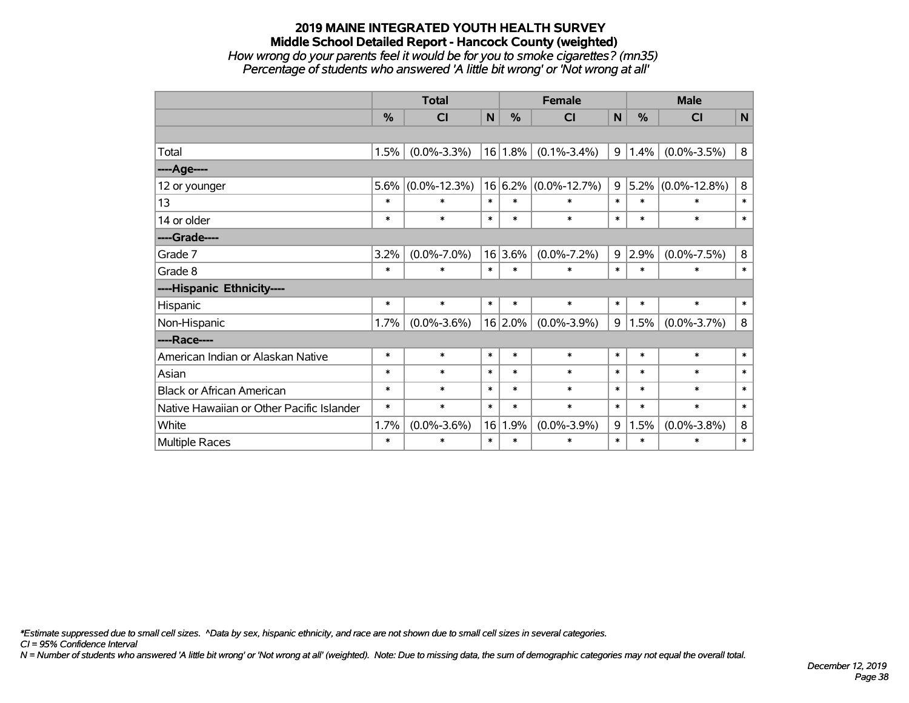# 2019 MAINE INTEGRATED YOUTH HEALTH SURVEY

## Middle School Detailed Report - Hancock County (weighted)

*How wrong do your parents feel it would be for you to smoke cigarettes? (mn35)*

*Percentage of students who answered 'A little bit wrong' or 'Not wrong at all'*

| | Total | | | Female | | | Male | | |
|---|---|---|---|---|---|---|---|---|---|
| | % | CI | N | % | CI | N | % | CI | N |
| | | | | | | | | | |
| Total | 1.5% | (0.0%-3.3%) | 16 | 1.8% | (0.1%-3.4%) | 9 | 1.4% | (0.0%-3.5%) | 8 |
| ----Age---- | | | | | | | | | |
| 12 or younger | 5.6% | (0.0%-12.3%) | 16 | 6.2% | (0.0%-12.7%) | 9 | 5.2% | (0.0%-12.8%) | 8 |
| 13 | * | * | * | * | * | * | * | * | * |
| 14 or older | * | * | * | * | * | * | * | * | * |
| ----Grade---- | | | | | | | | | |
| Grade 7 | 3.2% | (0.0%-7.0%) | 16 | 3.6% | (0.0%-7.2%) | 9 | 2.9% | (0.0%-7.5%) | 8 |
| Grade 8 | * | * | * | * | * | * | * | * | * |
| ----Hispanic Ethnicity---- | | | | | | | | | |
| Hispanic | * | * | * | * | * | * | * | * | * |
| Non-Hispanic | 1.7% | (0.0%-3.6%) | 16 | 2.0% | (0.0%-3.9%) | 9 | 1.5% | (0.0%-3.7%) | 8 |
| ----Race---- | | | | | | | | | |
| American Indian or Alaskan Native | * | * | * | * | * | * | * | * | * |
| Asian | * | * | * | * | * | * | * | * | * |
| Black or African American | * | * | * | * | * | * | * | * | * |
| Native Hawaiian or Other Pacific Islander | * | * | * | * | * | * | * | * | * |
| White | 1.7% | (0.0%-3.6%) | 16 | 1.9% | (0.0%-3.9%) | 9 | 1.5% | (0.0%-3.8%) | 8 |
| Multiple Races | * | * | * | * | * | * | * | * | * |

*\*Estimate suppressed due to small cell sizes. ^Data by sex, hispanic ethnicity, and race are not shown due to small cell sizes in several categories.*

*CI = 95% Confidence Interval*

*N = Number of students who answered 'A little bit wrong' or 'Not wrong at all' (weighted). Note: Due to missing data, the sum of demographic categories may not equal the overall total.*

*December 12, 2019*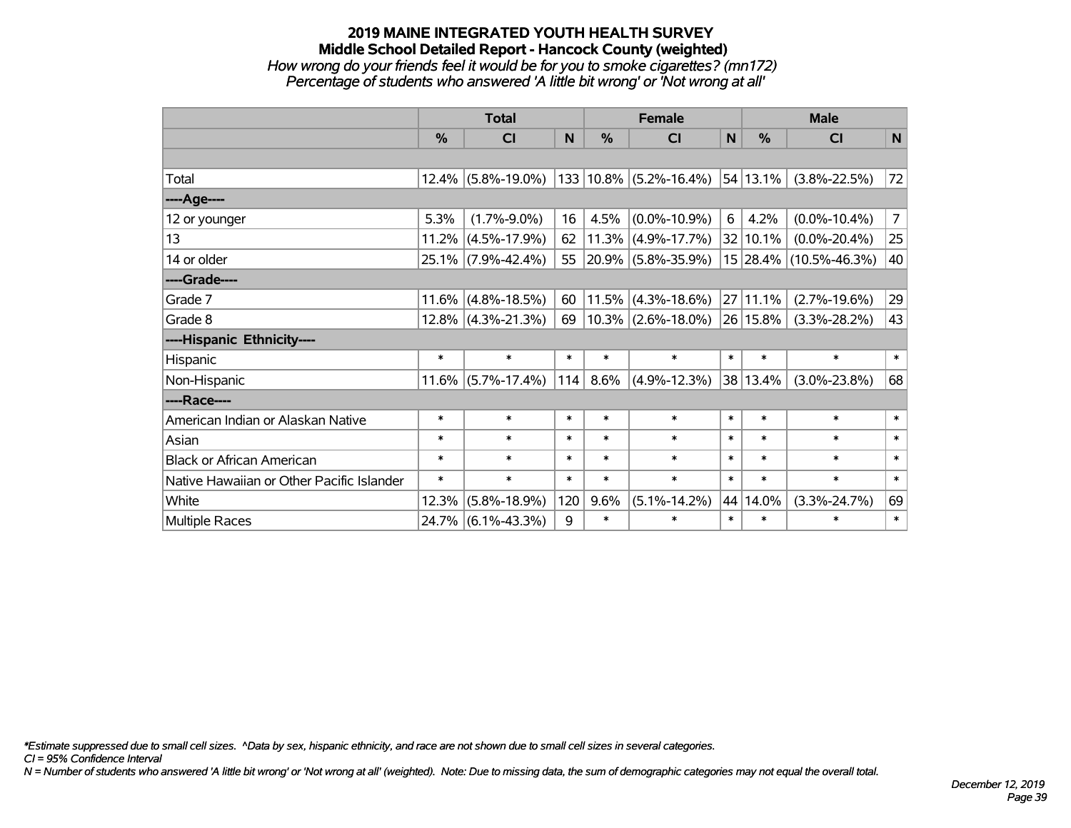# 2019 MAINE INTEGRATED YOUTH HEALTH SURVEY

## Middle School Detailed Report - Hancock County (weighted)

*How wrong do your friends feel it would be for you to smoke cigarettes? (mn172)*

*Percentage of students who answered 'A little bit wrong' or 'Not wrong at all'*

| | Total | | | Female | | | Male | | |
|---|---|---|---|---|---|---|---|---|---|
| | % | CI | N | % | CI | N | % | CI | N |
| Total | 12.4% | (5.8%-19.0%) | 133 | 10.8% | (5.2%-16.4%) | 54 | 13.1% | (3.8%-22.5%) | 72 |
| ----Age---- | | | | | | | | | |
| 12 or younger | 5.3% | (1.7%-9.0%) | 16 | 4.5% | (0.0%-10.9%) | 6 | 4.2% | (0.0%-10.4%) | 7 |
| 13 | 11.2% | (4.5%-17.9%) | 62 | 11.3% | (4.9%-17.7%) | 32 | 10.1% | (0.0%-20.4%) | 25 |
| 14 or older | 25.1% | (7.9%-42.4%) | 55 | 20.9% | (5.8%-35.9%) | 15 | 28.4% | (10.5%-46.3%) | 40 |
| ----Grade---- | | | | | | | | | |
| Grade 7 | 11.6% | (4.8%-18.5%) | 60 | 11.5% | (4.3%-18.6%) | 27 | 11.1% | (2.7%-19.6%) | 29 |
| Grade 8 | 12.8% | (4.3%-21.3%) | 69 | 10.3% | (2.6%-18.0%) | 26 | 15.8% | (3.3%-28.2%) | 43 |
| ----Hispanic Ethnicity---- | | | | | | | | | |
| Hispanic | * | * | * | * | * | * | * | * | * |
| Non-Hispanic | 11.6% | (5.7%-17.4%) | 114 | 8.6% | (4.9%-12.3%) | 38 | 13.4% | (3.0%-23.8%) | 68 |
| ----Race---- | | | | | | | | | |
| American Indian or Alaskan Native | * | * | * | * | * | * | * | * | * |
| Asian | * | * | * | * | * | * | * | * | * |
| Black or African American | * | * | * | * | * | * | * | * | * |
| Native Hawaiian or Other Pacific Islander | * | * | * | * | * | * | * | * | * |
| White | 12.3% | (5.8%-18.9%) | 120 | 9.6% | (5.1%-14.2%) | 44 | 14.0% | (3.3%-24.7%) | 69 |
| Multiple Races | 24.7% | (6.1%-43.3%) | 9 | * | * | * | * | * | * |

*\*Estimate suppressed due to small cell sizes. ^Data by sex, hispanic ethnicity, and race are not shown due to small cell sizes in several categories.*

*CI = 95% Confidence Interval*

*N = Number of students who answered 'A little bit wrong' or 'Not wrong at all' (weighted). Note: Due to missing data, the sum of demographic categories may not equal the overall total.*

*December 12, 2019*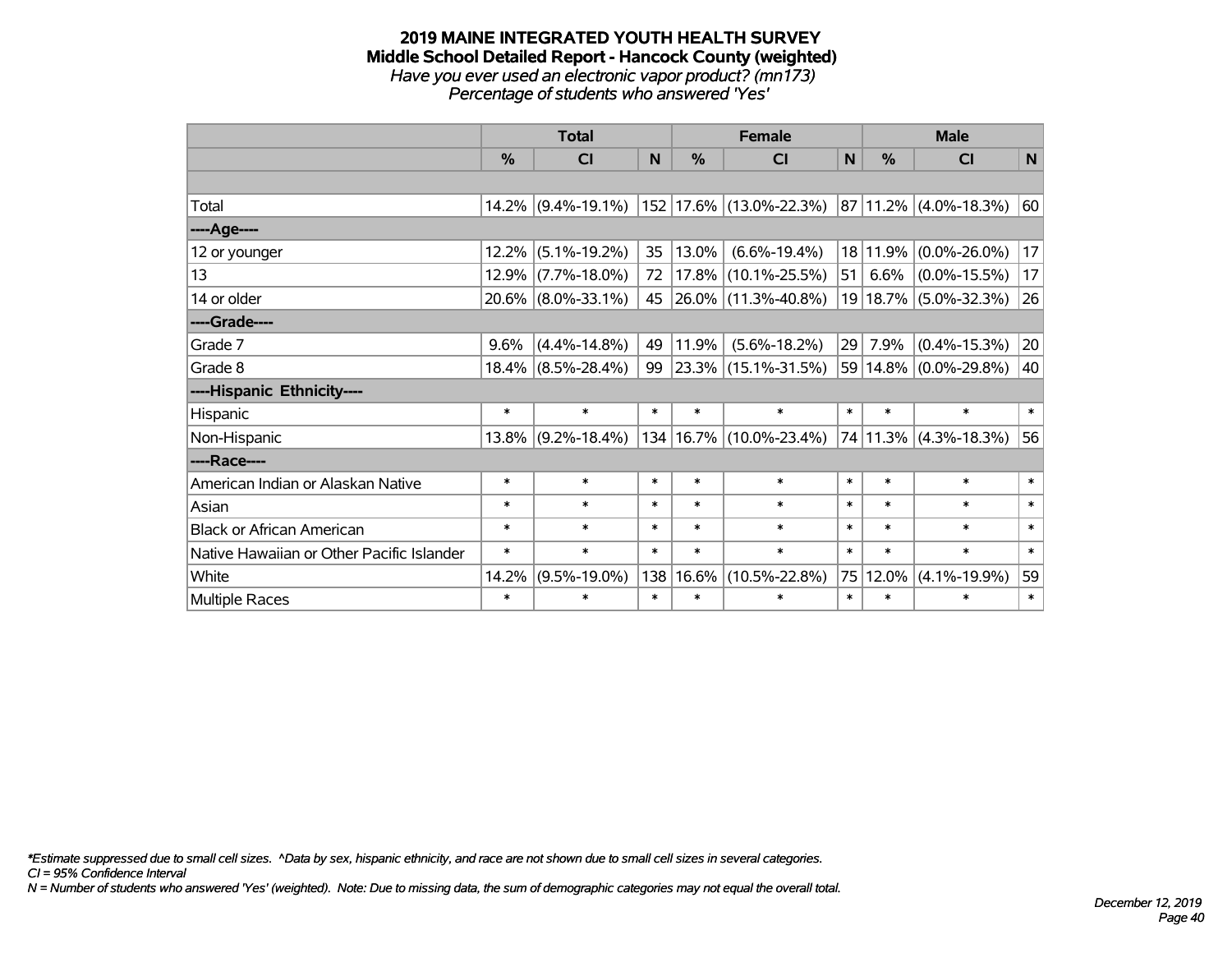**2019 MAINE INTEGRATED YOUTH HEALTH SURVEY**
**Middle School Detailed Report - Hancock County (weighted)**
*Have you ever used an electronic vapor product? (mn173)*
*Percentage of students who answered 'Yes'*

| | Total | | | Female | | | Male | | |
|---|---|---|---|---|---|---|---|---|---|
| | % | CI | N | % | CI | N | % | CI | N |
| | | | | | | | | | |
| Total | 14.2% | (9.4%-19.1%) | 152 | 17.6% | (13.0%-22.3%) | 87 | 11.2% | (4.0%-18.3%) | 60 |
| ----Age---- | | | | | | | | | |
| 12 or younger | 12.2% | (5.1%-19.2%) | 35 | 13.0% | (6.6%-19.4%) | 18 | 11.9% | (0.0%-26.0%) | 17 |
| 13 | 12.9% | (7.7%-18.0%) | 72 | 17.8% | (10.1%-25.5%) | 51 | 6.6% | (0.0%-15.5%) | 17 |
| 14 or older | 20.6% | (8.0%-33.1%) | 45 | 26.0% | (11.3%-40.8%) | 19 | 18.7% | (5.0%-32.3%) | 26 |
| ----Grade---- | | | | | | | | | |
| Grade 7 | 9.6% | (4.4%-14.8%) | 49 | 11.9% | (5.6%-18.2%) | 29 | 7.9% | (0.4%-15.3%) | 20 |
| Grade 8 | 18.4% | (8.5%-28.4%) | 99 | 23.3% | (15.1%-31.5%) | 59 | 14.8% | (0.0%-29.8%) | 40 |
| ----Hispanic Ethnicity---- | | | | | | | | | |
| Hispanic | * | * | * | * | * | * | * | * | * |
| Non-Hispanic | 13.8% | (9.2%-18.4%) | 134 | 16.7% | (10.0%-23.4%) | 74 | 11.3% | (4.3%-18.3%) | 56 |
| ----Race---- | | | | | | | | | |
| American Indian or Alaskan Native | * | * | * | * | * | * | * | * | * |
| Asian | * | * | * | * | * | * | * | * | * |
| Black or African American | * | * | * | * | * | * | * | * | * |
| Native Hawaiian or Other Pacific Islander | * | * | * | * | * | * | * | * | * |
| White | 14.2% | (9.5%-19.0%) | 138 | 16.6% | (10.5%-22.8%) | 75 | 12.0% | (4.1%-19.9%) | 59 |
| Multiple Races | * | * | * | * | * | * | * | * | * |

*\*Estimate suppressed due to small cell sizes. ^Data by sex, hispanic ethnicity, and race are not shown due to small cell sizes in several categories.*
*CI = 95% Confidence Interval*
*N = Number of students who answered 'Yes' (weighted). Note: Due to missing data, the sum of demographic categories may not equal the overall total.*

*December 12, 2019*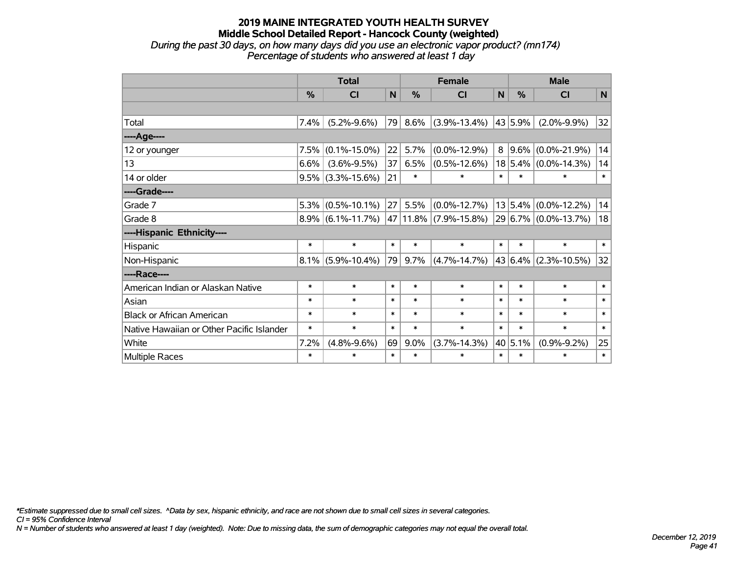# 2019 MAINE INTEGRATED YOUTH HEALTH SURVEY
## Middle School Detailed Report - Hancock County (weighted)
*During the past 30 days, on how many days did you use an electronic vapor product? (mn174)*
*Percentage of students who answered at least 1 day*

| | Total | | | Female | | | Male | | |
|---|---|---|---|---|---|---|---|---|---|
| | % | CI | N | % | CI | N | % | CI | N |
| | | | | | | | | | |
| Total | 7.4% | (5.2%-9.6%) | 79 | 8.6% | (3.9%-13.4%) | 43 | 5.9% | (2.0%-9.9%) | 32 |
| ----Age---- | | | | | | | | | |
| 12 or younger | 7.5% | (0.1%-15.0%) | 22 | 5.7% | (0.0%-12.9%) | 8 | 9.6% | (0.0%-21.9%) | 14 |
| 13 | 6.6% | (3.6%-9.5%) | 37 | 6.5% | (0.5%-12.6%) | 18 | 5.4% | (0.0%-14.3%) | 14 |
| 14 or older | 9.5% | (3.3%-15.6%) | 21 | * | * | * | * | * | * |
| ----Grade---- | | | | | | | | | |
| Grade 7 | 5.3% | (0.5%-10.1%) | 27 | 5.5% | (0.0%-12.7%) | 13 | 5.4% | (0.0%-12.2%) | 14 |
| Grade 8 | 8.9% | (6.1%-11.7%) | 47 | 11.8% | (7.9%-15.8%) | 29 | 6.7% | (0.0%-13.7%) | 18 |
| ----Hispanic Ethnicity---- | | | | | | | | | |
| Hispanic | * | * | * | * | * | * | * | * | * |
| Non-Hispanic | 8.1% | (5.9%-10.4%) | 79 | 9.7% | (4.7%-14.7%) | 43 | 6.4% | (2.3%-10.5%) | 32 |
| ----Race---- | | | | | | | | | |
| American Indian or Alaskan Native | * | * | * | * | * | * | * | * | * |
| Asian | * | * | * | * | * | * | * | * | * |
| Black or African American | * | * | * | * | * | * | * | * | * |
| Native Hawaiian or Other Pacific Islander | * | * | * | * | * | * | * | * | * |
| White | 7.2% | (4.8%-9.6%) | 69 | 9.0% | (3.7%-14.3%) | 40 | 5.1% | (0.9%-9.2%) | 25 |
| Multiple Races | * | * | * | * | * | * | * | * | * |

*\*Estimate suppressed due to small cell sizes. ^Data by sex, hispanic ethnicity, and race are not shown due to small cell sizes in several categories.*
*CI = 95% Confidence Interval*
*N = Number of students who answered at least 1 day (weighted). Note: Due to missing data, the sum of demographic categories may not equal the overall total.*

*December 12, 2019*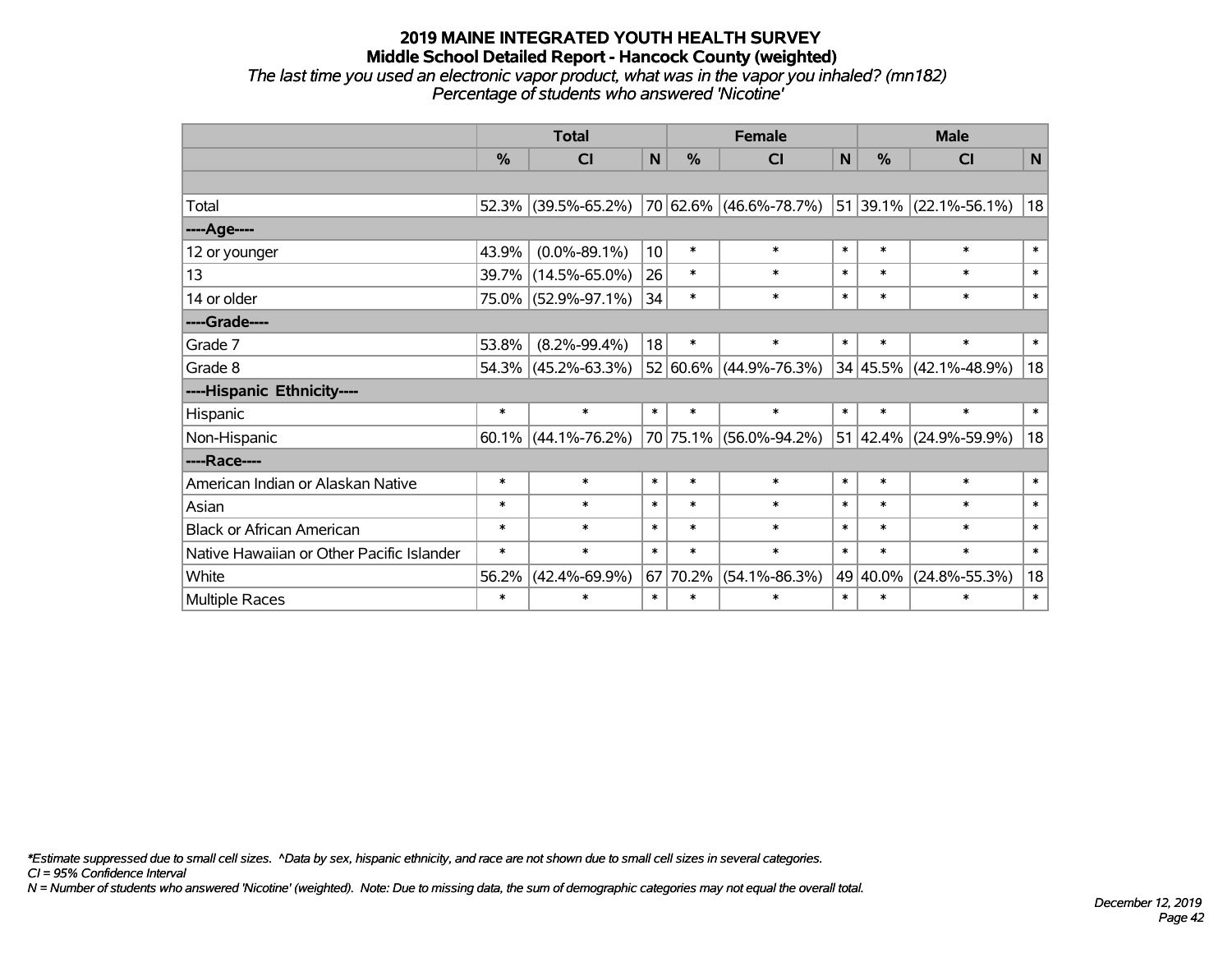# 2019 MAINE INTEGRATED YOUTH HEALTH SURVEY

## Middle School Detailed Report - Hancock County (weighted)

*The last time you used an electronic vapor product, what was in the vapor you inhaled? (mn182)*
*Percentage of students who answered 'Nicotine'*

| | Total | | | Female | | | Male | | |
|---|---|---|---|---|---|---|---|---|---|
| | % | CI | N | % | CI | N | % | CI | N |
| | | | | | | | | | |
| Total | 52.3% | (39.5%-65.2%) | 70 | 62.6% | (46.6%-78.7%) | 51 | 39.1% | (22.1%-56.1%) | 18 |
| ----Age---- | | | | | | | | | |
| 12 or younger | 43.9% | (0.0%-89.1%) | 10 | * | * | * | * | * | * |
| 13 | 39.7% | (14.5%-65.0%) | 26 | * | * | * | * | * | * |
| 14 or older | 75.0% | (52.9%-97.1%) | 34 | * | * | * | * | * | * |
| ----Grade---- | | | | | | | | | |
| Grade 7 | 53.8% | (8.2%-99.4%) | 18 | * | * | * | * | * | * |
| Grade 8 | 54.3% | (45.2%-63.3%) | 52 | 60.6% | (44.9%-76.3%) | 34 | 45.5% | (42.1%-48.9%) | 18 |
| ----Hispanic Ethnicity---- | | | | | | | | | |
| Hispanic | * | * | * | * | * | * | * | * | * |
| Non-Hispanic | 60.1% | (44.1%-76.2%) | 70 | 75.1% | (56.0%-94.2%) | 51 | 42.4% | (24.9%-59.9%) | 18 |
| ----Race---- | | | | | | | | | |
| American Indian or Alaskan Native | * | * | * | * | * | * | * | * | * |
| Asian | * | * | * | * | * | * | * | * | * |
| Black or African American | * | * | * | * | * | * | * | * | * |
| Native Hawaiian or Other Pacific Islander | * | * | * | * | * | * | * | * | * |
| White | 56.2% | (42.4%-69.9%) | 67 | 70.2% | (54.1%-86.3%) | 49 | 40.0% | (24.8%-55.3%) | 18 |
| Multiple Races | * | * | * | * | * | * | * | * | * |

*\*Estimate suppressed due to small cell sizes. ^Data by sex, hispanic ethnicity, and race are not shown due to small cell sizes in several categories.*
*CI = 95% Confidence Interval*
*N = Number of students who answered 'Nicotine' (weighted). Note: Due to missing data, the sum of demographic categories may not equal the overall total.*

*December 12, 2019*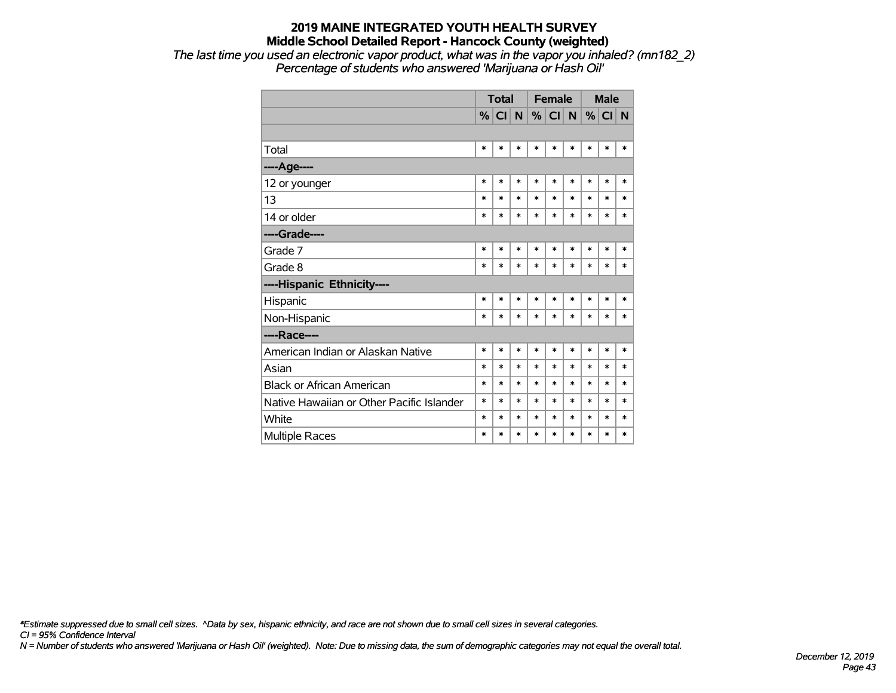# 2019 MAINE INTEGRATED YOUTH HEALTH SURVEY

## Middle School Detailed Report - Hancock County (weighted)

*The last time you used an electronic vapor product, what was in the vapor you inhaled? (mn182_2)*
*Percentage of students who answered 'Marijuana or Hash Oil'*

| | Total | | | Female | | | Male | | |
|---|---|---|---|---|---|---|---|---|---|
| | % | CI | N | % | CI | N | % | CI | N |
| | | | | | | | | | |
| Total | * | * | * | * | * | * | * | * | * |
| **----Age----** | | | | | | | | | |
| 12 or younger | * | * | * | * | * | * | * | * | * |
| 13 | * | * | * | * | * | * | * | * | * |
| 14 or older | * | * | * | * | * | * | * | * | * |
| **----Grade----** | | | | | | | | | |
| Grade 7 | * | * | * | * | * | * | * | * | * |
| Grade 8 | * | * | * | * | * | * | * | * | * |
| **----Hispanic Ethnicity----** | | | | | | | | | |
| Hispanic | * | * | * | * | * | * | * | * | * |
| Non-Hispanic | * | * | * | * | * | * | * | * | * |
| **----Race----** | | | | | | | | | |
| American Indian or Alaskan Native | * | * | * | * | * | * | * | * | * |
| Asian | * | * | * | * | * | * | * | * | * |
| Black or African American | * | * | * | * | * | * | * | * | * |
| Native Hawaiian or Other Pacific Islander | * | * | * | * | * | * | * | * | * |
| White | * | * | * | * | * | * | * | * | * |
| Multiple Races | * | * | * | * | * | * | * | * | * |

*\*Estimate suppressed due to small cell sizes. ^Data by sex, hispanic ethnicity, and race are not shown due to small cell sizes in several categories.*
*CI = 95% Confidence Interval*
*N = Number of students who answered 'Marijuana or Hash Oil' (weighted). Note: Due to missing data, the sum of demographic categories may not equal the overall total.*

*December 12, 2019*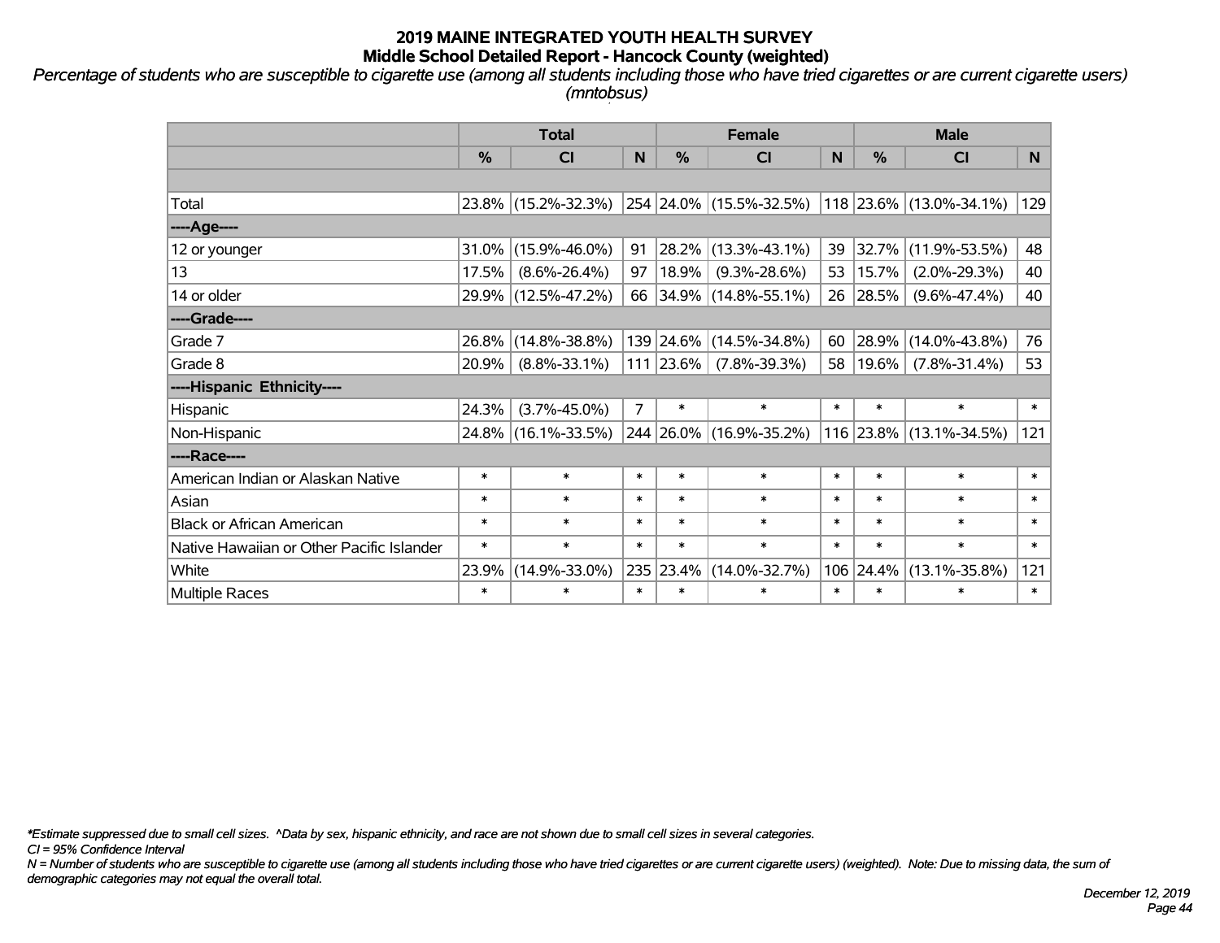# 2019 MAINE INTEGRATED YOUTH HEALTH SURVEY
## Middle School Detailed Report - Hancock County (weighted)

*Percentage of students who are susceptible to cigarette use (among all students including those who have tried cigarettes or are current cigarette users) (mntobsus)*

| | Total | | | Female | | | Male | | |
|---|---|---|---|---|---|---|---|---|---|
| | % | CI | N | % | CI | N | % | CI | N |
| | | | | | | | | | |
| Total | 23.8% | (15.2%-32.3%) | 254 | 24.0% | (15.5%-32.5%) | 118 | 23.6% | (13.0%-34.1%) | 129 |
| ----Age---- | | | | | | | | | |
| 12 or younger | 31.0% | (15.9%-46.0%) | 91 | 28.2% | (13.3%-43.1%) | 39 | 32.7% | (11.9%-53.5%) | 48 |
| 13 | 17.5% | (8.6%-26.4%) | 97 | 18.9% | (9.3%-28.6%) | 53 | 15.7% | (2.0%-29.3%) | 40 |
| 14 or older | 29.9% | (12.5%-47.2%) | 66 | 34.9% | (14.8%-55.1%) | 26 | 28.5% | (9.6%-47.4%) | 40 |
| ----Grade---- | | | | | | | | | |
| Grade 7 | 26.8% | (14.8%-38.8%) | 139 | 24.6% | (14.5%-34.8%) | 60 | 28.9% | (14.0%-43.8%) | 76 |
| Grade 8 | 20.9% | (8.8%-33.1%) | 111 | 23.6% | (7.8%-39.3%) | 58 | 19.6% | (7.8%-31.4%) | 53 |
| ----Hispanic Ethnicity---- | | | | | | | | | |
| Hispanic | 24.3% | (3.7%-45.0%) | 7 | * | * | * | * | * | * |
| Non-Hispanic | 24.8% | (16.1%-33.5%) | 244 | 26.0% | (16.9%-35.2%) | 116 | 23.8% | (13.1%-34.5%) | 121 |
| ----Race---- | | | | | | | | | |
| American Indian or Alaskan Native | * | * | * | * | * | * | * | * | * |
| Asian | * | * | * | * | * | * | * | * | * |
| Black or African American | * | * | * | * | * | * | * | * | * |
| Native Hawaiian or Other Pacific Islander | * | * | * | * | * | * | * | * | * |
| White | 23.9% | (14.9%-33.0%) | 235 | 23.4% | (14.0%-32.7%) | 106 | 24.4% | (13.1%-35.8%) | 121 |
| Multiple Races | * | * | * | * | * | * | * | * | * |

*\*Estimate suppressed due to small cell sizes. ^Data by sex, hispanic ethnicity, and race are not shown due to small cell sizes in several categories.*

*CI = 95% Confidence Interval*

*N = Number of students who are susceptible to cigarette use (among all students including those who have tried cigarettes or are current cigarette users) (weighted). Note: Due to missing data, the sum of demographic categories may not equal the overall total.*

*December 12, 2019*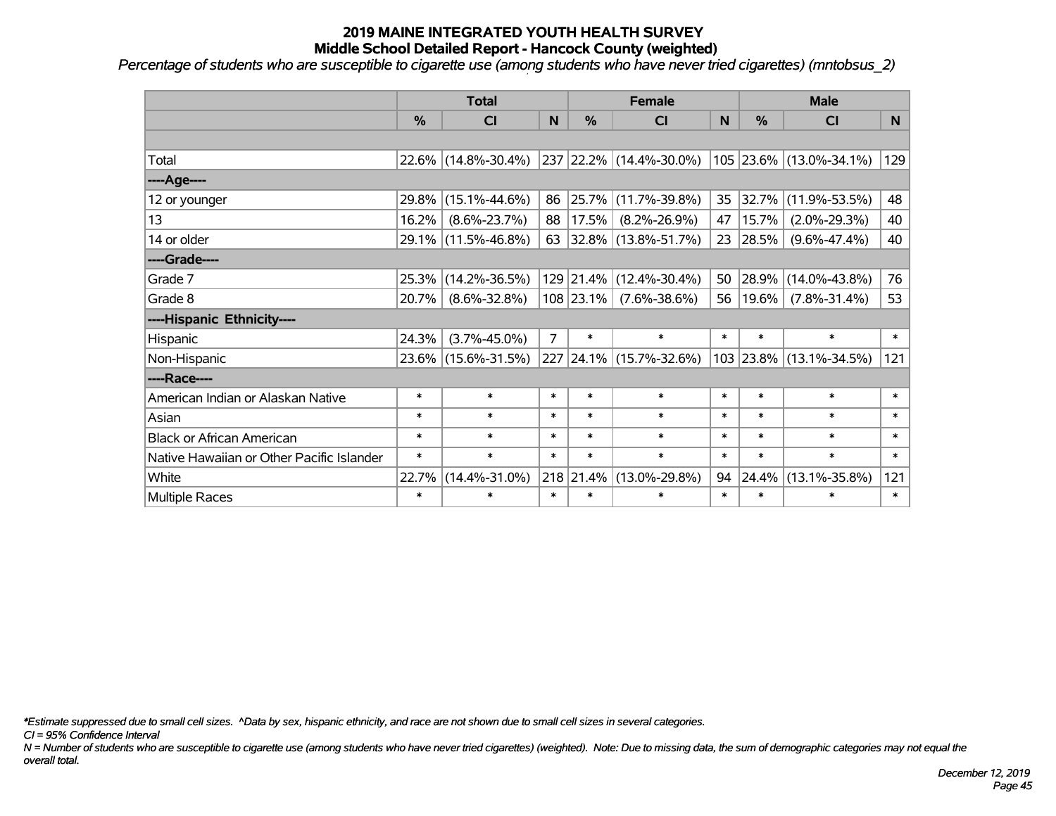# 2019 MAINE INTEGRATED YOUTH HEALTH SURVEY
## Middle School Detailed Report - Hancock County (weighted)

*Percentage of students who are susceptible to cigarette use (among students who have never tried cigarettes) (mntobsus_2)*

| | Total | | | Female | | | Male | | |
|---|---|---|---|---|---|---|---|---|---|
| | % | CI | N | % | CI | N | % | CI | N |
| | | | | | | | | | |
| Total | 22.6% | (14.8%-30.4%) | 237 | 22.2% | (14.4%-30.0%) | 105 | 23.6% | (13.0%-34.1%) | 129 |
| ----Age---- | | | | | | | | | |
| 12 or younger | 29.8% | (15.1%-44.6%) | 86 | 25.7% | (11.7%-39.8%) | 35 | 32.7% | (11.9%-53.5%) | 48 |
| 13 | 16.2% | (8.6%-23.7%) | 88 | 17.5% | (8.2%-26.9%) | 47 | 15.7% | (2.0%-29.3%) | 40 |
| 14 or older | 29.1% | (11.5%-46.8%) | 63 | 32.8% | (13.8%-51.7%) | 23 | 28.5% | (9.6%-47.4%) | 40 |
| ----Grade---- | | | | | | | | | |
| Grade 7 | 25.3% | (14.2%-36.5%) | 129 | 21.4% | (12.4%-30.4%) | 50 | 28.9% | (14.0%-43.8%) | 76 |
| Grade 8 | 20.7% | (8.6%-32.8%) | 108 | 23.1% | (7.6%-38.6%) | 56 | 19.6% | (7.8%-31.4%) | 53 |
| ----Hispanic Ethnicity---- | | | | | | | | | |
| Hispanic | 24.3% | (3.7%-45.0%) | 7 | * | * | * | * | * | * |
| Non-Hispanic | 23.6% | (15.6%-31.5%) | 227 | 24.1% | (15.7%-32.6%) | 103 | 23.8% | (13.1%-34.5%) | 121 |
| ----Race---- | | | | | | | | | |
| American Indian or Alaskan Native | * | * | * | * | * | * | * | * | * |
| Asian | * | * | * | * | * | * | * | * | * |
| Black or African American | * | * | * | * | * | * | * | * | * |
| Native Hawaiian or Other Pacific Islander | * | * | * | * | * | * | * | * | * |
| White | 22.7% | (14.4%-31.0%) | 218 | 21.4% | (13.0%-29.8%) | 94 | 24.4% | (13.1%-35.8%) | 121 |
| Multiple Races | * | * | * | * | * | * | * | * | * |

*\*Estimate suppressed due to small cell sizes. ^Data by sex, hispanic ethnicity, and race are not shown due to small cell sizes in several categories.*

*CI = 95% Confidence Interval*

*N = Number of students who are susceptible to cigarette use (among students who have never tried cigarettes) (weighted). Note: Due to missing data, the sum of demographic categories may not equal the overall total.*

*December 12, 2019*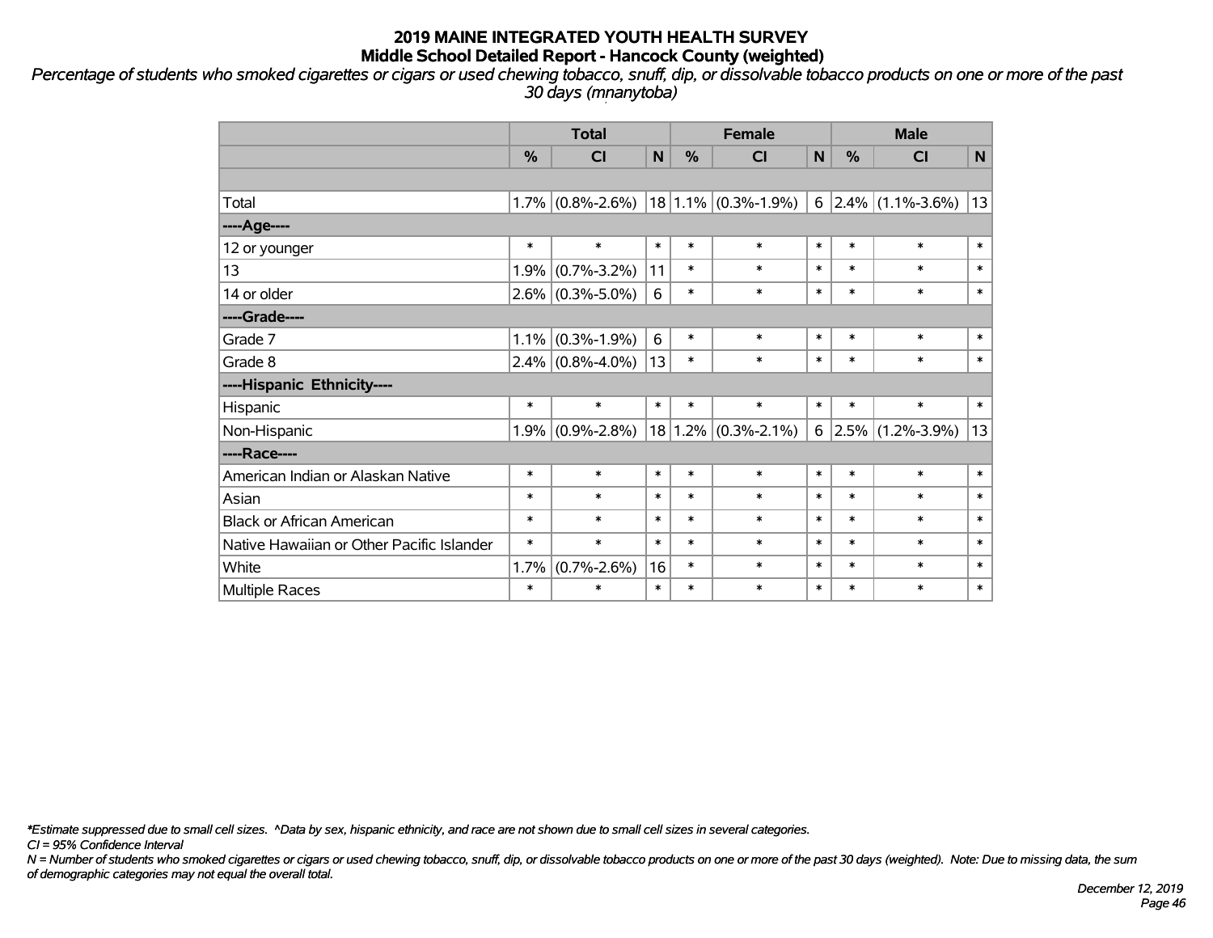# 2019 MAINE INTEGRATED YOUTH HEALTH SURVEY
## Middle School Detailed Report - Hancock County (weighted)

*Percentage of students who smoked cigarettes or cigars or used chewing tobacco, snuff, dip, or dissolvable tobacco products on one or more of the past 30 days (mnanytoba)*

| | Total | | | Female | | | Male | | |
|---|---|---|---|---|---|---|---|---|---|
| | % | CI | N | % | CI | N | % | CI | N |
| | | | | | | | | | |
| Total | 1.7% | (0.8%-2.6%) | 18 | 1.1% | (0.3%-1.9%) | 6 | 2.4% | (1.1%-3.6%) | 13 |
| ----Age---- | | | | | | | | | |
| 12 or younger | * | * | * | * | * | * | * | * | * |
| 13 | 1.9% | (0.7%-3.2%) | 11 | * | * | * | * | * | * |
| 14 or older | 2.6% | (0.3%-5.0%) | 6 | * | * | * | * | * | * |
| ----Grade---- | | | | | | | | | |
| Grade 7 | 1.1% | (0.3%-1.9%) | 6 | * | * | * | * | * | * |
| Grade 8 | 2.4% | (0.8%-4.0%) | 13 | * | * | * | * | * | * |
| ----Hispanic Ethnicity---- | | | | | | | | | |
| Hispanic | * | * | * | * | * | * | * | * | * |
| Non-Hispanic | 1.9% | (0.9%-2.8%) | 18 | 1.2% | (0.3%-2.1%) | 6 | 2.5% | (1.2%-3.9%) | 13 |
| ----Race---- | | | | | | | | | |
| American Indian or Alaskan Native | * | * | * | * | * | * | * | * | * |
| Asian | * | * | * | * | * | * | * | * | * |
| Black or African American | * | * | * | * | * | * | * | * | * |
| Native Hawaiian or Other Pacific Islander | * | * | * | * | * | * | * | * | * |
| White | 1.7% | (0.7%-2.6%) | 16 | * | * | * | * | * | * |
| Multiple Races | * | * | * | * | * | * | * | * | * |

*\*Estimate suppressed due to small cell sizes. ^Data by sex, hispanic ethnicity, and race are not shown due to small cell sizes in several categories.*

*CI = 95% Confidence Interval*

*N = Number of students who smoked cigarettes or cigars or used chewing tobacco, snuff, dip, or dissolvable tobacco products on one or more of the past 30 days (weighted). Note: Due to missing data, the sum of demographic categories may not equal the overall total.*

*December 12, 2019*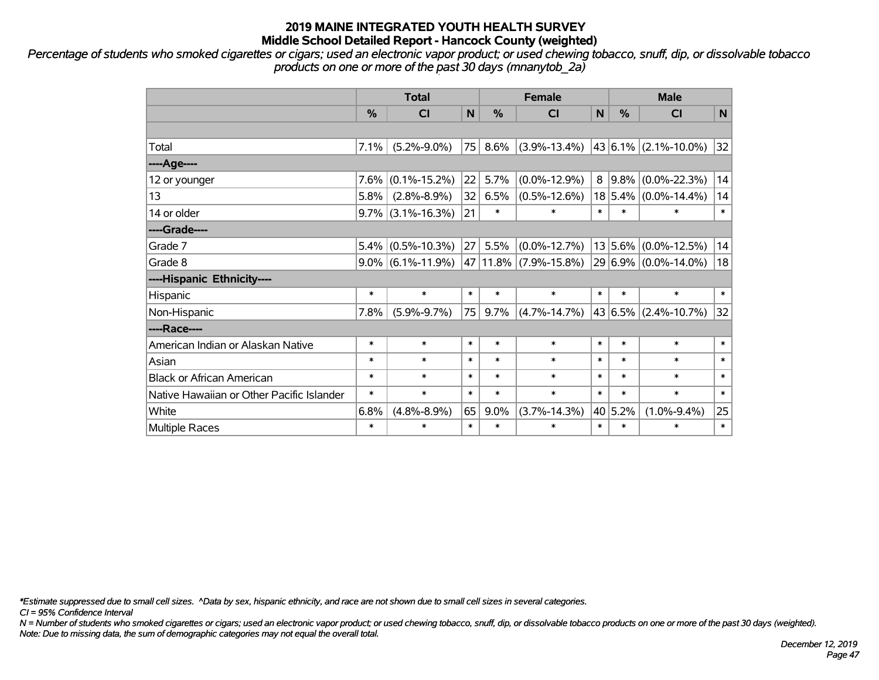# 2019 MAINE INTEGRATED YOUTH HEALTH SURVEY
## Middle School Detailed Report - Hancock County (weighted)

*Percentage of students who smoked cigarettes or cigars; used an electronic vapor product; or used chewing tobacco, snuff, dip, or dissolvable tobacco products on one or more of the past 30 days (mnanytob_2a)*

| | Total | | | Female | | | Male | | |
|---|---|---|---|---|---|---|---|---|---|
| | % | CI | N | % | CI | N | % | CI | N |
| | | | | | | | | | |
| Total | 7.1% | (5.2%-9.0%) | 75 | 8.6% | (3.9%-13.4%) | 43 | 6.1% | (2.1%-10.0%) | 32 |
| ----Age---- | | | | | | | | | |
| 12 or younger | 7.6% | (0.1%-15.2%) | 22 | 5.7% | (0.0%-12.9%) | 8 | 9.8% | (0.0%-22.3%) | 14 |
| 13 | 5.8% | (2.8%-8.9%) | 32 | 6.5% | (0.5%-12.6%) | 18 | 5.4% | (0.0%-14.4%) | 14 |
| 14 or older | 9.7% | (3.1%-16.3%) | 21 | * | * | * | * | * | * |
| ----Grade---- | | | | | | | | | |
| Grade 7 | 5.4% | (0.5%-10.3%) | 27 | 5.5% | (0.0%-12.7%) | 13 | 5.6% | (0.0%-12.5%) | 14 |
| Grade 8 | 9.0% | (6.1%-11.9%) | 47 | 11.8% | (7.9%-15.8%) | 29 | 6.9% | (0.0%-14.0%) | 18 |
| ----Hispanic Ethnicity---- | | | | | | | | | |
| Hispanic | * | * | * | * | * | * | * | * | * |
| Non-Hispanic | 7.8% | (5.9%-9.7%) | 75 | 9.7% | (4.7%-14.7%) | 43 | 6.5% | (2.4%-10.7%) | 32 |
| ----Race---- | | | | | | | | | |
| American Indian or Alaskan Native | * | * | * | * | * | * | * | * | * |
| Asian | * | * | * | * | * | * | * | * | * |
| Black or African American | * | * | * | * | * | * | * | * | * |
| Native Hawaiian or Other Pacific Islander | * | * | * | * | * | * | * | * | * |
| White | 6.8% | (4.8%-8.9%) | 65 | 9.0% | (3.7%-14.3%) | 40 | 5.2% | (1.0%-9.4%) | 25 |
| Multiple Races | * | * | * | * | * | * | * | * | * |

*\*Estimate suppressed due to small cell sizes. ^Data by sex, hispanic ethnicity, and race are not shown due to small cell sizes in several categories.*

*CI = 95% Confidence Interval*

*N = Number of students who smoked cigarettes or cigars; used an electronic vapor product; or used chewing tobacco, snuff, dip, or dissolvable tobacco products on one or more of the past 30 days (weighted).*

*Note: Due to missing data, the sum of demographic categories may not equal the overall total.*

*December 12, 2019*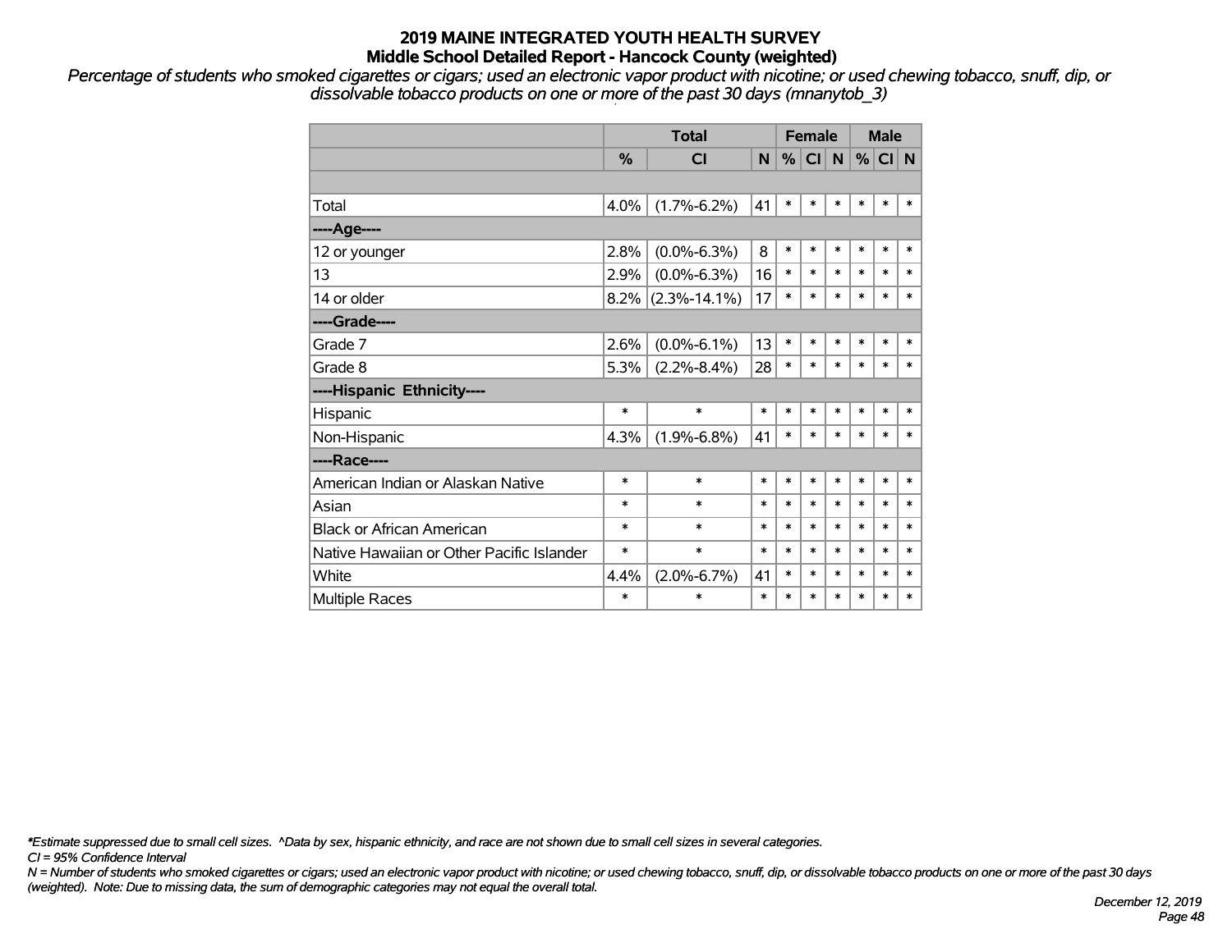# 2019 MAINE INTEGRATED YOUTH HEALTH SURVEY
## Middle School Detailed Report - Hancock County (weighted)

*Percentage of students who smoked cigarettes or cigars; used an electronic vapor product with nicotine; or used chewing tobacco, snuff, dip, or dissolvable tobacco products on one or more of the past 30 days (mnanytob_3)*

| | Total | | | Female | | | Male | | |
|---|---|---|---|---|---|---|---|---|---|
| | % | CI | N | % | CI | N | % | CI | N |
| | | | | | | | | | |
| Total | 4.0% | (1.7%-6.2%) | 41 | * | * | * | * | * | * |
| ----Age---- | | | | | | | | | |
| 12 or younger | 2.8% | (0.0%-6.3%) | 8 | * | * | * | * | * | * |
| 13 | 2.9% | (0.0%-6.3%) | 16 | * | * | * | * | * | * |
| 14 or older | 8.2% | (2.3%-14.1%) | 17 | * | * | * | * | * | * |
| ----Grade---- | | | | | | | | | |
| Grade 7 | 2.6% | (0.0%-6.1%) | 13 | * | * | * | * | * | * |
| Grade 8 | 5.3% | (2.2%-8.4%) | 28 | * | * | * | * | * | * |
| ----Hispanic Ethnicity---- | | | | | | | | | |
| Hispanic | * | * | * | * | * | * | * | * | * |
| Non-Hispanic | 4.3% | (1.9%-6.8%) | 41 | * | * | * | * | * | * |
| ----Race---- | | | | | | | | | |
| American Indian or Alaskan Native | * | * | * | * | * | * | * | * | * |
| Asian | * | * | * | * | * | * | * | * | * |
| Black or African American | * | * | * | * | * | * | * | * | * |
| Native Hawaiian or Other Pacific Islander | * | * | * | * | * | * | * | * | * |
| White | 4.4% | (2.0%-6.7%) | 41 | * | * | * | * | * | * |
| Multiple Races | * | * | * | * | * | * | * | * | * |

*\*Estimate suppressed due to small cell sizes. ^Data by sex, hispanic ethnicity, and race are not shown due to small cell sizes in several categories.*

*CI = 95% Confidence Interval*

*N = Number of students who smoked cigarettes or cigars; used an electronic vapor product with nicotine; or used chewing tobacco, snuff, dip, or dissolvable tobacco products on one or more of the past 30 days (weighted). Note: Due to missing data, the sum of demographic categories may not equal the overall total.*

*December 12, 2019*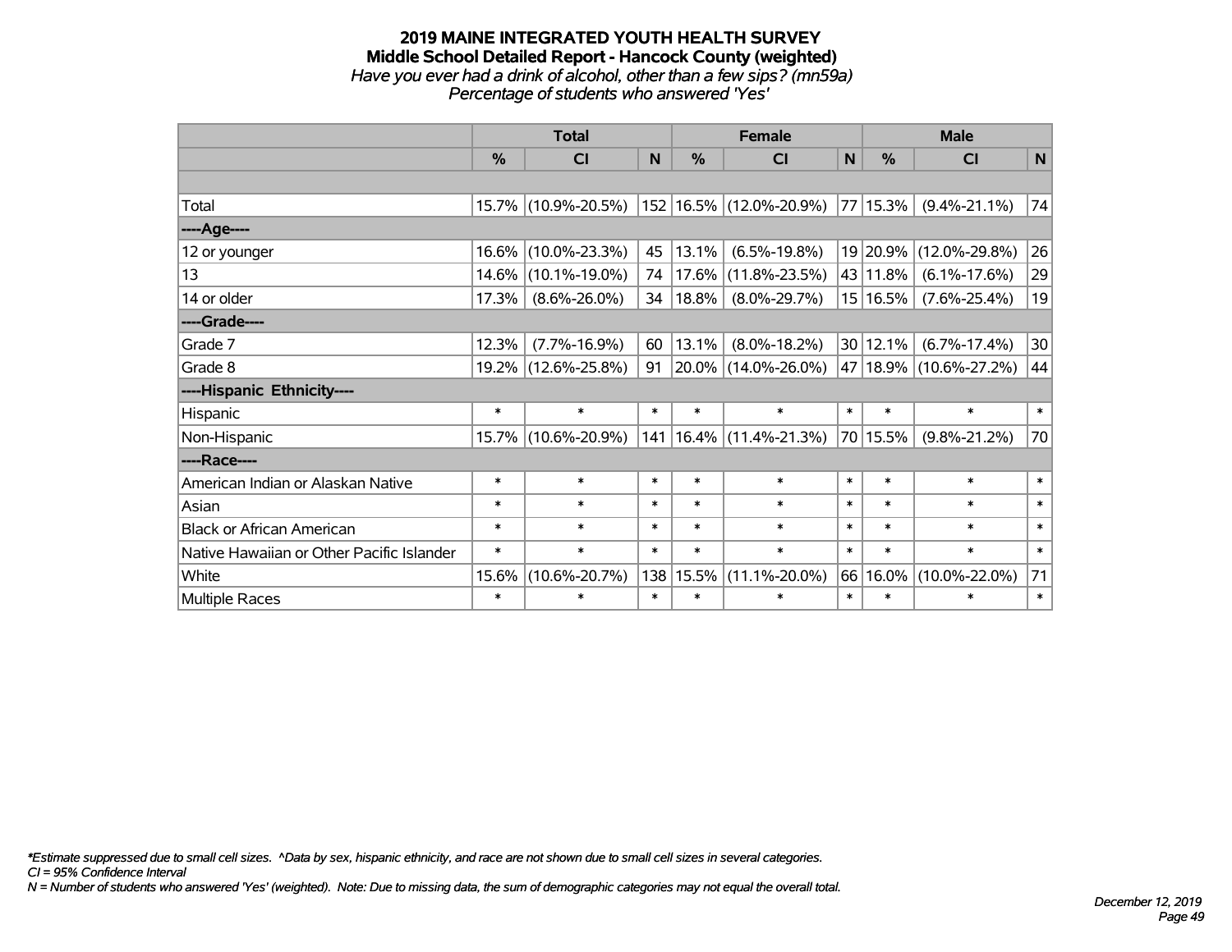# 2019 MAINE INTEGRATED YOUTH HEALTH SURVEY

## Middle School Detailed Report - Hancock County (weighted)

*Have you ever had a drink of alcohol, other than a few sips? (mn59a)*

*Percentage of students who answered 'Yes'*

| | Total | | | Female | | | Male | | |
|---|---|---|---|---|---|---|---|---|---|
| | % | CI | N | % | CI | N | % | CI | N |
| | | | | | | | | | |
| Total | 15.7% | (10.9%-20.5%) | 152 | 16.5% | (12.0%-20.9%) | 77 | 15.3% | (9.4%-21.1%) | 74 |
| ----Age---- | | | | | | | | | |
| 12 or younger | 16.6% | (10.0%-23.3%) | 45 | 13.1% | (6.5%-19.8%) | 19 | 20.9% | (12.0%-29.8%) | 26 |
| 13 | 14.6% | (10.1%-19.0%) | 74 | 17.6% | (11.8%-23.5%) | 43 | 11.8% | (6.1%-17.6%) | 29 |
| 14 or older | 17.3% | (8.6%-26.0%) | 34 | 18.8% | (8.0%-29.7%) | 15 | 16.5% | (7.6%-25.4%) | 19 |
| ----Grade---- | | | | | | | | | |
| Grade 7 | 12.3% | (7.7%-16.9%) | 60 | 13.1% | (8.0%-18.2%) | 30 | 12.1% | (6.7%-17.4%) | 30 |
| Grade 8 | 19.2% | (12.6%-25.8%) | 91 | 20.0% | (14.0%-26.0%) | 47 | 18.9% | (10.6%-27.2%) | 44 |
| ----Hispanic Ethnicity---- | | | | | | | | | |
| Hispanic | * | * | * | * | * | * | * | * | * |
| Non-Hispanic | 15.7% | (10.6%-20.9%) | 141 | 16.4% | (11.4%-21.3%) | 70 | 15.5% | (9.8%-21.2%) | 70 |
| ----Race---- | | | | | | | | | |
| American Indian or Alaskan Native | * | * | * | * | * | * | * | * | * |
| Asian | * | * | * | * | * | * | * | * | * |
| Black or African American | * | * | * | * | * | * | * | * | * |
| Native Hawaiian or Other Pacific Islander | * | * | * | * | * | * | * | * | * |
| White | 15.6% | (10.6%-20.7%) | 138 | 15.5% | (11.1%-20.0%) | 66 | 16.0% | (10.0%-22.0%) | 71 |
| Multiple Races | * | * | * | * | * | * | * | * | * |

*\*Estimate suppressed due to small cell sizes. ^Data by sex, hispanic ethnicity, and race are not shown due to small cell sizes in several categories.*

*CI = 95% Confidence Interval*

*N = Number of students who answered 'Yes' (weighted). Note: Due to missing data, the sum of demographic categories may not equal the overall total.*

*December 12, 2019*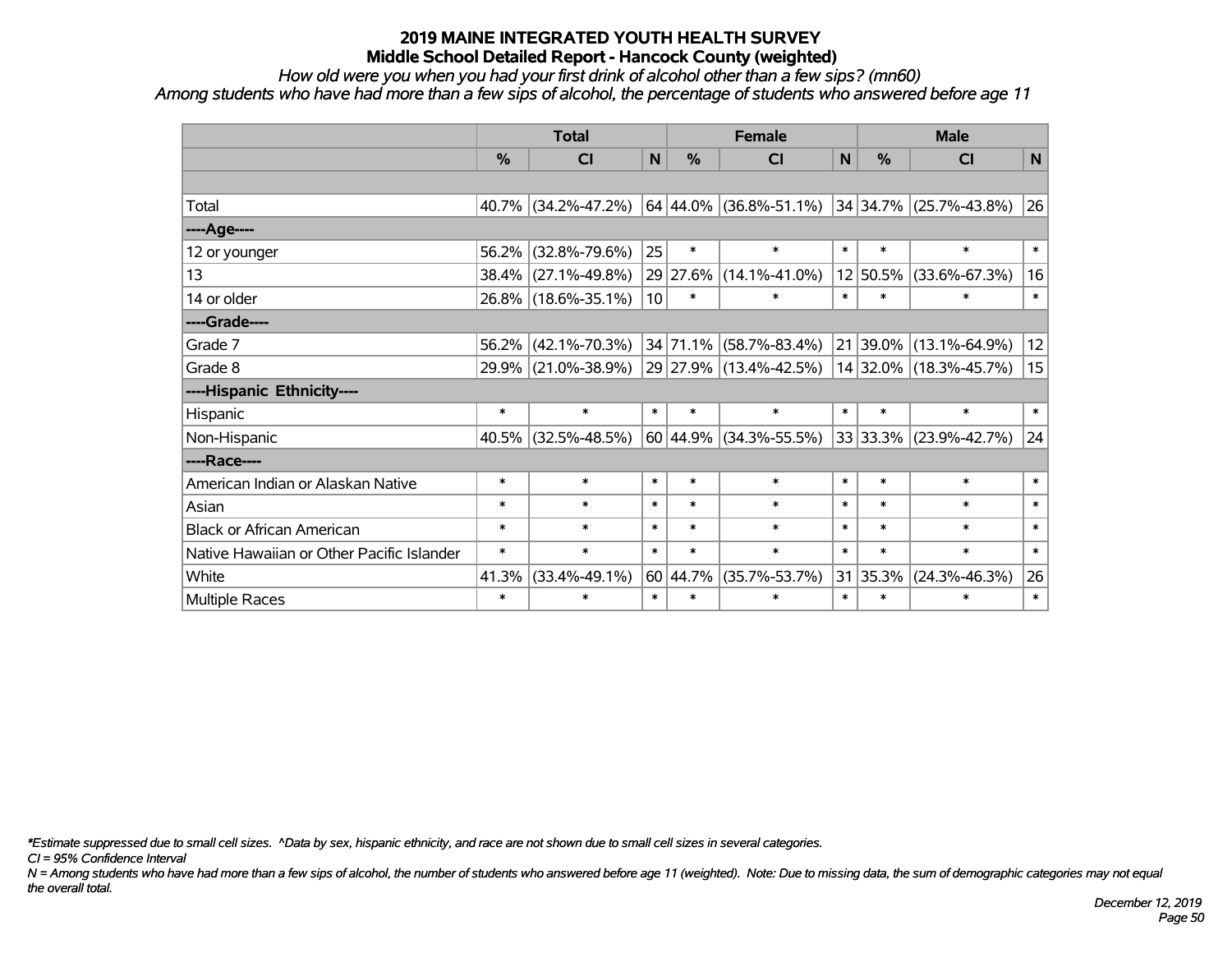# 2019 MAINE INTEGRATED YOUTH HEALTH SURVEY
## Middle School Detailed Report - Hancock County (weighted)

*How old were you when you had your first drink of alcohol other than a few sips? (mn60)*
*Among students who have had more than a few sips of alcohol, the percentage of students who answered before age 11*

| | Total | | | Female | | | Male | | |
|---|---|---|---|---|---|---|---|---|---|
| | % | CI | N | % | CI | N | % | CI | N |
| | | | | | | | | | |
| Total | 40.7% | (34.2%-47.2%) | 64 | 44.0% | (36.8%-51.1%) | 34 | 34.7% | (25.7%-43.8%) | 26 |
| ----Age---- | | | | | | | | | |
| 12 or younger | 56.2% | (32.8%-79.6%) | 25 | * | * | * | * | * | * |
| 13 | 38.4% | (27.1%-49.8%) | 29 | 27.6% | (14.1%-41.0%) | 12 | 50.5% | (33.6%-67.3%) | 16 |
| 14 or older | 26.8% | (18.6%-35.1%) | 10 | * | * | * | * | * | * |
| ----Grade---- | | | | | | | | | |
| Grade 7 | 56.2% | (42.1%-70.3%) | 34 | 71.1% | (58.7%-83.4%) | 21 | 39.0% | (13.1%-64.9%) | 12 |
| Grade 8 | 29.9% | (21.0%-38.9%) | 29 | 27.9% | (13.4%-42.5%) | 14 | 32.0% | (18.3%-45.7%) | 15 |
| ----Hispanic Ethnicity---- | | | | | | | | | |
| Hispanic | * | * | * | * | * | * | * | * | * |
| Non-Hispanic | 40.5% | (32.5%-48.5%) | 60 | 44.9% | (34.3%-55.5%) | 33 | 33.3% | (23.9%-42.7%) | 24 |
| ----Race---- | | | | | | | | | |
| American Indian or Alaskan Native | * | * | * | * | * | * | * | * | * |
| Asian | * | * | * | * | * | * | * | * | * |
| Black or African American | * | * | * | * | * | * | * | * | * |
| Native Hawaiian or Other Pacific Islander | * | * | * | * | * | * | * | * | * |
| White | 41.3% | (33.4%-49.1%) | 60 | 44.7% | (35.7%-53.7%) | 31 | 35.3% | (24.3%-46.3%) | 26 |
| Multiple Races | * | * | * | * | * | * | * | * | * |

*\*Estimate suppressed due to small cell sizes. ^Data by sex, hispanic ethnicity, and race are not shown due to small cell sizes in several categories.*
*CI = 95% Confidence Interval*
*N = Among students who have had more than a few sips of alcohol, the number of students who answered before age 11 (weighted). Note: Due to missing data, the sum of demographic categories may not equal the overall total.*

*December 12, 2019*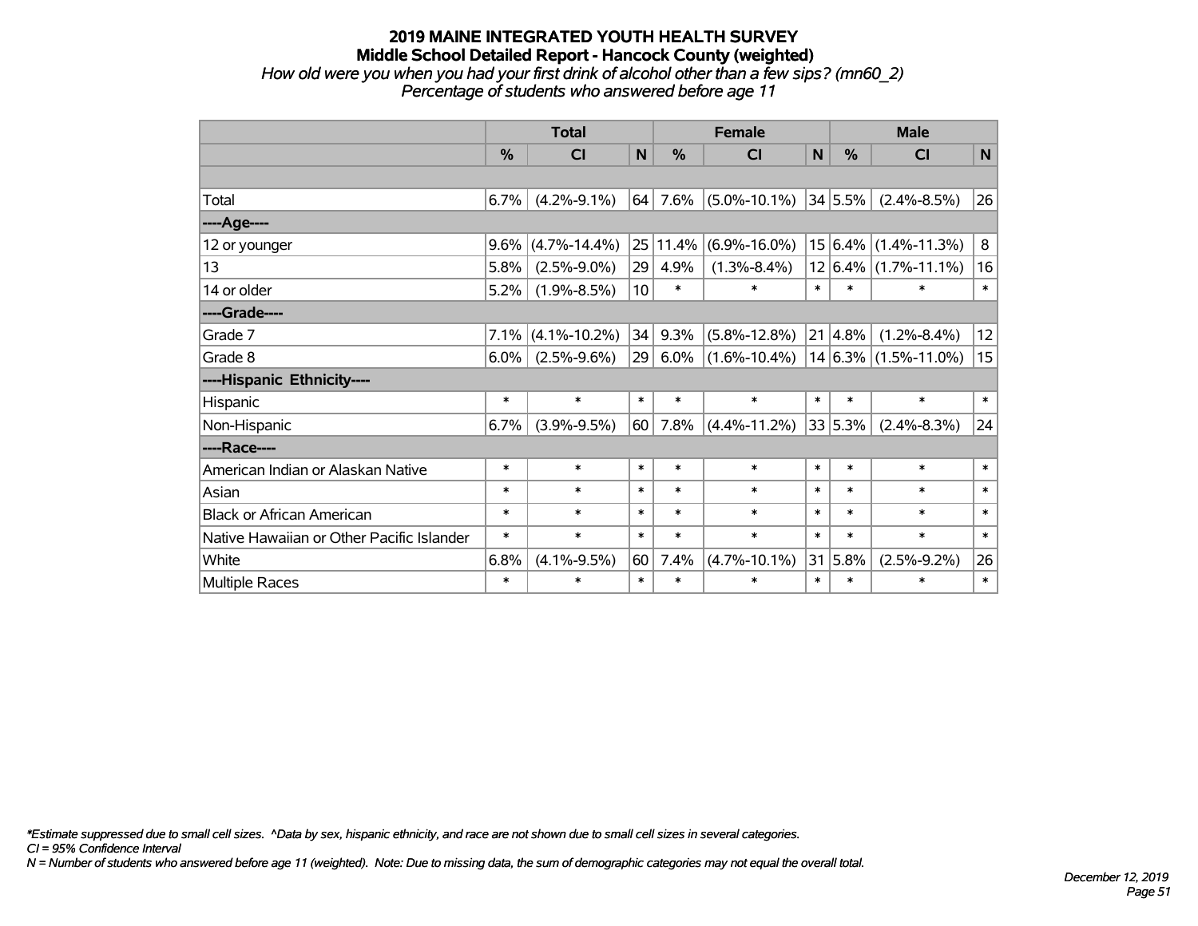# 2019 MAINE INTEGRATED YOUTH HEALTH SURVEY
## Middle School Detailed Report - Hancock County (weighted)
*How old were you when you had your first drink of alcohol other than a few sips? (mn60_2)*
*Percentage of students who answered before age 11*

| | Total | | | Female | | | Male | | |
|---|---|---|---|---|---|---|---|---|---|
| | % | CI | N | % | CI | N | % | CI | N |
| | | | | | | | | | |
| Total | 6.7% | (4.2%-9.1%) | 64 | 7.6% | (5.0%-10.1%) | 34 | 5.5% | (2.4%-8.5%) | 26 |
| ----Age---- | | | | | | | | | |
| 12 or younger | 9.6% | (4.7%-14.4%) | 25 | 11.4% | (6.9%-16.0%) | 15 | 6.4% | (1.4%-11.3%) | 8 |
| 13 | 5.8% | (2.5%-9.0%) | 29 | 4.9% | (1.3%-8.4%) | 12 | 6.4% | (1.7%-11.1%) | 16 |
| 14 or older | 5.2% | (1.9%-8.5%) | 10 | * | * | * | * | * | * |
| ----Grade---- | | | | | | | | | |
| Grade 7 | 7.1% | (4.1%-10.2%) | 34 | 9.3% | (5.8%-12.8%) | 21 | 4.8% | (1.2%-8.4%) | 12 |
| Grade 8 | 6.0% | (2.5%-9.6%) | 29 | 6.0% | (1.6%-10.4%) | 14 | 6.3% | (1.5%-11.0%) | 15 |
| ----Hispanic Ethnicity---- | | | | | | | | | |
| Hispanic | * | * | * | * | * | * | * | * | * |
| Non-Hispanic | 6.7% | (3.9%-9.5%) | 60 | 7.8% | (4.4%-11.2%) | 33 | 5.3% | (2.4%-8.3%) | 24 |
| ----Race---- | | | | | | | | | |
| American Indian or Alaskan Native | * | * | * | * | * | * | * | * | * |
| Asian | * | * | * | * | * | * | * | * | * |
| Black or African American | * | * | * | * | * | * | * | * | * |
| Native Hawaiian or Other Pacific Islander | * | * | * | * | * | * | * | * | * |
| White | 6.8% | (4.1%-9.5%) | 60 | 7.4% | (4.7%-10.1%) | 31 | 5.8% | (2.5%-9.2%) | 26 |
| Multiple Races | * | * | * | * | * | * | * | * | * |

*\*Estimate suppressed due to small cell sizes. ^Data by sex, hispanic ethnicity, and race are not shown due to small cell sizes in several categories.*
*CI = 95% Confidence Interval*
*N = Number of students who answered before age 11 (weighted). Note: Due to missing data, the sum of demographic categories may not equal the overall total.*

*December 12, 2019*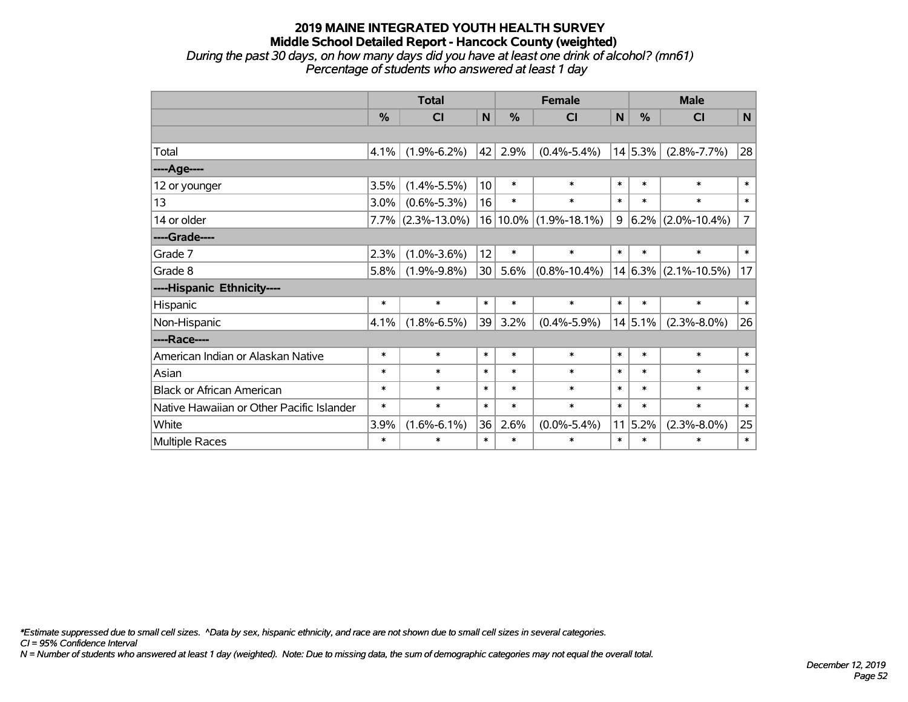# 2019 MAINE INTEGRATED YOUTH HEALTH SURVEY
## Middle School Detailed Report - Hancock County (weighted)
*During the past 30 days, on how many days did you have at least one drink of alcohol? (mn61)*
*Percentage of students who answered at least 1 day*

| | Total | | | Female | | | Male | | |
|---|---|---|---|---|---|---|---|---|---|
| | % | CI | N | % | CI | N | % | CI | N |
| | | | | | | | | | |
| Total | 4.1% | (1.9%-6.2%) | 42 | 2.9% | (0.4%-5.4%) | 14 | 5.3% | (2.8%-7.7%) | 28 |
| ----Age---- | | | | | | | | | |
| 12 or younger | 3.5% | (1.4%-5.5%) | 10 | * | * | * | * | * | * |
| 13 | 3.0% | (0.6%-5.3%) | 16 | * | * | * | * | * | * |
| 14 or older | 7.7% | (2.3%-13.0%) | 16 | 10.0% | (1.9%-18.1%) | 9 | 6.2% | (2.0%-10.4%) | 7 |
| ----Grade---- | | | | | | | | | |
| Grade 7 | 2.3% | (1.0%-3.6%) | 12 | * | * | * | * | * | * |
| Grade 8 | 5.8% | (1.9%-9.8%) | 30 | 5.6% | (0.8%-10.4%) | 14 | 6.3% | (2.1%-10.5%) | 17 |
| ----Hispanic Ethnicity---- | | | | | | | | | |
| Hispanic | * | * | * | * | * | * | * | * | * |
| Non-Hispanic | 4.1% | (1.8%-6.5%) | 39 | 3.2% | (0.4%-5.9%) | 14 | 5.1% | (2.3%-8.0%) | 26 |
| ----Race---- | | | | | | | | | |
| American Indian or Alaskan Native | * | * | * | * | * | * | * | * | * |
| Asian | * | * | * | * | * | * | * | * | * |
| Black or African American | * | * | * | * | * | * | * | * | * |
| Native Hawaiian or Other Pacific Islander | * | * | * | * | * | * | * | * | * |
| White | 3.9% | (1.6%-6.1%) | 36 | 2.6% | (0.0%-5.4%) | 11 | 5.2% | (2.3%-8.0%) | 25 |
| Multiple Races | * | * | * | * | * | * | * | * | * |

*\*Estimate suppressed due to small cell sizes. ^Data by sex, hispanic ethnicity, and race are not shown due to small cell sizes in several categories.*
*CI = 95% Confidence Interval*
*N = Number of students who answered at least 1 day (weighted). Note: Due to missing data, the sum of demographic categories may not equal the overall total.*

*December 12, 2019*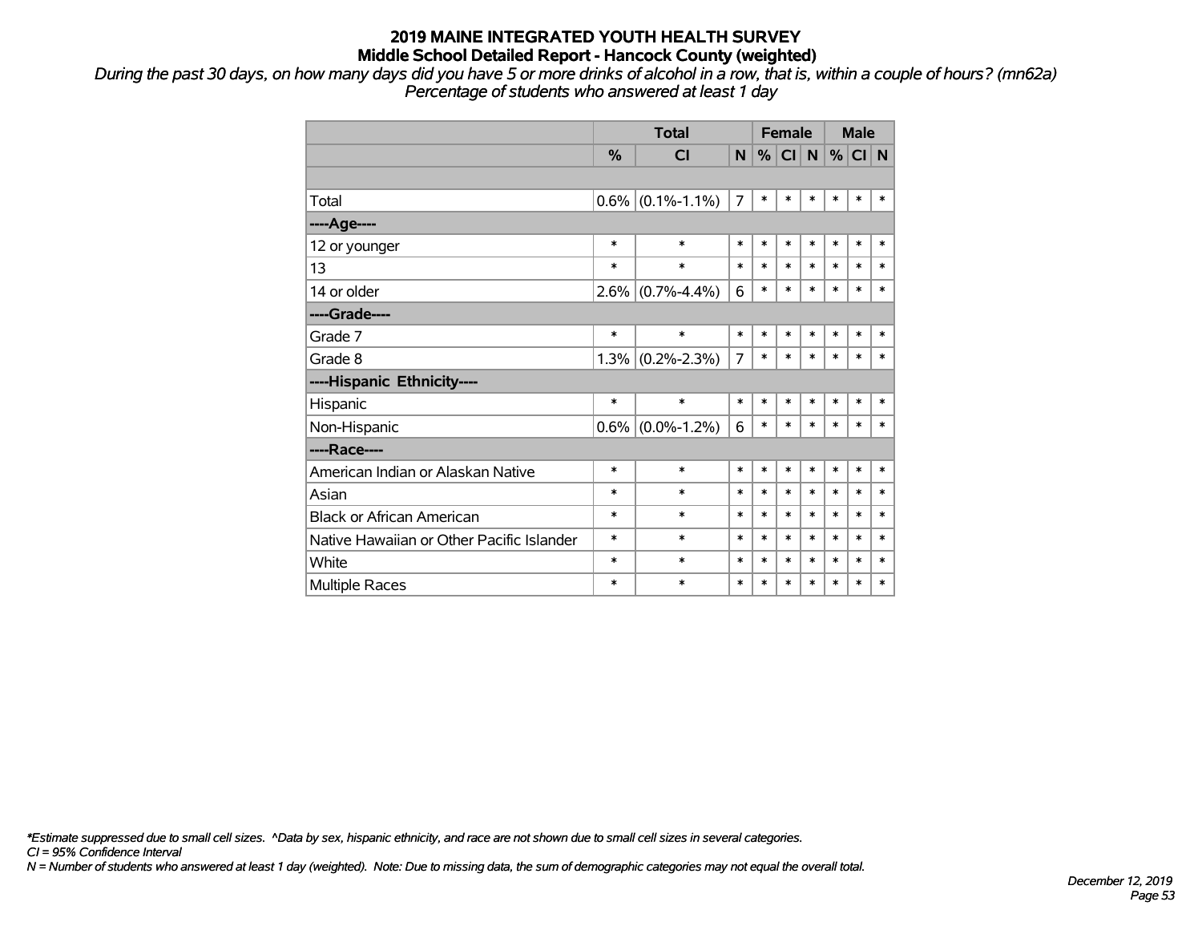# 2019 MAINE INTEGRATED YOUTH HEALTH SURVEY
## Middle School Detailed Report - Hancock County (weighted)

*During the past 30 days, on how many days did you have 5 or more drinks of alcohol in a row, that is, within a couple of hours? (mn62a)*
*Percentage of students who answered at least 1 day*

| | Total | | | Female | | | Male | | |
|---|---|---|---|---|---|---|---|---|---|
| | % | CI | N | % | CI | N | % | CI | N |
| | | | | | | | | | |
| Total | 0.6% | (0.1%-1.1%) | 7 | * | * | * | * | * | * |
| ----Age---- | | | | | | | | | |
| 12 or younger | * | * | * | * | * | * | * | * | * |
| 13 | * | * | * | * | * | * | * | * | * |
| 14 or older | 2.6% | (0.7%-4.4%) | 6 | * | * | * | * | * | * |
| ----Grade---- | | | | | | | | | |
| Grade 7 | * | * | * | * | * | * | * | * | * |
| Grade 8 | 1.3% | (0.2%-2.3%) | 7 | * | * | * | * | * | * |
| ----Hispanic Ethnicity---- | | | | | | | | | |
| Hispanic | * | * | * | * | * | * | * | * | * |
| Non-Hispanic | 0.6% | (0.0%-1.2%) | 6 | * | * | * | * | * | * |
| ----Race---- | | | | | | | | | |
| American Indian or Alaskan Native | * | * | * | * | * | * | * | * | * |
| Asian | * | * | * | * | * | * | * | * | * |
| Black or African American | * | * | * | * | * | * | * | * | * |
| Native Hawaiian or Other Pacific Islander | * | * | * | * | * | * | * | * | * |
| White | * | * | * | * | * | * | * | * | * |
| Multiple Races | * | * | * | * | * | * | * | * | * |

*\*Estimate suppressed due to small cell sizes. ^Data by sex, hispanic ethnicity, and race are not shown due to small cell sizes in several categories.*
*CI = 95% Confidence Interval*
*N = Number of students who answered at least 1 day (weighted). Note: Due to missing data, the sum of demographic categories may not equal the overall total.*

*December 12, 2019*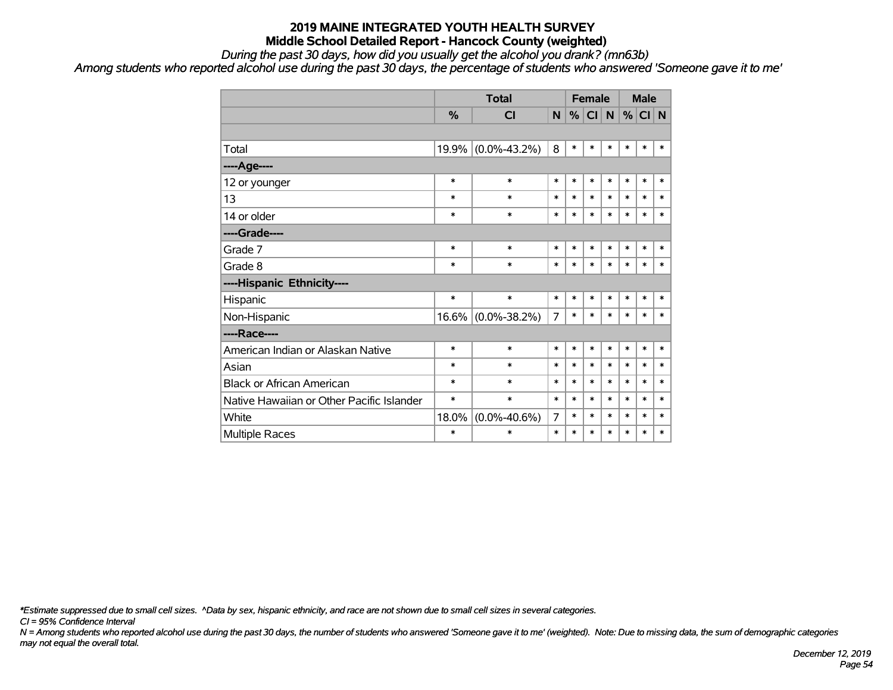# 2019 MAINE INTEGRATED YOUTH HEALTH SURVEY
## Middle School Detailed Report - Hancock County (weighted)

*During the past 30 days, how did you usually get the alcohol you drank? (mn63b)*

*Among students who reported alcohol use during the past 30 days, the percentage of students who answered 'Someone gave it to me'*

| | Total | | | Female | | | Male | | |
|---|---|---|---|---|---|---|---|---|---|
| | % | CI | N | % | CI | N | % | CI | N |
| | | | | | | | | | |
| Total | 19.9% | (0.0%-43.2%) | 8 | * | * | * | * | * | * |
| ----Age---- | | | | | | | | | |
| 12 or younger | * | * | * | * | * | * | * | * | * |
| 13 | * | * | * | * | * | * | * | * | * |
| 14 or older | * | * | * | * | * | * | * | * | * |
| ----Grade---- | | | | | | | | | |
| Grade 7 | * | * | * | * | * | * | * | * | * |
| Grade 8 | * | * | * | * | * | * | * | * | * |
| ----Hispanic Ethnicity---- | | | | | | | | | |
| Hispanic | * | * | * | * | * | * | * | * | * |
| Non-Hispanic | 16.6% | (0.0%-38.2%) | 7 | * | * | * | * | * | * |
| ----Race---- | | | | | | | | | |
| American Indian or Alaskan Native | * | * | * | * | * | * | * | * | * |
| Asian | * | * | * | * | * | * | * | * | * |
| Black or African American | * | * | * | * | * | * | * | * | * |
| Native Hawaiian or Other Pacific Islander | * | * | * | * | * | * | * | * | * |
| White | 18.0% | (0.0%-40.6%) | 7 | * | * | * | * | * | * |
| Multiple Races | * | * | * | * | * | * | * | * | * |

*\*Estimate suppressed due to small cell sizes. ^Data by sex, hispanic ethnicity, and race are not shown due to small cell sizes in several categories.*

*CI = 95% Confidence Interval*

*N = Among students who reported alcohol use during the past 30 days, the number of students who answered 'Someone gave it to me' (weighted). Note: Due to missing data, the sum of demographic categories may not equal the overall total.*

*December 12, 2019*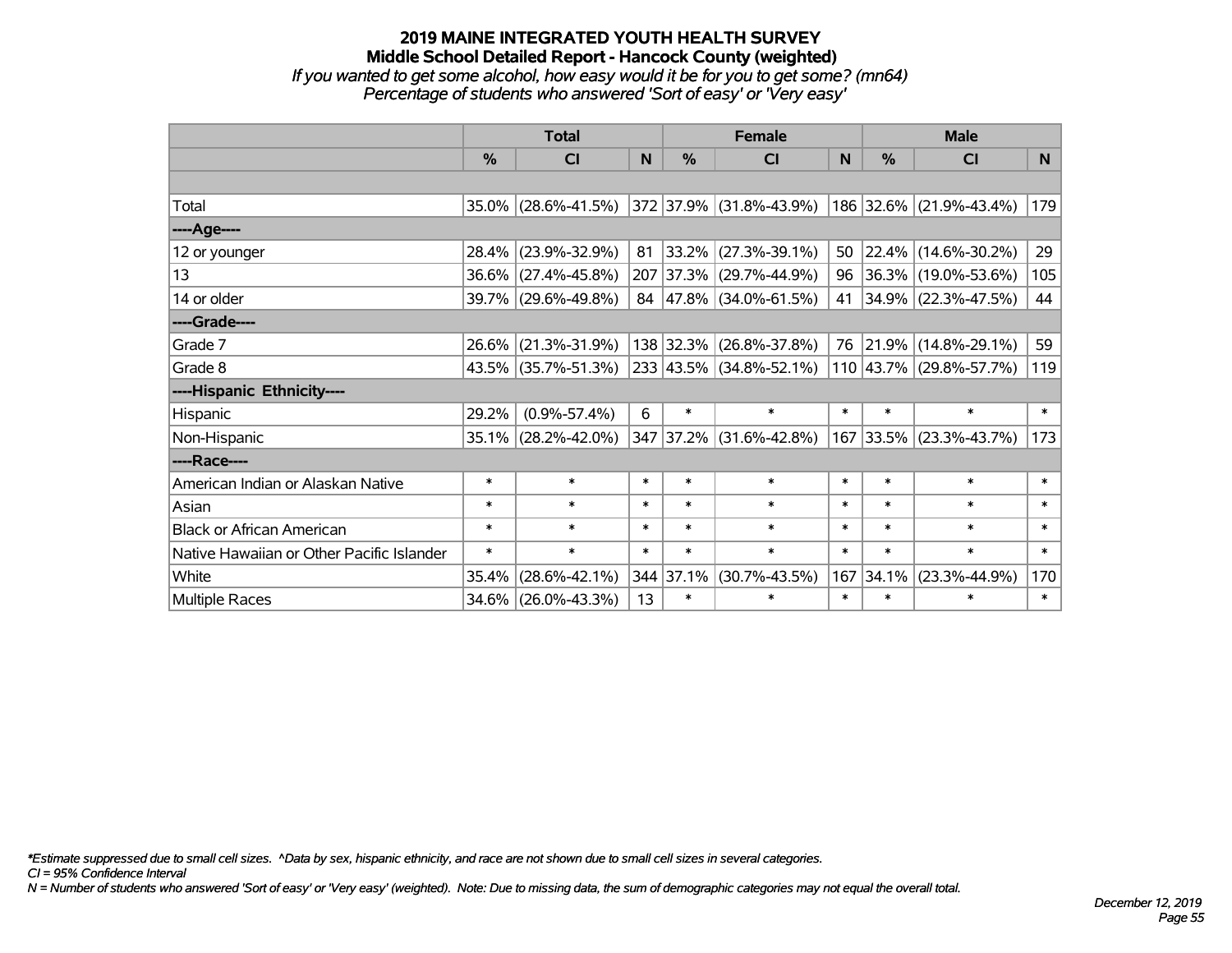# 2019 MAINE INTEGRATED YOUTH HEALTH SURVEY
## Middle School Detailed Report - Hancock County (weighted)
### *If you wanted to get some alcohol, how easy would it be for you to get some? (mn64)*
### *Percentage of students who answered 'Sort of easy' or 'Very easy'*

| | Total | | | Female | | | Male | | |
|---|---|---|---|---|---|---|---|---|---|
| | % | CI | N | % | CI | N | % | CI | N |
| | | | | | | | | | |
| Total | 35.0% | (28.6%-41.5%) | 372 | 37.9% | (31.8%-43.9%) | 186 | 32.6% | (21.9%-43.4%) | 179 |
| ----Age---- | | | | | | | | | |
| 12 or younger | 28.4% | (23.9%-32.9%) | 81 | 33.2% | (27.3%-39.1%) | 50 | 22.4% | (14.6%-30.2%) | 29 |
| 13 | 36.6% | (27.4%-45.8%) | 207 | 37.3% | (29.7%-44.9%) | 96 | 36.3% | (19.0%-53.6%) | 105 |
| 14 or older | 39.7% | (29.6%-49.8%) | 84 | 47.8% | (34.0%-61.5%) | 41 | 34.9% | (22.3%-47.5%) | 44 |
| ----Grade---- | | | | | | | | | |
| Grade 7 | 26.6% | (21.3%-31.9%) | 138 | 32.3% | (26.8%-37.8%) | 76 | 21.9% | (14.8%-29.1%) | 59 |
| Grade 8 | 43.5% | (35.7%-51.3%) | 233 | 43.5% | (34.8%-52.1%) | 110 | 43.7% | (29.8%-57.7%) | 119 |
| ----Hispanic Ethnicity---- | | | | | | | | | |
| Hispanic | 29.2% | (0.9%-57.4%) | 6 | * | * | * | * | * | * |
| Non-Hispanic | 35.1% | (28.2%-42.0%) | 347 | 37.2% | (31.6%-42.8%) | 167 | 33.5% | (23.3%-43.7%) | 173 |
| ----Race---- | | | | | | | | | |
| American Indian or Alaskan Native | * | * | * | * | * | * | * | * | * |
| Asian | * | * | * | * | * | * | * | * | * |
| Black or African American | * | * | * | * | * | * | * | * | * |
| Native Hawaiian or Other Pacific Islander | * | * | * | * | * | * | * | * | * |
| White | 35.4% | (28.6%-42.1%) | 344 | 37.1% | (30.7%-43.5%) | 167 | 34.1% | (23.3%-44.9%) | 170 |
| Multiple Races | 34.6% | (26.0%-43.3%) | 13 | * | * | * | * | * | * |

*\*Estimate suppressed due to small cell sizes. ^Data by sex, hispanic ethnicity, and race are not shown due to small cell sizes in several categories.*
*CI = 95% Confidence Interval*
*N = Number of students who answered 'Sort of easy' or 'Very easy' (weighted). Note: Due to missing data, the sum of demographic categories may not equal the overall total.*

*December 12, 2019*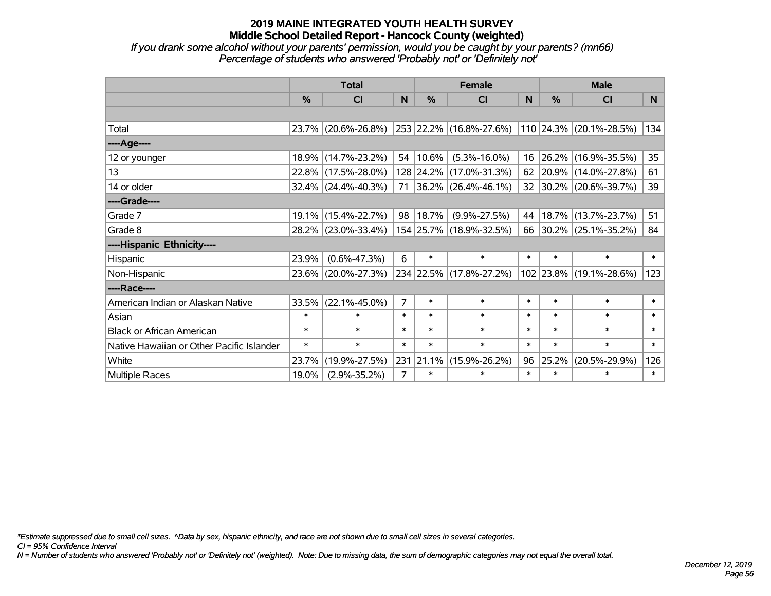# 2019 MAINE INTEGRATED YOUTH HEALTH SURVEY
## Middle School Detailed Report - Hancock County (weighted)
*If you drank some alcohol without your parents' permission, would you be caught by your parents? (mn66)*
*Percentage of students who answered 'Probably not' or 'Definitely not'*

| | Total | | | Female | | | Male | | |
|---|---|---|---|---|---|---|---|---|---|
| | % | CI | N | % | CI | N | % | CI | N |
| Total | 23.7% | (20.6%-26.8%) | 253 | 22.2% | (16.8%-27.6%) | 110 | 24.3% | (20.1%-28.5%) | 134 |
| ----Age---- | | | | | | | | | |
| 12 or younger | 18.9% | (14.7%-23.2%) | 54 | 10.6% | (5.3%-16.0%) | 16 | 26.2% | (16.9%-35.5%) | 35 |
| 13 | 22.8% | (17.5%-28.0%) | 128 | 24.2% | (17.0%-31.3%) | 62 | 20.9% | (14.0%-27.8%) | 61 |
| 14 or older | 32.4% | (24.4%-40.3%) | 71 | 36.2% | (26.4%-46.1%) | 32 | 30.2% | (20.6%-39.7%) | 39 |
| ----Grade---- | | | | | | | | | |
| Grade 7 | 19.1% | (15.4%-22.7%) | 98 | 18.7% | (9.9%-27.5%) | 44 | 18.7% | (13.7%-23.7%) | 51 |
| Grade 8 | 28.2% | (23.0%-33.4%) | 154 | 25.7% | (18.9%-32.5%) | 66 | 30.2% | (25.1%-35.2%) | 84 |
| ----Hispanic Ethnicity---- | | | | | | | | | |
| Hispanic | 23.9% | (0.6%-47.3%) | 6 | * | * | * | * | * | * |
| Non-Hispanic | 23.6% | (20.0%-27.3%) | 234 | 22.5% | (17.8%-27.2%) | 102 | 23.8% | (19.1%-28.6%) | 123 |
| ----Race---- | | | | | | | | | |
| American Indian or Alaskan Native | 33.5% | (22.1%-45.0%) | 7 | * | * | * | * | * | * |
| Asian | * | * | * | * | * | * | * | * | * |
| Black or African American | * | * | * | * | * | * | * | * | * |
| Native Hawaiian or Other Pacific Islander | * | * | * | * | * | * | * | * | * |
| White | 23.7% | (19.9%-27.5%) | 231 | 21.1% | (15.9%-26.2%) | 96 | 25.2% | (20.5%-29.9%) | 126 |
| Multiple Races | 19.0% | (2.9%-35.2%) | 7 | * | * | * | * | * | * |

*\*Estimate suppressed due to small cell sizes. ^Data by sex, hispanic ethnicity, and race are not shown due to small cell sizes in several categories.*
*CI = 95% Confidence Interval*
*N = Number of students who answered 'Probably not' or 'Definitely not' (weighted). Note: Due to missing data, the sum of demographic categories may not equal the overall total.*

*December 12, 2019*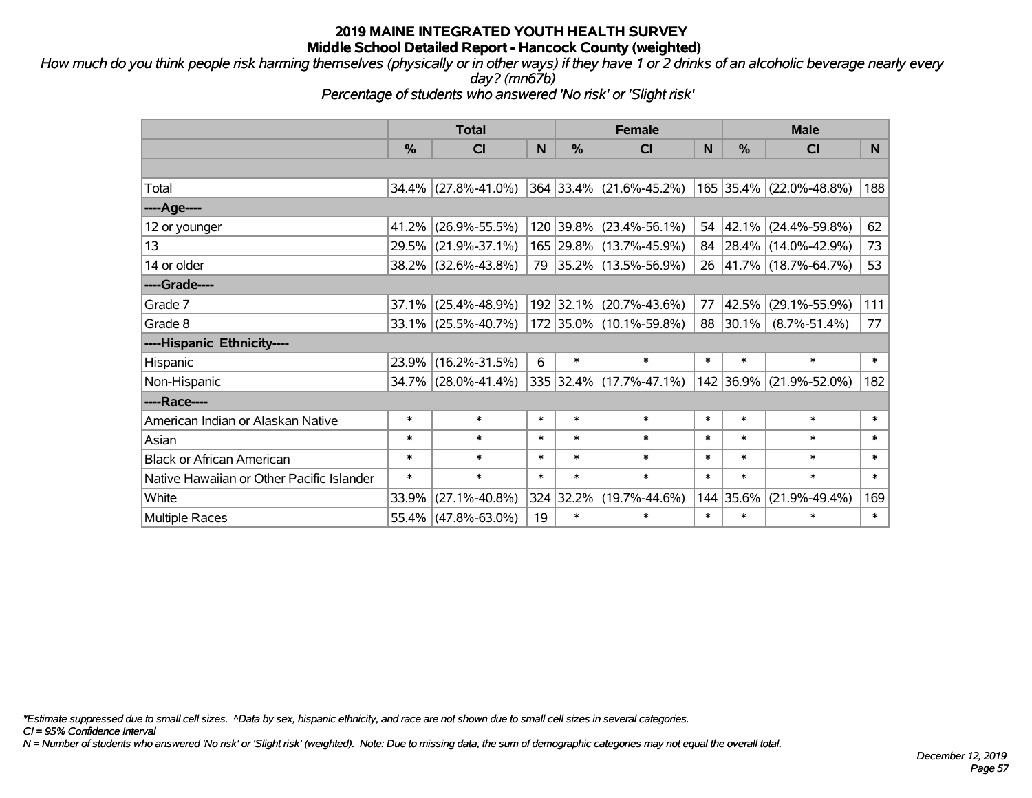# 2019 MAINE INTEGRATED YOUTH HEALTH SURVEY

## Middle School Detailed Report - Hancock County (weighted)

*How much do you think people risk harming themselves (physically or in other ways) if they have 1 or 2 drinks of an alcoholic beverage nearly every day? (mn67b)*

*Percentage of students who answered 'No risk' or 'Slight risk'*

| | Total | | | Female | | | Male | | |
|---|---|---|---|---|---|---|---|---|---|
| | % | CI | N | % | CI | N | % | CI | N |
| Total | 34.4% | (27.8%-41.0%) | 364 | 33.4% | (21.6%-45.2%) | 165 | 35.4% | (22.0%-48.8%) | 188 |
| ----Age---- | | | | | | | | | |
| 12 or younger | 41.2% | (26.9%-55.5%) | 120 | 39.8% | (23.4%-56.1%) | 54 | 42.1% | (24.4%-59.8%) | 62 |
| 13 | 29.5% | (21.9%-37.1%) | 165 | 29.8% | (13.7%-45.9%) | 84 | 28.4% | (14.0%-42.9%) | 73 |
| 14 or older | 38.2% | (32.6%-43.8%) | 79 | 35.2% | (13.5%-56.9%) | 26 | 41.7% | (18.7%-64.7%) | 53 |
| ----Grade---- | | | | | | | | | |
| Grade 7 | 37.1% | (25.4%-48.9%) | 192 | 32.1% | (20.7%-43.6%) | 77 | 42.5% | (29.1%-55.9%) | 111 |
| Grade 8 | 33.1% | (25.5%-40.7%) | 172 | 35.0% | (10.1%-59.8%) | 88 | 30.1% | (8.7%-51.4%) | 77 |
| ----Hispanic Ethnicity---- | | | | | | | | | |
| Hispanic | 23.9% | (16.2%-31.5%) | 6 | * | * | * | * | * | * |
| Non-Hispanic | 34.7% | (28.0%-41.4%) | 335 | 32.4% | (17.7%-47.1%) | 142 | 36.9% | (21.9%-52.0%) | 182 |
| ----Race---- | | | | | | | | | |
| American Indian or Alaskan Native | * | * | * | * | * | * | * | * | * |
| Asian | * | * | * | * | * | * | * | * | * |
| Black or African American | * | * | * | * | * | * | * | * | * |
| Native Hawaiian or Other Pacific Islander | * | * | * | * | * | * | * | * | * |
| White | 33.9% | (27.1%-40.8%) | 324 | 32.2% | (19.7%-44.6%) | 144 | 35.6% | (21.9%-49.4%) | 169 |
| Multiple Races | 55.4% | (47.8%-63.0%) | 19 | * | * | * | * | * | * |

*\*Estimate suppressed due to small cell sizes. ^Data by sex, hispanic ethnicity, and race are not shown due to small cell sizes in several categories.*

*CI = 95% Confidence Interval*

*N = Number of students who answered 'No risk' or 'Slight risk' (weighted). Note: Due to missing data, the sum of demographic categories may not equal the overall total.*

*December 12, 2019*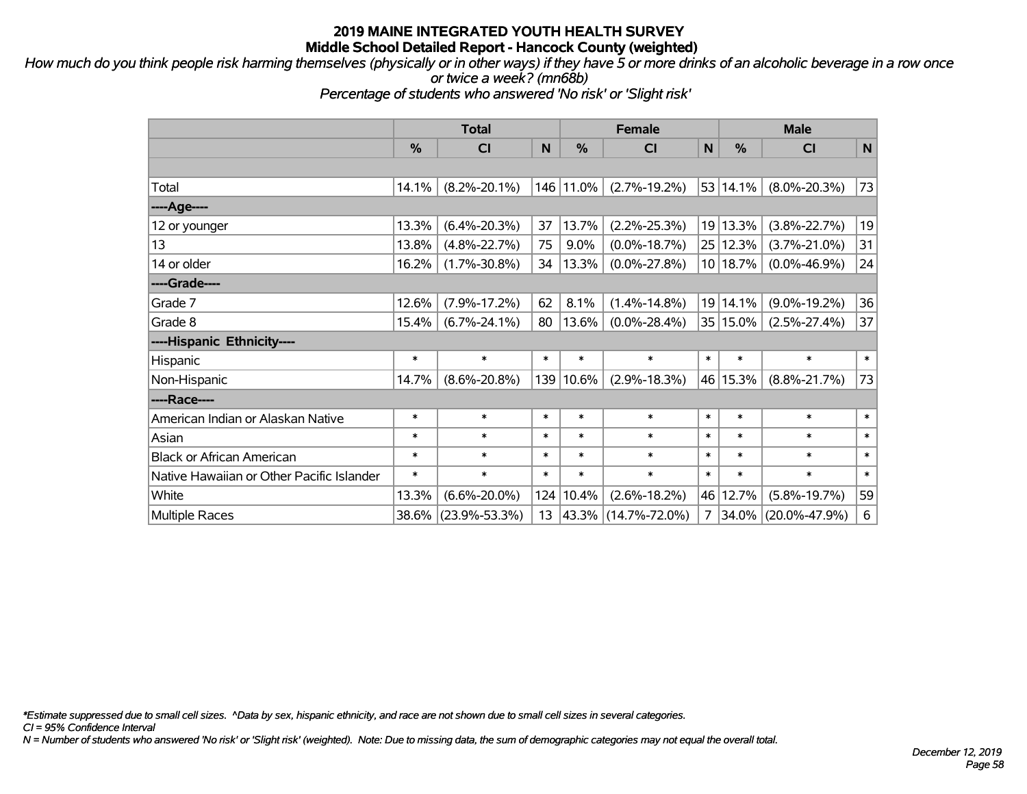# 2019 MAINE INTEGRATED YOUTH HEALTH SURVEY
## Middle School Detailed Report - Hancock County (weighted)

*How much do you think people risk harming themselves (physically or in other ways) if they have 5 or more drinks of an alcoholic beverage in a row once or twice a week? (mn68b)*

*Percentage of students who answered 'No risk' or 'Slight risk'*

| | Total | | | Female | | | Male | | |
|---|---|---|---|---|---|---|---|---|---|
| | % | CI | N | % | CI | N | % | CI | N |
| | | | | | | | | | |
| Total | 14.1% | (8.2%-20.1%) | 146 | 11.0% | (2.7%-19.2%) | 53 | 14.1% | (8.0%-20.3%) | 73 |
| ----Age---- | | | | | | | | | |
| 12 or younger | 13.3% | (6.4%-20.3%) | 37 | 13.7% | (2.2%-25.3%) | 19 | 13.3% | (3.8%-22.7%) | 19 |
| 13 | 13.8% | (4.8%-22.7%) | 75 | 9.0% | (0.0%-18.7%) | 25 | 12.3% | (3.7%-21.0%) | 31 |
| 14 or older | 16.2% | (1.7%-30.8%) | 34 | 13.3% | (0.0%-27.8%) | 10 | 18.7% | (0.0%-46.9%) | 24 |
| ----Grade---- | | | | | | | | | |
| Grade 7 | 12.6% | (7.9%-17.2%) | 62 | 8.1% | (1.4%-14.8%) | 19 | 14.1% | (9.0%-19.2%) | 36 |
| Grade 8 | 15.4% | (6.7%-24.1%) | 80 | 13.6% | (0.0%-28.4%) | 35 | 15.0% | (2.5%-27.4%) | 37 |
| ----Hispanic Ethnicity---- | | | | | | | | | |
| Hispanic | * | * | * | * | * | * | * | * | * |
| Non-Hispanic | 14.7% | (8.6%-20.8%) | 139 | 10.6% | (2.9%-18.3%) | 46 | 15.3% | (8.8%-21.7%) | 73 |
| ----Race---- | | | | | | | | | |
| American Indian or Alaskan Native | * | * | * | * | * | * | * | * | * |
| Asian | * | * | * | * | * | * | * | * | * |
| Black or African American | * | * | * | * | * | * | * | * | * |
| Native Hawaiian or Other Pacific Islander | * | * | * | * | * | * | * | * | * |
| White | 13.3% | (6.6%-20.0%) | 124 | 10.4% | (2.6%-18.2%) | 46 | 12.7% | (5.8%-19.7%) | 59 |
| Multiple Races | 38.6% | (23.9%-53.3%) | 13 | 43.3% | (14.7%-72.0%) | 7 | 34.0% | (20.0%-47.9%) | 6 |

*\*Estimate suppressed due to small cell sizes. ^Data by sex, hispanic ethnicity, and race are not shown due to small cell sizes in several categories.*

*CI = 95% Confidence Interval*

*N = Number of students who answered 'No risk' or 'Slight risk' (weighted). Note: Due to missing data, the sum of demographic categories may not equal the overall total.*

*December 12, 2019*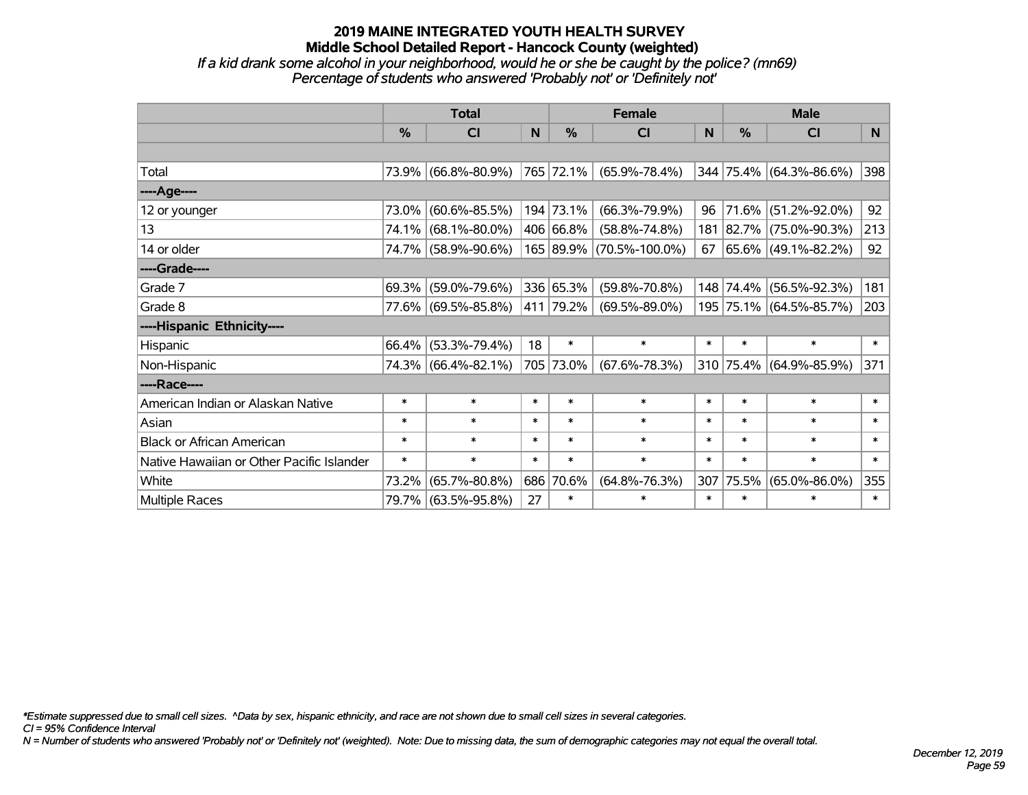# 2019 MAINE INTEGRATED YOUTH HEALTH SURVEY
## Middle School Detailed Report - Hancock County (weighted)
*If a kid drank some alcohol in your neighborhood, would he or she be caught by the police? (mn69)*
*Percentage of students who answered 'Probably not' or 'Definitely not'*

| | Total | | | Female | | | Male | | |
|---|---|---|---|---|---|---|---|---|---|
| | % | CI | N | % | CI | N | % | CI | N |
| | | | | | | | | | |
| Total | 73.9% | (66.8%-80.9%) | 765 | 72.1% | (65.9%-78.4%) | 344 | 75.4% | (64.3%-86.6%) | 398 |
| ----Age---- | | | | | | | | | |
| 12 or younger | 73.0% | (60.6%-85.5%) | 194 | 73.1% | (66.3%-79.9%) | 96 | 71.6% | (51.2%-92.0%) | 92 |
| 13 | 74.1% | (68.1%-80.0%) | 406 | 66.8% | (58.8%-74.8%) | 181 | 82.7% | (75.0%-90.3%) | 213 |
| 14 or older | 74.7% | (58.9%-90.6%) | 165 | 89.9% | (70.5%-100.0%) | 67 | 65.6% | (49.1%-82.2%) | 92 |
| ----Grade---- | | | | | | | | | |
| Grade 7 | 69.3% | (59.0%-79.6%) | 336 | 65.3% | (59.8%-70.8%) | 148 | 74.4% | (56.5%-92.3%) | 181 |
| Grade 8 | 77.6% | (69.5%-85.8%) | 411 | 79.2% | (69.5%-89.0%) | 195 | 75.1% | (64.5%-85.7%) | 203 |
| ----Hispanic Ethnicity---- | | | | | | | | | |
| Hispanic | 66.4% | (53.3%-79.4%) | 18 | * | * | * | * | * | * |
| Non-Hispanic | 74.3% | (66.4%-82.1%) | 705 | 73.0% | (67.6%-78.3%) | 310 | 75.4% | (64.9%-85.9%) | 371 |
| ----Race---- | | | | | | | | | |
| American Indian or Alaskan Native | * | * | * | * | * | * | * | * | * |
| Asian | * | * | * | * | * | * | * | * | * |
| Black or African American | * | * | * | * | * | * | * | * | * |
| Native Hawaiian or Other Pacific Islander | * | * | * | * | * | * | * | * | * |
| White | 73.2% | (65.7%-80.8%) | 686 | 70.6% | (64.8%-76.3%) | 307 | 75.5% | (65.0%-86.0%) | 355 |
| Multiple Races | 79.7% | (63.5%-95.8%) | 27 | * | * | * | * | * | * |

*\*Estimate suppressed due to small cell sizes. ^Data by sex, hispanic ethnicity, and race are not shown due to small cell sizes in several categories.*
*CI = 95% Confidence Interval*
*N = Number of students who answered 'Probably not' or 'Definitely not' (weighted). Note: Due to missing data, the sum of demographic categories may not equal the overall total.*

*December 12, 2019*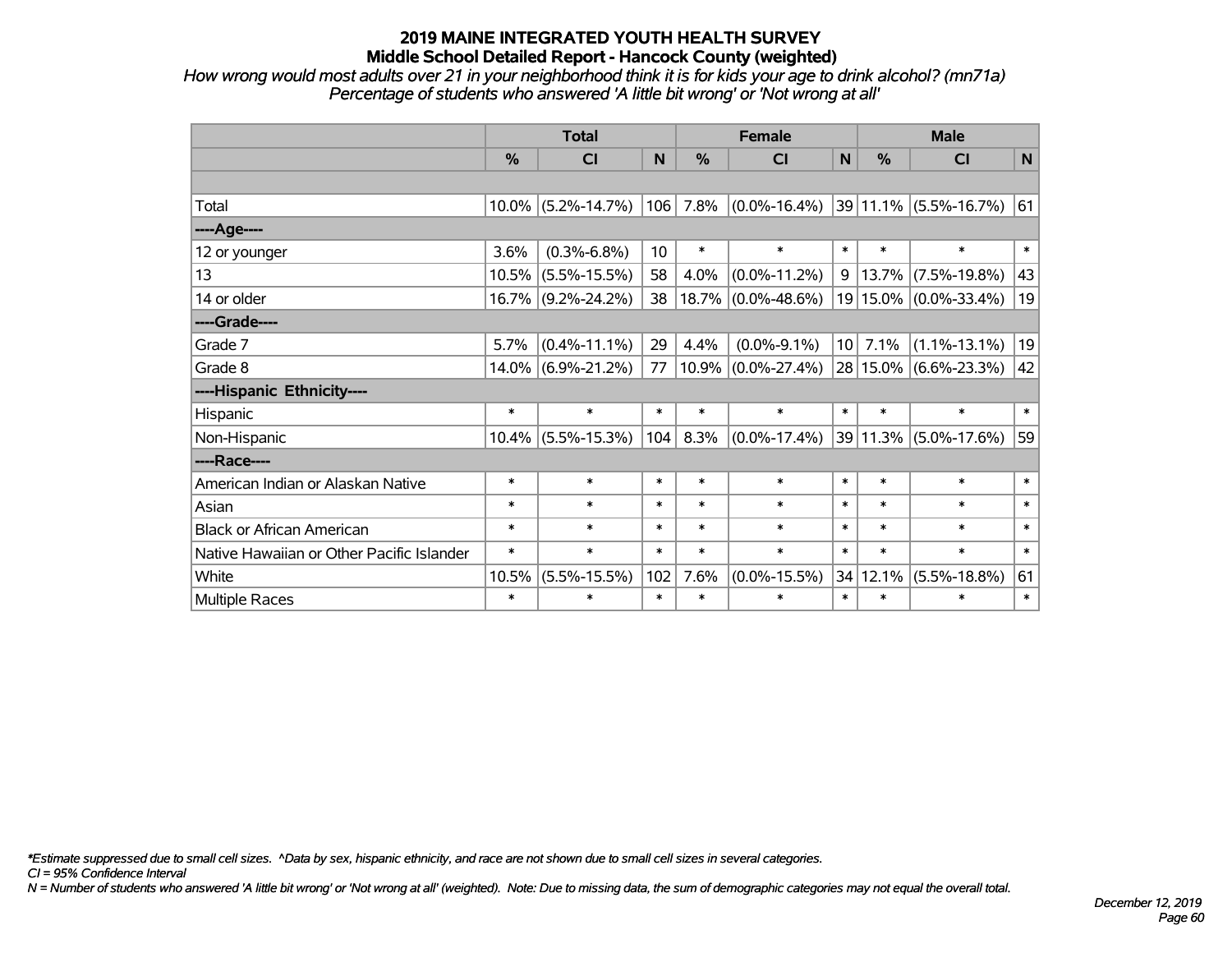# 2019 MAINE INTEGRATED YOUTH HEALTH SURVEY

## Middle School Detailed Report - Hancock County (weighted)

*How wrong would most adults over 21 in your neighborhood think it is for kids your age to drink alcohol? (mn71a)*
*Percentage of students who answered 'A little bit wrong' or 'Not wrong at all'*

| | Total | | | Female | | | Male | | |
|---|---|---|---|---|---|---|---|---|---|
| | % | CI | N | % | CI | N | % | CI | N |
| Total | 10.0% | (5.2%-14.7%) | 106 | 7.8% | (0.0%-16.4%) | 39 | 11.1% | (5.5%-16.7%) | 61 |
| ----Age---- | | | | | | | | | |
| 12 or younger | 3.6% | (0.3%-6.8%) | 10 | * | * | * | * | * | * |
| 13 | 10.5% | (5.5%-15.5%) | 58 | 4.0% | (0.0%-11.2%) | 9 | 13.7% | (7.5%-19.8%) | 43 |
| 14 or older | 16.7% | (9.2%-24.2%) | 38 | 18.7% | (0.0%-48.6%) | 19 | 15.0% | (0.0%-33.4%) | 19 |
| ----Grade---- | | | | | | | | | |
| Grade 7 | 5.7% | (0.4%-11.1%) | 29 | 4.4% | (0.0%-9.1%) | 10 | 7.1% | (1.1%-13.1%) | 19 |
| Grade 8 | 14.0% | (6.9%-21.2%) | 77 | 10.9% | (0.0%-27.4%) | 28 | 15.0% | (6.6%-23.3%) | 42 |
| ----Hispanic Ethnicity---- | | | | | | | | | |
| Hispanic | * | * | * | * | * | * | * | * | * |
| Non-Hispanic | 10.4% | (5.5%-15.3%) | 104 | 8.3% | (0.0%-17.4%) | 39 | 11.3% | (5.0%-17.6%) | 59 |
| ----Race---- | | | | | | | | | |
| American Indian or Alaskan Native | * | * | * | * | * | * | * | * | * |
| Asian | * | * | * | * | * | * | * | * | * |
| Black or African American | * | * | * | * | * | * | * | * | * |
| Native Hawaiian or Other Pacific Islander | * | * | * | * | * | * | * | * | * |
| White | 10.5% | (5.5%-15.5%) | 102 | 7.6% | (0.0%-15.5%) | 34 | 12.1% | (5.5%-18.8%) | 61 |
| Multiple Races | * | * | * | * | * | * | * | * | * |

*\*Estimate suppressed due to small cell sizes. ^Data by sex, hispanic ethnicity, and race are not shown due to small cell sizes in several categories.*
*CI = 95% Confidence Interval*
*N = Number of students who answered 'A little bit wrong' or 'Not wrong at all' (weighted). Note: Due to missing data, the sum of demographic categories may not equal the overall total.*

*December 12, 2019*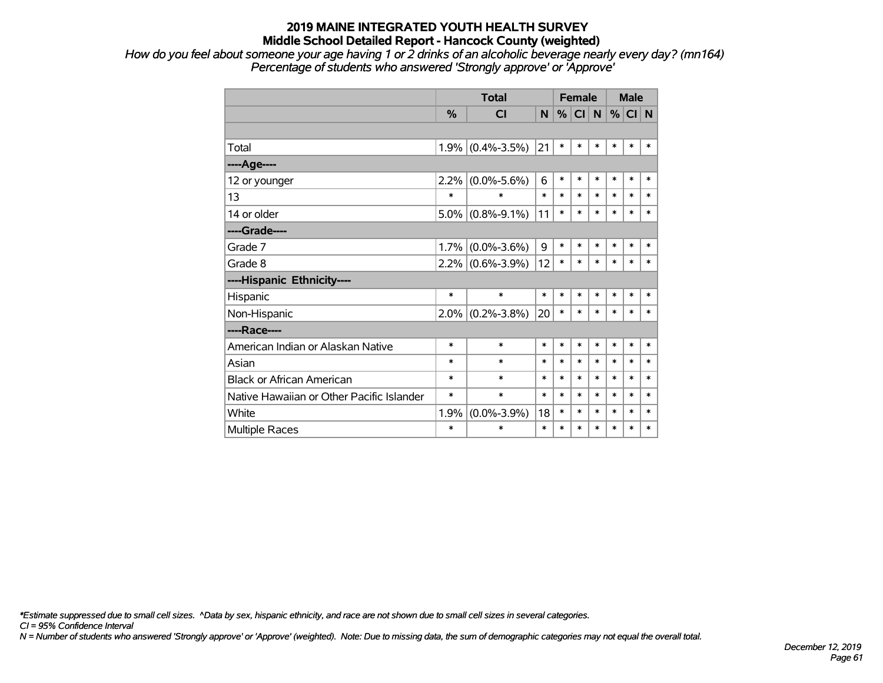# 2019 MAINE INTEGRATED YOUTH HEALTH SURVEY
## Middle School Detailed Report - Hancock County (weighted)

*How do you feel about someone your age having 1 or 2 drinks of an alcoholic beverage nearly every day? (mn164)*
*Percentage of students who answered 'Strongly approve' or 'Approve'*

| | Total | | | Female | | | Male | | |
|---|---|---|---|---|---|---|---|---|---|
| | % | CI | N | % | CI | N | % | CI | N |
| | | | | | | | | | |
| Total | 1.9% | (0.4%-3.5%) | 21 | * | * | * | * | * | * |
| ----Age---- | | | | | | | | | |
| 12 or younger | 2.2% | (0.0%-5.6%) | 6 | * | * | * | * | * | * |
| 13 | * | * | * | * | * | * | * | * | * |
| 14 or older | 5.0% | (0.8%-9.1%) | 11 | * | * | * | * | * | * |
| ----Grade---- | | | | | | | | | |
| Grade 7 | 1.7% | (0.0%-3.6%) | 9 | * | * | * | * | * | * |
| Grade 8 | 2.2% | (0.6%-3.9%) | 12 | * | * | * | * | * | * |
| ----Hispanic Ethnicity---- | | | | | | | | | |
| Hispanic | * | * | * | * | * | * | * | * | * |
| Non-Hispanic | 2.0% | (0.2%-3.8%) | 20 | * | * | * | * | * | * |
| ----Race---- | | | | | | | | | |
| American Indian or Alaskan Native | * | * | * | * | * | * | * | * | * |
| Asian | * | * | * | * | * | * | * | * | * |
| Black or African American | * | * | * | * | * | * | * | * | * |
| Native Hawaiian or Other Pacific Islander | * | * | * | * | * | * | * | * | * |
| White | 1.9% | (0.0%-3.9%) | 18 | * | * | * | * | * | * |
| Multiple Races | * | * | * | * | * | * | * | * | * |

*\*Estimate suppressed due to small cell sizes. ^Data by sex, hispanic ethnicity, and race are not shown due to small cell sizes in several categories.*
*CI = 95% Confidence Interval*
*N = Number of students who answered 'Strongly approve' or 'Approve' (weighted). Note: Due to missing data, the sum of demographic categories may not equal the overall total.*

*December 12, 2019*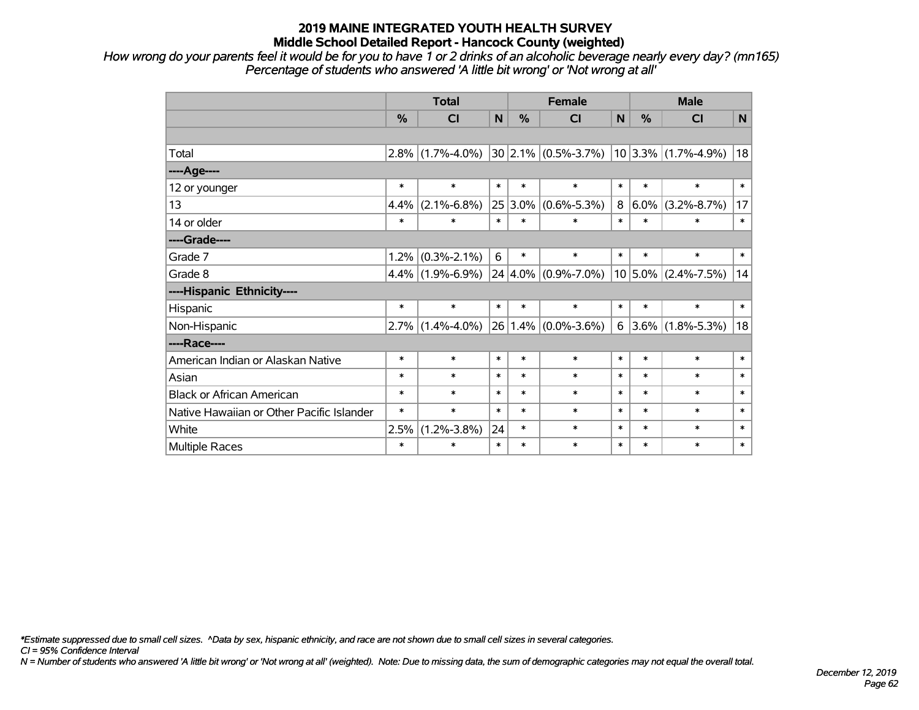# 2019 MAINE INTEGRATED YOUTH HEALTH SURVEY
## Middle School Detailed Report - Hancock County (weighted)

*How wrong do your parents feel it would be for you to have 1 or 2 drinks of an alcoholic beverage nearly every day? (mn165) Percentage of students who answered 'A little bit wrong' or 'Not wrong at all'*

| | Total | | | Female | | | Male | | |
|---|---|---|---|---|---|---|---|---|---|
| | % | CI | N | % | CI | N | % | CI | N |
| | | | | | | | | | |
| Total | 2.8% | (1.7%-4.0%) | 30 | 2.1% | (0.5%-3.7%) | 10 | 3.3% | (1.7%-4.9%) | 18 |
| ----Age---- | | | | | | | | | |
| 12 or younger | * | * | * | * | * | * | * | * | * |
| 13 | 4.4% | (2.1%-6.8%) | 25 | 3.0% | (0.6%-5.3%) | 8 | 6.0% | (3.2%-8.7%) | 17 |
| 14 or older | * | * | * | * | * | * | * | * | * |
| ----Grade---- | | | | | | | | | |
| Grade 7 | 1.2% | (0.3%-2.1%) | 6 | * | * | * | * | * | * |
| Grade 8 | 4.4% | (1.9%-6.9%) | 24 | 4.0% | (0.9%-7.0%) | 10 | 5.0% | (2.4%-7.5%) | 14 |
| ----Hispanic Ethnicity---- | | | | | | | | | |
| Hispanic | * | * | * | * | * | * | * | * | * |
| Non-Hispanic | 2.7% | (1.4%-4.0%) | 26 | 1.4% | (0.0%-3.6%) | 6 | 3.6% | (1.8%-5.3%) | 18 |
| ----Race---- | | | | | | | | | |
| American Indian or Alaskan Native | * | * | * | * | * | * | * | * | * |
| Asian | * | * | * | * | * | * | * | * | * |
| Black or African American | * | * | * | * | * | * | * | * | * |
| Native Hawaiian or Other Pacific Islander | * | * | * | * | * | * | * | * | * |
| White | 2.5% | (1.2%-3.8%) | 24 | * | * | * | * | * | * |
| Multiple Races | * | * | * | * | * | * | * | * | * |

*\*Estimate suppressed due to small cell sizes. ^Data by sex, hispanic ethnicity, and race are not shown due to small cell sizes in several categories.*
*CI = 95% Confidence Interval*
*N = Number of students who answered 'A little bit wrong' or 'Not wrong at all' (weighted). Note: Due to missing data, the sum of demographic categories may not equal the overall total.*

*December 12, 2019*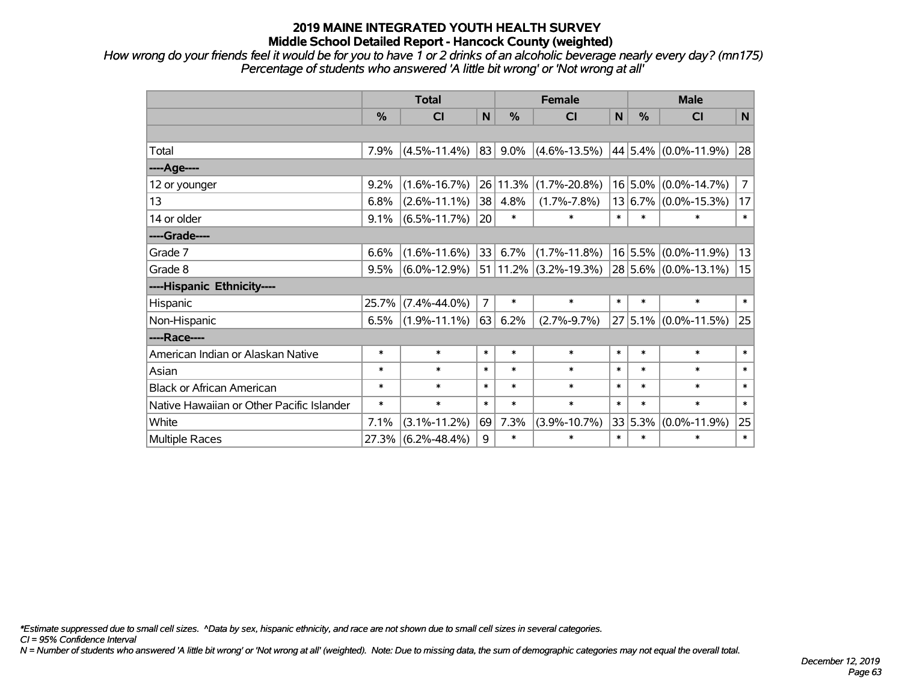# 2019 MAINE INTEGRATED YOUTH HEALTH SURVEY
## Middle School Detailed Report - Hancock County (weighted)

*How wrong do your friends feel it would be for you to have 1 or 2 drinks of an alcoholic beverage nearly every day? (mn175)*
*Percentage of students who answered 'A little bit wrong' or 'Not wrong at all'*

| | Total | | | Female | | | Male | | |
|---|---|---|---|---|---|---|---|---|---|
| | % | CI | N | % | CI | N | % | CI | N |
| | | | | | | | | | |
| Total | 7.9% | (4.5%-11.4%) | 83 | 9.0% | (4.6%-13.5%) | 44 | 5.4% | (0.0%-11.9%) | 28 |
| ----Age---- | | | | | | | | | |
| 12 or younger | 9.2% | (1.6%-16.7%) | 26 | 11.3% | (1.7%-20.8%) | 16 | 5.0% | (0.0%-14.7%) | 7 |
| 13 | 6.8% | (2.6%-11.1%) | 38 | 4.8% | (1.7%-7.8%) | 13 | 6.7% | (0.0%-15.3%) | 17 |
| 14 or older | 9.1% | (6.5%-11.7%) | 20 | * | * | * | * | * | * |
| ----Grade---- | | | | | | | | | |
| Grade 7 | 6.6% | (1.6%-11.6%) | 33 | 6.7% | (1.7%-11.8%) | 16 | 5.5% | (0.0%-11.9%) | 13 |
| Grade 8 | 9.5% | (6.0%-12.9%) | 51 | 11.2% | (3.2%-19.3%) | 28 | 5.6% | (0.0%-13.1%) | 15 |
| ----Hispanic Ethnicity---- | | | | | | | | | |
| Hispanic | 25.7% | (7.4%-44.0%) | 7 | * | * | * | * | * | * |
| Non-Hispanic | 6.5% | (1.9%-11.1%) | 63 | 6.2% | (2.7%-9.7%) | 27 | 5.1% | (0.0%-11.5%) | 25 |
| ----Race---- | | | | | | | | | |
| American Indian or Alaskan Native | * | * | * | * | * | * | * | * | * |
| Asian | * | * | * | * | * | * | * | * | * |
| Black or African American | * | * | * | * | * | * | * | * | * |
| Native Hawaiian or Other Pacific Islander | * | * | * | * | * | * | * | * | * |
| White | 7.1% | (3.1%-11.2%) | 69 | 7.3% | (3.9%-10.7%) | 33 | 5.3% | (0.0%-11.9%) | 25 |
| Multiple Races | 27.3% | (6.2%-48.4%) | 9 | * | * | * | * | * | * |

*\*Estimate suppressed due to small cell sizes. ^Data by sex, hispanic ethnicity, and race are not shown due to small cell sizes in several categories.*
*CI = 95% Confidence Interval*
*N = Number of students who answered 'A little bit wrong' or 'Not wrong at all' (weighted). Note: Due to missing data, the sum of demographic categories may not equal the overall total.*

*December 12, 2019*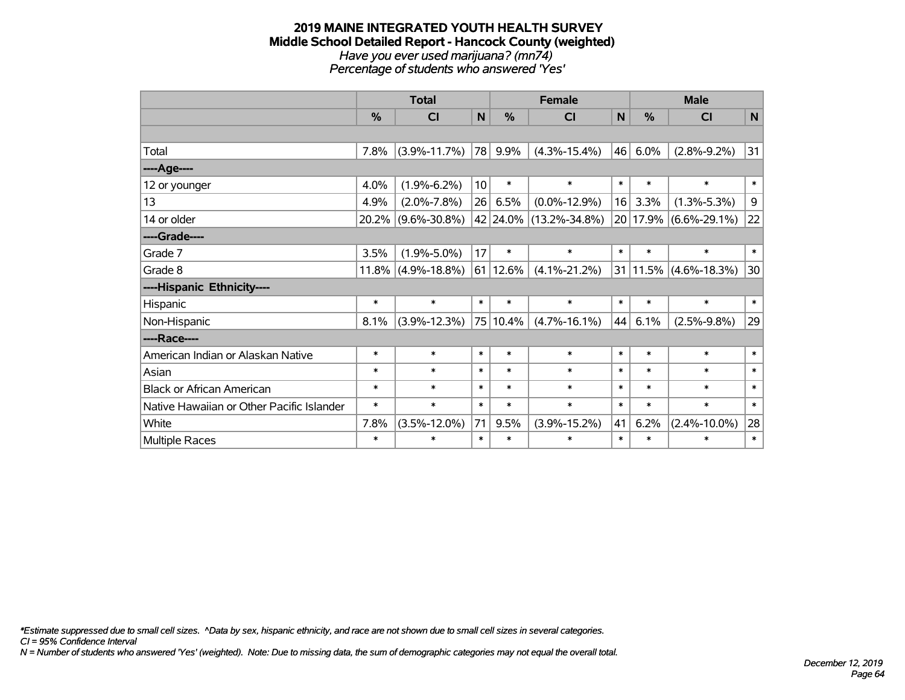# 2019 MAINE INTEGRATED YOUTH HEALTH SURVEY
## Middle School Detailed Report - Hancock County (weighted)
*Have you ever used marijuana? (mn74)*
*Percentage of students who answered 'Yes'*

| | Total | | | Female | | | Male | | |
|---|---|---|---|---|---|---|---|---|---|
| | % | CI | N | % | CI | N | % | CI | N |
| Total | 7.8% | (3.9%-11.7%) | 78 | 9.9% | (4.3%-15.4%) | 46 | 6.0% | (2.8%-9.2%) | 31 |
| ----Age---- | | | | | | | | | |
| 12 or younger | 4.0% | (1.9%-6.2%) | 10 | * | * | * | * | * | * |
| 13 | 4.9% | (2.0%-7.8%) | 26 | 6.5% | (0.0%-12.9%) | 16 | 3.3% | (1.3%-5.3%) | 9 |
| 14 or older | 20.2% | (9.6%-30.8%) | 42 | 24.0% | (13.2%-34.8%) | 20 | 17.9% | (6.6%-29.1%) | 22 |
| ----Grade---- | | | | | | | | | |
| Grade 7 | 3.5% | (1.9%-5.0%) | 17 | * | * | * | * | * | * |
| Grade 8 | 11.8% | (4.9%-18.8%) | 61 | 12.6% | (4.1%-21.2%) | 31 | 11.5% | (4.6%-18.3%) | 30 |
| ----Hispanic Ethnicity---- | | | | | | | | | |
| Hispanic | * | * | * | * | * | * | * | * | * |
| Non-Hispanic | 8.1% | (3.9%-12.3%) | 75 | 10.4% | (4.7%-16.1%) | 44 | 6.1% | (2.5%-9.8%) | 29 |
| ----Race---- | | | | | | | | | |
| American Indian or Alaskan Native | * | * | * | * | * | * | * | * | * |
| Asian | * | * | * | * | * | * | * | * | * |
| Black or African American | * | * | * | * | * | * | * | * | * |
| Native Hawaiian or Other Pacific Islander | * | * | * | * | * | * | * | * | * |
| White | 7.8% | (3.5%-12.0%) | 71 | 9.5% | (3.9%-15.2%) | 41 | 6.2% | (2.4%-10.0%) | 28 |
| Multiple Races | * | * | * | * | * | * | * | * | * |

*\*Estimate suppressed due to small cell sizes. ^Data by sex, hispanic ethnicity, and race are not shown due to small cell sizes in several categories.*
*CI = 95% Confidence Interval*
*N = Number of students who answered 'Yes' (weighted). Note: Due to missing data, the sum of demographic categories may not equal the overall total.*

*December 12, 2019*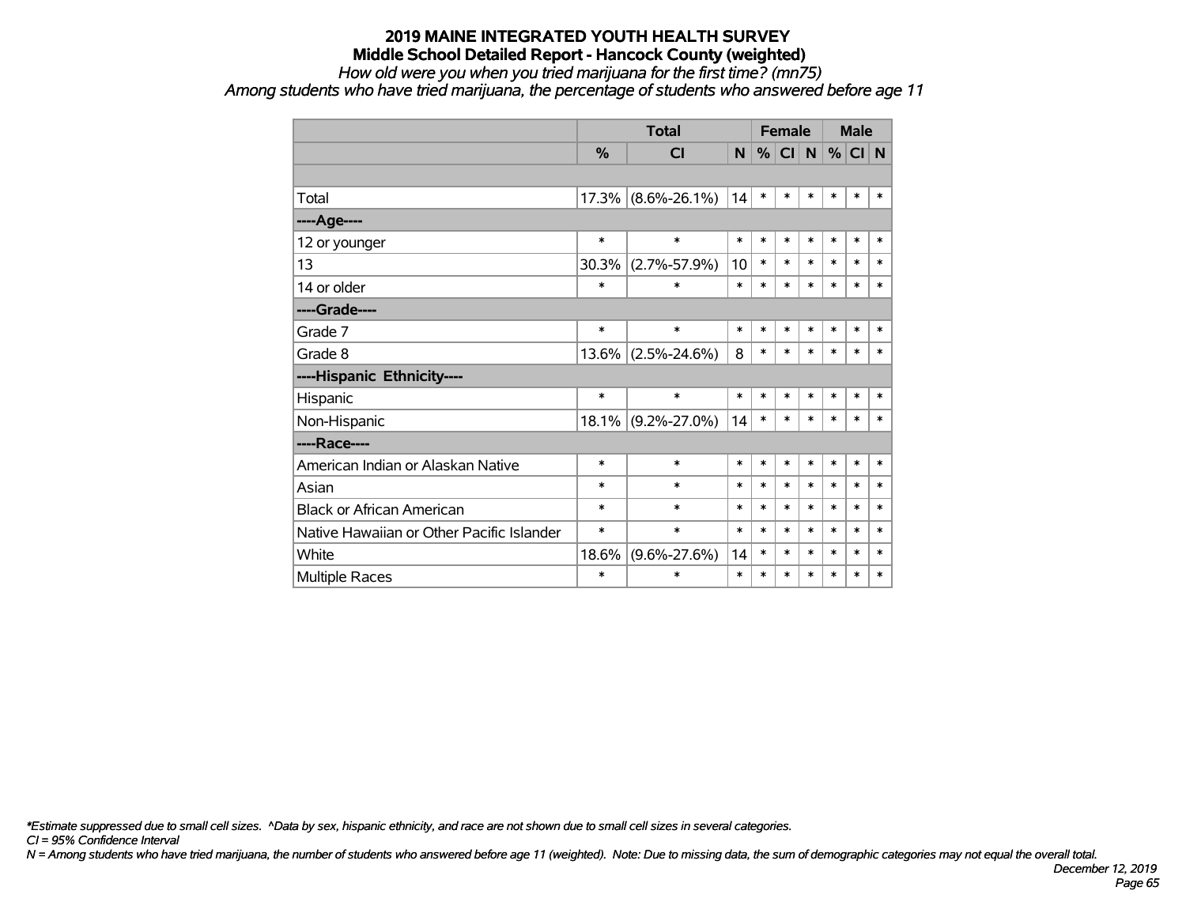# 2019 MAINE INTEGRATED YOUTH HEALTH SURVEY

## Middle School Detailed Report - Hancock County (weighted)

*How old were you when you tried marijuana for the first time? (mn75)*

*Among students who have tried marijuana, the percentage of students who answered before age 11*

| | Total | | | Female | | | Male | | |
|---|---|---|---|---|---|---|---|---|---|
| | % | CI | N | % | CI | N | % | CI | N |
| | | | | | | | | | |
| Total | 17.3% | (8.6%-26.1%) | 14 | * | * | * | * | * | * |
| **----Age----** | | | | | | | | | |
| 12 or younger | * | * | * | * | * | * | * | * | * |
| 13 | 30.3% | (2.7%-57.9%) | 10 | * | * | * | * | * | * |
| 14 or older | * | * | * | * | * | * | * | * | * |
| **----Grade----** | | | | | | | | | |
| Grade 7 | * | * | * | * | * | * | * | * | * |
| Grade 8 | 13.6% | (2.5%-24.6%) | 8 | * | * | * | * | * | * |
| **----Hispanic Ethnicity----** | | | | | | | | | |
| Hispanic | * | * | * | * | * | * | * | * | * |
| Non-Hispanic | 18.1% | (9.2%-27.0%) | 14 | * | * | * | * | * | * |
| **----Race----** | | | | | | | | | |
| American Indian or Alaskan Native | * | * | * | * | * | * | * | * | * |
| Asian | * | * | * | * | * | * | * | * | * |
| Black or African American | * | * | * | * | * | * | * | * | * |
| Native Hawaiian or Other Pacific Islander | * | * | * | * | * | * | * | * | * |
| White | 18.6% | (9.6%-27.6%) | 14 | * | * | * | * | * | * |
| Multiple Races | * | * | * | * | * | * | * | * | * |

*\*Estimate suppressed due to small cell sizes. ^Data by sex, hispanic ethnicity, and race are not shown due to small cell sizes in several categories.*

*CI = 95% Confidence Interval*

*N = Among students who have tried marijuana, the number of students who answered before age 11 (weighted). Note: Due to missing data, the sum of demographic categories may not equal the overall total.*

*December 12, 2019*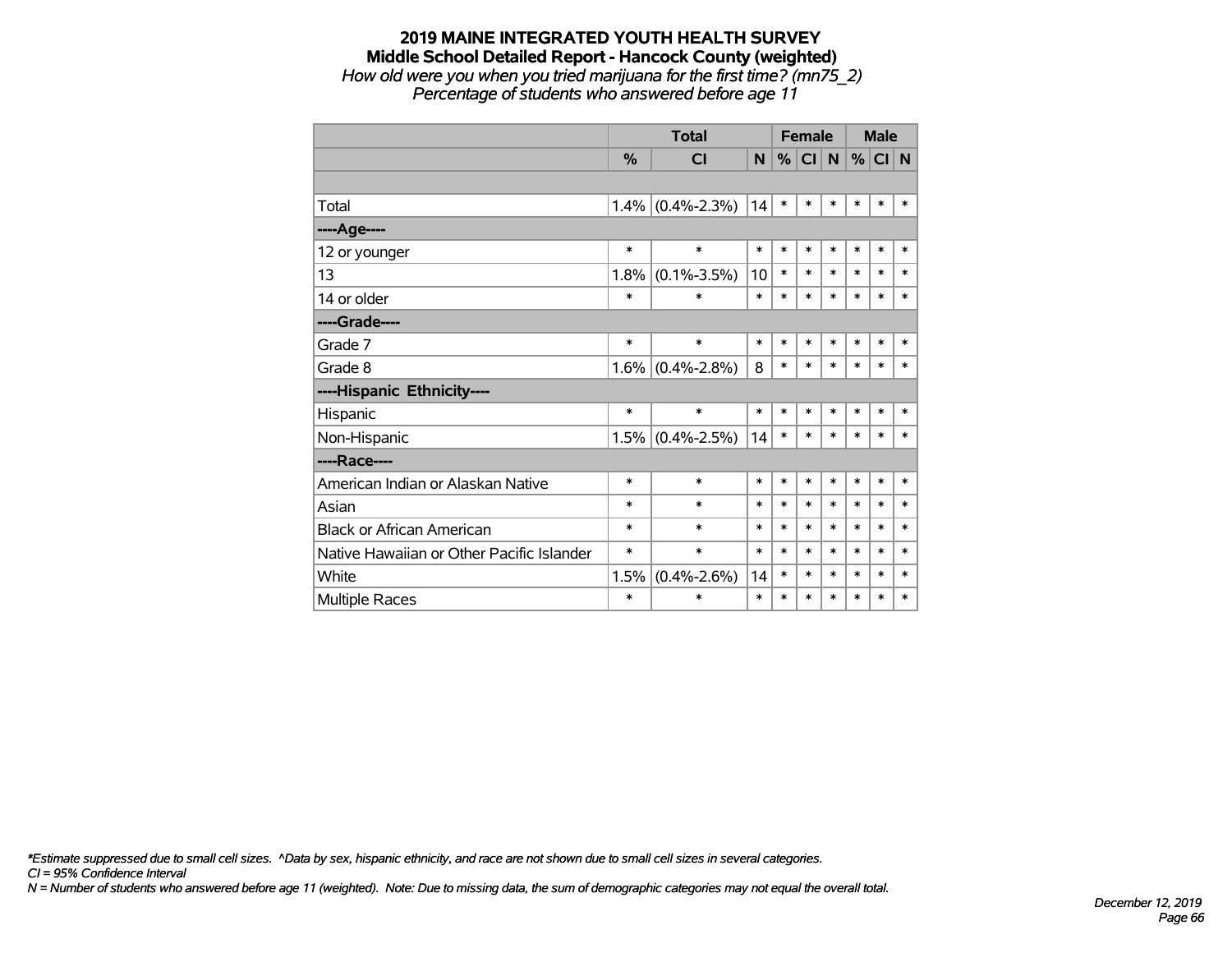# 2019 MAINE INTEGRATED YOUTH HEALTH SURVEY
## Middle School Detailed Report - Hancock County (weighted)
*How old were you when you tried marijuana for the first time? (mn75_2)*
*Percentage of students who answered before age 11*

| | Total | | | Female | | | Male | | |
|---|---|---|---|---|---|---|---|---|---|
| | % | CI | N | % | CI | N | % | CI | N |
| | | | | | | | | | |
| Total | 1.4% | (0.4%-2.3%) | 14 | * | * | * | * | * | * |
| ----Age---- | | | | | | | | | |
| 12 or younger | * | * | * | * | * | * | * | * | * |
| 13 | 1.8% | (0.1%-3.5%) | 10 | * | * | * | * | * | * |
| 14 or older | * | * | * | * | * | * | * | * | * |
| ----Grade---- | | | | | | | | | |
| Grade 7 | * | * | * | * | * | * | * | * | * |
| Grade 8 | 1.6% | (0.4%-2.8%) | 8 | * | * | * | * | * | * |
| ----Hispanic Ethnicity---- | | | | | | | | | |
| Hispanic | * | * | * | * | * | * | * | * | * |
| Non-Hispanic | 1.5% | (0.4%-2.5%) | 14 | * | * | * | * | * | * |
| ----Race---- | | | | | | | | | |
| American Indian or Alaskan Native | * | * | * | * | * | * | * | * | * |
| Asian | * | * | * | * | * | * | * | * | * |
| Black or African American | * | * | * | * | * | * | * | * | * |
| Native Hawaiian or Other Pacific Islander | * | * | * | * | * | * | * | * | * |
| White | 1.5% | (0.4%-2.6%) | 14 | * | * | * | * | * | * |
| Multiple Races | * | * | * | * | * | * | * | * | * |

*\*Estimate suppressed due to small cell sizes. ^Data by sex, hispanic ethnicity, and race are not shown due to small cell sizes in several categories.*
*CI = 95% Confidence Interval*
*N = Number of students who answered before age 11 (weighted). Note: Due to missing data, the sum of demographic categories may not equal the overall total.*

*December 12, 2019*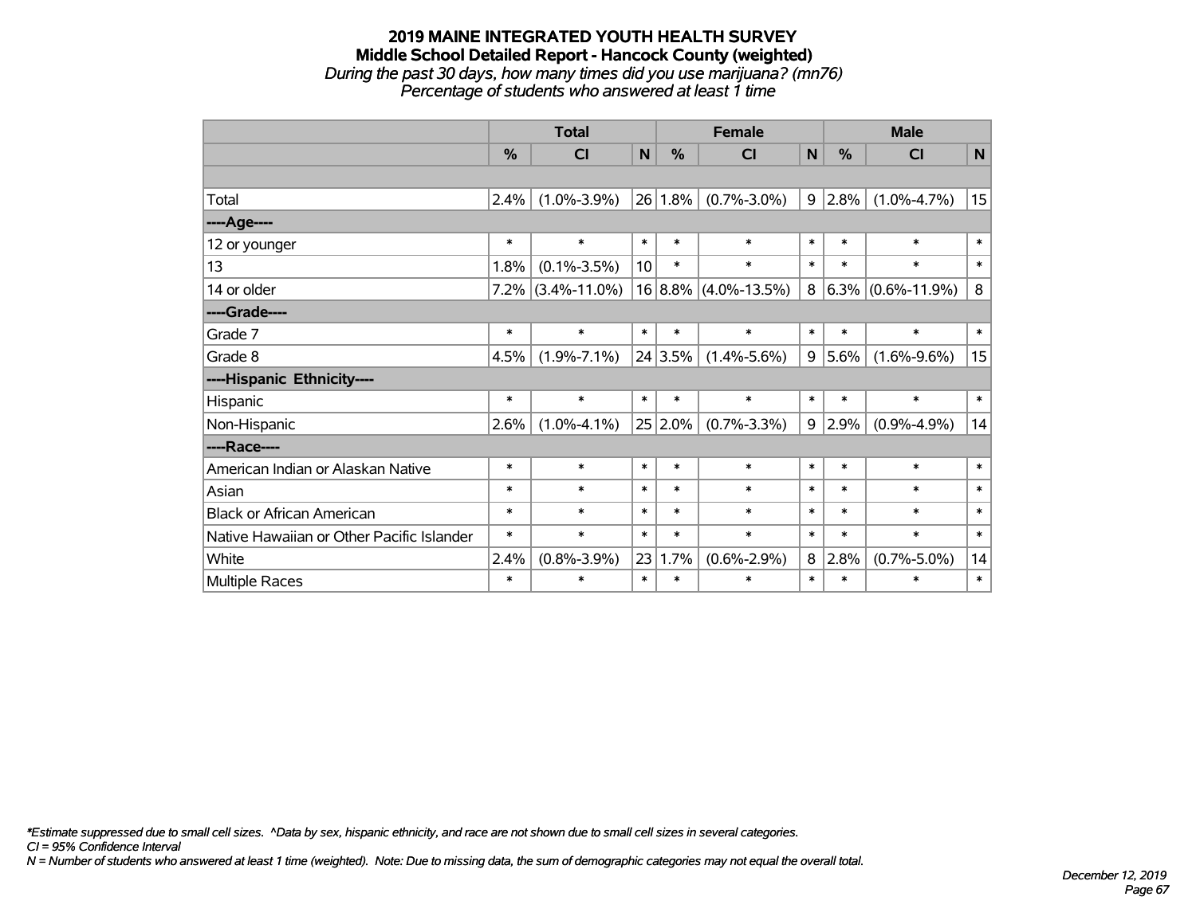# 2019 MAINE INTEGRATED YOUTH HEALTH SURVEY
## Middle School Detailed Report - Hancock County (weighted)
*During the past 30 days, how many times did you use marijuana? (mn76)*
*Percentage of students who answered at least 1 time*

| | Total | | | Female | | | Male | | |
|---|---|---|---|---|---|---|---|---|---|
| | % | CI | N | % | CI | N | % | CI | N |
| | | | | | | | | | |
| Total | 2.4% | (1.0%-3.9%) | 26 | 1.8% | (0.7%-3.0%) | 9 | 2.8% | (1.0%-4.7%) | 15 |
| ----Age---- | | | | | | | | | |
| 12 or younger | * | * | * | * | * | * | * | * | * |
| 13 | 1.8% | (0.1%-3.5%) | 10 | * | * | * | * | * | * |
| 14 or older | 7.2% | (3.4%-11.0%) | 16 | 8.8% | (4.0%-13.5%) | 8 | 6.3% | (0.6%-11.9%) | 8 |
| ----Grade---- | | | | | | | | | |
| Grade 7 | * | * | * | * | * | * | * | * | * |
| Grade 8 | 4.5% | (1.9%-7.1%) | 24 | 3.5% | (1.4%-5.6%) | 9 | 5.6% | (1.6%-9.6%) | 15 |
| ----Hispanic Ethnicity---- | | | | | | | | | |
| Hispanic | * | * | * | * | * | * | * | * | * |
| Non-Hispanic | 2.6% | (1.0%-4.1%) | 25 | 2.0% | (0.7%-3.3%) | 9 | 2.9% | (0.9%-4.9%) | 14 |
| ----Race---- | | | | | | | | | |
| American Indian or Alaskan Native | * | * | * | * | * | * | * | * | * |
| Asian | * | * | * | * | * | * | * | * | * |
| Black or African American | * | * | * | * | * | * | * | * | * |
| Native Hawaiian or Other Pacific Islander | * | * | * | * | * | * | * | * | * |
| White | 2.4% | (0.8%-3.9%) | 23 | 1.7% | (0.6%-2.9%) | 8 | 2.8% | (0.7%-5.0%) | 14 |
| Multiple Races | * | * | * | * | * | * | * | * | * |

*\*Estimate suppressed due to small cell sizes. ^Data by sex, hispanic ethnicity, and race are not shown due to small cell sizes in several categories.*
*CI = 95% Confidence Interval*
*N = Number of students who answered at least 1 time (weighted). Note: Due to missing data, the sum of demographic categories may not equal the overall total.*

*December 12, 2019*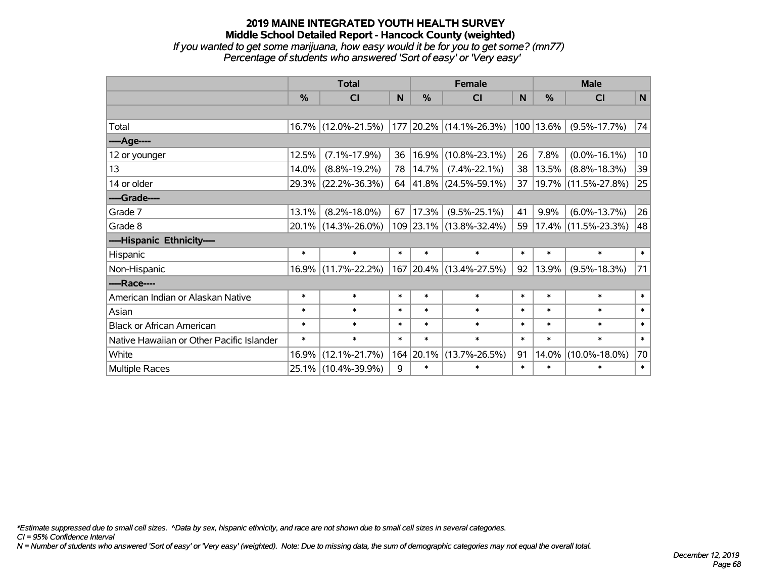# 2019 MAINE INTEGRATED YOUTH HEALTH SURVEY
## Middle School Detailed Report - Hancock County (weighted)
*If you wanted to get some marijuana, how easy would it be for you to get some? (mn77)*
*Percentage of students who answered 'Sort of easy' or 'Very easy'*

| | Total | | | Female | | | Male | | |
|---|---|---|---|---|---|---|---|---|---|
| | % | CI | N | % | CI | N | % | CI | N |
| | | | | | | | | | |
| Total | 16.7% | (12.0%-21.5%) | 177 | 20.2% | (14.1%-26.3%) | 100 | 13.6% | (9.5%-17.7%) | 74 |
| ----Age---- | | | | | | | | | |
| 12 or younger | 12.5% | (7.1%-17.9%) | 36 | 16.9% | (10.8%-23.1%) | 26 | 7.8% | (0.0%-16.1%) | 10 |
| 13 | 14.0% | (8.8%-19.2%) | 78 | 14.7% | (7.4%-22.1%) | 38 | 13.5% | (8.8%-18.3%) | 39 |
| 14 or older | 29.3% | (22.2%-36.3%) | 64 | 41.8% | (24.5%-59.1%) | 37 | 19.7% | (11.5%-27.8%) | 25 |
| ----Grade---- | | | | | | | | | |
| Grade 7 | 13.1% | (8.2%-18.0%) | 67 | 17.3% | (9.5%-25.1%) | 41 | 9.9% | (6.0%-13.7%) | 26 |
| Grade 8 | 20.1% | (14.3%-26.0%) | 109 | 23.1% | (13.8%-32.4%) | 59 | 17.4% | (11.5%-23.3%) | 48 |
| ----Hispanic Ethnicity---- | | | | | | | | | |
| Hispanic | * | * | * | * | * | * | * | * | * |
| Non-Hispanic | 16.9% | (11.7%-22.2%) | 167 | 20.4% | (13.4%-27.5%) | 92 | 13.9% | (9.5%-18.3%) | 71 |
| ----Race---- | | | | | | | | | |
| American Indian or Alaskan Native | * | * | * | * | * | * | * | * | * |
| Asian | * | * | * | * | * | * | * | * | * |
| Black or African American | * | * | * | * | * | * | * | * | * |
| Native Hawaiian or Other Pacific Islander | * | * | * | * | * | * | * | * | * |
| White | 16.9% | (12.1%-21.7%) | 164 | 20.1% | (13.7%-26.5%) | 91 | 14.0% | (10.0%-18.0%) | 70 |
| Multiple Races | 25.1% | (10.4%-39.9%) | 9 | * | * | * | * | * | * |

*\*Estimate suppressed due to small cell sizes. ^Data by sex, hispanic ethnicity, and race are not shown due to small cell sizes in several categories.*
*CI = 95% Confidence Interval*
*N = Number of students who answered 'Sort of easy' or 'Very easy' (weighted). Note: Due to missing data, the sum of demographic categories may not equal the overall total.*

*December 12, 2019*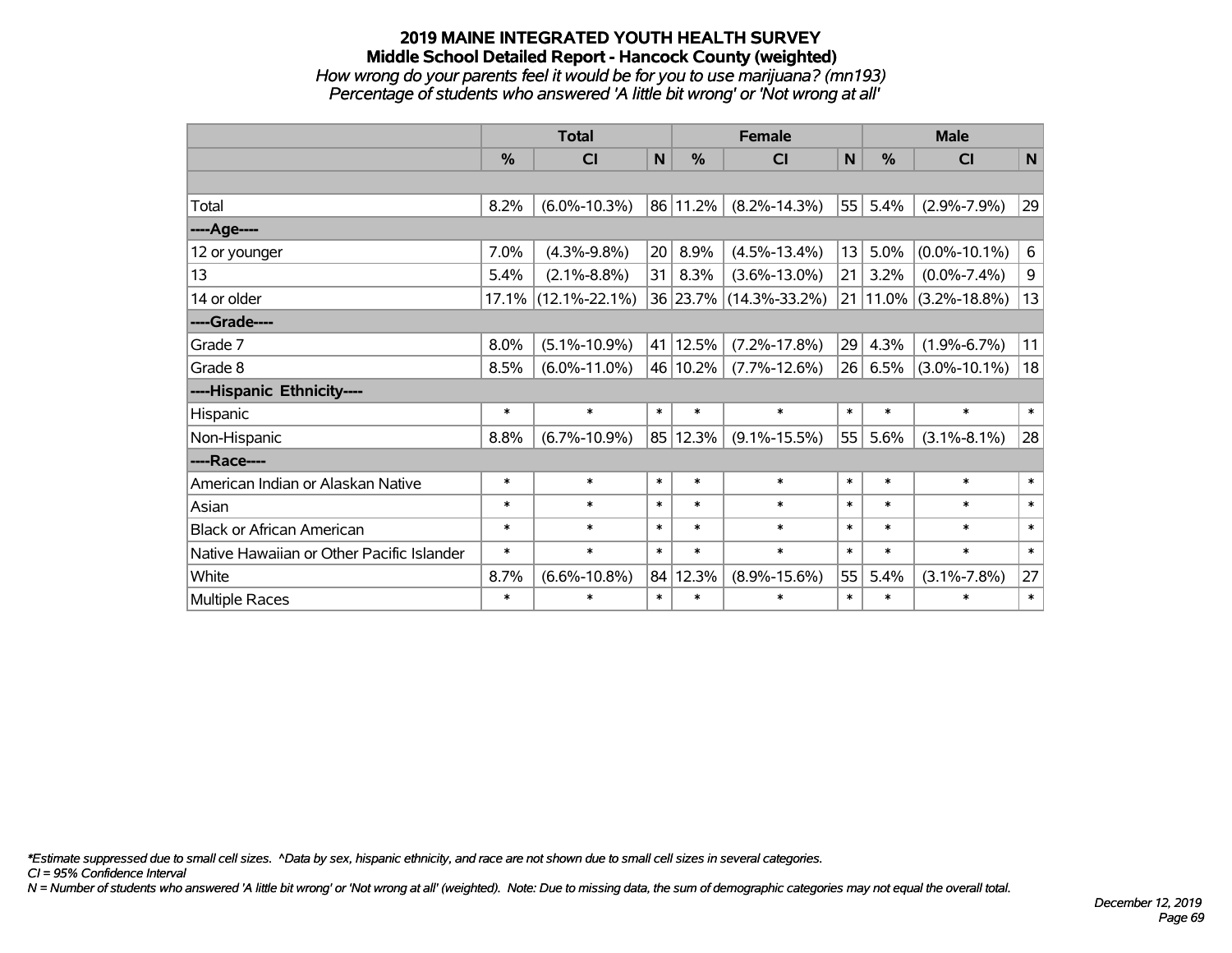# 2019 MAINE INTEGRATED YOUTH HEALTH SURVEY
## Middle School Detailed Report - Hancock County (weighted)
*How wrong do your parents feel it would be for you to use marijuana? (mn193)*
*Percentage of students who answered 'A little bit wrong' or 'Not wrong at all'*

| | Total | | | Female | | | Male | | |
|---|---|---|---|---|---|---|---|---|---|
| | % | CI | N | % | CI | N | % | CI | N |
| | | | | | | | | | |
| Total | 8.2% | (6.0%-10.3%) | 86 | 11.2% | (8.2%-14.3%) | 55 | 5.4% | (2.9%-7.9%) | 29 |
| ----Age---- | | | | | | | | | |
| 12 or younger | 7.0% | (4.3%-9.8%) | 20 | 8.9% | (4.5%-13.4%) | 13 | 5.0% | (0.0%-10.1%) | 6 |
| 13 | 5.4% | (2.1%-8.8%) | 31 | 8.3% | (3.6%-13.0%) | 21 | 3.2% | (0.0%-7.4%) | 9 |
| 14 or older | 17.1% | (12.1%-22.1%) | 36 | 23.7% | (14.3%-33.2%) | 21 | 11.0% | (3.2%-18.8%) | 13 |
| ----Grade---- | | | | | | | | | |
| Grade 7 | 8.0% | (5.1%-10.9%) | 41 | 12.5% | (7.2%-17.8%) | 29 | 4.3% | (1.9%-6.7%) | 11 |
| Grade 8 | 8.5% | (6.0%-11.0%) | 46 | 10.2% | (7.7%-12.6%) | 26 | 6.5% | (3.0%-10.1%) | 18 |
| ----Hispanic Ethnicity---- | | | | | | | | | |
| Hispanic | * | * | * | * | * | * | * | * | * |
| Non-Hispanic | 8.8% | (6.7%-10.9%) | 85 | 12.3% | (9.1%-15.5%) | 55 | 5.6% | (3.1%-8.1%) | 28 |
| ----Race---- | | | | | | | | | |
| American Indian or Alaskan Native | * | * | * | * | * | * | * | * | * |
| Asian | * | * | * | * | * | * | * | * | * |
| Black or African American | * | * | * | * | * | * | * | * | * |
| Native Hawaiian or Other Pacific Islander | * | * | * | * | * | * | * | * | * |
| White | 8.7% | (6.6%-10.8%) | 84 | 12.3% | (8.9%-15.6%) | 55 | 5.4% | (3.1%-7.8%) | 27 |
| Multiple Races | * | * | * | * | * | * | * | * | * |

*\*Estimate suppressed due to small cell sizes. ^Data by sex, hispanic ethnicity, and race are not shown due to small cell sizes in several categories.*

*CI = 95% Confidence Interval*

*N = Number of students who answered 'A little bit wrong' or 'Not wrong at all' (weighted). Note: Due to missing data, the sum of demographic categories may not equal the overall total.*

*December 12, 2019*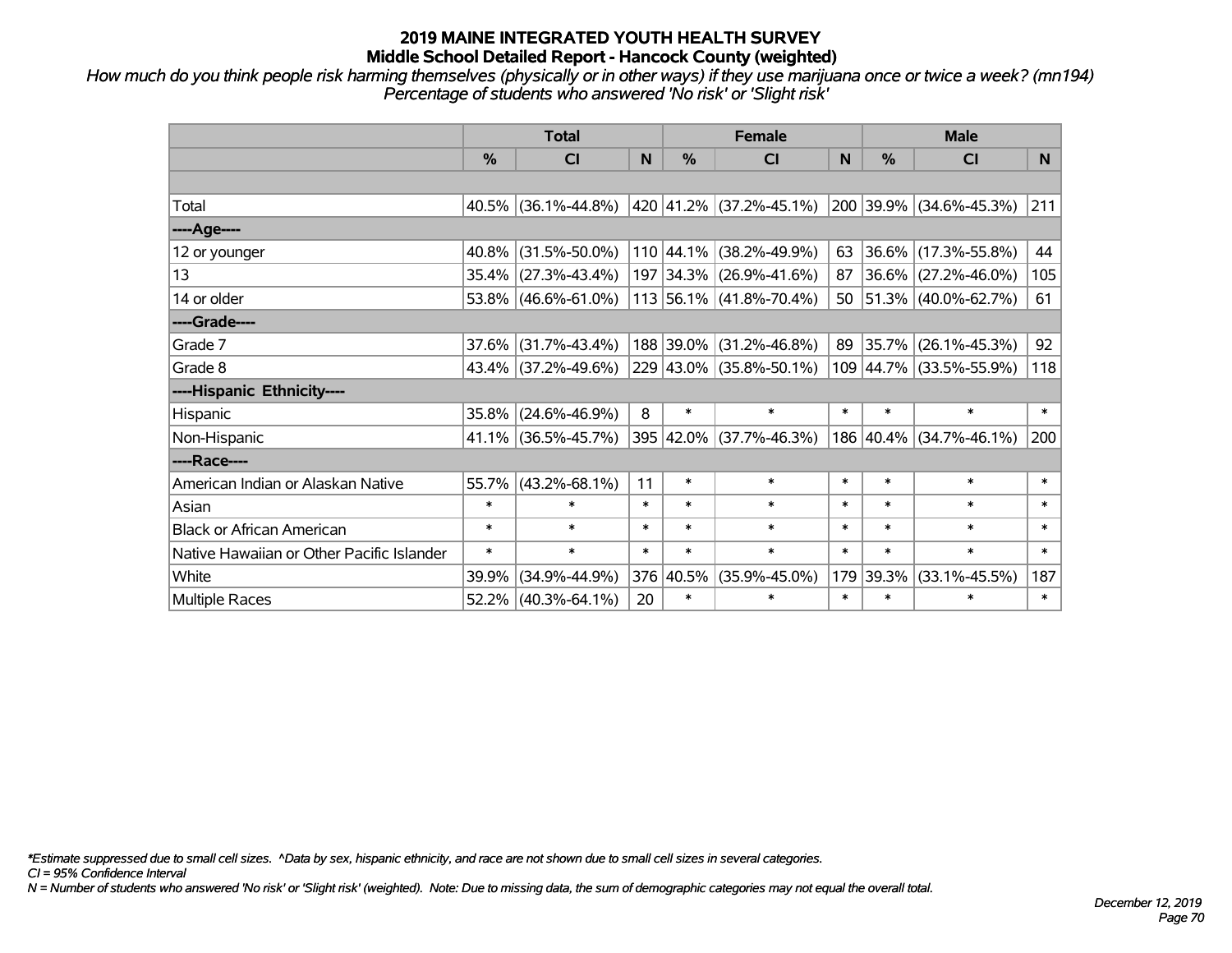# 2019 MAINE INTEGRATED YOUTH HEALTH SURVEY
## Middle School Detailed Report - Hancock County (weighted)

*How much do you think people risk harming themselves (physically or in other ways) if they use marijuana once or twice a week? (mn194)*
*Percentage of students who answered 'No risk' or 'Slight risk'*

| | Total | | | Female | | | Male | | |
|---|---|---|---|---|---|---|---|---|---|
| | % | CI | N | % | CI | N | % | CI | N |
| Total | 40.5% | (36.1%-44.8%) | 420 | 41.2% | (37.2%-45.1%) | 200 | 39.9% | (34.6%-45.3%) | 211 |
| ----Age---- | | | | | | | | | |
| 12 or younger | 40.8% | (31.5%-50.0%) | 110 | 44.1% | (38.2%-49.9%) | 63 | 36.6% | (17.3%-55.8%) | 44 |
| 13 | 35.4% | (27.3%-43.4%) | 197 | 34.3% | (26.9%-41.6%) | 87 | 36.6% | (27.2%-46.0%) | 105 |
| 14 or older | 53.8% | (46.6%-61.0%) | 113 | 56.1% | (41.8%-70.4%) | 50 | 51.3% | (40.0%-62.7%) | 61 |
| ----Grade---- | | | | | | | | | |
| Grade 7 | 37.6% | (31.7%-43.4%) | 188 | 39.0% | (31.2%-46.8%) | 89 | 35.7% | (26.1%-45.3%) | 92 |
| Grade 8 | 43.4% | (37.2%-49.6%) | 229 | 43.0% | (35.8%-50.1%) | 109 | 44.7% | (33.5%-55.9%) | 118 |
| ----Hispanic Ethnicity---- | | | | | | | | | |
| Hispanic | 35.8% | (24.6%-46.9%) | 8 | * | * | * | * | * | * |
| Non-Hispanic | 41.1% | (36.5%-45.7%) | 395 | 42.0% | (37.7%-46.3%) | 186 | 40.4% | (34.7%-46.1%) | 200 |
| ----Race---- | | | | | | | | | |
| American Indian or Alaskan Native | 55.7% | (43.2%-68.1%) | 11 | * | * | * | * | * | * |
| Asian | * | * | * | * | * | * | * | * | * |
| Black or African American | * | * | * | * | * | * | * | * | * |
| Native Hawaiian or Other Pacific Islander | * | * | * | * | * | * | * | * | * |
| White | 39.9% | (34.9%-44.9%) | 376 | 40.5% | (35.9%-45.0%) | 179 | 39.3% | (33.1%-45.5%) | 187 |
| Multiple Races | 52.2% | (40.3%-64.1%) | 20 | * | * | * | * | * | * |

*\*Estimate suppressed due to small cell sizes. ^Data by sex, hispanic ethnicity, and race are not shown due to small cell sizes in several categories.*
*CI = 95% Confidence Interval*
*N = Number of students who answered 'No risk' or 'Slight risk' (weighted). Note: Due to missing data, the sum of demographic categories may not equal the overall total.*

*December 12, 2019*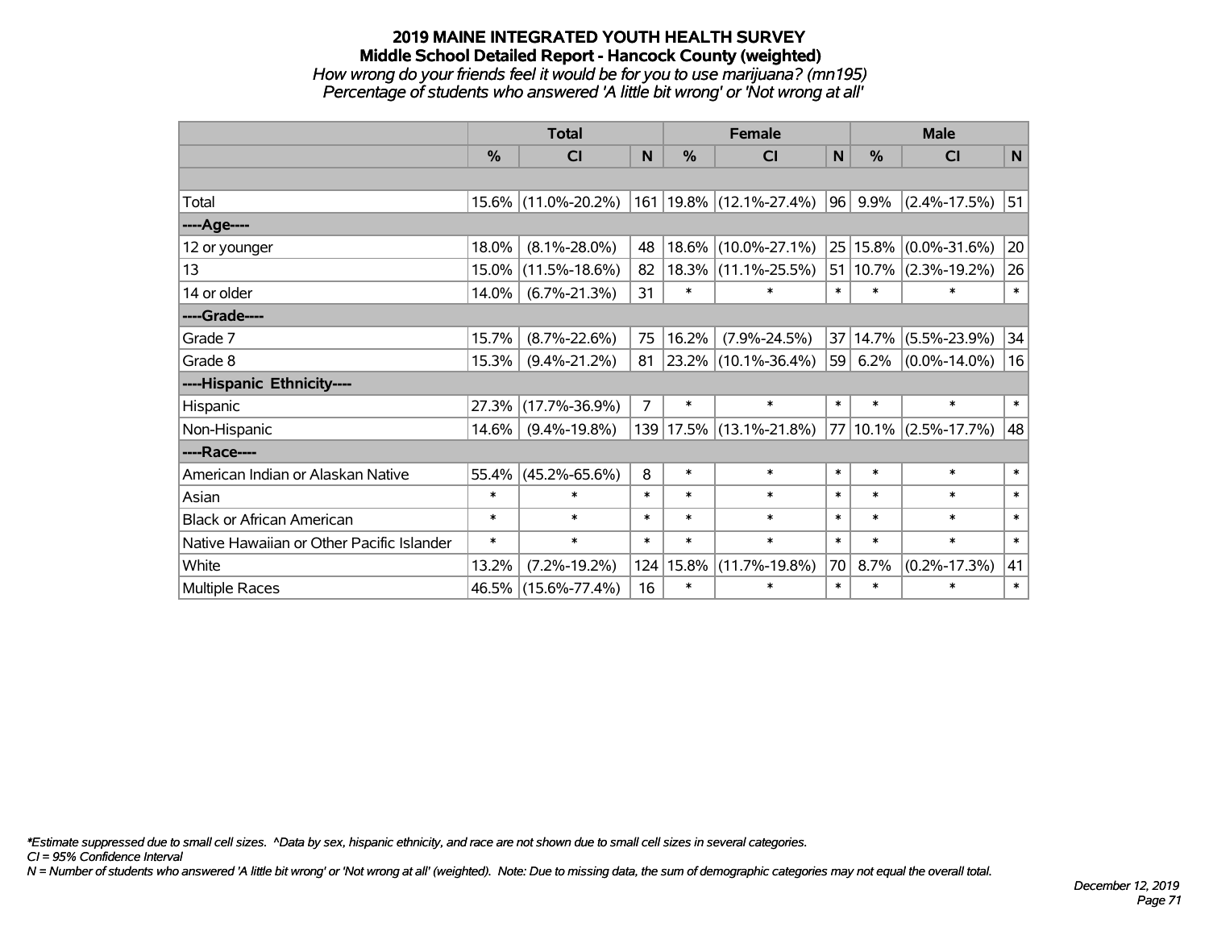# 2019 MAINE INTEGRATED YOUTH HEALTH SURVEY

## Middle School Detailed Report - Hancock County (weighted)

*How wrong do your friends feel it would be for you to use marijuana? (mn195)*
*Percentage of students who answered 'A little bit wrong' or 'Not wrong at all'*

| | Total | | | Female | | | Male | | |
|---|---|---|---|---|---|---|---|---|---|
| | % | CI | N | % | CI | N | % | CI | N |
| | | | | | | | | | |
| Total | 15.6% | (11.0%-20.2%) | 161 | 19.8% | (12.1%-27.4%) | 96 | 9.9% | (2.4%-17.5%) | 51 |
| ----Age---- | | | | | | | | | |
| 12 or younger | 18.0% | (8.1%-28.0%) | 48 | 18.6% | (10.0%-27.1%) | 25 | 15.8% | (0.0%-31.6%) | 20 |
| 13 | 15.0% | (11.5%-18.6%) | 82 | 18.3% | (11.1%-25.5%) | 51 | 10.7% | (2.3%-19.2%) | 26 |
| 14 or older | 14.0% | (6.7%-21.3%) | 31 | * | * | * | * | * | * |
| ----Grade---- | | | | | | | | | |
| Grade 7 | 15.7% | (8.7%-22.6%) | 75 | 16.2% | (7.9%-24.5%) | 37 | 14.7% | (5.5%-23.9%) | 34 |
| Grade 8 | 15.3% | (9.4%-21.2%) | 81 | 23.2% | (10.1%-36.4%) | 59 | 6.2% | (0.0%-14.0%) | 16 |
| ----Hispanic Ethnicity---- | | | | | | | | | |
| Hispanic | 27.3% | (17.7%-36.9%) | 7 | * | * | * | * | * | * |
| Non-Hispanic | 14.6% | (9.4%-19.8%) | 139 | 17.5% | (13.1%-21.8%) | 77 | 10.1% | (2.5%-17.7%) | 48 |
| ----Race---- | | | | | | | | | |
| American Indian or Alaskan Native | 55.4% | (45.2%-65.6%) | 8 | * | * | * | * | * | * |
| Asian | * | * | * | * | * | * | * | * | * |
| Black or African American | * | * | * | * | * | * | * | * | * |
| Native Hawaiian or Other Pacific Islander | * | * | * | * | * | * | * | * | * |
| White | 13.2% | (7.2%-19.2%) | 124 | 15.8% | (11.7%-19.8%) | 70 | 8.7% | (0.2%-17.3%) | 41 |
| Multiple Races | 46.5% | (15.6%-77.4%) | 16 | * | * | * | * | * | * |

*Estimate suppressed due to small cell sizes. ^Data by sex, hispanic ethnicity, and race are not shown due to small cell sizes in several categories.

CI = 95% Confidence Interval

N = Number of students who answered 'A little bit wrong' or 'Not wrong at all' (weighted). Note: Due to missing data, the sum of demographic categories may not equal the overall total.

December 12, 2019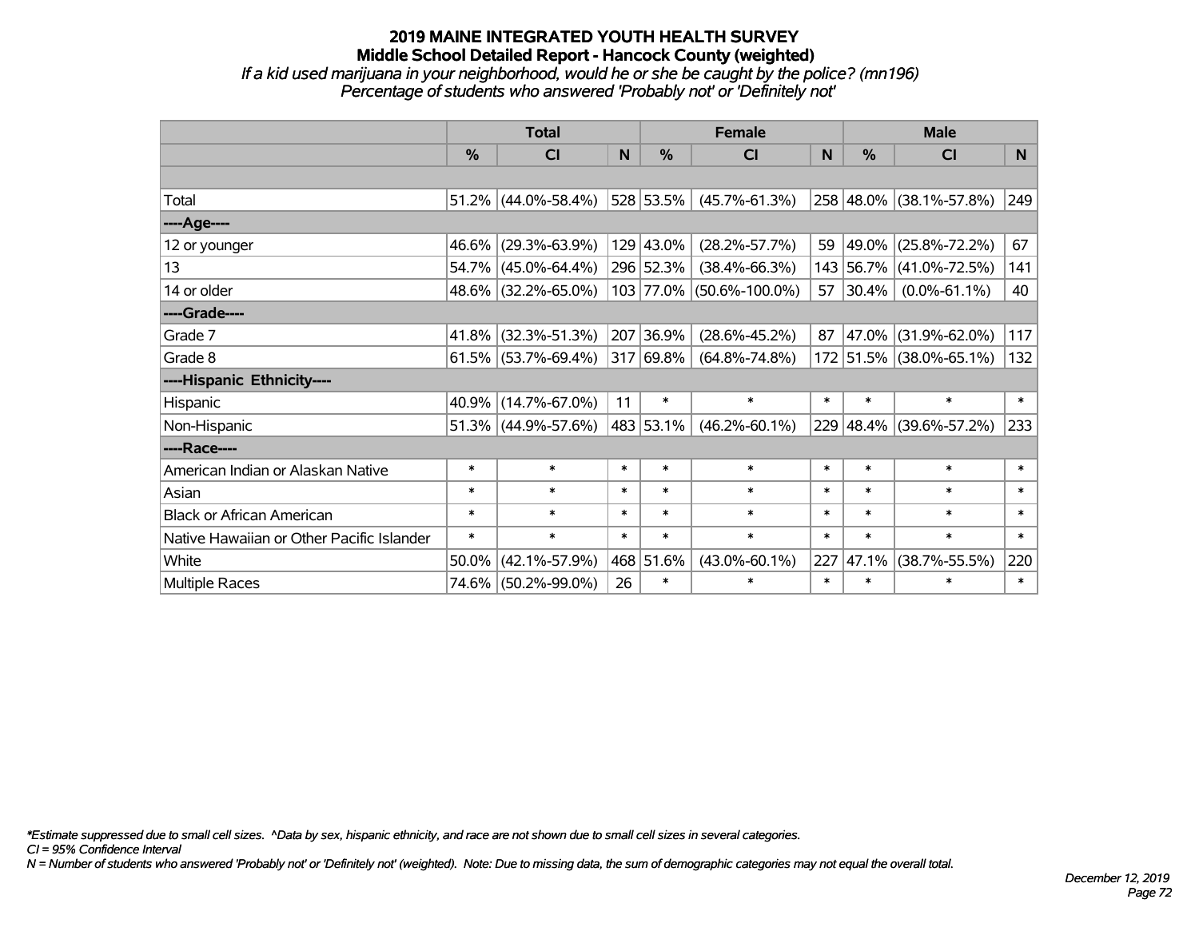## 2019 MAINE INTEGRATED YOUTH HEALTH SURVEY
### Middle School Detailed Report - Hancock County (weighted)
*If a kid used marijuana in your neighborhood, would he or she be caught by the police? (mn196)*
*Percentage of students who answered 'Probably not' or 'Definitely not'*

| | Total | | | Female | | | Male | | |
|---|---|---|---|---|---|---|---|---|---|
| | % | CI | N | % | CI | N | % | CI | N |
| Total | 51.2% | (44.0%-58.4%) | 528 | 53.5% | (45.7%-61.3%) | 258 | 48.0% | (38.1%-57.8%) | 249 |
| ----Age---- | | | | | | | | | |
| 12 or younger | 46.6% | (29.3%-63.9%) | 129 | 43.0% | (28.2%-57.7%) | 59 | 49.0% | (25.8%-72.2%) | 67 |
| 13 | 54.7% | (45.0%-64.4%) | 296 | 52.3% | (38.4%-66.3%) | 143 | 56.7% | (41.0%-72.5%) | 141 |
| 14 or older | 48.6% | (32.2%-65.0%) | 103 | 77.0% | (50.6%-100.0%) | 57 | 30.4% | (0.0%-61.1%) | 40 |
| ----Grade---- | | | | | | | | | |
| Grade 7 | 41.8% | (32.3%-51.3%) | 207 | 36.9% | (28.6%-45.2%) | 87 | 47.0% | (31.9%-62.0%) | 117 |
| Grade 8 | 61.5% | (53.7%-69.4%) | 317 | 69.8% | (64.8%-74.8%) | 172 | 51.5% | (38.0%-65.1%) | 132 |
| ----Hispanic Ethnicity---- | | | | | | | | | |
| Hispanic | 40.9% | (14.7%-67.0%) | 11 | * | * | * | * | * | * |
| Non-Hispanic | 51.3% | (44.9%-57.6%) | 483 | 53.1% | (46.2%-60.1%) | 229 | 48.4% | (39.6%-57.2%) | 233 |
| ----Race---- | | | | | | | | | |
| American Indian or Alaskan Native | * | * | * | * | * | * | * | * | * |
| Asian | * | * | * | * | * | * | * | * | * |
| Black or African American | * | * | * | * | * | * | * | * | * |
| Native Hawaiian or Other Pacific Islander | * | * | * | * | * | * | * | * | * |
| White | 50.0% | (42.1%-57.9%) | 468 | 51.6% | (43.0%-60.1%) | 227 | 47.1% | (38.7%-55.5%) | 220 |
| Multiple Races | 74.6% | (50.2%-99.0%) | 26 | * | * | * | * | * | * |

*\*Estimate suppressed due to small cell sizes. ^Data by sex, hispanic ethnicity, and race are not shown due to small cell sizes in several categories.*
*CI = 95% Confidence Interval*
*N = Number of students who answered 'Probably not' or 'Definitely not' (weighted). Note: Due to missing data, the sum of demographic categories may not equal the overall total.*

*December 12, 2019*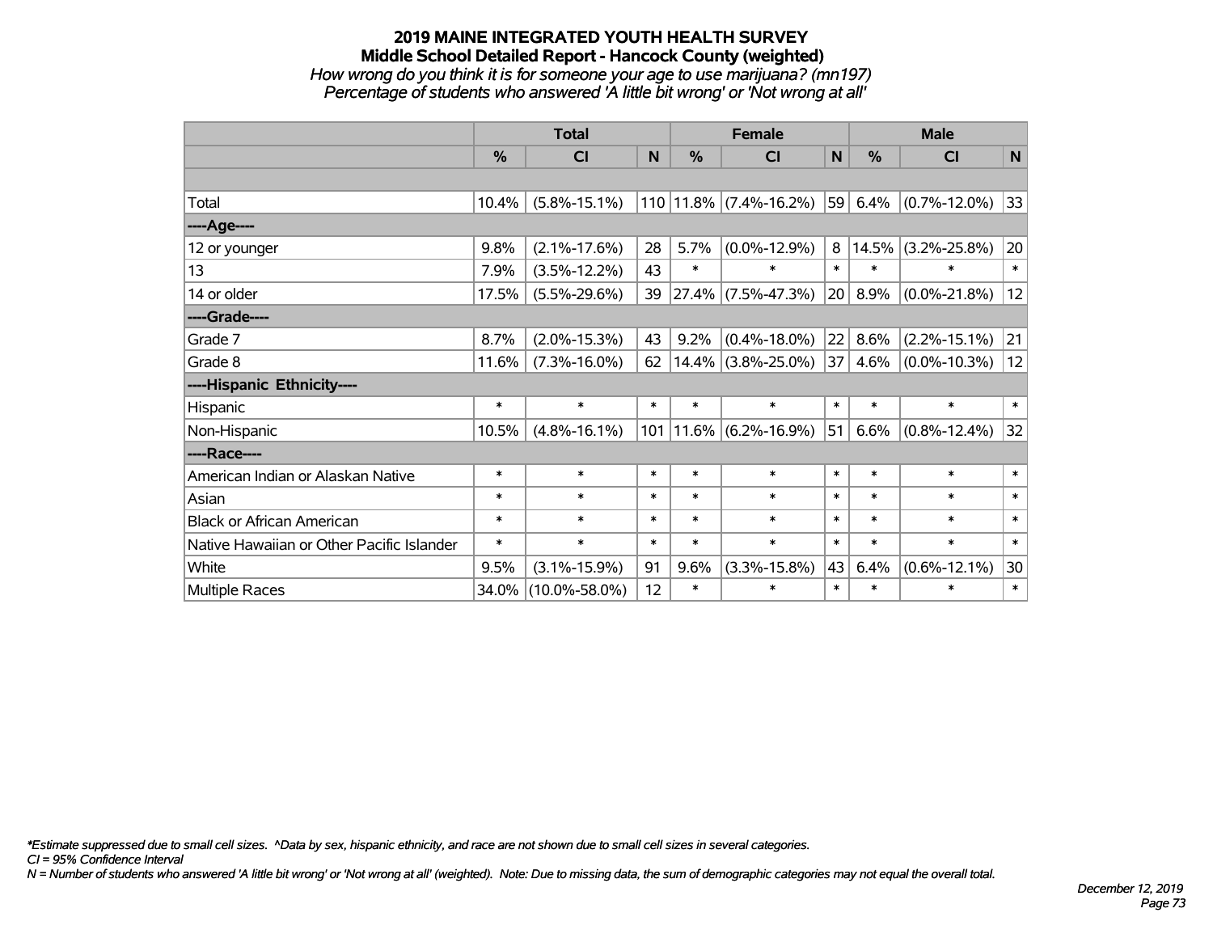# 2019 MAINE INTEGRATED YOUTH HEALTH SURVEY

## Middle School Detailed Report - Hancock County (weighted)

*How wrong do you think it is for someone your age to use marijuana? (mn197)*
*Percentage of students who answered 'A little bit wrong' or 'Not wrong at all'*

| | Total | | | Female | | | Male | | |
|---|---|---|---|---|---|---|---|---|---|
| | % | CI | N | % | CI | N | % | CI | N |
| | | | | | | | | | |
| Total | 10.4% | (5.8%-15.1%) | 110 | 11.8% | (7.4%-16.2%) | 59 | 6.4% | (0.7%-12.0%) | 33 |
| ----Age---- | | | | | | | | | |
| 12 or younger | 9.8% | (2.1%-17.6%) | 28 | 5.7% | (0.0%-12.9%) | 8 | 14.5% | (3.2%-25.8%) | 20 |
| 13 | 7.9% | (3.5%-12.2%) | 43 | * | * | * | * | * | * |
| 14 or older | 17.5% | (5.5%-29.6%) | 39 | 27.4% | (7.5%-47.3%) | 20 | 8.9% | (0.0%-21.8%) | 12 |
| ----Grade---- | | | | | | | | | |
| Grade 7 | 8.7% | (2.0%-15.3%) | 43 | 9.2% | (0.4%-18.0%) | 22 | 8.6% | (2.2%-15.1%) | 21 |
| Grade 8 | 11.6% | (7.3%-16.0%) | 62 | 14.4% | (3.8%-25.0%) | 37 | 4.6% | (0.0%-10.3%) | 12 |
| ----Hispanic Ethnicity---- | | | | | | | | | |
| Hispanic | * | * | * | * | * | * | * | * | * |
| Non-Hispanic | 10.5% | (4.8%-16.1%) | 101 | 11.6% | (6.2%-16.9%) | 51 | 6.6% | (0.8%-12.4%) | 32 |
| ----Race---- | | | | | | | | | |
| American Indian or Alaskan Native | * | * | * | * | * | * | * | * | * |
| Asian | * | * | * | * | * | * | * | * | * |
| Black or African American | * | * | * | * | * | * | * | * | * |
| Native Hawaiian or Other Pacific Islander | * | * | * | * | * | * | * | * | * |
| White | 9.5% | (3.1%-15.9%) | 91 | 9.6% | (3.3%-15.8%) | 43 | 6.4% | (0.6%-12.1%) | 30 |
| Multiple Races | 34.0% | (10.0%-58.0%) | 12 | * | * | * | * | * | * |

*\*Estimate suppressed due to small cell sizes. ^Data by sex, hispanic ethnicity, and race are not shown due to small cell sizes in several categories.*
*CI = 95% Confidence Interval*
*N = Number of students who answered 'A little bit wrong' or 'Not wrong at all' (weighted). Note: Due to missing data, the sum of demographic categories may not equal the overall total.*

*December 12, 2019*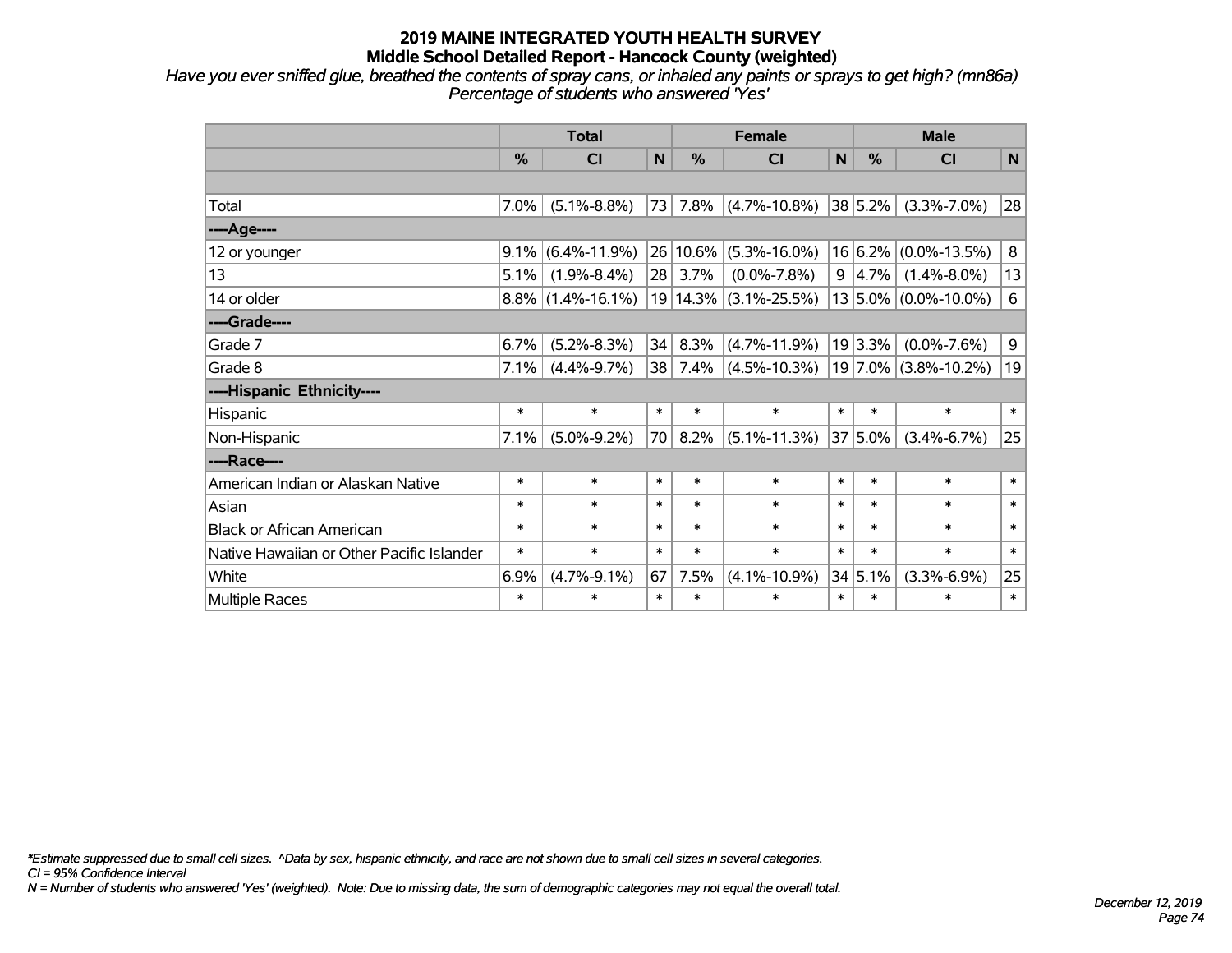# 2019 MAINE INTEGRATED YOUTH HEALTH SURVEY
## Middle School Detailed Report - Hancock County (weighted)

*Have you ever sniffed glue, breathed the contents of spray cans, or inhaled any paints or sprays to get high? (mn86a)*
*Percentage of students who answered 'Yes'*

| | Total | | | Female | | | Male | | |
|---|---|---|---|---|---|---|---|---|---|
| | % | CI | N | % | CI | N | % | CI | N |
| Total | 7.0% | (5.1%-8.8%) | 73 | 7.8% | (4.7%-10.8%) | 38 | 5.2% | (3.3%-7.0%) | 28 |
| ----Age---- | | | | | | | | | |
| 12 or younger | 9.1% | (6.4%-11.9%) | 26 | 10.6% | (5.3%-16.0%) | 16 | 6.2% | (0.0%-13.5%) | 8 |
| 13 | 5.1% | (1.9%-8.4%) | 28 | 3.7% | (0.0%-7.8%) | 9 | 4.7% | (1.4%-8.0%) | 13 |
| 14 or older | 8.8% | (1.4%-16.1%) | 19 | 14.3% | (3.1%-25.5%) | 13 | 5.0% | (0.0%-10.0%) | 6 |
| ----Grade---- | | | | | | | | | |
| Grade 7 | 6.7% | (5.2%-8.3%) | 34 | 8.3% | (4.7%-11.9%) | 19 | 3.3% | (0.0%-7.6%) | 9 |
| Grade 8 | 7.1% | (4.4%-9.7%) | 38 | 7.4% | (4.5%-10.3%) | 19 | 7.0% | (3.8%-10.2%) | 19 |
| ----Hispanic Ethnicity---- | | | | | | | | | |
| Hispanic | * | * | * | * | * | * | * | * | * |
| Non-Hispanic | 7.1% | (5.0%-9.2%) | 70 | 8.2% | (5.1%-11.3%) | 37 | 5.0% | (3.4%-6.7%) | 25 |
| ----Race---- | | | | | | | | | |
| American Indian or Alaskan Native | * | * | * | * | * | * | * | * | * |
| Asian | * | * | * | * | * | * | * | * | * |
| Black or African American | * | * | * | * | * | * | * | * | * |
| Native Hawaiian or Other Pacific Islander | * | * | * | * | * | * | * | * | * |
| White | 6.9% | (4.7%-9.1%) | 67 | 7.5% | (4.1%-10.9%) | 34 | 5.1% | (3.3%-6.9%) | 25 |
| Multiple Races | * | * | * | * | * | * | * | * | * |

*\*Estimate suppressed due to small cell sizes. ^Data by sex, hispanic ethnicity, and race are not shown due to small cell sizes in several categories.*
*CI = 95% Confidence Interval*
*N = Number of students who answered 'Yes' (weighted). Note: Due to missing data, the sum of demographic categories may not equal the overall total.*

*December 12, 2019*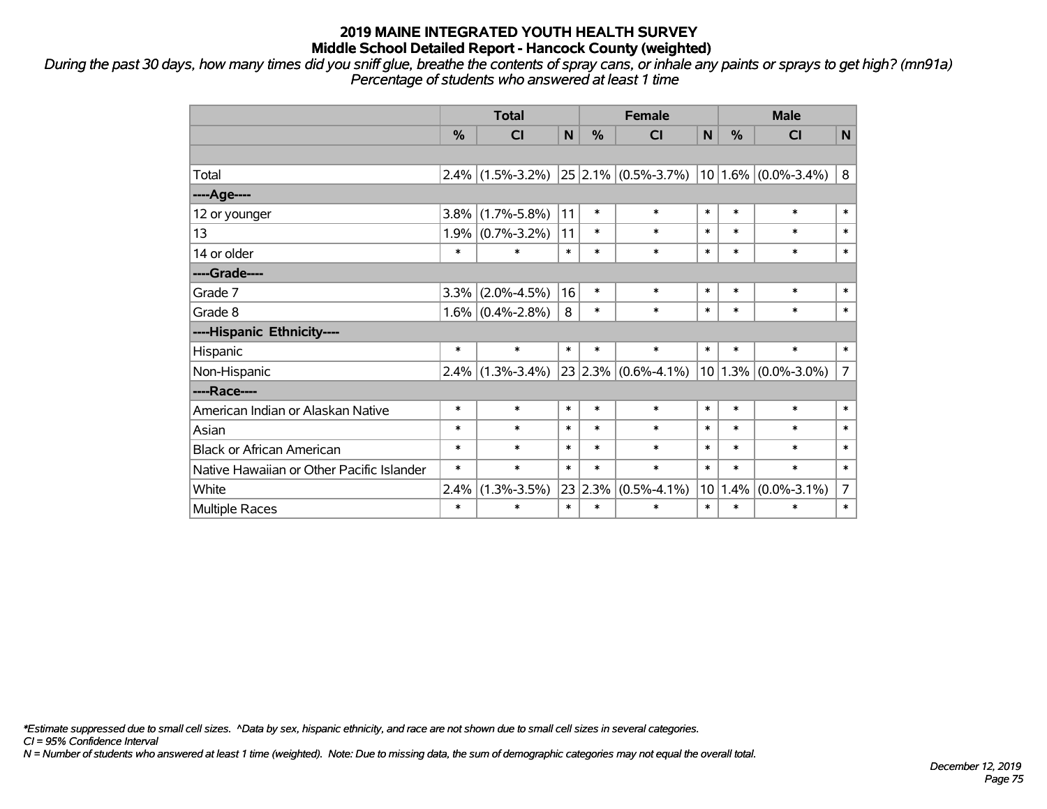# 2019 MAINE INTEGRATED YOUTH HEALTH SURVEY
## Middle School Detailed Report - Hancock County (weighted)

*During the past 30 days, how many times did you sniff glue, breathe the contents of spray cans, or inhale any paints or sprays to get high? (mn91a)*
*Percentage of students who answered at least 1 time*

| | Total | | | Female | | | Male | | |
|---|---|---|---|---|---|---|---|---|---|
| | % | CI | N | % | CI | N | % | CI | N |
| | | | | | | | | | |
| Total | 2.4% | (1.5%-3.2%) | 25 | 2.1% | (0.5%-3.7%) | 10 | 1.6% | (0.0%-3.4%) | 8 |
| ----Age---- | | | | | | | | | |
| 12 or younger | 3.8% | (1.7%-5.8%) | 11 | * | * | * | * | * | * |
| 13 | 1.9% | (0.7%-3.2%) | 11 | * | * | * | * | * | * |
| 14 or older | * | * | * | * | * | * | * | * | * |
| ----Grade---- | | | | | | | | | |
| Grade 7 | 3.3% | (2.0%-4.5%) | 16 | * | * | * | * | * | * |
| Grade 8 | 1.6% | (0.4%-2.8%) | 8 | * | * | * | * | * | * |
| ----Hispanic Ethnicity---- | | | | | | | | | |
| Hispanic | * | * | * | * | * | * | * | * | * |
| Non-Hispanic | 2.4% | (1.3%-3.4%) | 23 | 2.3% | (0.6%-4.1%) | 10 | 1.3% | (0.0%-3.0%) | 7 |
| ----Race---- | | | | | | | | | |
| American Indian or Alaskan Native | * | * | * | * | * | * | * | * | * |
| Asian | * | * | * | * | * | * | * | * | * |
| Black or African American | * | * | * | * | * | * | * | * | * |
| Native Hawaiian or Other Pacific Islander | * | * | * | * | * | * | * | * | * |
| White | 2.4% | (1.3%-3.5%) | 23 | 2.3% | (0.5%-4.1%) | 10 | 1.4% | (0.0%-3.1%) | 7 |
| Multiple Races | * | * | * | * | * | * | * | * | * |

*\*Estimate suppressed due to small cell sizes. ^Data by sex, hispanic ethnicity, and race are not shown due to small cell sizes in several categories.*
*CI = 95% Confidence Interval*
*N = Number of students who answered at least 1 time (weighted). Note: Due to missing data, the sum of demographic categories may not equal the overall total.*

*December 12, 2019*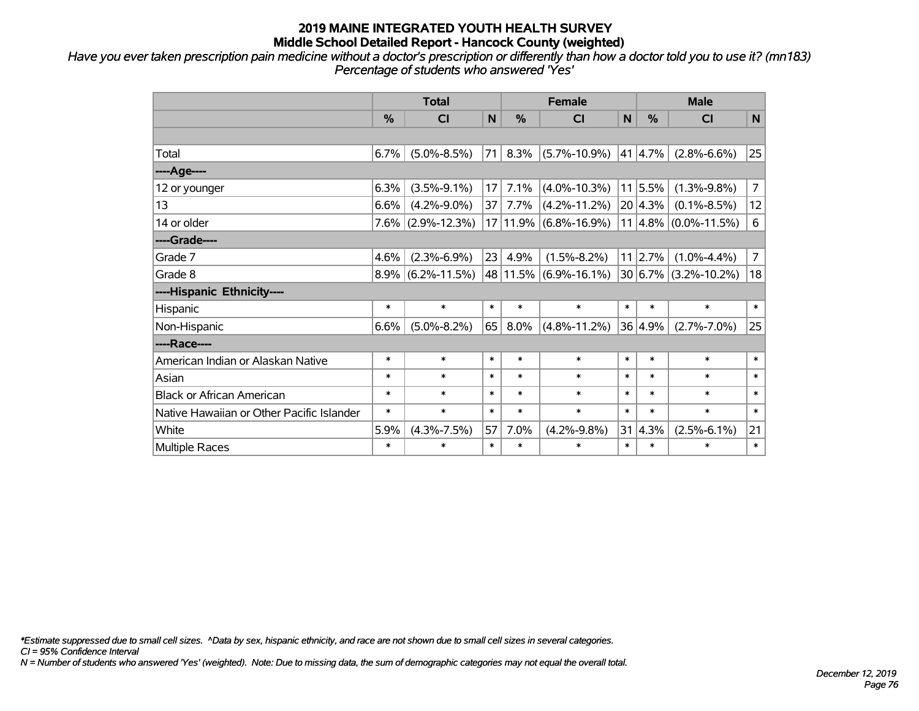# 2019 MAINE INTEGRATED YOUTH HEALTH SURVEY
## Middle School Detailed Report - Hancock County (weighted)

*Have you ever taken prescription pain medicine without a doctor's prescription or differently than how a doctor told you to use it? (mn183)*
*Percentage of students who answered 'Yes'*

| | Total | | | Female | | | Male | | |
|---|---|---|---|---|---|---|---|---|---|
| | % | CI | N | % | CI | N | % | CI | N |
| | | | | | | | | | |
| Total | 6.7% | (5.0%-8.5%) | 71 | 8.3% | (5.7%-10.9%) | 41 | 4.7% | (2.8%-6.6%) | 25 |
| ----Age---- | | | | | | | | | |
| 12 or younger | 6.3% | (3.5%-9.1%) | 17 | 7.1% | (4.0%-10.3%) | 11 | 5.5% | (1.3%-9.8%) | 7 |
| 13 | 6.6% | (4.2%-9.0%) | 37 | 7.7% | (4.2%-11.2%) | 20 | 4.3% | (0.1%-8.5%) | 12 |
| 14 or older | 7.6% | (2.9%-12.3%) | 17 | 11.9% | (6.8%-16.9%) | 11 | 4.8% | (0.0%-11.5%) | 6 |
| ----Grade---- | | | | | | | | | |
| Grade 7 | 4.6% | (2.3%-6.9%) | 23 | 4.9% | (1.5%-8.2%) | 11 | 2.7% | (1.0%-4.4%) | 7 |
| Grade 8 | 8.9% | (6.2%-11.5%) | 48 | 11.5% | (6.9%-16.1%) | 30 | 6.7% | (3.2%-10.2%) | 18 |
| ----Hispanic Ethnicity---- | | | | | | | | | |
| Hispanic | * | * | * | * | * | * | * | * | * |
| Non-Hispanic | 6.6% | (5.0%-8.2%) | 65 | 8.0% | (4.8%-11.2%) | 36 | 4.9% | (2.7%-7.0%) | 25 |
| ----Race---- | | | | | | | | | |
| American Indian or Alaskan Native | * | * | * | * | * | * | * | * | * |
| Asian | * | * | * | * | * | * | * | * | * |
| Black or African American | * | * | * | * | * | * | * | * | * |
| Native Hawaiian or Other Pacific Islander | * | * | * | * | * | * | * | * | * |
| White | 5.9% | (4.3%-7.5%) | 57 | 7.0% | (4.2%-9.8%) | 31 | 4.3% | (2.5%-6.1%) | 21 |
| Multiple Races | * | * | * | * | * | * | * | * | * |

*\*Estimate suppressed due to small cell sizes. ^Data by sex, hispanic ethnicity, and race are not shown due to small cell sizes in several categories.*
*CI = 95% Confidence Interval*
*N = Number of students who answered 'Yes' (weighted). Note: Due to missing data, the sum of demographic categories may not equal the overall total.*

*December 12, 2019*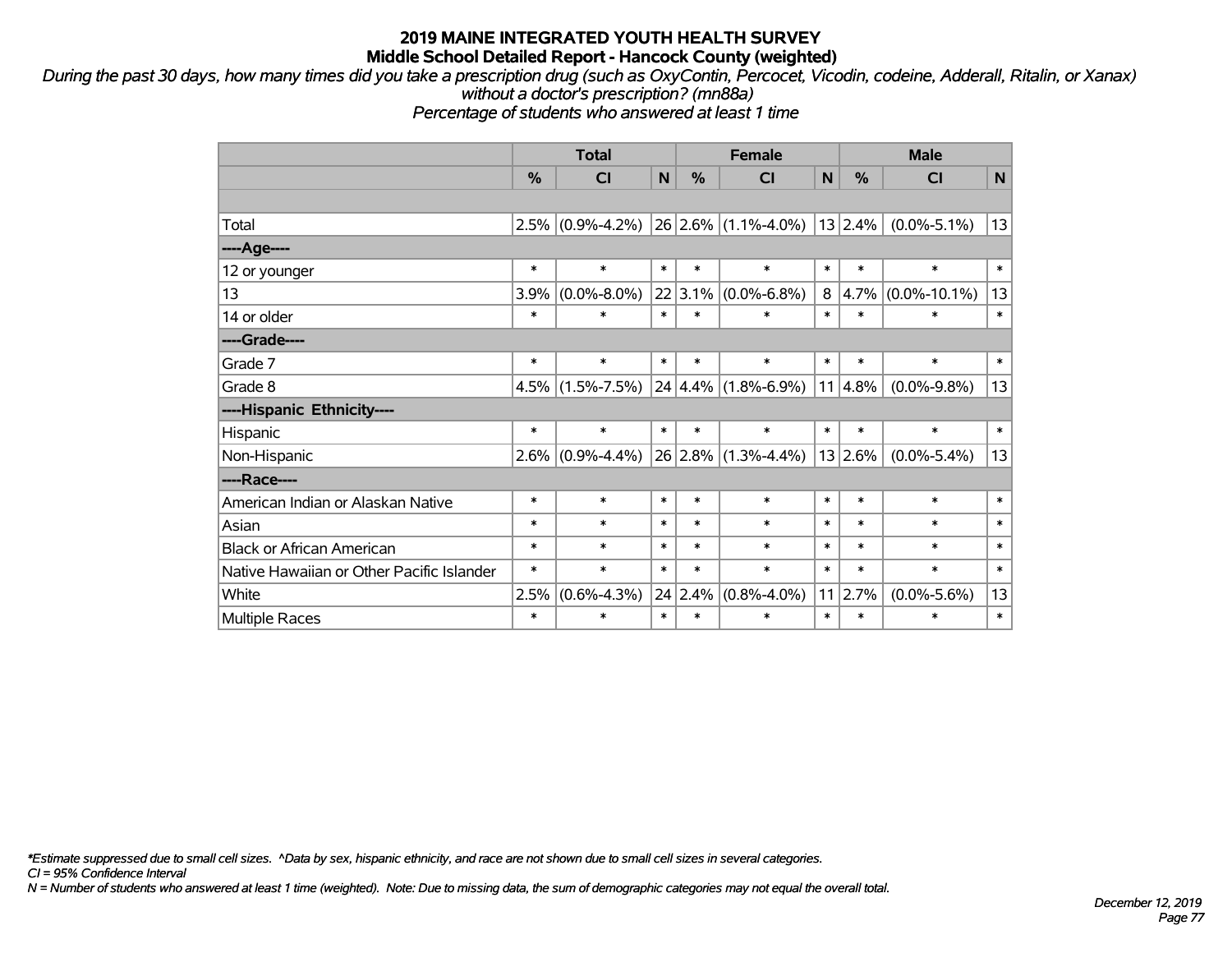# 2019 MAINE INTEGRATED YOUTH HEALTH SURVEY
## Middle School Detailed Report - Hancock County (weighted)

*During the past 30 days, how many times did you take a prescription drug (such as OxyContin, Percocet, Vicodin, codeine, Adderall, Ritalin, or Xanax) without a doctor's prescription? (mn88a)*
*Percentage of students who answered at least 1 time*

| | Total | | | Female | | | Male | | |
|---|---|---|---|---|---|---|---|---|---|
| | % | CI | N | % | CI | N | % | CI | N |
| Total | 2.5% | (0.9%-4.2%) | 26 | 2.6% | (1.1%-4.0%) | 13 | 2.4% | (0.0%-5.1%) | 13 |
| ----Age---- | | | | | | | | | |
| 12 or younger | * | * | * | * | * | * | * | * | * |
| 13 | 3.9% | (0.0%-8.0%) | 22 | 3.1% | (0.0%-6.8%) | 8 | 4.7% | (0.0%-10.1%) | 13 |
| 14 or older | * | * | * | * | * | * | * | * | * |
| ----Grade---- | | | | | | | | | |
| Grade 7 | * | * | * | * | * | * | * | * | * |
| Grade 8 | 4.5% | (1.5%-7.5%) | 24 | 4.4% | (1.8%-6.9%) | 11 | 4.8% | (0.0%-9.8%) | 13 |
| ----Hispanic Ethnicity---- | | | | | | | | | |
| Hispanic | * | * | * | * | * | * | * | * | * |
| Non-Hispanic | 2.6% | (0.9%-4.4%) | 26 | 2.8% | (1.3%-4.4%) | 13 | 2.6% | (0.0%-5.4%) | 13 |
| ----Race---- | | | | | | | | | |
| American Indian or Alaskan Native | * | * | * | * | * | * | * | * | * |
| Asian | * | * | * | * | * | * | * | * | * |
| Black or African American | * | * | * | * | * | * | * | * | * |
| Native Hawaiian or Other Pacific Islander | * | * | * | * | * | * | * | * | * |
| White | 2.5% | (0.6%-4.3%) | 24 | 2.4% | (0.8%-4.0%) | 11 | 2.7% | (0.0%-5.6%) | 13 |
| Multiple Races | * | * | * | * | * | * | * | * | * |

*\*Estimate suppressed due to small cell sizes. ^Data by sex, hispanic ethnicity, and race are not shown due to small cell sizes in several categories.*
*CI = 95% Confidence Interval*
*N = Number of students who answered at least 1 time (weighted). Note: Due to missing data, the sum of demographic categories may not equal the overall total.*

*December 12, 2019*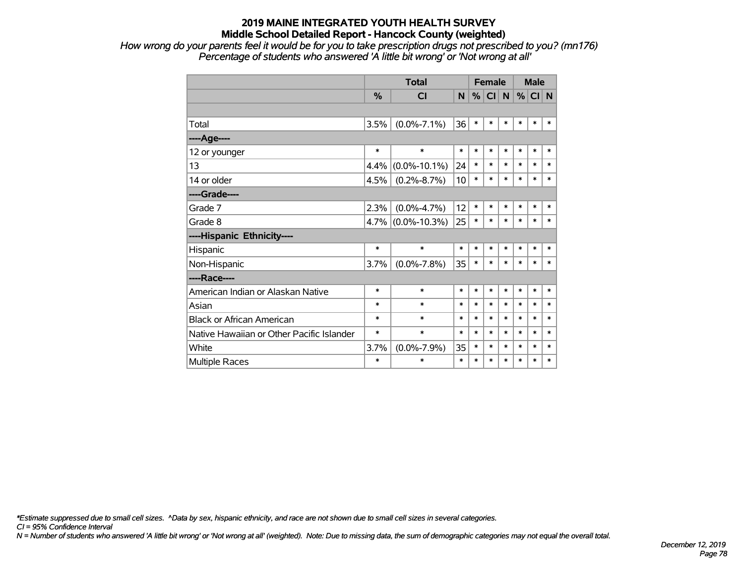# 2019 MAINE INTEGRATED YOUTH HEALTH SURVEY
## Middle School Detailed Report - Hancock County (weighted)

*How wrong do your parents feel it would be for you to take prescription drugs not prescribed to you? (mn176)*
*Percentage of students who answered 'A little bit wrong' or 'Not wrong at all'*

| | Total | | | Female | | | Male | | |
|---|---|---|---|---|---|---|---|---|---|
| | % | CI | N | % | CI | N | % | CI | N |
| | | | | | | | | | |
| Total | 3.5% | (0.0%-7.1%) | 36 | * | * | * | * | * | * |
| ----Age---- | | | | | | | | | |
| 12 or younger | * | * | * | * | * | * | * | * | * |
| 13 | 4.4% | (0.0%-10.1%) | 24 | * | * | * | * | * | * |
| 14 or older | 4.5% | (0.2%-8.7%) | 10 | * | * | * | * | * | * |
| ----Grade---- | | | | | | | | | |
| Grade 7 | 2.3% | (0.0%-4.7%) | 12 | * | * | * | * | * | * |
| Grade 8 | 4.7% | (0.0%-10.3%) | 25 | * | * | * | * | * | * |
| ----Hispanic Ethnicity---- | | | | | | | | | |
| Hispanic | * | * | * | * | * | * | * | * | * |
| Non-Hispanic | 3.7% | (0.0%-7.8%) | 35 | * | * | * | * | * | * |
| ----Race---- | | | | | | | | | |
| American Indian or Alaskan Native | * | * | * | * | * | * | * | * | * |
| Asian | * | * | * | * | * | * | * | * | * |
| Black or African American | * | * | * | * | * | * | * | * | * |
| Native Hawaiian or Other Pacific Islander | * | * | * | * | * | * | * | * | * |
| White | 3.7% | (0.0%-7.9%) | 35 | * | * | * | * | * | * |
| Multiple Races | * | * | * | * | * | * | * | * | * |

*\*Estimate suppressed due to small cell sizes. ^Data by sex, hispanic ethnicity, and race are not shown due to small cell sizes in several categories.*
*CI = 95% Confidence Interval*
*N = Number of students who answered 'A little bit wrong' or 'Not wrong at all' (weighted). Note: Due to missing data, the sum of demographic categories may not equal the overall total.*

*December 12, 2019*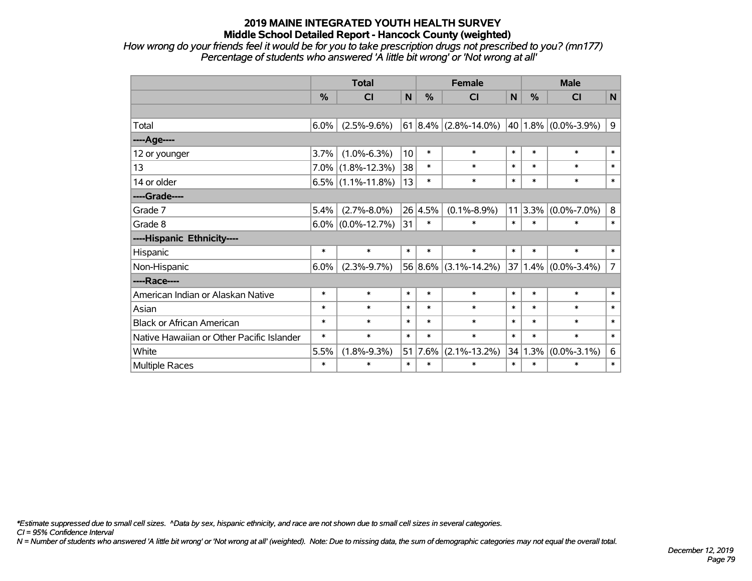# 2019 MAINE INTEGRATED YOUTH HEALTH SURVEY
## Middle School Detailed Report - Hancock County (weighted)

*How wrong do your friends feel it would be for you to take prescription drugs not prescribed to you? (mn177)*
*Percentage of students who answered 'A little bit wrong' or 'Not wrong at all'*

| | Total | | | Female | | | Male | | |
|---|---|---|---|---|---|---|---|---|---|
| | % | CI | N | % | CI | N | % | CI | N |
| | | | | | | | | | |
| Total | 6.0% | (2.5%-9.6%) | 61 | 8.4% | (2.8%-14.0%) | 40 | 1.8% | (0.0%-3.9%) | 9 |
| ----Age---- | | | | | | | | | |
| 12 or younger | 3.7% | (1.0%-6.3%) | 10 | * | * | * | * | * | * |
| 13 | 7.0% | (1.8%-12.3%) | 38 | * | * | * | * | * | * |
| 14 or older | 6.5% | (1.1%-11.8%) | 13 | * | * | * | * | * | * |
| ----Grade---- | | | | | | | | | |
| Grade 7 | 5.4% | (2.7%-8.0%) | 26 | 4.5% | (0.1%-8.9%) | 11 | 3.3% | (0.0%-7.0%) | 8 |
| Grade 8 | 6.0% | (0.0%-12.7%) | 31 | * | * | * | * | * | * |
| ----Hispanic Ethnicity---- | | | | | | | | | |
| Hispanic | * | * | * | * | * | * | * | * | * |
| Non-Hispanic | 6.0% | (2.3%-9.7%) | 56 | 8.6% | (3.1%-14.2%) | 37 | 1.4% | (0.0%-3.4%) | 7 |
| ----Race---- | | | | | | | | | |
| American Indian or Alaskan Native | * | * | * | * | * | * | * | * | * |
| Asian | * | * | * | * | * | * | * | * | * |
| Black or African American | * | * | * | * | * | * | * | * | * |
| Native Hawaiian or Other Pacific Islander | * | * | * | * | * | * | * | * | * |
| White | 5.5% | (1.8%-9.3%) | 51 | 7.6% | (2.1%-13.2%) | 34 | 1.3% | (0.0%-3.1%) | 6 |
| Multiple Races | * | * | * | * | * | * | * | * | * |

*\*Estimate suppressed due to small cell sizes. ^Data by sex, hispanic ethnicity, and race are not shown due to small cell sizes in several categories.*
*CI = 95% Confidence Interval*
*N = Number of students who answered 'A little bit wrong' or 'Not wrong at all' (weighted). Note: Due to missing data, the sum of demographic categories may not equal the overall total.*

*December 12, 2019*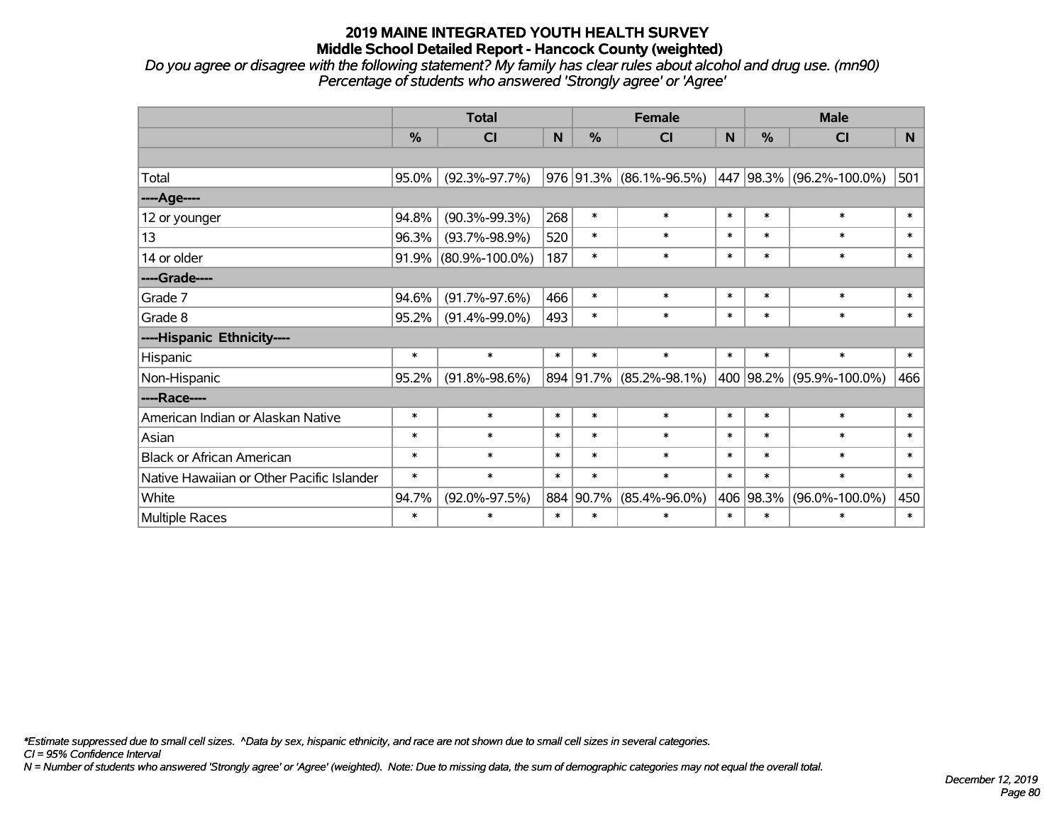# 2019 MAINE INTEGRATED YOUTH HEALTH SURVEY
## Middle School Detailed Report - Hancock County (weighted)

*Do you agree or disagree with the following statement? My family has clear rules about alcohol and drug use. (mn90)*
*Percentage of students who answered 'Strongly agree' or 'Agree'*

| | Total | | | Female | | | Male | | |
|---|---|---|---|---|---|---|---|---|---|
| | % | CI | N | % | CI | N | % | CI | N |
| | | | | | | | | | |
| Total | 95.0% | (92.3%-97.7%) | 976 | 91.3% | (86.1%-96.5%) | 447 | 98.3% | (96.2%-100.0%) | 501 |
| ----Age---- | | | | | | | | | |
| 12 or younger | 94.8% | (90.3%-99.3%) | 268 | * | * | * | * | * | * |
| 13 | 96.3% | (93.7%-98.9%) | 520 | * | * | * | * | * | * |
| 14 or older | 91.9% | (80.9%-100.0%) | 187 | * | * | * | * | * | * |
| ----Grade---- | | | | | | | | | |
| Grade 7 | 94.6% | (91.7%-97.6%) | 466 | * | * | * | * | * | * |
| Grade 8 | 95.2% | (91.4%-99.0%) | 493 | * | * | * | * | * | * |
| ----Hispanic Ethnicity---- | | | | | | | | | |
| Hispanic | * | * | * | * | * | * | * | * | * |
| Non-Hispanic | 95.2% | (91.8%-98.6%) | 894 | 91.7% | (85.2%-98.1%) | 400 | 98.2% | (95.9%-100.0%) | 466 |
| ----Race---- | | | | | | | | | |
| American Indian or Alaskan Native | * | * | * | * | * | * | * | * | * |
| Asian | * | * | * | * | * | * | * | * | * |
| Black or African American | * | * | * | * | * | * | * | * | * |
| Native Hawaiian or Other Pacific Islander | * | * | * | * | * | * | * | * | * |
| White | 94.7% | (92.0%-97.5%) | 884 | 90.7% | (85.4%-96.0%) | 406 | 98.3% | (96.0%-100.0%) | 450 |
| Multiple Races | * | * | * | * | * | * | * | * | * |

*\*Estimate suppressed due to small cell sizes. ^Data by sex, hispanic ethnicity, and race are not shown due to small cell sizes in several categories.*
*CI = 95% Confidence Interval*
*N = Number of students who answered 'Strongly agree' or 'Agree' (weighted). Note: Due to missing data, the sum of demographic categories may not equal the overall total.*

*December 12, 2019*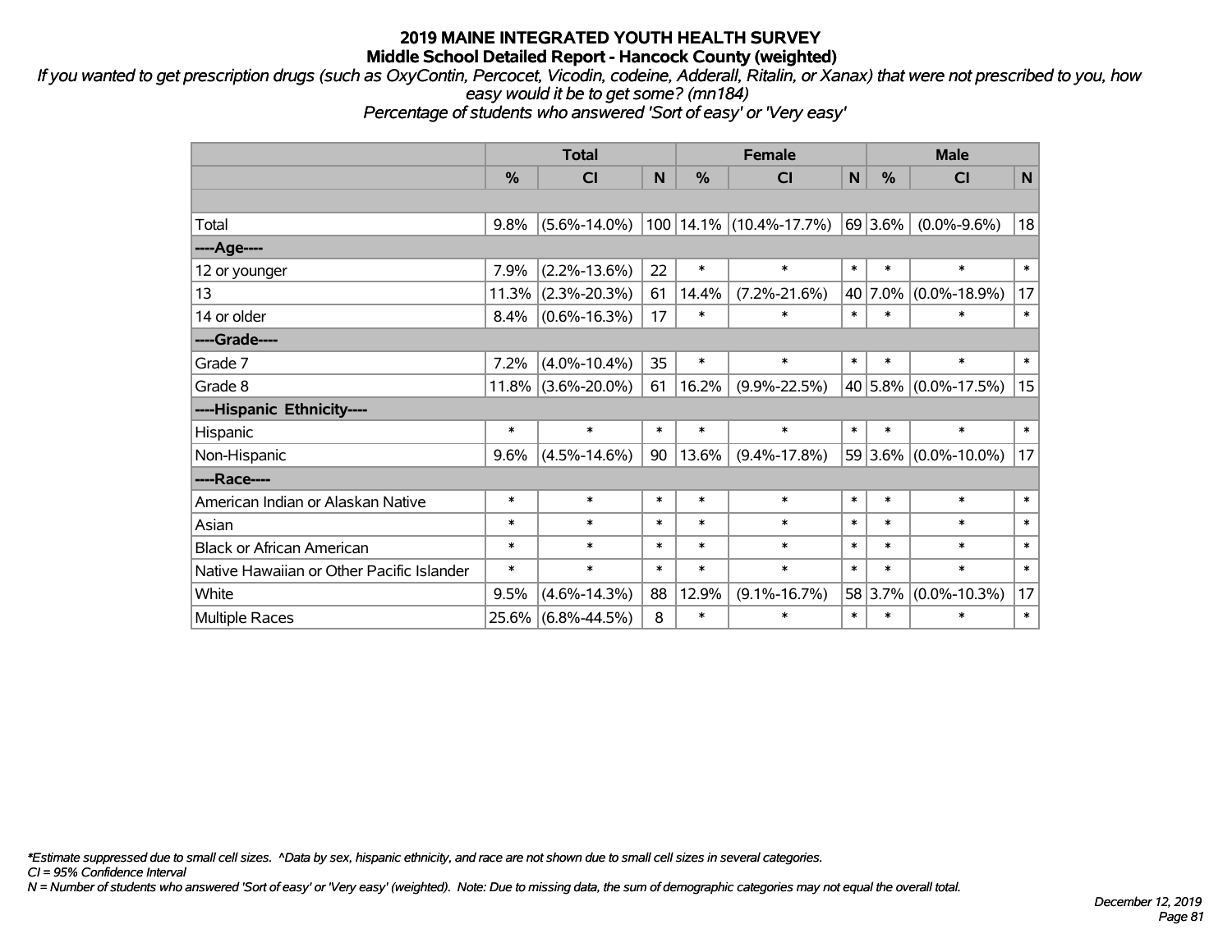# 2019 MAINE INTEGRATED YOUTH HEALTH SURVEY
## Middle School Detailed Report - Hancock County (weighted)

*If you wanted to get prescription drugs (such as OxyContin, Percocet, Vicodin, codeine, Adderall, Ritalin, or Xanax) that were not prescribed to you, how easy would it be to get some? (mn184)*
*Percentage of students who answered 'Sort of easy' or 'Very easy'*

| | Total | | | Female | | | Male | | |
|---|---|---|---|---|---|---|---|---|---|
| | % | CI | N | % | CI | N | % | CI | N |
| Total | 9.8% | (5.6%-14.0%) | 100 | 14.1% | (10.4%-17.7%) | 69 | 3.6% | (0.0%-9.6%) | 18 |
| ----Age---- | | | | | | | | | |
| 12 or younger | 7.9% | (2.2%-13.6%) | 22 | * | * | * | * | * | * |
| 13 | 11.3% | (2.3%-20.3%) | 61 | 14.4% | (7.2%-21.6%) | 40 | 7.0% | (0.0%-18.9%) | 17 |
| 14 or older | 8.4% | (0.6%-16.3%) | 17 | * | * | * | * | * | * |
| ----Grade---- | | | | | | | | | |
| Grade 7 | 7.2% | (4.0%-10.4%) | 35 | * | * | * | * | * | * |
| Grade 8 | 11.8% | (3.6%-20.0%) | 61 | 16.2% | (9.9%-22.5%) | 40 | 5.8% | (0.0%-17.5%) | 15 |
| ----Hispanic Ethnicity---- | | | | | | | | | |
| Hispanic | * | * | * | * | * | * | * | * | * |
| Non-Hispanic | 9.6% | (4.5%-14.6%) | 90 | 13.6% | (9.4%-17.8%) | 59 | 3.6% | (0.0%-10.0%) | 17 |
| ----Race---- | | | | | | | | | |
| American Indian or Alaskan Native | * | * | * | * | * | * | * | * | * |
| Asian | * | * | * | * | * | * | * | * | * |
| Black or African American | * | * | * | * | * | * | * | * | * |
| Native Hawaiian or Other Pacific Islander | * | * | * | * | * | * | * | * | * |
| White | 9.5% | (4.6%-14.3%) | 88 | 12.9% | (9.1%-16.7%) | 58 | 3.7% | (0.0%-10.3%) | 17 |
| Multiple Races | 25.6% | (6.8%-44.5%) | 8 | * | * | * | * | * | * |

*\*Estimate suppressed due to small cell sizes. ^Data by sex, hispanic ethnicity, and race are not shown due to small cell sizes in several categories.*
*CI = 95% Confidence Interval*
*N = Number of students who answered 'Sort of easy' or 'Very easy' (weighted). Note: Due to missing data, the sum of demographic categories may not equal the overall total.*

*December 12, 2019*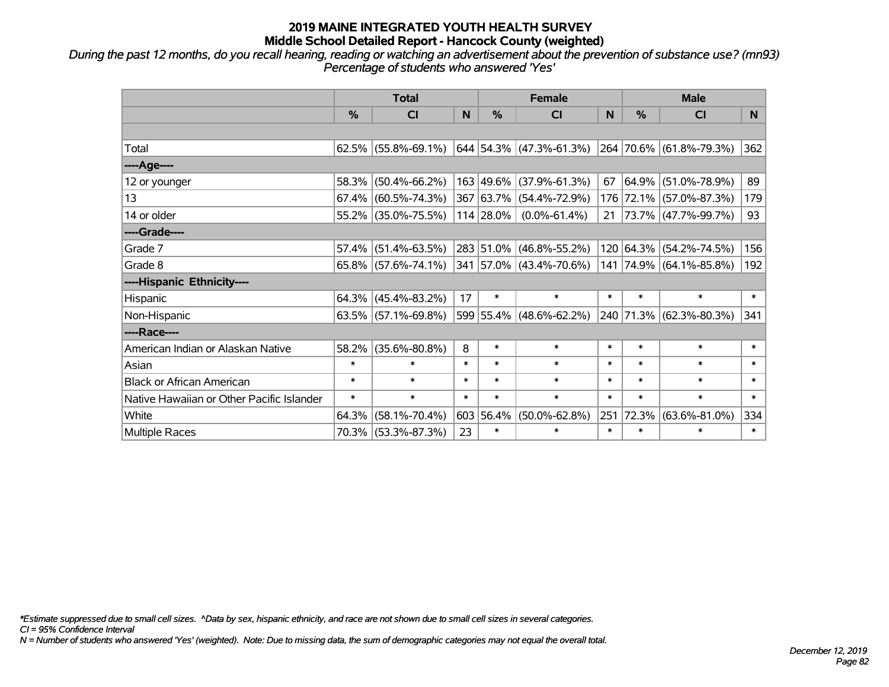# 2019 MAINE INTEGRATED YOUTH HEALTH SURVEY
## Middle School Detailed Report - Hancock County (weighted)

*During the past 12 months, do you recall hearing, reading or watching an advertisement about the prevention of substance use? (mn93) Percentage of students who answered 'Yes'*

| | Total | | | Female | | | Male | | |
|---|---|---|---|---|---|---|---|---|---|
| | % | CI | N | % | CI | N | % | CI | N |
| | | | | | | | | | |
| Total | 62.5% | (55.8%-69.1%) | 644 | 54.3% | (47.3%-61.3%) | 264 | 70.6% | (61.8%-79.3%) | 362 |
| ----Age---- | | | | | | | | | |
| 12 or younger | 58.3% | (50.4%-66.2%) | 163 | 49.6% | (37.9%-61.3%) | 67 | 64.9% | (51.0%-78.9%) | 89 |
| 13 | 67.4% | (60.5%-74.3%) | 367 | 63.7% | (54.4%-72.9%) | 176 | 72.1% | (57.0%-87.3%) | 179 |
| 14 or older | 55.2% | (35.0%-75.5%) | 114 | 28.0% | (0.0%-61.4%) | 21 | 73.7% | (47.7%-99.7%) | 93 |
| ----Grade---- | | | | | | | | | |
| Grade 7 | 57.4% | (51.4%-63.5%) | 283 | 51.0% | (46.8%-55.2%) | 120 | 64.3% | (54.2%-74.5%) | 156 |
| Grade 8 | 65.8% | (57.6%-74.1%) | 341 | 57.0% | (43.4%-70.6%) | 141 | 74.9% | (64.1%-85.8%) | 192 |
| ----Hispanic Ethnicity---- | | | | | | | | | |
| Hispanic | 64.3% | (45.4%-83.2%) | 17 | * | * | * | * | * | * |
| Non-Hispanic | 63.5% | (57.1%-69.8%) | 599 | 55.4% | (48.6%-62.2%) | 240 | 71.3% | (62.3%-80.3%) | 341 |
| ----Race---- | | | | | | | | | |
| American Indian or Alaskan Native | 58.2% | (35.6%-80.8%) | 8 | * | * | * | * | * | * |
| Asian | * | * | * | * | * | * | * | * | * |
| Black or African American | * | * | * | * | * | * | * | * | * |
| Native Hawaiian or Other Pacific Islander | * | * | * | * | * | * | * | * | * |
| White | 64.3% | (58.1%-70.4%) | 603 | 56.4% | (50.0%-62.8%) | 251 | 72.3% | (63.6%-81.0%) | 334 |
| Multiple Races | 70.3% | (53.3%-87.3%) | 23 | * | * | * | * | * | * |

*\*Estimate suppressed due to small cell sizes. ^Data by sex, hispanic ethnicity, and race are not shown due to small cell sizes in several categories.*
*CI = 95% Confidence Interval*
*N = Number of students who answered 'Yes' (weighted). Note: Due to missing data, the sum of demographic categories may not equal the overall total.*

*December 12, 2019*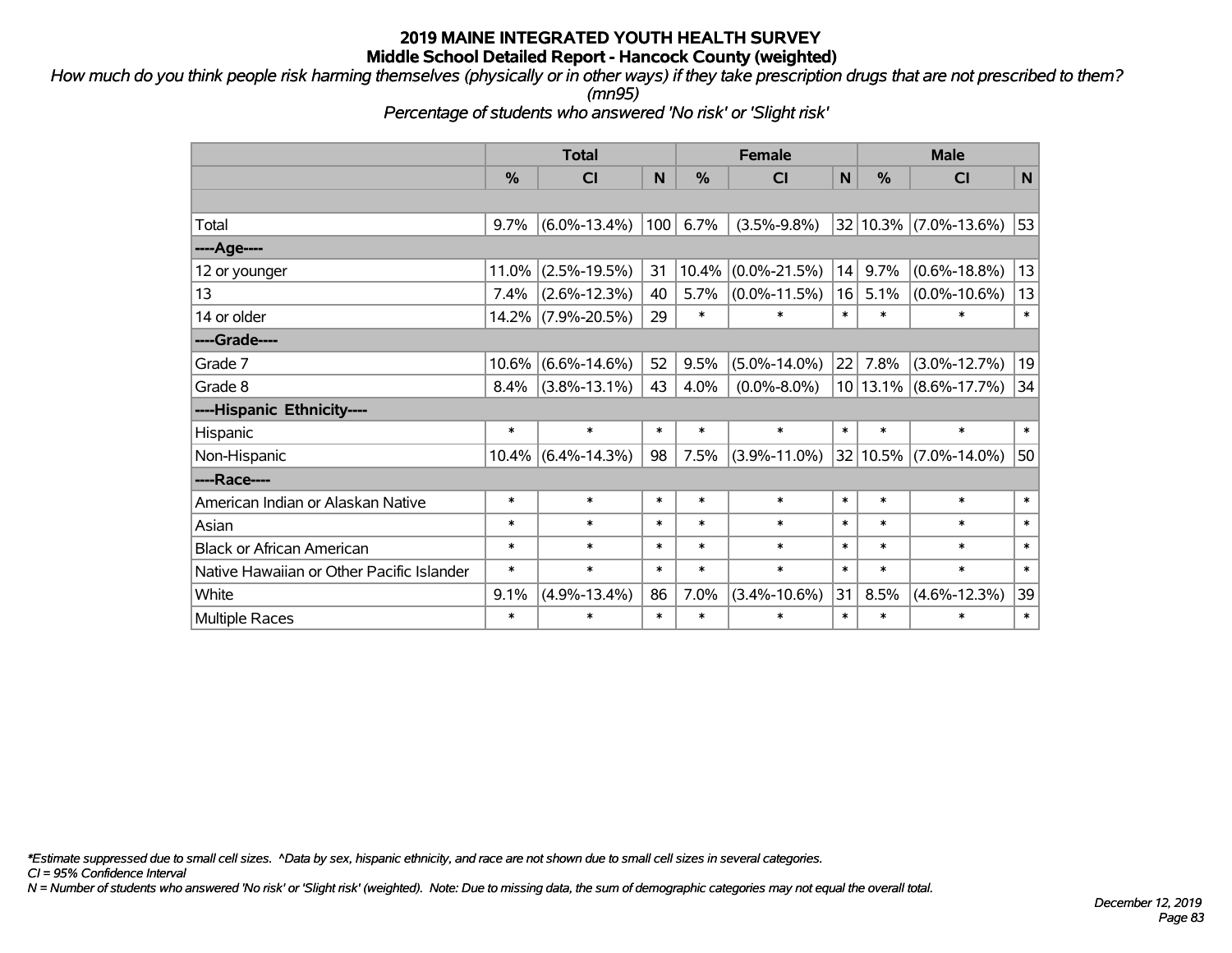# 2019 MAINE INTEGRATED YOUTH HEALTH SURVEY
## Middle School Detailed Report - Hancock County (weighted)

*How much do you think people risk harming themselves (physically or in other ways) if they take prescription drugs that are not prescribed to them? (mn95)*

*Percentage of students who answered 'No risk' or 'Slight risk'*

| | Total | | | Female | | | Male | | |
|---|---|---|---|---|---|---|---|---|---|
| | % | CI | N | % | CI | N | % | CI | N |
| Total | 9.7% | (6.0%-13.4%) | 100 | 6.7% | (3.5%-9.8%) | 32 | 10.3% | (7.0%-13.6%) | 53 |
| ----Age---- | | | | | | | | | |
| 12 or younger | 11.0% | (2.5%-19.5%) | 31 | 10.4% | (0.0%-21.5%) | 14 | 9.7% | (0.6%-18.8%) | 13 |
| 13 | 7.4% | (2.6%-12.3%) | 40 | 5.7% | (0.0%-11.5%) | 16 | 5.1% | (0.0%-10.6%) | 13 |
| 14 or older | 14.2% | (7.9%-20.5%) | 29 | * | * | * | * | * | * |
| ----Grade---- | | | | | | | | | |
| Grade 7 | 10.6% | (6.6%-14.6%) | 52 | 9.5% | (5.0%-14.0%) | 22 | 7.8% | (3.0%-12.7%) | 19 |
| Grade 8 | 8.4% | (3.8%-13.1%) | 43 | 4.0% | (0.0%-8.0%) | 10 | 13.1% | (8.6%-17.7%) | 34 |
| ----Hispanic Ethnicity---- | | | | | | | | | |
| Hispanic | * | * | * | * | * | * | * | * | * |
| Non-Hispanic | 10.4% | (6.4%-14.3%) | 98 | 7.5% | (3.9%-11.0%) | 32 | 10.5% | (7.0%-14.0%) | 50 |
| ----Race---- | | | | | | | | | |
| American Indian or Alaskan Native | * | * | * | * | * | * | * | * | * |
| Asian | * | * | * | * | * | * | * | * | * |
| Black or African American | * | * | * | * | * | * | * | * | * |
| Native Hawaiian or Other Pacific Islander | * | * | * | * | * | * | * | * | * |
| White | 9.1% | (4.9%-13.4%) | 86 | 7.0% | (3.4%-10.6%) | 31 | 8.5% | (4.6%-12.3%) | 39 |
| Multiple Races | * | * | * | * | * | * | * | * | * |

*\*Estimate suppressed due to small cell sizes. ^Data by sex, hispanic ethnicity, and race are not shown due to small cell sizes in several categories.*

*CI = 95% Confidence Interval*

*N = Number of students who answered 'No risk' or 'Slight risk' (weighted). Note: Due to missing data, the sum of demographic categories may not equal the overall total.*

*December 12, 2019*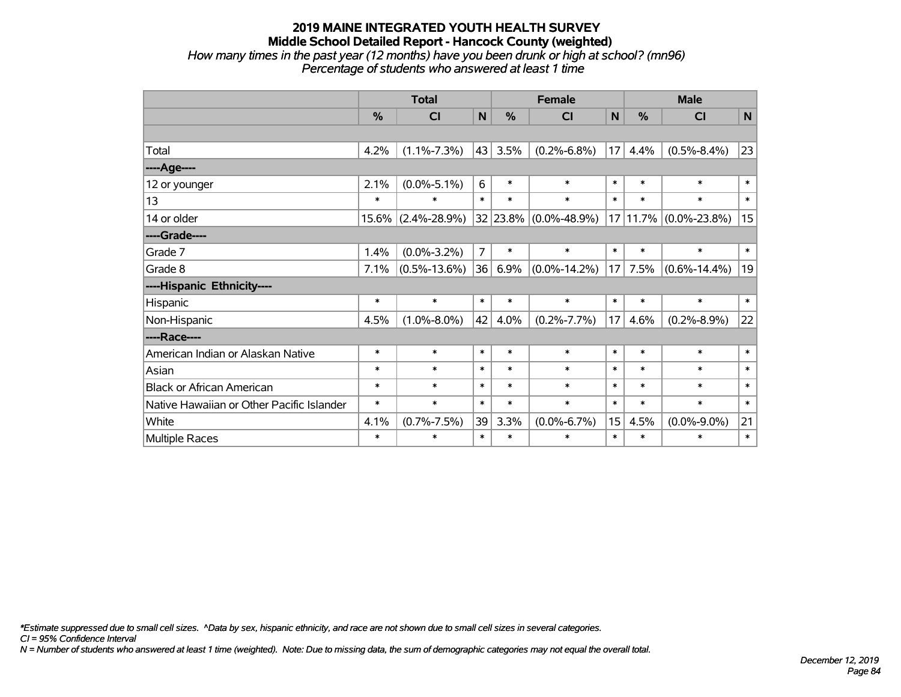# 2019 MAINE INTEGRATED YOUTH HEALTH SURVEY

## Middle School Detailed Report - Hancock County (weighted)

*How many times in the past year (12 months) have you been drunk or high at school? (mn96)*
*Percentage of students who answered at least 1 time*

| | Total | | | Female | | | Male | | |
|---|---|---|---|---|---|---|---|---|---|
| | % | CI | N | % | CI | N | % | CI | N |
| | | | | | | | | | |
| Total | 4.2% | (1.1%-7.3%) | 43 | 3.5% | (0.2%-6.8%) | 17 | 4.4% | (0.5%-8.4%) | 23 |
| ----Age---- | | | | | | | | | |
| 12 or younger | 2.1% | (0.0%-5.1%) | 6 | * | * | * | * | * | * |
| 13 | * | * | * | * | * | * | * | * | * |
| 14 or older | 15.6% | (2.4%-28.9%) | 32 | 23.8% | (0.0%-48.9%) | 17 | 11.7% | (0.0%-23.8%) | 15 |
| ----Grade---- | | | | | | | | | |
| Grade 7 | 1.4% | (0.0%-3.2%) | 7 | * | * | * | * | * | * |
| Grade 8 | 7.1% | (0.5%-13.6%) | 36 | 6.9% | (0.0%-14.2%) | 17 | 7.5% | (0.6%-14.4%) | 19 |
| ----Hispanic Ethnicity---- | | | | | | | | | |
| Hispanic | * | * | * | * | * | * | * | * | * |
| Non-Hispanic | 4.5% | (1.0%-8.0%) | 42 | 4.0% | (0.2%-7.7%) | 17 | 4.6% | (0.2%-8.9%) | 22 |
| ----Race---- | | | | | | | | | |
| American Indian or Alaskan Native | * | * | * | * | * | * | * | * | * |
| Asian | * | * | * | * | * | * | * | * | * |
| Black or African American | * | * | * | * | * | * | * | * | * |
| Native Hawaiian or Other Pacific Islander | * | * | * | * | * | * | * | * | * |
| White | 4.1% | (0.7%-7.5%) | 39 | 3.3% | (0.0%-6.7%) | 15 | 4.5% | (0.0%-9.0%) | 21 |
| Multiple Races | * | * | * | * | * | * | * | * | * |

*\*Estimate suppressed due to small cell sizes. ^Data by sex, hispanic ethnicity, and race are not shown due to small cell sizes in several categories.*
*CI = 95% Confidence Interval*
*N = Number of students who answered at least 1 time (weighted). Note: Due to missing data, the sum of demographic categories may not equal the overall total.*

*December 12, 2019*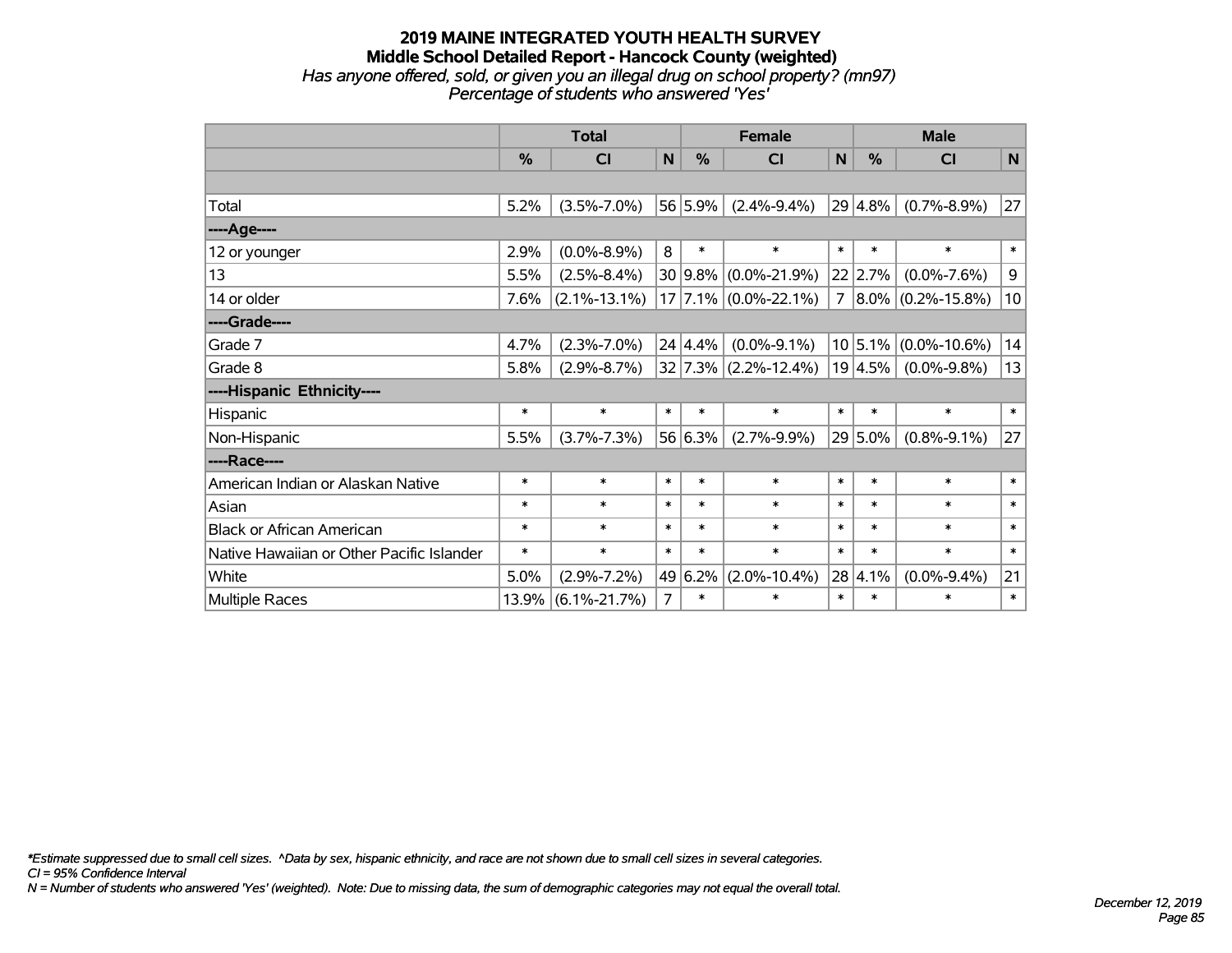# 2019 MAINE INTEGRATED YOUTH HEALTH SURVEY

## Middle School Detailed Report - Hancock County (weighted)

*Has anyone offered, sold, or given you an illegal drug on school property? (mn97)*
*Percentage of students who answered 'Yes'*

| | Total | | | Female | | | Male | | |
|---|---|---|---|---|---|---|---|---|---|
| | % | CI | N | % | CI | N | % | CI | N |
| | | | | | | | | | |
| Total | 5.2% | (3.5%-7.0%) | 56 | 5.9% | (2.4%-9.4%) | 29 | 4.8% | (0.7%-8.9%) | 27 |
| ----Age---- | | | | | | | | | |
| 12 or younger | 2.9% | (0.0%-8.9%) | 8 | * | * | * | * | * | * |
| 13 | 5.5% | (2.5%-8.4%) | 30 | 9.8% | (0.0%-21.9%) | 22 | 2.7% | (0.0%-7.6%) | 9 |
| 14 or older | 7.6% | (2.1%-13.1%) | 17 | 7.1% | (0.0%-22.1%) | 7 | 8.0% | (0.2%-15.8%) | 10 |
| ----Grade---- | | | | | | | | | |
| Grade 7 | 4.7% | (2.3%-7.0%) | 24 | 4.4% | (0.0%-9.1%) | 10 | 5.1% | (0.0%-10.6%) | 14 |
| Grade 8 | 5.8% | (2.9%-8.7%) | 32 | 7.3% | (2.2%-12.4%) | 19 | 4.5% | (0.0%-9.8%) | 13 |
| ----Hispanic Ethnicity---- | | | | | | | | | |
| Hispanic | * | * | * | * | * | * | * | * | * |
| Non-Hispanic | 5.5% | (3.7%-7.3%) | 56 | 6.3% | (2.7%-9.9%) | 29 | 5.0% | (0.8%-9.1%) | 27 |
| ----Race---- | | | | | | | | | |
| American Indian or Alaskan Native | * | * | * | * | * | * | * | * | * |
| Asian | * | * | * | * | * | * | * | * | * |
| Black or African American | * | * | * | * | * | * | * | * | * |
| Native Hawaiian or Other Pacific Islander | * | * | * | * | * | * | * | * | * |
| White | 5.0% | (2.9%-7.2%) | 49 | 6.2% | (2.0%-10.4%) | 28 | 4.1% | (0.0%-9.4%) | 21 |
| Multiple Races | 13.9% | (6.1%-21.7%) | 7 | * | * | * | * | * | * |

*\*Estimate suppressed due to small cell sizes. ^Data by sex, hispanic ethnicity, and race are not shown due to small cell sizes in several categories.*
*CI = 95% Confidence Interval*
*N = Number of students who answered 'Yes' (weighted). Note: Due to missing data, the sum of demographic categories may not equal the overall total.*

*December 12, 2019*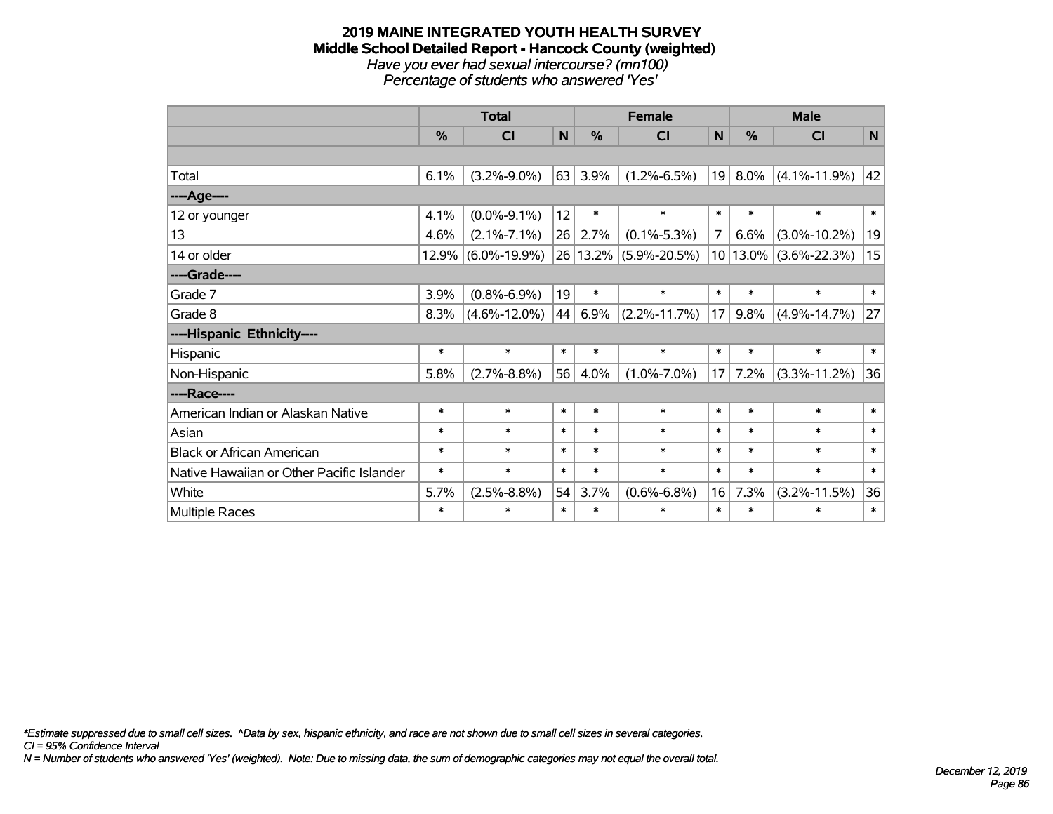**2019 MAINE INTEGRATED YOUTH HEALTH SURVEY**
**Middle School Detailed Report - Hancock County (weighted)**
*Have you ever had sexual intercourse? (mn100)*
*Percentage of students who answered 'Yes'*

| | Total | | | Female | | | Male | | |
|---|---|---|---|---|---|---|---|---|---|
| | % | CI | N | % | CI | N | % | CI | N |
| | | | | | | | | | |
| Total | 6.1% | (3.2%-9.0%) | 63 | 3.9% | (1.2%-6.5%) | 19 | 8.0% | (4.1%-11.9%) | 42 |
| ----Age---- | | | | | | | | | |
| 12 or younger | 4.1% | (0.0%-9.1%) | 12 | * | * | * | * | * | * |
| 13 | 4.6% | (2.1%-7.1%) | 26 | 2.7% | (0.1%-5.3%) | 7 | 6.6% | (3.0%-10.2%) | 19 |
| 14 or older | 12.9% | (6.0%-19.9%) | 26 | 13.2% | (5.9%-20.5%) | 10 | 13.0% | (3.6%-22.3%) | 15 |
| ----Grade---- | | | | | | | | | |
| Grade 7 | 3.9% | (0.8%-6.9%) | 19 | * | * | * | * | * | * |
| Grade 8 | 8.3% | (4.6%-12.0%) | 44 | 6.9% | (2.2%-11.7%) | 17 | 9.8% | (4.9%-14.7%) | 27 |
| ----Hispanic Ethnicity---- | | | | | | | | | |
| Hispanic | * | * | * | * | * | * | * | * | * |
| Non-Hispanic | 5.8% | (2.7%-8.8%) | 56 | 4.0% | (1.0%-7.0%) | 17 | 7.2% | (3.3%-11.2%) | 36 |
| ----Race---- | | | | | | | | | |
| American Indian or Alaskan Native | * | * | * | * | * | * | * | * | * |
| Asian | * | * | * | * | * | * | * | * | * |
| Black or African American | * | * | * | * | * | * | * | * | * |
| Native Hawaiian or Other Pacific Islander | * | * | * | * | * | * | * | * | * |
| White | 5.7% | (2.5%-8.8%) | 54 | 3.7% | (0.6%-6.8%) | 16 | 7.3% | (3.2%-11.5%) | 36 |
| Multiple Races | * | * | * | * | * | * | * | * | * |

*\*Estimate suppressed due to small cell sizes. ^Data by sex, hispanic ethnicity, and race are not shown due to small cell sizes in several categories.*
*CI = 95% Confidence Interval*
*N = Number of students who answered 'Yes' (weighted). Note: Due to missing data, the sum of demographic categories may not equal the overall total.*

*December 12, 2019*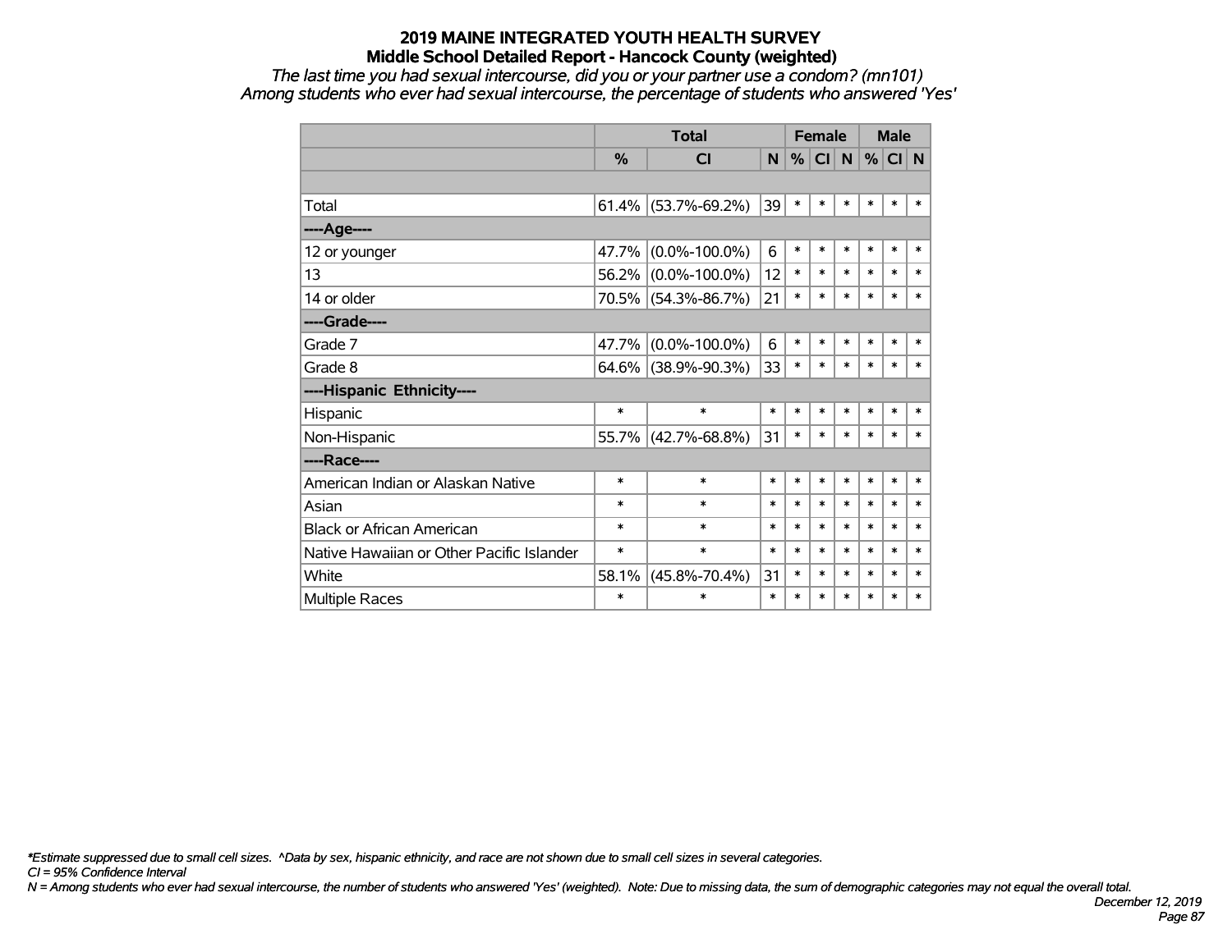# 2019 MAINE INTEGRATED YOUTH HEALTH SURVEY
## Middle School Detailed Report - Hancock County (weighted)

*The last time you had sexual intercourse, did you or your partner use a condom? (mn101)*
*Among students who ever had sexual intercourse, the percentage of students who answered 'Yes'*

| | Total | | | Female | | | Male | | |
|---|---|---|---|---|---|---|---|---|---|
| | % | CI | N | % | CI | N | % | CI | N |
| | | | | | | | | | |
| Total | 61.4% | (53.7%-69.2%) | 39 | * | * | * | * | * | * |
| ----Age---- | | | | | | | | | |
| 12 or younger | 47.7% | (0.0%-100.0%) | 6 | * | * | * | * | * | * |
| 13 | 56.2% | (0.0%-100.0%) | 12 | * | * | * | * | * | * |
| 14 or older | 70.5% | (54.3%-86.7%) | 21 | * | * | * | * | * | * |
| ----Grade---- | | | | | | | | | |
| Grade 7 | 47.7% | (0.0%-100.0%) | 6 | * | * | * | * | * | * |
| Grade 8 | 64.6% | (38.9%-90.3%) | 33 | * | * | * | * | * | * |
| ----Hispanic Ethnicity---- | | | | | | | | | |
| Hispanic | * | * | * | * | * | * | * | * | * |
| Non-Hispanic | 55.7% | (42.7%-68.8%) | 31 | * | * | * | * | * | * |
| ----Race---- | | | | | | | | | |
| American Indian or Alaskan Native | * | * | * | * | * | * | * | * | * |
| Asian | * | * | * | * | * | * | * | * | * |
| Black or African American | * | * | * | * | * | * | * | * | * |
| Native Hawaiian or Other Pacific Islander | * | * | * | * | * | * | * | * | * |
| White | 58.1% | (45.8%-70.4%) | 31 | * | * | * | * | * | * |
| Multiple Races | * | * | * | * | * | * | * | * | * |

*\*Estimate suppressed due to small cell sizes. ^Data by sex, hispanic ethnicity, and race are not shown due to small cell sizes in several categories.*
*CI = 95% Confidence Interval*
*N = Among students who ever had sexual intercourse, the number of students who answered 'Yes' (weighted). Note: Due to missing data, the sum of demographic categories may not equal the overall total.*

*December 12, 2019*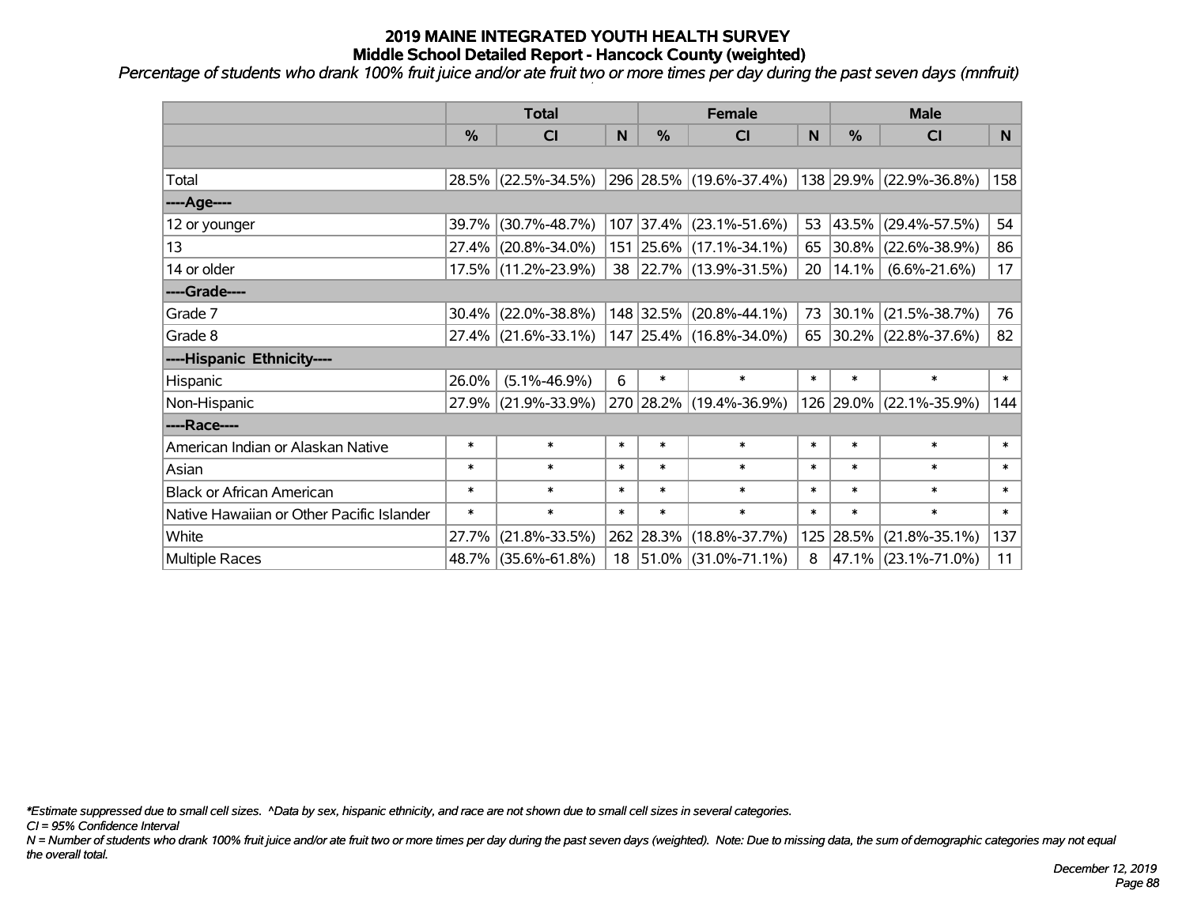# 2019 MAINE INTEGRATED YOUTH HEALTH SURVEY
## Middle School Detailed Report - Hancock County (weighted)

*Percentage of students who drank 100% fruit juice and/or ate fruit two or more times per day during the past seven days (mnfruit)*

| | Total | | | Female | | | Male | | |
|---|---|---|---|---|---|---|---|---|---|
| | % | CI | N | % | CI | N | % | CI | N |
| | | | | | | | | | |
| Total | 28.5% | (22.5%-34.5%) | 296 | 28.5% | (19.6%-37.4%) | 138 | 29.9% | (22.9%-36.8%) | 158 |
| ----Age---- | | | | | | | | | |
| 12 or younger | 39.7% | (30.7%-48.7%) | 107 | 37.4% | (23.1%-51.6%) | 53 | 43.5% | (29.4%-57.5%) | 54 |
| 13 | 27.4% | (20.8%-34.0%) | 151 | 25.6% | (17.1%-34.1%) | 65 | 30.8% | (22.6%-38.9%) | 86 |
| 14 or older | 17.5% | (11.2%-23.9%) | 38 | 22.7% | (13.9%-31.5%) | 20 | 14.1% | (6.6%-21.6%) | 17 |
| ----Grade---- | | | | | | | | | |
| Grade 7 | 30.4% | (22.0%-38.8%) | 148 | 32.5% | (20.8%-44.1%) | 73 | 30.1% | (21.5%-38.7%) | 76 |
| Grade 8 | 27.4% | (21.6%-33.1%) | 147 | 25.4% | (16.8%-34.0%) | 65 | 30.2% | (22.8%-37.6%) | 82 |
| ----Hispanic Ethnicity---- | | | | | | | | | |
| Hispanic | 26.0% | (5.1%-46.9%) | 6 | * | * | * | * | * | * |
| Non-Hispanic | 27.9% | (21.9%-33.9%) | 270 | 28.2% | (19.4%-36.9%) | 126 | 29.0% | (22.1%-35.9%) | 144 |
| ----Race---- | | | | | | | | | |
| American Indian or Alaskan Native | * | * | * | * | * | * | * | * | * |
| Asian | * | * | * | * | * | * | * | * | * |
| Black or African American | * | * | * | * | * | * | * | * | * |
| Native Hawaiian or Other Pacific Islander | * | * | * | * | * | * | * | * | * |
| White | 27.7% | (21.8%-33.5%) | 262 | 28.3% | (18.8%-37.7%) | 125 | 28.5% | (21.8%-35.1%) | 137 |
| Multiple Races | 48.7% | (35.6%-61.8%) | 18 | 51.0% | (31.0%-71.1%) | 8 | 47.1% | (23.1%-71.0%) | 11 |

*\*Estimate suppressed due to small cell sizes. ^Data by sex, hispanic ethnicity, and race are not shown due to small cell sizes in several categories.*

*CI = 95% Confidence Interval*

*N = Number of students who drank 100% fruit juice and/or ate fruit two or more times per day during the past seven days (weighted). Note: Due to missing data, the sum of demographic categories may not equal the overall total.*

*December 12, 2019*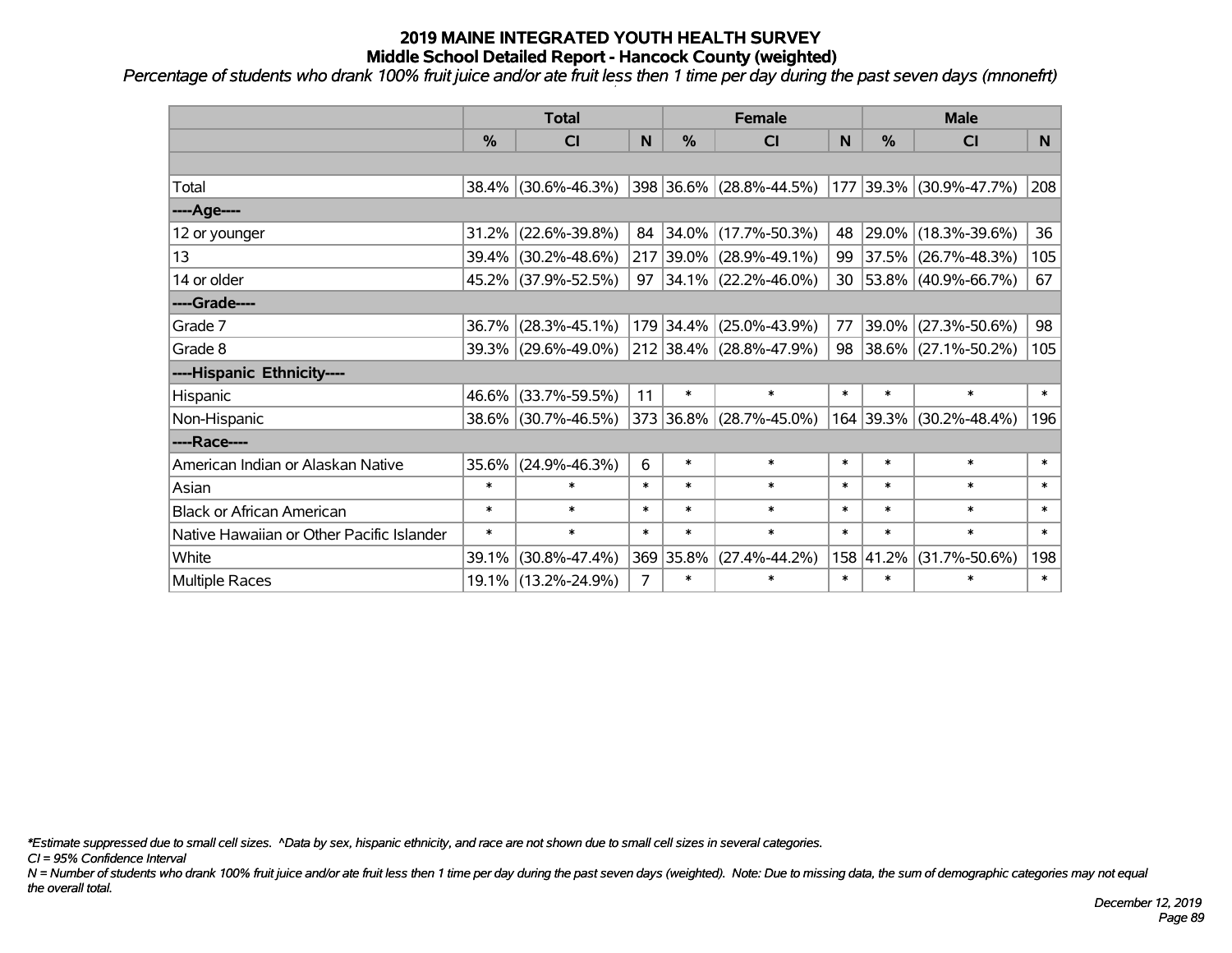# 2019 MAINE INTEGRATED YOUTH HEALTH SURVEY
## Middle School Detailed Report - Hancock County (weighted)

*Percentage of students who drank 100% fruit juice and/or ate fruit less then 1 time per day during the past seven days (mnonefrt)*

| | Total | | | Female | | | Male | | |
|---|---|---|---|---|---|---|---|---|---|
| | % | CI | N | % | CI | N | % | CI | N |
| | | | | | | | | | |
| Total | 38.4% | (30.6%-46.3%) | 398 | 36.6% | (28.8%-44.5%) | 177 | 39.3% | (30.9%-47.7%) | 208 |
| ----Age---- | | | | | | | | | |
| 12 or younger | 31.2% | (22.6%-39.8%) | 84 | 34.0% | (17.7%-50.3%) | 48 | 29.0% | (18.3%-39.6%) | 36 |
| 13 | 39.4% | (30.2%-48.6%) | 217 | 39.0% | (28.9%-49.1%) | 99 | 37.5% | (26.7%-48.3%) | 105 |
| 14 or older | 45.2% | (37.9%-52.5%) | 97 | 34.1% | (22.2%-46.0%) | 30 | 53.8% | (40.9%-66.7%) | 67 |
| ----Grade---- | | | | | | | | | |
| Grade 7 | 36.7% | (28.3%-45.1%) | 179 | 34.4% | (25.0%-43.9%) | 77 | 39.0% | (27.3%-50.6%) | 98 |
| Grade 8 | 39.3% | (29.6%-49.0%) | 212 | 38.4% | (28.8%-47.9%) | 98 | 38.6% | (27.1%-50.2%) | 105 |
| ----Hispanic Ethnicity---- | | | | | | | | | |
| Hispanic | 46.6% | (33.7%-59.5%) | 11 | * | * | * | * | * | * |
| Non-Hispanic | 38.6% | (30.7%-46.5%) | 373 | 36.8% | (28.7%-45.0%) | 164 | 39.3% | (30.2%-48.4%) | 196 |
| ----Race---- | | | | | | | | | |
| American Indian or Alaskan Native | 35.6% | (24.9%-46.3%) | 6 | * | * | * | * | * | * |
| Asian | * | * | * | * | * | * | * | * | * |
| Black or African American | * | * | * | * | * | * | * | * | * |
| Native Hawaiian or Other Pacific Islander | * | * | * | * | * | * | * | * | * |
| White | 39.1% | (30.8%-47.4%) | 369 | 35.8% | (27.4%-44.2%) | 158 | 41.2% | (31.7%-50.6%) | 198 |
| Multiple Races | 19.1% | (13.2%-24.9%) | 7 | * | * | * | * | * | * |

*\*Estimate suppressed due to small cell sizes. ^Data by sex, hispanic ethnicity, and race are not shown due to small cell sizes in several categories.*

*CI = 95% Confidence Interval*

*N = Number of students who drank 100% fruit juice and/or ate fruit less then 1 time per day during the past seven days (weighted). Note: Due to missing data, the sum of demographic categories may not equal the overall total.*

*December 12, 2019*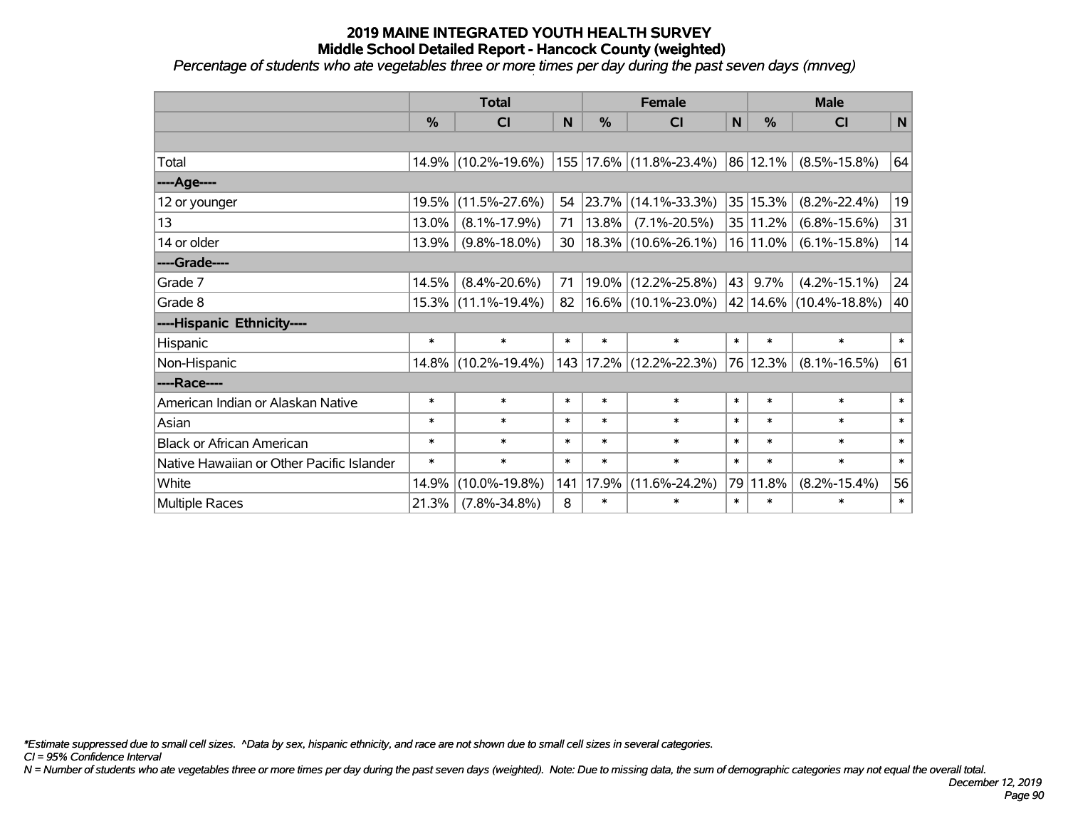# 2019 MAINE INTEGRATED YOUTH HEALTH SURVEY
## Middle School Detailed Report - Hancock County (weighted)
*Percentage of students who ate vegetables three or more times per day during the past seven days (mnveg)*

| | Total | | | Female | | | Male | | |
|---|---|---|---|---|---|---|---|---|---|
| | % | CI | N | % | CI | N | % | CI | N |
| | | | | | | | | | |
| Total | 14.9% | (10.2%-19.6%) | 155 | 17.6% | (11.8%-23.4%) | 86 | 12.1% | (8.5%-15.8%) | 64 |
| ----Age---- | | | | | | | | | |
| 12 or younger | 19.5% | (11.5%-27.6%) | 54 | 23.7% | (14.1%-33.3%) | 35 | 15.3% | (8.2%-22.4%) | 19 |
| 13 | 13.0% | (8.1%-17.9%) | 71 | 13.8% | (7.1%-20.5%) | 35 | 11.2% | (6.8%-15.6%) | 31 |
| 14 or older | 13.9% | (9.8%-18.0%) | 30 | 18.3% | (10.6%-26.1%) | 16 | 11.0% | (6.1%-15.8%) | 14 |
| ----Grade---- | | | | | | | | | |
| Grade 7 | 14.5% | (8.4%-20.6%) | 71 | 19.0% | (12.2%-25.8%) | 43 | 9.7% | (4.2%-15.1%) | 24 |
| Grade 8 | 15.3% | (11.1%-19.4%) | 82 | 16.6% | (10.1%-23.0%) | 42 | 14.6% | (10.4%-18.8%) | 40 |
| ----Hispanic Ethnicity---- | | | | | | | | | |
| Hispanic | * | * | * | * | * | * | * | * | * |
| Non-Hispanic | 14.8% | (10.2%-19.4%) | 143 | 17.2% | (12.2%-22.3%) | 76 | 12.3% | (8.1%-16.5%) | 61 |
| ----Race---- | | | | | | | | | |
| American Indian or Alaskan Native | * | * | * | * | * | * | * | * | * |
| Asian | * | * | * | * | * | * | * | * | * |
| Black or African American | * | * | * | * | * | * | * | * | * |
| Native Hawaiian or Other Pacific Islander | * | * | * | * | * | * | * | * | * |
| White | 14.9% | (10.0%-19.8%) | 141 | 17.9% | (11.6%-24.2%) | 79 | 11.8% | (8.2%-15.4%) | 56 |
| Multiple Races | 21.3% | (7.8%-34.8%) | 8 | * | * | * | * | * | * |

*Estimate suppressed due to small cell sizes. ^Data by sex, hispanic ethnicity, and race are not shown due to small cell sizes in several categories.

CI = 95% Confidence Interval

N = Number of students who ate vegetables three or more times per day during the past seven days (weighted). Note: Due to missing data, the sum of demographic categories may not equal the overall total.

December 12, 2019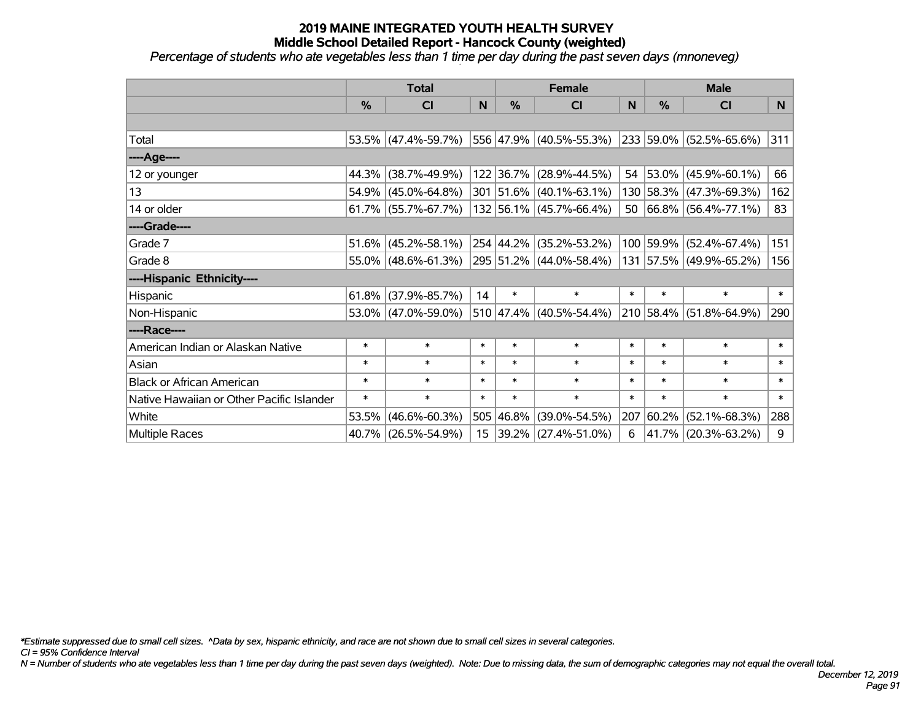# 2019 MAINE INTEGRATED YOUTH HEALTH SURVEY
## Middle School Detailed Report - Hancock County (weighted)
*Percentage of students who ate vegetables less than 1 time per day during the past seven days (mnoneveg)*

| | Total | | | Female | | | Male | | |
|---|---|---|---|---|---|---|---|---|---|
| | % | CI | N | % | CI | N | % | CI | N |
| | | | | | | | | | |
| Total | 53.5% | (47.4%-59.7%) | 556 | 47.9% | (40.5%-55.3%) | 233 | 59.0% | (52.5%-65.6%) | 311 |
| ----Age---- | | | | | | | | | |
| 12 or younger | 44.3% | (38.7%-49.9%) | 122 | 36.7% | (28.9%-44.5%) | 54 | 53.0% | (45.9%-60.1%) | 66 |
| 13 | 54.9% | (45.0%-64.8%) | 301 | 51.6% | (40.1%-63.1%) | 130 | 58.3% | (47.3%-69.3%) | 162 |
| 14 or older | 61.7% | (55.7%-67.7%) | 132 | 56.1% | (45.7%-66.4%) | 50 | 66.8% | (56.4%-77.1%) | 83 |
| ----Grade---- | | | | | | | | | |
| Grade 7 | 51.6% | (45.2%-58.1%) | 254 | 44.2% | (35.2%-53.2%) | 100 | 59.9% | (52.4%-67.4%) | 151 |
| Grade 8 | 55.0% | (48.6%-61.3%) | 295 | 51.2% | (44.0%-58.4%) | 131 | 57.5% | (49.9%-65.2%) | 156 |
| ----Hispanic Ethnicity---- | | | | | | | | | |
| Hispanic | 61.8% | (37.9%-85.7%) | 14 | * | * | * | * | * | * |
| Non-Hispanic | 53.0% | (47.0%-59.0%) | 510 | 47.4% | (40.5%-54.4%) | 210 | 58.4% | (51.8%-64.9%) | 290 |
| ----Race---- | | | | | | | | | |
| American Indian or Alaskan Native | * | * | * | * | * | * | * | * | * |
| Asian | * | * | * | * | * | * | * | * | * |
| Black or African American | * | * | * | * | * | * | * | * | * |
| Native Hawaiian or Other Pacific Islander | * | * | * | * | * | * | * | * | * |
| White | 53.5% | (46.6%-60.3%) | 505 | 46.8% | (39.0%-54.5%) | 207 | 60.2% | (52.1%-68.3%) | 288 |
| Multiple Races | 40.7% | (26.5%-54.9%) | 15 | 39.2% | (27.4%-51.0%) | 6 | 41.7% | (20.3%-63.2%) | 9 |

*Estimate suppressed due to small cell sizes. ^Data by sex, hispanic ethnicity, and race are not shown due to small cell sizes in several categories.

CI = 95% Confidence Interval

N = Number of students who ate vegetables less than 1 time per day during the past seven days (weighted). Note: Due to missing data, the sum of demographic categories may not equal the overall total.

December 12, 2019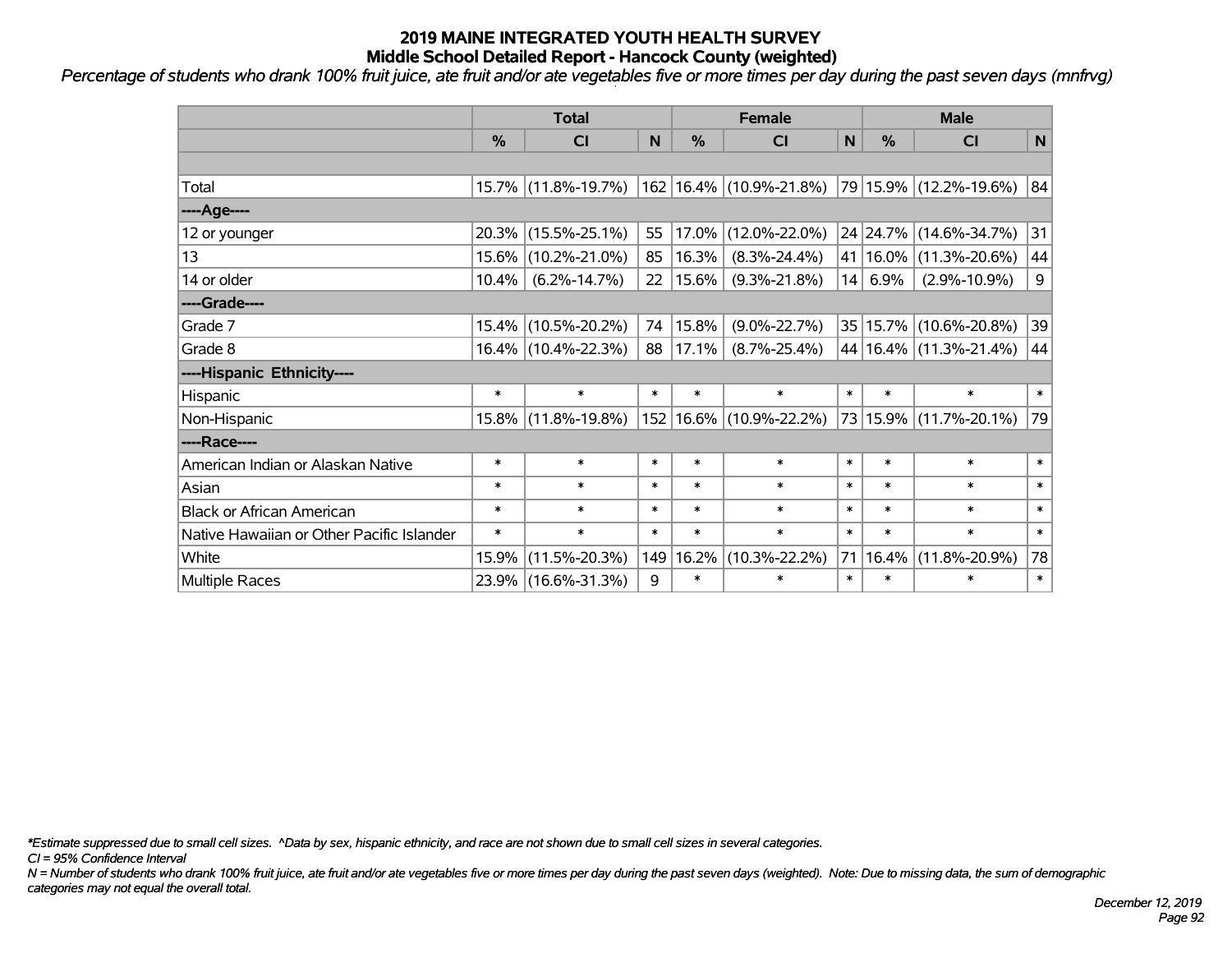# 2019 MAINE INTEGRATED YOUTH HEALTH SURVEY
## Middle School Detailed Report - Hancock County (weighted)

*Percentage of students who drank 100% fruit juice, ate fruit and/or ate vegetables five or more times per day during the past seven days (mnfrvg)*

| | Total | | | Female | | | Male | | |
|---|---|---|---|---|---|---|---|---|---|
| | % | CI | N | % | CI | N | % | CI | N |
| | | | | | | | | | |
| Total | 15.7% | (11.8%-19.7%) | 162 | 16.4% | (10.9%-21.8%) | 79 | 15.9% | (12.2%-19.6%) | 84 |
| ----Age---- | | | | | | | | | |
| 12 or younger | 20.3% | (15.5%-25.1%) | 55 | 17.0% | (12.0%-22.0%) | 24 | 24.7% | (14.6%-34.7%) | 31 |
| 13 | 15.6% | (10.2%-21.0%) | 85 | 16.3% | (8.3%-24.4%) | 41 | 16.0% | (11.3%-20.6%) | 44 |
| 14 or older | 10.4% | (6.2%-14.7%) | 22 | 15.6% | (9.3%-21.8%) | 14 | 6.9% | (2.9%-10.9%) | 9 |
| ----Grade---- | | | | | | | | | |
| Grade 7 | 15.4% | (10.5%-20.2%) | 74 | 15.8% | (9.0%-22.7%) | 35 | 15.7% | (10.6%-20.8%) | 39 |
| Grade 8 | 16.4% | (10.4%-22.3%) | 88 | 17.1% | (8.7%-25.4%) | 44 | 16.4% | (11.3%-21.4%) | 44 |
| ----Hispanic Ethnicity---- | | | | | | | | | |
| Hispanic | * | * | * | * | * | * | * | * | * |
| Non-Hispanic | 15.8% | (11.8%-19.8%) | 152 | 16.6% | (10.9%-22.2%) | 73 | 15.9% | (11.7%-20.1%) | 79 |
| ----Race---- | | | | | | | | | |
| American Indian or Alaskan Native | * | * | * | * | * | * | * | * | * |
| Asian | * | * | * | * | * | * | * | * | * |
| Black or African American | * | * | * | * | * | * | * | * | * |
| Native Hawaiian or Other Pacific Islander | * | * | * | * | * | * | * | * | * |
| White | 15.9% | (11.5%-20.3%) | 149 | 16.2% | (10.3%-22.2%) | 71 | 16.4% | (11.8%-20.9%) | 78 |
| Multiple Races | 23.9% | (16.6%-31.3%) | 9 | * | * | * | * | * | * |

*\*Estimate suppressed due to small cell sizes. ^Data by sex, hispanic ethnicity, and race are not shown due to small cell sizes in several categories.*

*CI = 95% Confidence Interval*

*N = Number of students who drank 100% fruit juice, ate fruit and/or ate vegetables five or more times per day during the past seven days (weighted). Note: Due to missing data, the sum of demographic categories may not equal the overall total.*

*December 12, 2019*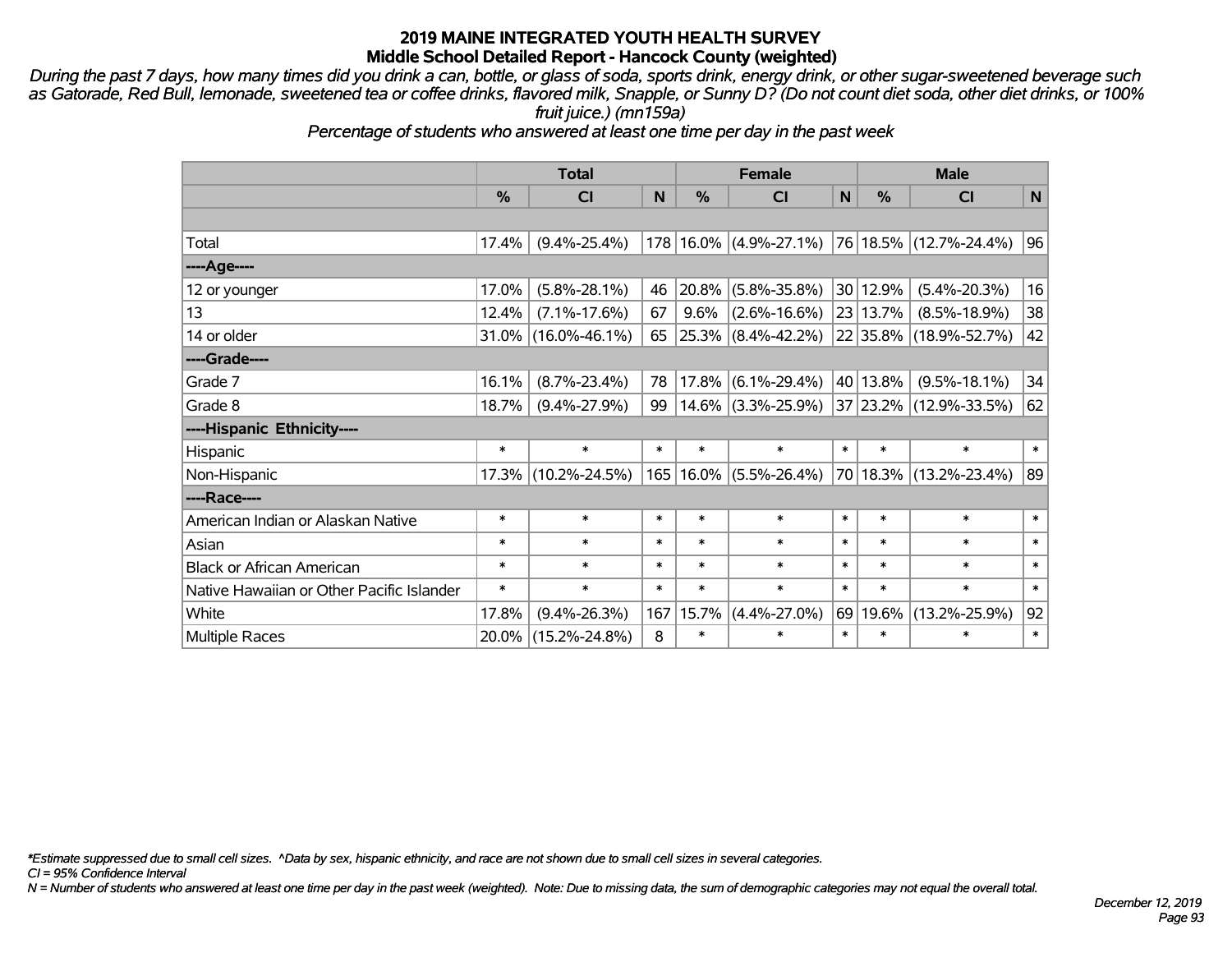# 2019 MAINE INTEGRATED YOUTH HEALTH SURVEY
## Middle School Detailed Report - Hancock County (weighted)

*During the past 7 days, how many times did you drink a can, bottle, or glass of soda, sports drink, energy drink, or other sugar-sweetened beverage such as Gatorade, Red Bull, lemonade, sweetened tea or coffee drinks, flavored milk, Snapple, or Sunny D? (Do not count diet soda, other diet drinks, or 100% fruit juice.) (mn159a)*

*Percentage of students who answered at least one time per day in the past week*

| | Total | | | Female | | | Male | | |
|---|---|---|---|---|---|---|---|---|---|
| | % | CI | N | % | CI | N | % | CI | N |
| Total | 17.4% | (9.4%-25.4%) | 178 | 16.0% | (4.9%-27.1%) | 76 | 18.5% | (12.7%-24.4%) | 96 |
| ----Age---- | | | | | | | | | |
| 12 or younger | 17.0% | (5.8%-28.1%) | 46 | 20.8% | (5.8%-35.8%) | 30 | 12.9% | (5.4%-20.3%) | 16 |
| 13 | 12.4% | (7.1%-17.6%) | 67 | 9.6% | (2.6%-16.6%) | 23 | 13.7% | (8.5%-18.9%) | 38 |
| 14 or older | 31.0% | (16.0%-46.1%) | 65 | 25.3% | (8.4%-42.2%) | 22 | 35.8% | (18.9%-52.7%) | 42 |
| ----Grade---- | | | | | | | | | |
| Grade 7 | 16.1% | (8.7%-23.4%) | 78 | 17.8% | (6.1%-29.4%) | 40 | 13.8% | (9.5%-18.1%) | 34 |
| Grade 8 | 18.7% | (9.4%-27.9%) | 99 | 14.6% | (3.3%-25.9%) | 37 | 23.2% | (12.9%-33.5%) | 62 |
| ----Hispanic Ethnicity---- | | | | | | | | | |
| Hispanic | * | * | * | * | * | * | * | * | * |
| Non-Hispanic | 17.3% | (10.2%-24.5%) | 165 | 16.0% | (5.5%-26.4%) | 70 | 18.3% | (13.2%-23.4%) | 89 |
| ----Race---- | | | | | | | | | |
| American Indian or Alaskan Native | * | * | * | * | * | * | * | * | * |
| Asian | * | * | * | * | * | * | * | * | * |
| Black or African American | * | * | * | * | * | * | * | * | * |
| Native Hawaiian or Other Pacific Islander | * | * | * | * | * | * | * | * | * |
| White | 17.8% | (9.4%-26.3%) | 167 | 15.7% | (4.4%-27.0%) | 69 | 19.6% | (13.2%-25.9%) | 92 |
| Multiple Races | 20.0% | (15.2%-24.8%) | 8 | * | * | * | * | * | * |

*\*Estimate suppressed due to small cell sizes. ^Data by sex, hispanic ethnicity, and race are not shown due to small cell sizes in several categories.*

*CI = 95% Confidence Interval*

*N = Number of students who answered at least one time per day in the past week (weighted). Note: Due to missing data, the sum of demographic categories may not equal the overall total.*

*December 12, 2019*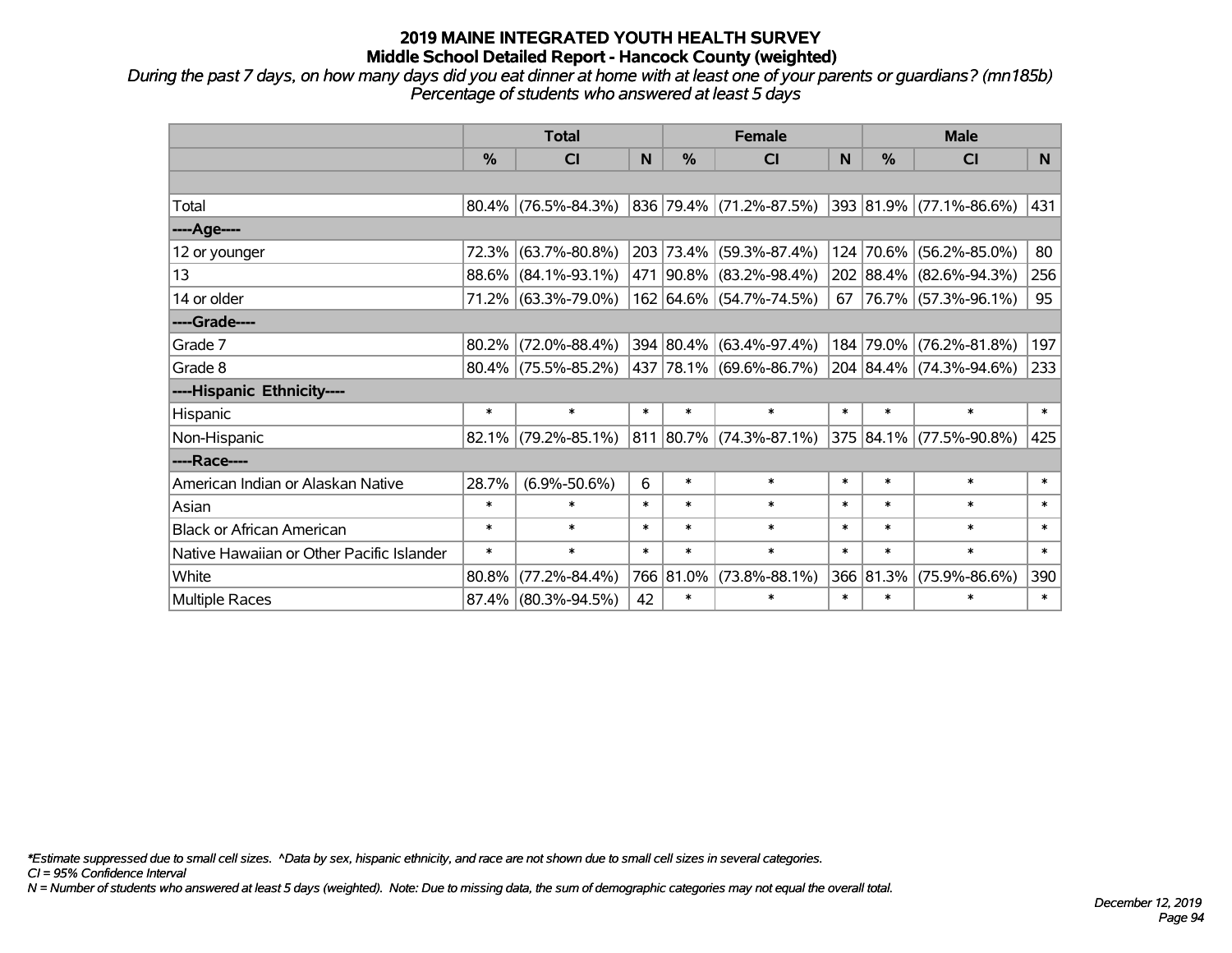# 2019 MAINE INTEGRATED YOUTH HEALTH SURVEY
## Middle School Detailed Report - Hancock County (weighted)

*During the past 7 days, on how many days did you eat dinner at home with at least one of your parents or guardians? (mn185b)*
*Percentage of students who answered at least 5 days*

| | Total | | | Female | | | Male | | |
|---|---|---|---|---|---|---|---|---|---|
| | % | CI | N | % | CI | N | % | CI | N |
| Total | 80.4% | (76.5%-84.3%) | 836 | 79.4% | (71.2%-87.5%) | 393 | 81.9% | (77.1%-86.6%) | 431 |
| ----Age---- | | | | | | | | | |
| 12 or younger | 72.3% | (63.7%-80.8%) | 203 | 73.4% | (59.3%-87.4%) | 124 | 70.6% | (56.2%-85.0%) | 80 |
| 13 | 88.6% | (84.1%-93.1%) | 471 | 90.8% | (83.2%-98.4%) | 202 | 88.4% | (82.6%-94.3%) | 256 |
| 14 or older | 71.2% | (63.3%-79.0%) | 162 | 64.6% | (54.7%-74.5%) | 67 | 76.7% | (57.3%-96.1%) | 95 |
| ----Grade---- | | | | | | | | | |
| Grade 7 | 80.2% | (72.0%-88.4%) | 394 | 80.4% | (63.4%-97.4%) | 184 | 79.0% | (76.2%-81.8%) | 197 |
| Grade 8 | 80.4% | (75.5%-85.2%) | 437 | 78.1% | (69.6%-86.7%) | 204 | 84.4% | (74.3%-94.6%) | 233 |
| ----Hispanic Ethnicity---- | | | | | | | | | |
| Hispanic | * | * | * | * | * | * | * | * | * |
| Non-Hispanic | 82.1% | (79.2%-85.1%) | 811 | 80.7% | (74.3%-87.1%) | 375 | 84.1% | (77.5%-90.8%) | 425 |
| ----Race---- | | | | | | | | | |
| American Indian or Alaskan Native | 28.7% | (6.9%-50.6%) | 6 | * | * | * | * | * | * |
| Asian | * | * | * | * | * | * | * | * | * |
| Black or African American | * | * | * | * | * | * | * | * | * |
| Native Hawaiian or Other Pacific Islander | * | * | * | * | * | * | * | * | * |
| White | 80.8% | (77.2%-84.4%) | 766 | 81.0% | (73.8%-88.1%) | 366 | 81.3% | (75.9%-86.6%) | 390 |
| Multiple Races | 87.4% | (80.3%-94.5%) | 42 | * | * | * | * | * | * |

*\*Estimate suppressed due to small cell sizes. ^Data by sex, hispanic ethnicity, and race are not shown due to small cell sizes in several categories.*
*CI = 95% Confidence Interval*
*N = Number of students who answered at least 5 days (weighted). Note: Due to missing data, the sum of demographic categories may not equal the overall total.*

*December 12, 2019*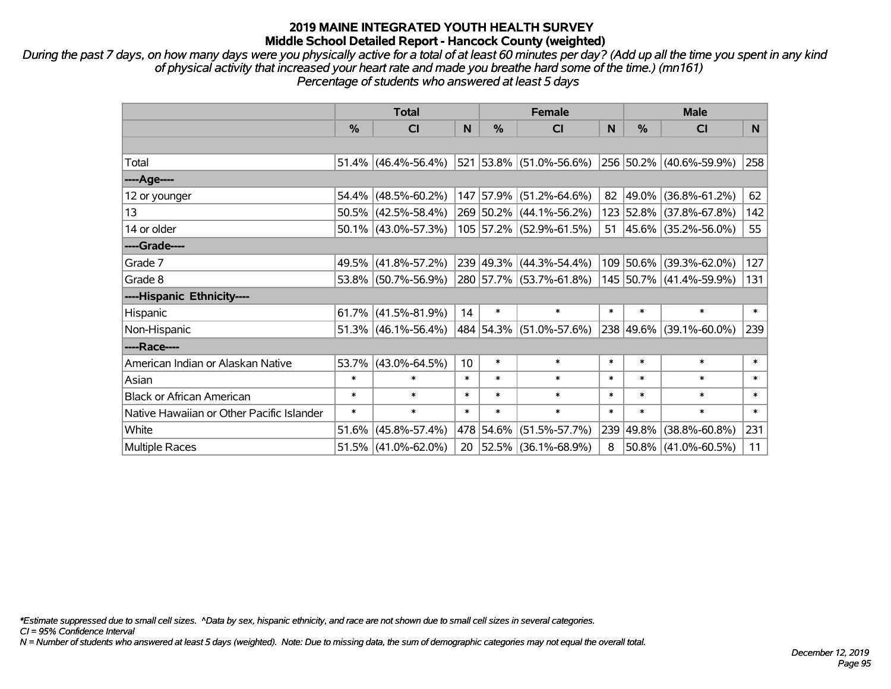# 2019 MAINE INTEGRATED YOUTH HEALTH SURVEY
## Middle School Detailed Report - Hancock County (weighted)

*During the past 7 days, on how many days were you physically active for a total of at least 60 minutes per day? (Add up all the time you spent in any kind of physical activity that increased your heart rate and made you breathe hard some of the time.) (mn161)*
*Percentage of students who answered at least 5 days*

| | Total | | | Female | | | Male | | |
|---|---|---|---|---|---|---|---|---|---|
| | % | CI | N | % | CI | N | % | CI | N |
| | | | | | | | | | |
| Total | 51.4% | (46.4%-56.4%) | 521 | 53.8% | (51.0%-56.6%) | 256 | 50.2% | (40.6%-59.9%) | 258 |
| ----Age---- | | | | | | | | | |
| 12 or younger | 54.4% | (48.5%-60.2%) | 147 | 57.9% | (51.2%-64.6%) | 82 | 49.0% | (36.8%-61.2%) | 62 |
| 13 | 50.5% | (42.5%-58.4%) | 269 | 50.2% | (44.1%-56.2%) | 123 | 52.8% | (37.8%-67.8%) | 142 |
| 14 or older | 50.1% | (43.0%-57.3%) | 105 | 57.2% | (52.9%-61.5%) | 51 | 45.6% | (35.2%-56.0%) | 55 |
| ----Grade---- | | | | | | | | | |
| Grade 7 | 49.5% | (41.8%-57.2%) | 239 | 49.3% | (44.3%-54.4%) | 109 | 50.6% | (39.3%-62.0%) | 127 |
| Grade 8 | 53.8% | (50.7%-56.9%) | 280 | 57.7% | (53.7%-61.8%) | 145 | 50.7% | (41.4%-59.9%) | 131 |
| ----Hispanic Ethnicity---- | | | | | | | | | |
| Hispanic | 61.7% | (41.5%-81.9%) | 14 | * | * | * | * | * | * |
| Non-Hispanic | 51.3% | (46.1%-56.4%) | 484 | 54.3% | (51.0%-57.6%) | 238 | 49.6% | (39.1%-60.0%) | 239 |
| ----Race---- | | | | | | | | | |
| American Indian or Alaskan Native | 53.7% | (43.0%-64.5%) | 10 | * | * | * | * | * | * |
| Asian | * | * | * | * | * | * | * | * | * |
| Black or African American | * | * | * | * | * | * | * | * | * |
| Native Hawaiian or Other Pacific Islander | * | * | * | * | * | * | * | * | * |
| White | 51.6% | (45.8%-57.4%) | 478 | 54.6% | (51.5%-57.7%) | 239 | 49.8% | (38.8%-60.8%) | 231 |
| Multiple Races | 51.5% | (41.0%-62.0%) | 20 | 52.5% | (36.1%-68.9%) | 8 | 50.8% | (41.0%-60.5%) | 11 |

*\*Estimate suppressed due to small cell sizes. ^Data by sex, hispanic ethnicity, and race are not shown due to small cell sizes in several categories.*
*CI = 95% Confidence Interval*
*N = Number of students who answered at least 5 days (weighted). Note: Due to missing data, the sum of demographic categories may not equal the overall total.*

*December 12, 2019*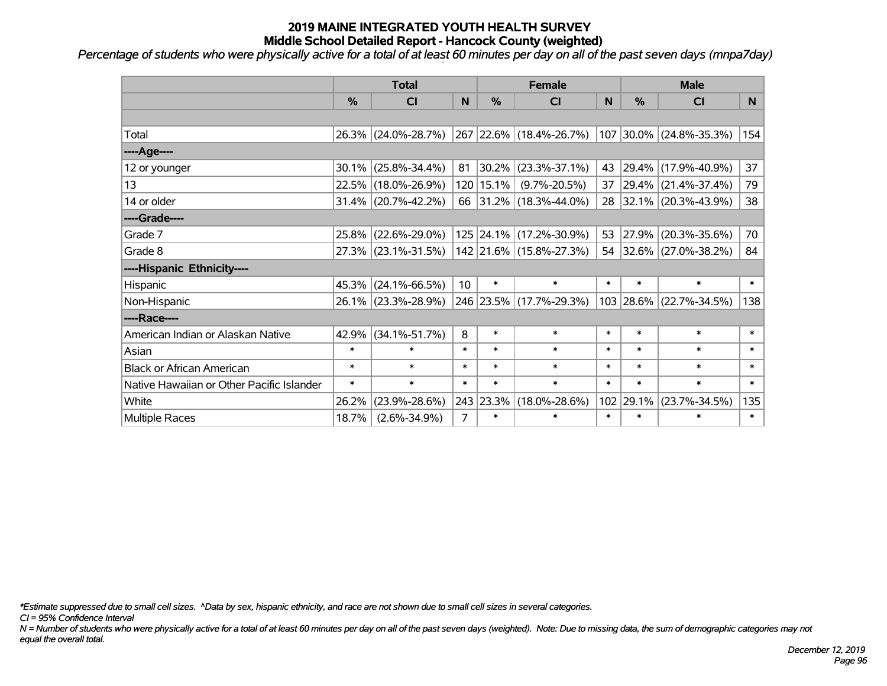# 2019 MAINE INTEGRATED YOUTH HEALTH SURVEY
## Middle School Detailed Report - Hancock County (weighted)

*Percentage of students who were physically active for a total of at least 60 minutes per day on all of the past seven days (mnpa7day)*

| | Total | | | Female | | | Male | | |
|---|---|---|---|---|---|---|---|---|---|
| | % | CI | N | % | CI | N | % | CI | N |
| | | | | | | | | | |
| Total | 26.3% | (24.0%-28.7%) | 267 | 22.6% | (18.4%-26.7%) | 107 | 30.0% | (24.8%-35.3%) | 154 |
| ----Age---- | | | | | | | | | |
| 12 or younger | 30.1% | (25.8%-34.4%) | 81 | 30.2% | (23.3%-37.1%) | 43 | 29.4% | (17.9%-40.9%) | 37 |
| 13 | 22.5% | (18.0%-26.9%) | 120 | 15.1% | (9.7%-20.5%) | 37 | 29.4% | (21.4%-37.4%) | 79 |
| 14 or older | 31.4% | (20.7%-42.2%) | 66 | 31.2% | (18.3%-44.0%) | 28 | 32.1% | (20.3%-43.9%) | 38 |
| ----Grade---- | | | | | | | | | |
| Grade 7 | 25.8% | (22.6%-29.0%) | 125 | 24.1% | (17.2%-30.9%) | 53 | 27.9% | (20.3%-35.6%) | 70 |
| Grade 8 | 27.3% | (23.1%-31.5%) | 142 | 21.6% | (15.8%-27.3%) | 54 | 32.6% | (27.0%-38.2%) | 84 |
| ----Hispanic Ethnicity---- | | | | | | | | | |
| Hispanic | 45.3% | (24.1%-66.5%) | 10 | * | * | * | * | * | * |
| Non-Hispanic | 26.1% | (23.3%-28.9%) | 246 | 23.5% | (17.7%-29.3%) | 103 | 28.6% | (22.7%-34.5%) | 138 |
| ----Race---- | | | | | | | | | |
| American Indian or Alaskan Native | 42.9% | (34.1%-51.7%) | 8 | * | * | * | * | * | * |
| Asian | * | * | * | * | * | * | * | * | * |
| Black or African American | * | * | * | * | * | * | * | * | * |
| Native Hawaiian or Other Pacific Islander | * | * | * | * | * | * | * | * | * |
| White | 26.2% | (23.9%-28.6%) | 243 | 23.3% | (18.0%-28.6%) | 102 | 29.1% | (23.7%-34.5%) | 135 |
| Multiple Races | 18.7% | (2.6%-34.9%) | 7 | * | * | * | * | * | * |

*\*Estimate suppressed due to small cell sizes. ^Data by sex, hispanic ethnicity, and race are not shown due to small cell sizes in several categories.*

*CI = 95% Confidence Interval*

*N = Number of students who were physically active for a total of at least 60 minutes per day on all of the past seven days (weighted). Note: Due to missing data, the sum of demographic categories may not equal the overall total.*

*December 12, 2019*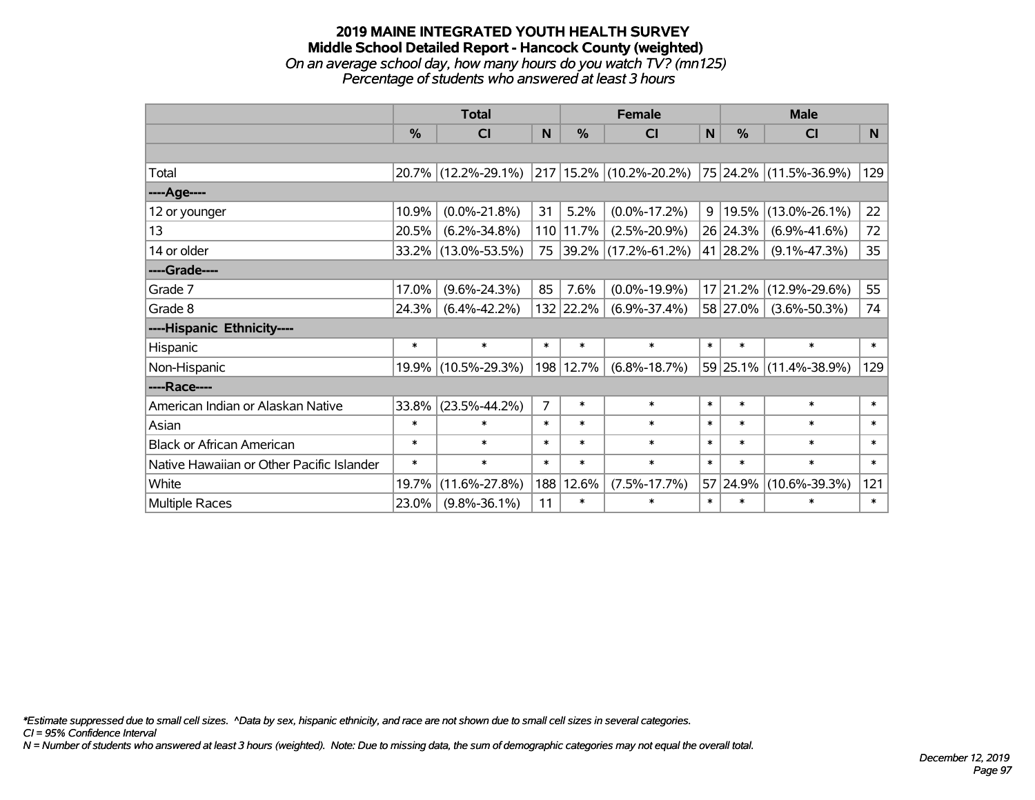# 2019 MAINE INTEGRATED YOUTH HEALTH SURVEY
## Middle School Detailed Report - Hancock County (weighted)
*On an average school day, how many hours do you watch TV? (mn125)*
*Percentage of students who answered at least 3 hours*

| | Total | | | Female | | | Male | | |
|---|---|---|---|---|---|---|---|---|---|
| | % | CI | N | % | CI | N | % | CI | N |
| | | | | | | | | | |
| Total | 20.7% | (12.2%-29.1%) | 217 | 15.2% | (10.2%-20.2%) | 75 | 24.2% | (11.5%-36.9%) | 129 |
| ----Age---- | | | | | | | | | |
| 12 or younger | 10.9% | (0.0%-21.8%) | 31 | 5.2% | (0.0%-17.2%) | 9 | 19.5% | (13.0%-26.1%) | 22 |
| 13 | 20.5% | (6.2%-34.8%) | 110 | 11.7% | (2.5%-20.9%) | 26 | 24.3% | (6.9%-41.6%) | 72 |
| 14 or older | 33.2% | (13.0%-53.5%) | 75 | 39.2% | (17.2%-61.2%) | 41 | 28.2% | (9.1%-47.3%) | 35 |
| ----Grade---- | | | | | | | | | |
| Grade 7 | 17.0% | (9.6%-24.3%) | 85 | 7.6% | (0.0%-19.9%) | 17 | 21.2% | (12.9%-29.6%) | 55 |
| Grade 8 | 24.3% | (6.4%-42.2%) | 132 | 22.2% | (6.9%-37.4%) | 58 | 27.0% | (3.6%-50.3%) | 74 |
| ----Hispanic Ethnicity---- | | | | | | | | | |
| Hispanic | * | * | * | * | * | * | * | * | * |
| Non-Hispanic | 19.9% | (10.5%-29.3%) | 198 | 12.7% | (6.8%-18.7%) | 59 | 25.1% | (11.4%-38.9%) | 129 |
| ----Race---- | | | | | | | | | |
| American Indian or Alaskan Native | 33.8% | (23.5%-44.2%) | 7 | * | * | * | * | * | * |
| Asian | * | * | * | * | * | * | * | * | * |
| Black or African American | * | * | * | * | * | * | * | * | * |
| Native Hawaiian or Other Pacific Islander | * | * | * | * | * | * | * | * | * |
| White | 19.7% | (11.6%-27.8%) | 188 | 12.6% | (7.5%-17.7%) | 57 | 24.9% | (10.6%-39.3%) | 121 |
| Multiple Races | 23.0% | (9.8%-36.1%) | 11 | * | * | * | * | * | * |

*\*Estimate suppressed due to small cell sizes. ^Data by sex, hispanic ethnicity, and race are not shown due to small cell sizes in several categories.*
*CI = 95% Confidence Interval*
*N = Number of students who answered at least 3 hours (weighted). Note: Due to missing data, the sum of demographic categories may not equal the overall total.*

*December 12, 2019*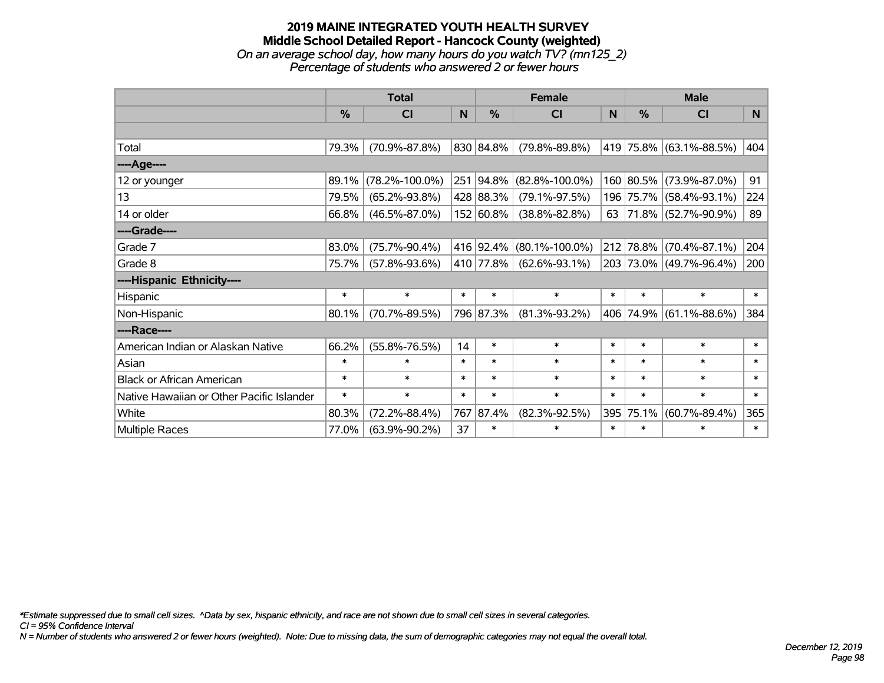# 2019 MAINE INTEGRATED YOUTH HEALTH SURVEY

## Middle School Detailed Report - Hancock County (weighted)

*On an average school day, how many hours do you watch TV? (mn125_2)*

*Percentage of students who answered 2 or fewer hours*

| | Total | | | Female | | | Male | | |
|---|---|---|---|---|---|---|---|---|---|
| | % | CI | N | % | CI | N | % | CI | N |
| Total | 79.3% | (70.9%-87.8%) | 830 | 84.8% | (79.8%-89.8%) | 419 | 75.8% | (63.1%-88.5%) | 404 |
| ----Age---- | | | | | | | | | |
| 12 or younger | 89.1% | (78.2%-100.0%) | 251 | 94.8% | (82.8%-100.0%) | 160 | 80.5% | (73.9%-87.0%) | 91 |
| 13 | 79.5% | (65.2%-93.8%) | 428 | 88.3% | (79.1%-97.5%) | 196 | 75.7% | (58.4%-93.1%) | 224 |
| 14 or older | 66.8% | (46.5%-87.0%) | 152 | 60.8% | (38.8%-82.8%) | 63 | 71.8% | (52.7%-90.9%) | 89 |
| ----Grade---- | | | | | | | | | |
| Grade 7 | 83.0% | (75.7%-90.4%) | 416 | 92.4% | (80.1%-100.0%) | 212 | 78.8% | (70.4%-87.1%) | 204 |
| Grade 8 | 75.7% | (57.8%-93.6%) | 410 | 77.8% | (62.6%-93.1%) | 203 | 73.0% | (49.7%-96.4%) | 200 |
| ----Hispanic Ethnicity---- | | | | | | | | | |
| Hispanic | * | * | * | * | * | * | * | * | * |
| Non-Hispanic | 80.1% | (70.7%-89.5%) | 796 | 87.3% | (81.3%-93.2%) | 406 | 74.9% | (61.1%-88.6%) | 384 |
| ----Race---- | | | | | | | | | |
| American Indian or Alaskan Native | 66.2% | (55.8%-76.5%) | 14 | * | * | * | * | * | * |
| Asian | * | * | * | * | * | * | * | * | * |
| Black or African American | * | * | * | * | * | * | * | * | * |
| Native Hawaiian or Other Pacific Islander | * | * | * | * | * | * | * | * | * |
| White | 80.3% | (72.2%-88.4%) | 767 | 87.4% | (82.3%-92.5%) | 395 | 75.1% | (60.7%-89.4%) | 365 |
| Multiple Races | 77.0% | (63.9%-90.2%) | 37 | * | * | * | * | * | * |

*Estimate suppressed due to small cell sizes. ^Data by sex, hispanic ethnicity, and race are not shown due to small cell sizes in several categories.

CI = 95% Confidence Interval

N = Number of students who answered 2 or fewer hours (weighted). Note: Due to missing data, the sum of demographic categories may not equal the overall total.

December 12, 2019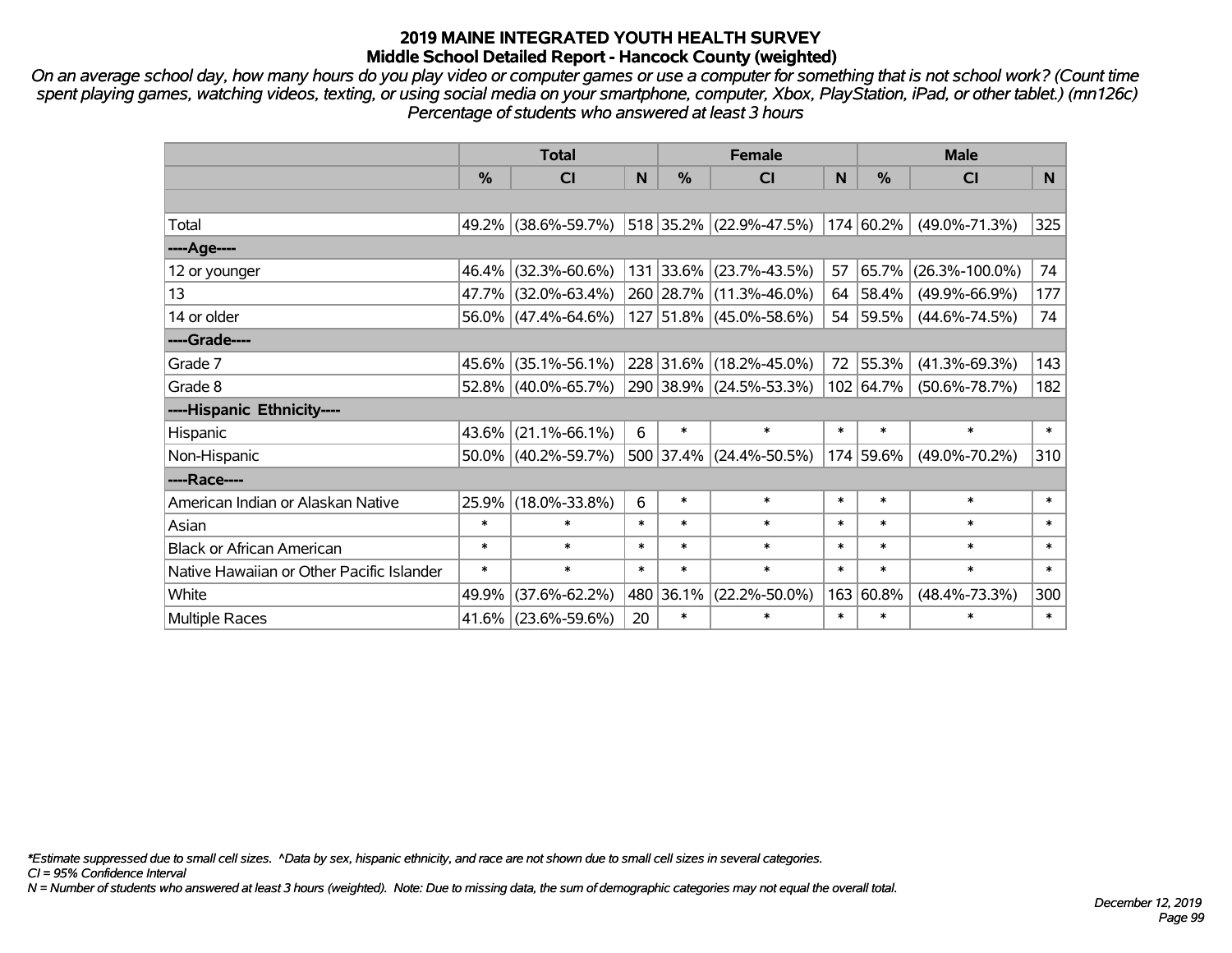# 2019 MAINE INTEGRATED YOUTH HEALTH SURVEY
## Middle School Detailed Report - Hancock County (weighted)

*On an average school day, how many hours do you play video or computer games or use a computer for something that is not school work? (Count time spent playing games, watching videos, texting, or using social media on your smartphone, computer, Xbox, PlayStation, iPad, or other tablet.) (mn126c) Percentage of students who answered at least 3 hours*

| | Total | | | Female | | | Male | | |
|---|---|---|---|---|---|---|---|---|---|
| | % | CI | N | % | CI | N | % | CI | N |
| Total | 49.2% | (38.6%-59.7%) | 518 | 35.2% | (22.9%-47.5%) | 174 | 60.2% | (49.0%-71.3%) | 325 |
| ----Age---- | | | | | | | | | |
| 12 or younger | 46.4% | (32.3%-60.6%) | 131 | 33.6% | (23.7%-43.5%) | 57 | 65.7% | (26.3%-100.0%) | 74 |
| 13 | 47.7% | (32.0%-63.4%) | 260 | 28.7% | (11.3%-46.0%) | 64 | 58.4% | (49.9%-66.9%) | 177 |
| 14 or older | 56.0% | (47.4%-64.6%) | 127 | 51.8% | (45.0%-58.6%) | 54 | 59.5% | (44.6%-74.5%) | 74 |
| ----Grade---- | | | | | | | | | |
| Grade 7 | 45.6% | (35.1%-56.1%) | 228 | 31.6% | (18.2%-45.0%) | 72 | 55.3% | (41.3%-69.3%) | 143 |
| Grade 8 | 52.8% | (40.0%-65.7%) | 290 | 38.9% | (24.5%-53.3%) | 102 | 64.7% | (50.6%-78.7%) | 182 |
| ----Hispanic Ethnicity---- | | | | | | | | | |
| Hispanic | 43.6% | (21.1%-66.1%) | 6 | * | * | * | * | * | * |
| Non-Hispanic | 50.0% | (40.2%-59.7%) | 500 | 37.4% | (24.4%-50.5%) | 174 | 59.6% | (49.0%-70.2%) | 310 |
| ----Race---- | | | | | | | | | |
| American Indian or Alaskan Native | 25.9% | (18.0%-33.8%) | 6 | * | * | * | * | * | * |
| Asian | * | * | * | * | * | * | * | * | * |
| Black or African American | * | * | * | * | * | * | * | * | * |
| Native Hawaiian or Other Pacific Islander | * | * | * | * | * | * | * | * | * |
| White | 49.9% | (37.6%-62.2%) | 480 | 36.1% | (22.2%-50.0%) | 163 | 60.8% | (48.4%-73.3%) | 300 |
| Multiple Races | 41.6% | (23.6%-59.6%) | 20 | * | * | * | * | * | * |

*\*Estimate suppressed due to small cell sizes. ^Data by sex, hispanic ethnicity, and race are not shown due to small cell sizes in several categories.*

*CI = 95% Confidence Interval*

*N = Number of students who answered at least 3 hours (weighted). Note: Due to missing data, the sum of demographic categories may not equal the overall total.*

*December 12, 2019*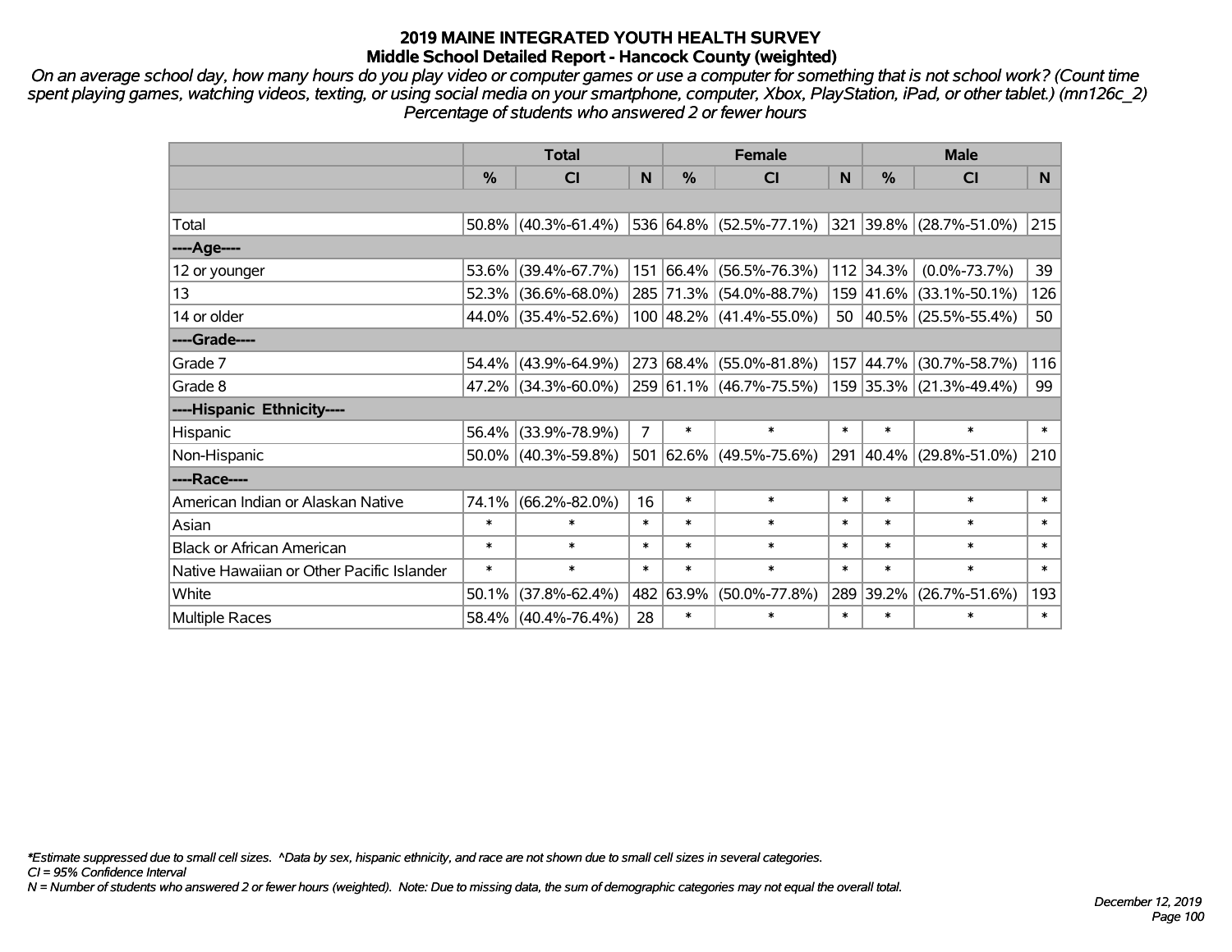# 2019 MAINE INTEGRATED YOUTH HEALTH SURVEY
## Middle School Detailed Report - Hancock County (weighted)

*On an average school day, how many hours do you play video or computer games or use a computer for something that is not school work? (Count time spent playing games, watching videos, texting, or using social media on your smartphone, computer, Xbox, PlayStation, iPad, or other tablet.) (mn126c_2)*
*Percentage of students who answered 2 or fewer hours*

| | Total | | | Female | | | Male | | |
|---|---|---|---|---|---|---|---|---|---|
| | % | CI | N | % | CI | N | % | CI | N |
| Total | 50.8% | (40.3%-61.4%) | 536 | 64.8% | (52.5%-77.1%) | 321 | 39.8% | (28.7%-51.0%) | 215 |
| ----Age---- | | | | | | | | | |
| 12 or younger | 53.6% | (39.4%-67.7%) | 151 | 66.4% | (56.5%-76.3%) | 112 | 34.3% | (0.0%-73.7%) | 39 |
| 13 | 52.3% | (36.6%-68.0%) | 285 | 71.3% | (54.0%-88.7%) | 159 | 41.6% | (33.1%-50.1%) | 126 |
| 14 or older | 44.0% | (35.4%-52.6%) | 100 | 48.2% | (41.4%-55.0%) | 50 | 40.5% | (25.5%-55.4%) | 50 |
| ----Grade---- | | | | | | | | | |
| Grade 7 | 54.4% | (43.9%-64.9%) | 273 | 68.4% | (55.0%-81.8%) | 157 | 44.7% | (30.7%-58.7%) | 116 |
| Grade 8 | 47.2% | (34.3%-60.0%) | 259 | 61.1% | (46.7%-75.5%) | 159 | 35.3% | (21.3%-49.4%) | 99 |
| ----Hispanic Ethnicity---- | | | | | | | | | |
| Hispanic | 56.4% | (33.9%-78.9%) | 7 | * | * | * | * | * | * |
| Non-Hispanic | 50.0% | (40.3%-59.8%) | 501 | 62.6% | (49.5%-75.6%) | 291 | 40.4% | (29.8%-51.0%) | 210 |
| ----Race---- | | | | | | | | | |
| American Indian or Alaskan Native | 74.1% | (66.2%-82.0%) | 16 | * | * | * | * | * | * |
| Asian | * | * | * | * | * | * | * | * | * |
| Black or African American | * | * | * | * | * | * | * | * | * |
| Native Hawaiian or Other Pacific Islander | * | * | * | * | * | * | * | * | * |
| White | 50.1% | (37.8%-62.4%) | 482 | 63.9% | (50.0%-77.8%) | 289 | 39.2% | (26.7%-51.6%) | 193 |
| Multiple Races | 58.4% | (40.4%-76.4%) | 28 | * | * | * | * | * | * |

*Estimate suppressed due to small cell sizes. ^Data by sex, hispanic ethnicity, and race are not shown due to small cell sizes in several categories.
CI = 95% Confidence Interval
N = Number of students who answered 2 or fewer hours (weighted). Note: Due to missing data, the sum of demographic categories may not equal the overall total.

December 12, 2019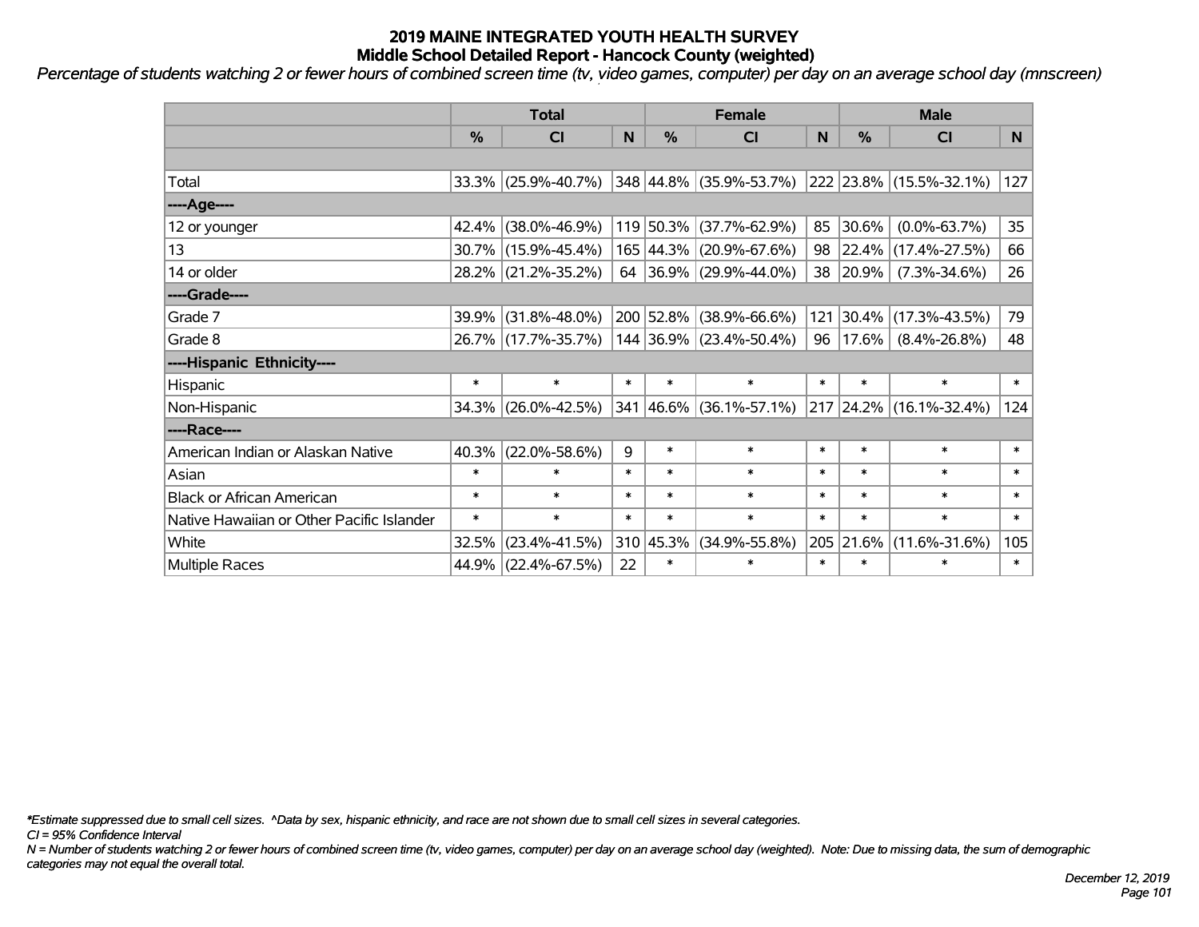# 2019 MAINE INTEGRATED YOUTH HEALTH SURVEY
## Middle School Detailed Report - Hancock County (weighted)

*Percentage of students watching 2 or fewer hours of combined screen time (tv, video games, computer) per day on an average school day (mnscreen)*

| | Total | | | Female | | | Male | | |
|---|---|---|---|---|---|---|---|---|---|
| | % | CI | N | % | CI | N | % | CI | N |
| | | | | | | | | | |
| Total | 33.3% | (25.9%-40.7%) | 348 | 44.8% | (35.9%-53.7%) | 222 | 23.8% | (15.5%-32.1%) | 127 |
| ----Age---- | | | | | | | | | |
| 12 or younger | 42.4% | (38.0%-46.9%) | 119 | 50.3% | (37.7%-62.9%) | 85 | 30.6% | (0.0%-63.7%) | 35 |
| 13 | 30.7% | (15.9%-45.4%) | 165 | 44.3% | (20.9%-67.6%) | 98 | 22.4% | (17.4%-27.5%) | 66 |
| 14 or older | 28.2% | (21.2%-35.2%) | 64 | 36.9% | (29.9%-44.0%) | 38 | 20.9% | (7.3%-34.6%) | 26 |
| ----Grade---- | | | | | | | | | |
| Grade 7 | 39.9% | (31.8%-48.0%) | 200 | 52.8% | (38.9%-66.6%) | 121 | 30.4% | (17.3%-43.5%) | 79 |
| Grade 8 | 26.7% | (17.7%-35.7%) | 144 | 36.9% | (23.4%-50.4%) | 96 | 17.6% | (8.4%-26.8%) | 48 |
| ----Hispanic Ethnicity---- | | | | | | | | | |
| Hispanic | * | * | * | * | * | * | * | * | * |
| Non-Hispanic | 34.3% | (26.0%-42.5%) | 341 | 46.6% | (36.1%-57.1%) | 217 | 24.2% | (16.1%-32.4%) | 124 |
| ----Race---- | | | | | | | | | |
| American Indian or Alaskan Native | 40.3% | (22.0%-58.6%) | 9 | * | * | * | * | * | * |
| Asian | * | * | * | * | * | * | * | * | * |
| Black or African American | * | * | * | * | * | * | * | * | * |
| Native Hawaiian or Other Pacific Islander | * | * | * | * | * | * | * | * | * |
| White | 32.5% | (23.4%-41.5%) | 310 | 45.3% | (34.9%-55.8%) | 205 | 21.6% | (11.6%-31.6%) | 105 |
| Multiple Races | 44.9% | (22.4%-67.5%) | 22 | * | * | * | * | * | * |

*\*Estimate suppressed due to small cell sizes. ^Data by sex, hispanic ethnicity, and race are not shown due to small cell sizes in several categories.*

*CI = 95% Confidence Interval*

*N = Number of students watching 2 or fewer hours of combined screen time (tv, video games, computer) per day on an average school day (weighted). Note: Due to missing data, the sum of demographic categories may not equal the overall total.*

*December 12, 2019*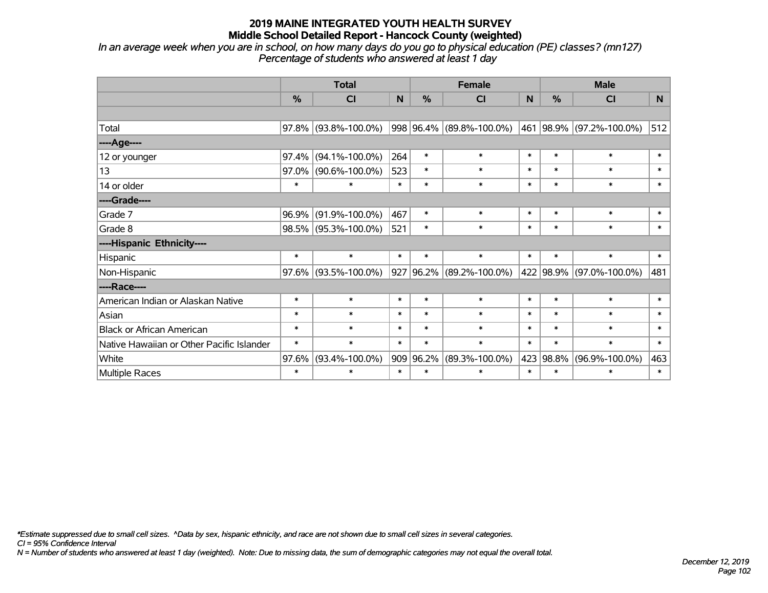# 2019 MAINE INTEGRATED YOUTH HEALTH SURVEY

## Middle School Detailed Report - Hancock County (weighted)

*In an average week when you are in school, on how many days do you go to physical education (PE) classes? (mn127)*
*Percentage of students who answered at least 1 day*

| | Total | | | Female | | | Male | | |
|---|---|---|---|---|---|---|---|---|---|
| | % | CI | N | % | CI | N | % | CI | N |
| | | | | | | | | | |
| Total | 97.8% | (93.8%-100.0%) | 998 | 96.4% | (89.8%-100.0%) | 461 | 98.9% | (97.2%-100.0%) | 512 |
| ----Age---- | | | | | | | | | |
| 12 or younger | 97.4% | (94.1%-100.0%) | 264 | * | * | * | * | * | * |
| 13 | 97.0% | (90.6%-100.0%) | 523 | * | * | * | * | * | * |
| 14 or older | * | * | * | * | * | * | * | * | * |
| ----Grade---- | | | | | | | | | |
| Grade 7 | 96.9% | (91.9%-100.0%) | 467 | * | * | * | * | * | * |
| Grade 8 | 98.5% | (95.3%-100.0%) | 521 | * | * | * | * | * | * |
| ----Hispanic Ethnicity---- | | | | | | | | | |
| Hispanic | * | * | * | * | * | * | * | * | * |
| Non-Hispanic | 97.6% | (93.5%-100.0%) | 927 | 96.2% | (89.2%-100.0%) | 422 | 98.9% | (97.0%-100.0%) | 481 |
| ----Race---- | | | | | | | | | |
| American Indian or Alaskan Native | * | * | * | * | * | * | * | * | * |
| Asian | * | * | * | * | * | * | * | * | * |
| Black or African American | * | * | * | * | * | * | * | * | * |
| Native Hawaiian or Other Pacific Islander | * | * | * | * | * | * | * | * | * |
| White | 97.6% | (93.4%-100.0%) | 909 | 96.2% | (89.3%-100.0%) | 423 | 98.8% | (96.9%-100.0%) | 463 |
| Multiple Races | * | * | * | * | * | * | * | * | * |

*\*Estimate suppressed due to small cell sizes. ^Data by sex, hispanic ethnicity, and race are not shown due to small cell sizes in several categories.*
*CI = 95% Confidence Interval*
*N = Number of students who answered at least 1 day (weighted). Note: Due to missing data, the sum of demographic categories may not equal the overall total.*

*December 12, 2019*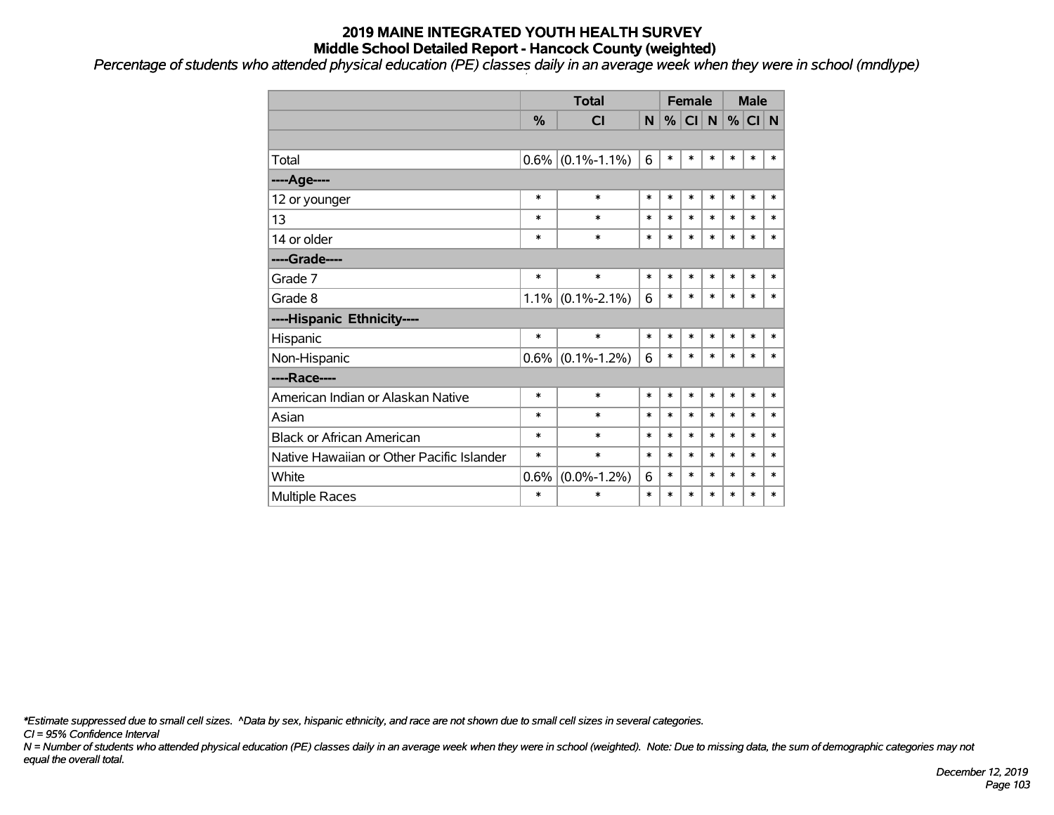# 2019 MAINE INTEGRATED YOUTH HEALTH SURVEY
## Middle School Detailed Report - Hancock County (weighted)

*Percentage of students who attended physical education (PE) classes daily in an average week when they were in school (mndlype)*

| | Total | | | Female | | | Male | | |
|---|---|---|---|---|---|---|---|---|---|
| | % | CI | N | % | CI | N | % | CI | N |
| | | | | | | | | | |
| Total | 0.6% | (0.1%-1.1%) | 6 | * | * | * | * | * | * |
| **----Age----** | | | | | | | | | |
| 12 or younger | * | * | * | * | * | * | * | * | * |
| 13 | * | * | * | * | * | * | * | * | * |
| 14 or older | * | * | * | * | * | * | * | * | * |
| **----Grade----** | | | | | | | | | |
| Grade 7 | * | * | * | * | * | * | * | * | * |
| Grade 8 | 1.1% | (0.1%-2.1%) | 6 | * | * | * | * | * | * |
| **----Hispanic Ethnicity----** | | | | | | | | | |
| Hispanic | * | * | * | * | * | * | * | * | * |
| Non-Hispanic | 0.6% | (0.1%-1.2%) | 6 | * | * | * | * | * | * |
| **----Race----** | | | | | | | | | |
| American Indian or Alaskan Native | * | * | * | * | * | * | * | * | * |
| Asian | * | * | * | * | * | * | * | * | * |
| Black or African American | * | * | * | * | * | * | * | * | * |
| Native Hawaiian or Other Pacific Islander | * | * | * | * | * | * | * | * | * |
| White | 0.6% | (0.0%-1.2%) | 6 | * | * | * | * | * | * |
| Multiple Races | * | * | * | * | * | * | * | * | * |

*\*Estimate suppressed due to small cell sizes. ^Data by sex, hispanic ethnicity, and race are not shown due to small cell sizes in several categories.*

*CI = 95% Confidence Interval*

*N = Number of students who attended physical education (PE) classes daily in an average week when they were in school (weighted). Note: Due to missing data, the sum of demographic categories may not equal the overall total.*

*December 12, 2019*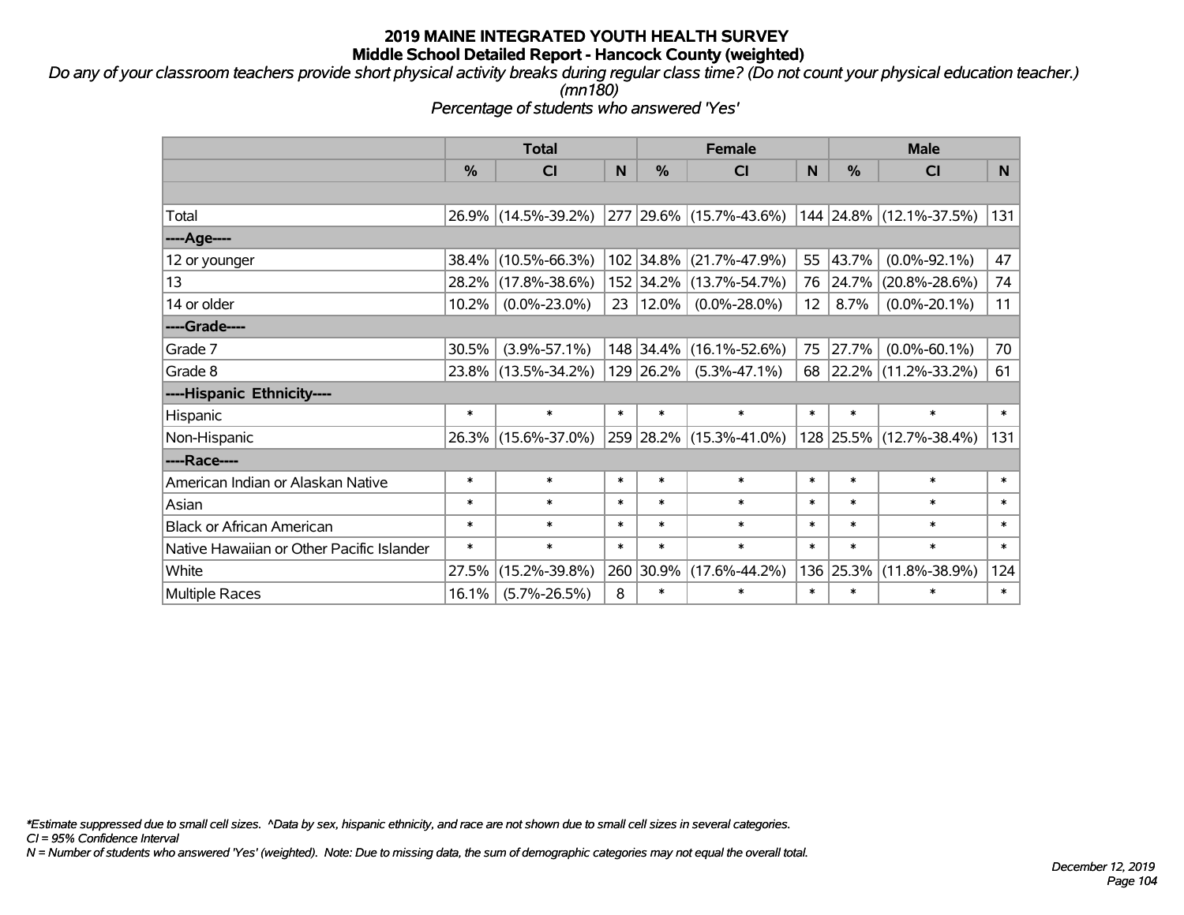# 2019 MAINE INTEGRATED YOUTH HEALTH SURVEY

## Middle School Detailed Report - Hancock County (weighted)

*Do any of your classroom teachers provide short physical activity breaks during regular class time? (Do not count your physical education teacher.) (mn180)*

*Percentage of students who answered 'Yes'*

| | Total | | | Female | | | Male | | |
|---|---|---|---|---|---|---|---|---|---|
| | % | CI | N | % | CI | N | % | CI | N |
| | | | | | | | | | |
| Total | 26.9% | (14.5%-39.2%) | 277 | 29.6% | (15.7%-43.6%) | 144 | 24.8% | (12.1%-37.5%) | 131 |
| ----Age---- | | | | | | | | | |
| 12 or younger | 38.4% | (10.5%-66.3%) | 102 | 34.8% | (21.7%-47.9%) | 55 | 43.7% | (0.0%-92.1%) | 47 |
| 13 | 28.2% | (17.8%-38.6%) | 152 | 34.2% | (13.7%-54.7%) | 76 | 24.7% | (20.8%-28.6%) | 74 |
| 14 or older | 10.2% | (0.0%-23.0%) | 23 | 12.0% | (0.0%-28.0%) | 12 | 8.7% | (0.0%-20.1%) | 11 |
| ----Grade---- | | | | | | | | | |
| Grade 7 | 30.5% | (3.9%-57.1%) | 148 | 34.4% | (16.1%-52.6%) | 75 | 27.7% | (0.0%-60.1%) | 70 |
| Grade 8 | 23.8% | (13.5%-34.2%) | 129 | 26.2% | (5.3%-47.1%) | 68 | 22.2% | (11.2%-33.2%) | 61 |
| ----Hispanic Ethnicity---- | | | | | | | | | |
| Hispanic | * | * | * | * | * | * | * | * | * |
| Non-Hispanic | 26.3% | (15.6%-37.0%) | 259 | 28.2% | (15.3%-41.0%) | 128 | 25.5% | (12.7%-38.4%) | 131 |
| ----Race---- | | | | | | | | | |
| American Indian or Alaskan Native | * | * | * | * | * | * | * | * | * |
| Asian | * | * | * | * | * | * | * | * | * |
| Black or African American | * | * | * | * | * | * | * | * | * |
| Native Hawaiian or Other Pacific Islander | * | * | * | * | * | * | * | * | * |
| White | 27.5% | (15.2%-39.8%) | 260 | 30.9% | (17.6%-44.2%) | 136 | 25.3% | (11.8%-38.9%) | 124 |
| Multiple Races | 16.1% | (5.7%-26.5%) | 8 | * | * | * | * | * | * |

*\*Estimate suppressed due to small cell sizes. ^Data by sex, hispanic ethnicity, and race are not shown due to small cell sizes in several categories.*

*CI = 95% Confidence Interval*

*N = Number of students who answered 'Yes' (weighted). Note: Due to missing data, the sum of demographic categories may not equal the overall total.*

*December 12, 2019*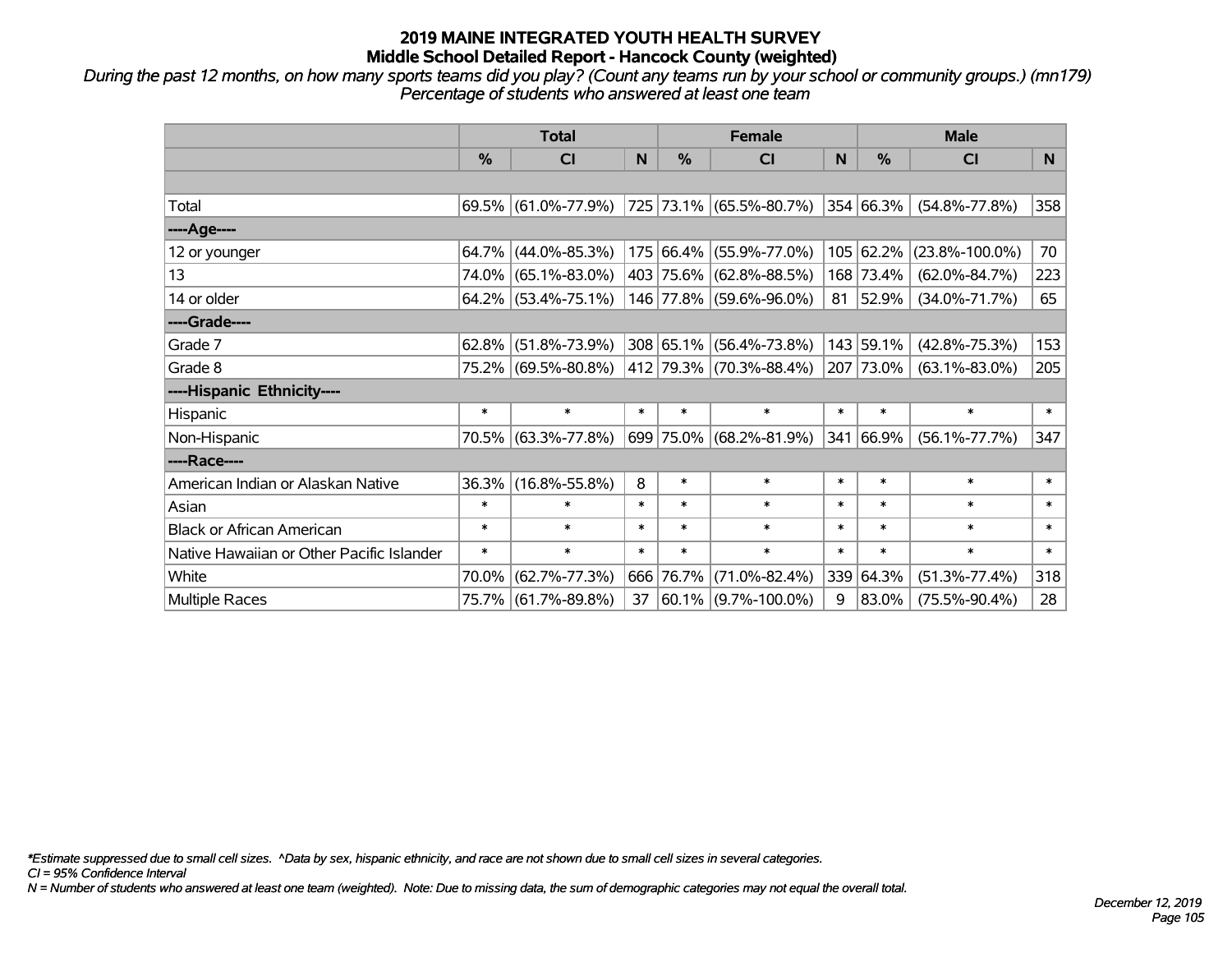# 2019 MAINE INTEGRATED YOUTH HEALTH SURVEY
## Middle School Detailed Report - Hancock County (weighted)

*During the past 12 months, on how many sports teams did you play? (Count any teams run by your school or community groups.) (mn179)*
*Percentage of students who answered at least one team*

| | Total | | | Female | | | Male | | |
|---|---|---|---|---|---|---|---|---|---|
| | % | CI | N | % | CI | N | % | CI | N |
| | | | | | | | | | |
| Total | 69.5% | (61.0%-77.9%) | 725 | 73.1% | (65.5%-80.7%) | 354 | 66.3% | (54.8%-77.8%) | 358 |
| ----Age---- | | | | | | | | | |
| 12 or younger | 64.7% | (44.0%-85.3%) | 175 | 66.4% | (55.9%-77.0%) | 105 | 62.2% | (23.8%-100.0%) | 70 |
| 13 | 74.0% | (65.1%-83.0%) | 403 | 75.6% | (62.8%-88.5%) | 168 | 73.4% | (62.0%-84.7%) | 223 |
| 14 or older | 64.2% | (53.4%-75.1%) | 146 | 77.8% | (59.6%-96.0%) | 81 | 52.9% | (34.0%-71.7%) | 65 |
| ----Grade---- | | | | | | | | | |
| Grade 7 | 62.8% | (51.8%-73.9%) | 308 | 65.1% | (56.4%-73.8%) | 143 | 59.1% | (42.8%-75.3%) | 153 |
| Grade 8 | 75.2% | (69.5%-80.8%) | 412 | 79.3% | (70.3%-88.4%) | 207 | 73.0% | (63.1%-83.0%) | 205 |
| ----Hispanic Ethnicity---- | | | | | | | | | |
| Hispanic | * | * | * | * | * | * | * | * | * |
| Non-Hispanic | 70.5% | (63.3%-77.8%) | 699 | 75.0% | (68.2%-81.9%) | 341 | 66.9% | (56.1%-77.7%) | 347 |
| ----Race---- | | | | | | | | | |
| American Indian or Alaskan Native | 36.3% | (16.8%-55.8%) | 8 | * | * | * | * | * | * |
| Asian | * | * | * | * | * | * | * | * | * |
| Black or African American | * | * | * | * | * | * | * | * | * |
| Native Hawaiian or Other Pacific Islander | * | * | * | * | * | * | * | * | * |
| White | 70.0% | (62.7%-77.3%) | 666 | 76.7% | (71.0%-82.4%) | 339 | 64.3% | (51.3%-77.4%) | 318 |
| Multiple Races | 75.7% | (61.7%-89.8%) | 37 | 60.1% | (9.7%-100.0%) | 9 | 83.0% | (75.5%-90.4%) | 28 |

*Estimate suppressed due to small cell sizes. ^Data by sex, hispanic ethnicity, and race are not shown due to small cell sizes in several categories.
CI = 95% Confidence Interval
N = Number of students who answered at least one team (weighted). Note: Due to missing data, the sum of demographic categories may not equal the overall total.

December 12, 2019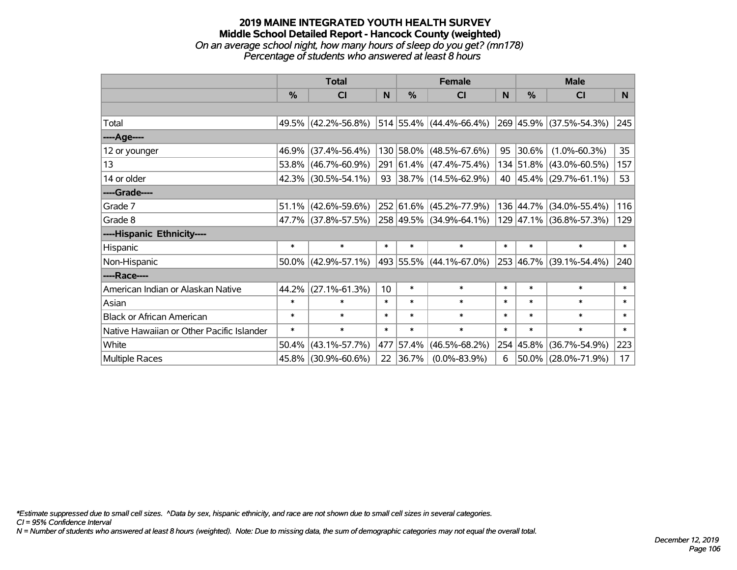# 2019 MAINE INTEGRATED YOUTH HEALTH SURVEY

## Middle School Detailed Report - Hancock County (weighted)

*On an average school night, how many hours of sleep do you get? (mn178)*

*Percentage of students who answered at least 8 hours*

| | Total | | | Female | | | Male | | |
|---|---|---|---|---|---|---|---|---|---|
| | % | CI | N | % | CI | N | % | CI | N |
| Total | 49.5% | (42.2%-56.8%) | 514 | 55.4% | (44.4%-66.4%) | 269 | 45.9% | (37.5%-54.3%) | 245 |
| ----Age---- | | | | | | | | | |
| 12 or younger | 46.9% | (37.4%-56.4%) | 130 | 58.0% | (48.5%-67.6%) | 95 | 30.6% | (1.0%-60.3%) | 35 |
| 13 | 53.8% | (46.7%-60.9%) | 291 | 61.4% | (47.4%-75.4%) | 134 | 51.8% | (43.0%-60.5%) | 157 |
| 14 or older | 42.3% | (30.5%-54.1%) | 93 | 38.7% | (14.5%-62.9%) | 40 | 45.4% | (29.7%-61.1%) | 53 |
| ----Grade---- | | | | | | | | | |
| Grade 7 | 51.1% | (42.6%-59.6%) | 252 | 61.6% | (45.2%-77.9%) | 136 | 44.7% | (34.0%-55.4%) | 116 |
| Grade 8 | 47.7% | (37.8%-57.5%) | 258 | 49.5% | (34.9%-64.1%) | 129 | 47.1% | (36.8%-57.3%) | 129 |
| ----Hispanic Ethnicity---- | | | | | | | | | |
| Hispanic | * | * | * | * | * | * | * | * | * |
| Non-Hispanic | 50.0% | (42.9%-57.1%) | 493 | 55.5% | (44.1%-67.0%) | 253 | 46.7% | (39.1%-54.4%) | 240 |
| ----Race---- | | | | | | | | | |
| American Indian or Alaskan Native | 44.2% | (27.1%-61.3%) | 10 | * | * | * | * | * | * |
| Asian | * | * | * | * | * | * | * | * | * |
| Black or African American | * | * | * | * | * | * | * | * | * |
| Native Hawaiian or Other Pacific Islander | * | * | * | * | * | * | * | * | * |
| White | 50.4% | (43.1%-57.7%) | 477 | 57.4% | (46.5%-68.2%) | 254 | 45.8% | (36.7%-54.9%) | 223 |
| Multiple Races | 45.8% | (30.9%-60.6%) | 22 | 36.7% | (0.0%-83.9%) | 6 | 50.0% | (28.0%-71.9%) | 17 |

*\*Estimate suppressed due to small cell sizes. ^Data by sex, hispanic ethnicity, and race are not shown due to small cell sizes in several categories.*

*CI = 95% Confidence Interval*

*N = Number of students who answered at least 8 hours (weighted). Note: Due to missing data, the sum of demographic categories may not equal the overall total.*

*December 12, 2019*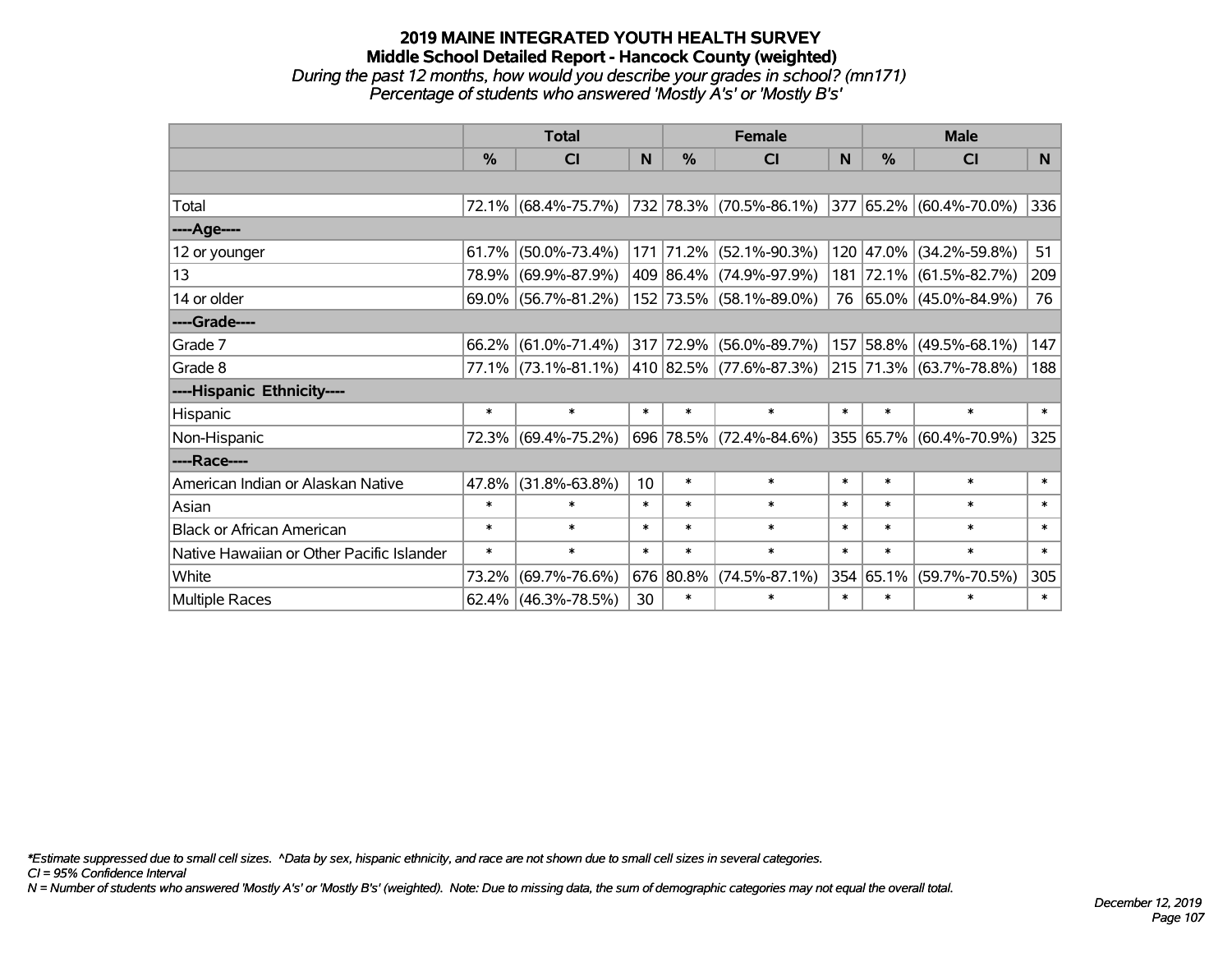# 2019 MAINE INTEGRATED YOUTH HEALTH SURVEY

## Middle School Detailed Report - Hancock County (weighted)

*During the past 12 months, how would you describe your grades in school? (mn171)*

*Percentage of students who answered 'Mostly A's' or 'Mostly B's'*

| | Total | | | Female | | | Male | | |
|---|---|---|---|---|---|---|---|---|---|
| | % | CI | N | % | CI | N | % | CI | N |
| Total | 72.1% | (68.4%-75.7%) | 732 | 78.3% | (70.5%-86.1%) | 377 | 65.2% | (60.4%-70.0%) | 336 |
| **----Age----** | | | | | | | | | |
| 12 or younger | 61.7% | (50.0%-73.4%) | 171 | 71.2% | (52.1%-90.3%) | 120 | 47.0% | (34.2%-59.8%) | 51 |
| 13 | 78.9% | (69.9%-87.9%) | 409 | 86.4% | (74.9%-97.9%) | 181 | 72.1% | (61.5%-82.7%) | 209 |
| 14 or older | 69.0% | (56.7%-81.2%) | 152 | 73.5% | (58.1%-89.0%) | 76 | 65.0% | (45.0%-84.9%) | 76 |
| **----Grade----** | | | | | | | | | |
| Grade 7 | 66.2% | (61.0%-71.4%) | 317 | 72.9% | (56.0%-89.7%) | 157 | 58.8% | (49.5%-68.1%) | 147 |
| Grade 8 | 77.1% | (73.1%-81.1%) | 410 | 82.5% | (77.6%-87.3%) | 215 | 71.3% | (63.7%-78.8%) | 188 |
| **----Hispanic Ethnicity----** | | | | | | | | | |
| Hispanic | * | * | * | * | * | * | * | * | * |
| Non-Hispanic | 72.3% | (69.4%-75.2%) | 696 | 78.5% | (72.4%-84.6%) | 355 | 65.7% | (60.4%-70.9%) | 325 |
| **----Race----** | | | | | | | | | |
| American Indian or Alaskan Native | 47.8% | (31.8%-63.8%) | 10 | * | * | * | * | * | * |
| Asian | * | * | * | * | * | * | * | * | * |
| Black or African American | * | * | * | * | * | * | * | * | * |
| Native Hawaiian or Other Pacific Islander | * | * | * | * | * | * | * | * | * |
| White | 73.2% | (69.7%-76.6%) | 676 | 80.8% | (74.5%-87.1%) | 354 | 65.1% | (59.7%-70.5%) | 305 |
| Multiple Races | 62.4% | (46.3%-78.5%) | 30 | * | * | * | * | * | * |

*Estimate suppressed due to small cell sizes. ^Data by sex, hispanic ethnicity, and race are not shown due to small cell sizes in several categories.*

*CI = 95% Confidence Interval*

*N = Number of students who answered 'Mostly A's' or 'Mostly B's' (weighted). Note: Due to missing data, the sum of demographic categories may not equal the overall total.*

*December 12, 2019*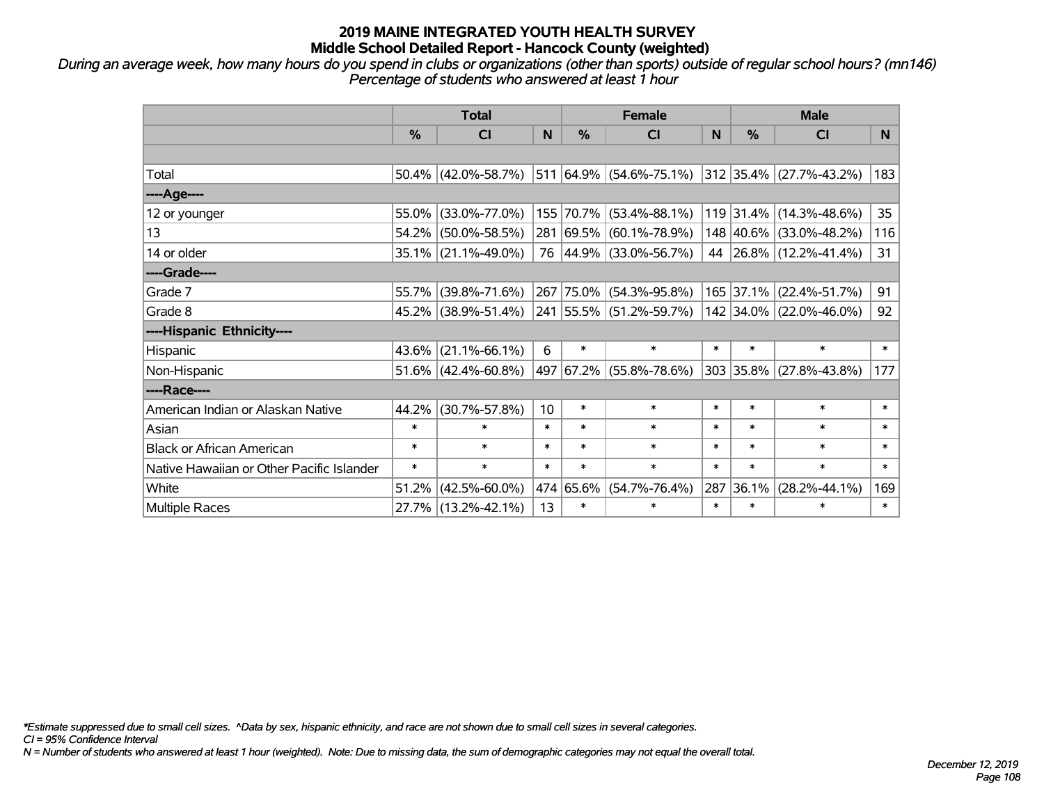# 2019 MAINE INTEGRATED YOUTH HEALTH SURVEY
## Middle School Detailed Report - Hancock County (weighted)

*During an average week, how many hours do you spend in clubs or organizations (other than sports) outside of regular school hours? (mn146)*
*Percentage of students who answered at least 1 hour*

| | Total | | | Female | | | Male | | |
|---|---|---|---|---|---|---|---|---|---|
| | % | CI | N | % | CI | N | % | CI | N |
| Total | 50.4% | (42.0%-58.7%) | 511 | 64.9% | (54.6%-75.1%) | 312 | 35.4% | (27.7%-43.2%) | 183 |
| ----Age---- | | | | | | | | | |
| 12 or younger | 55.0% | (33.0%-77.0%) | 155 | 70.7% | (53.4%-88.1%) | 119 | 31.4% | (14.3%-48.6%) | 35 |
| 13 | 54.2% | (50.0%-58.5%) | 281 | 69.5% | (60.1%-78.9%) | 148 | 40.6% | (33.0%-48.2%) | 116 |
| 14 or older | 35.1% | (21.1%-49.0%) | 76 | 44.9% | (33.0%-56.7%) | 44 | 26.8% | (12.2%-41.4%) | 31 |
| ----Grade---- | | | | | | | | | |
| Grade 7 | 55.7% | (39.8%-71.6%) | 267 | 75.0% | (54.3%-95.8%) | 165 | 37.1% | (22.4%-51.7%) | 91 |
| Grade 8 | 45.2% | (38.9%-51.4%) | 241 | 55.5% | (51.2%-59.7%) | 142 | 34.0% | (22.0%-46.0%) | 92 |
| ----Hispanic Ethnicity---- | | | | | | | | | |
| Hispanic | 43.6% | (21.1%-66.1%) | 6 | * | * | * | * | * | * |
| Non-Hispanic | 51.6% | (42.4%-60.8%) | 497 | 67.2% | (55.8%-78.6%) | 303 | 35.8% | (27.8%-43.8%) | 177 |
| ----Race---- | | | | | | | | | |
| American Indian or Alaskan Native | 44.2% | (30.7%-57.8%) | 10 | * | * | * | * | * | * |
| Asian | * | * | * | * | * | * | * | * | * |
| Black or African American | * | * | * | * | * | * | * | * | * |
| Native Hawaiian or Other Pacific Islander | * | * | * | * | * | * | * | * | * |
| White | 51.2% | (42.5%-60.0%) | 474 | 65.6% | (54.7%-76.4%) | 287 | 36.1% | (28.2%-44.1%) | 169 |
| Multiple Races | 27.7% | (13.2%-42.1%) | 13 | * | * | * | * | * | * |

*Estimate suppressed due to small cell sizes. ^Data by sex, hispanic ethnicity, and race are not shown due to small cell sizes in several categories.
CI = 95% Confidence Interval
N = Number of students who answered at least 1 hour (weighted). Note: Due to missing data, the sum of demographic categories may not equal the overall total.

December 12, 2019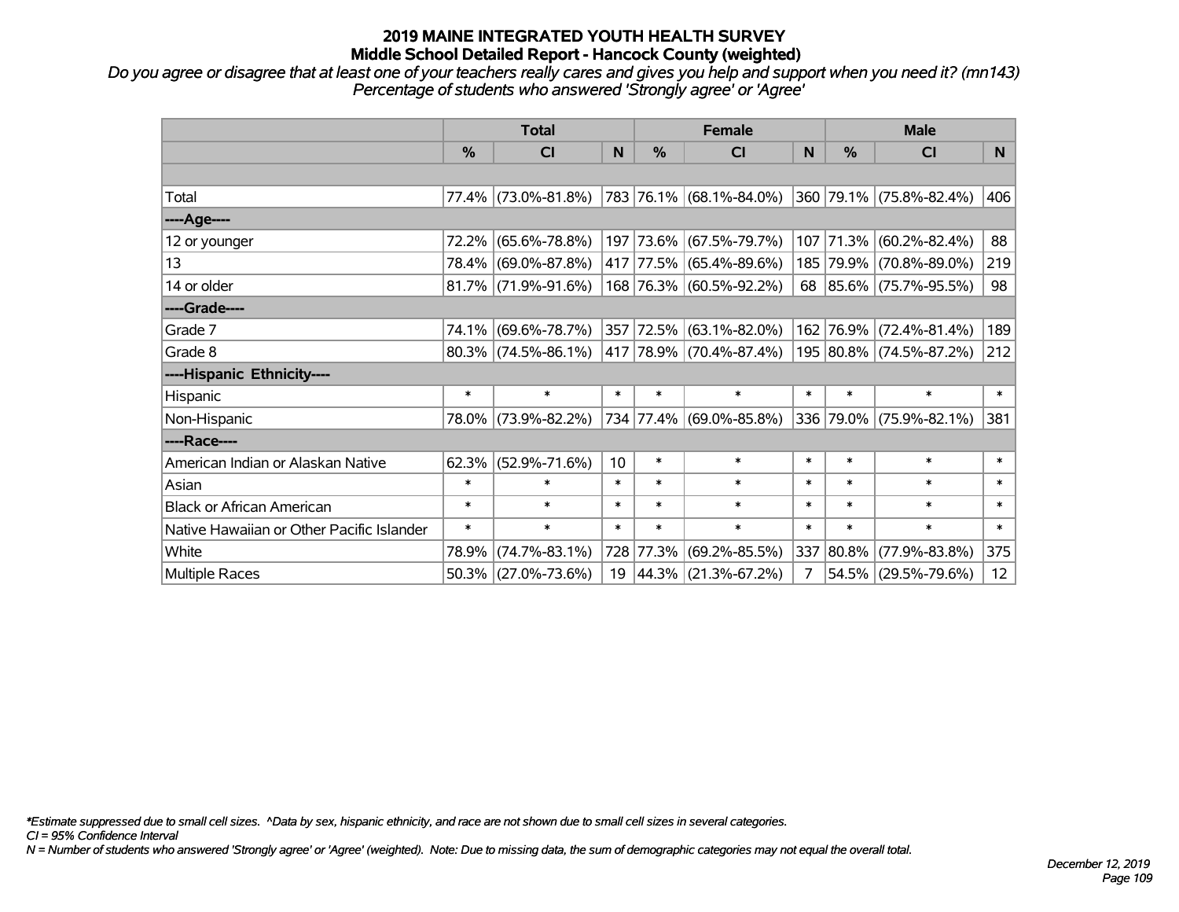# 2019 MAINE INTEGRATED YOUTH HEALTH SURVEY
## Middle School Detailed Report - Hancock County (weighted)

*Do you agree or disagree that at least one of your teachers really cares and gives you help and support when you need it? (mn143)*
*Percentage of students who answered 'Strongly agree' or 'Agree'*

| | Total | | | Female | | | Male | | |
|---|---|---|---|---|---|---|---|---|---|
| | % | CI | N | % | CI | N | % | CI | N |
| Total | 77.4% | (73.0%-81.8%) | 783 | 76.1% | (68.1%-84.0%) | 360 | 79.1% | (75.8%-82.4%) | 406 |
| ----Age---- | | | | | | | | | |
| 12 or younger | 72.2% | (65.6%-78.8%) | 197 | 73.6% | (67.5%-79.7%) | 107 | 71.3% | (60.2%-82.4%) | 88 |
| 13 | 78.4% | (69.0%-87.8%) | 417 | 77.5% | (65.4%-89.6%) | 185 | 79.9% | (70.8%-89.0%) | 219 |
| 14 or older | 81.7% | (71.9%-91.6%) | 168 | 76.3% | (60.5%-92.2%) | 68 | 85.6% | (75.7%-95.5%) | 98 |
| ----Grade---- | | | | | | | | | |
| Grade 7 | 74.1% | (69.6%-78.7%) | 357 | 72.5% | (63.1%-82.0%) | 162 | 76.9% | (72.4%-81.4%) | 189 |
| Grade 8 | 80.3% | (74.5%-86.1%) | 417 | 78.9% | (70.4%-87.4%) | 195 | 80.8% | (74.5%-87.2%) | 212 |
| ----Hispanic Ethnicity---- | | | | | | | | | |
| Hispanic | * | * | * | * | * | * | * | * | * |
| Non-Hispanic | 78.0% | (73.9%-82.2%) | 734 | 77.4% | (69.0%-85.8%) | 336 | 79.0% | (75.9%-82.1%) | 381 |
| ----Race---- | | | | | | | | | |
| American Indian or Alaskan Native | 62.3% | (52.9%-71.6%) | 10 | * | * | * | * | * | * |
| Asian | * | * | * | * | * | * | * | * | * |
| Black or African American | * | * | * | * | * | * | * | * | * |
| Native Hawaiian or Other Pacific Islander | * | * | * | * | * | * | * | * | * |
| White | 78.9% | (74.7%-83.1%) | 728 | 77.3% | (69.2%-85.5%) | 337 | 80.8% | (77.9%-83.8%) | 375 |
| Multiple Races | 50.3% | (27.0%-73.6%) | 19 | 44.3% | (21.3%-67.2%) | 7 | 54.5% | (29.5%-79.6%) | 12 |

*\*Estimate suppressed due to small cell sizes. ^Data by sex, hispanic ethnicity, and race are not shown due to small cell sizes in several categories.*
*CI = 95% Confidence Interval*
*N = Number of students who answered 'Strongly agree' or 'Agree' (weighted). Note: Due to missing data, the sum of demographic categories may not equal the overall total.*

*December 12, 2019*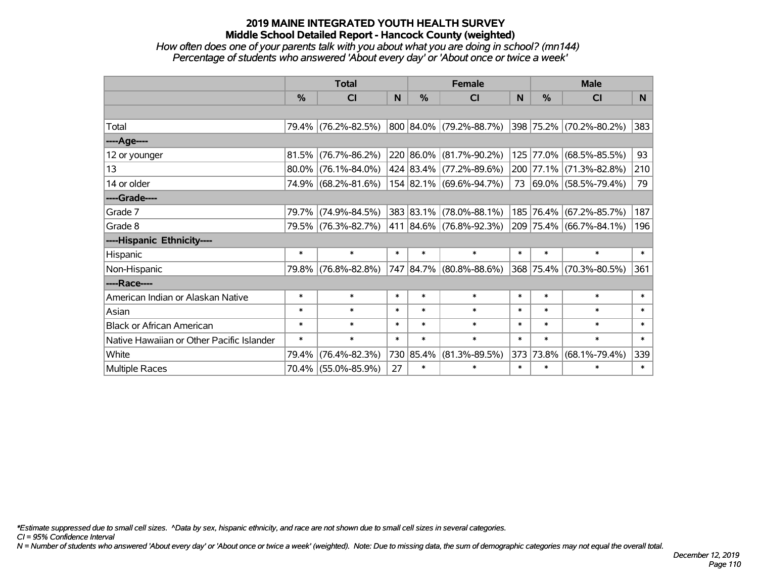# 2019 MAINE INTEGRATED YOUTH HEALTH SURVEY
## Middle School Detailed Report - Hancock County (weighted)
*How often does one of your parents talk with you about what you are doing in school? (mn144)*
*Percentage of students who answered 'About every day' or 'About once or twice a week'*

| | Total | | | Female | | | Male | | |
|---|---|---|---|---|---|---|---|---|---|
| | % | CI | N | % | CI | N | % | CI | N |
| | | | | | | | | | |
| Total | 79.4% | (76.2%-82.5%) | 800 | 84.0% | (79.2%-88.7%) | 398 | 75.2% | (70.2%-80.2%) | 383 |
| ----Age---- | | | | | | | | | |
| 12 or younger | 81.5% | (76.7%-86.2%) | 220 | 86.0% | (81.7%-90.2%) | 125 | 77.0% | (68.5%-85.5%) | 93 |
| 13 | 80.0% | (76.1%-84.0%) | 424 | 83.4% | (77.2%-89.6%) | 200 | 77.1% | (71.3%-82.8%) | 210 |
| 14 or older | 74.9% | (68.2%-81.6%) | 154 | 82.1% | (69.6%-94.7%) | 73 | 69.0% | (58.5%-79.4%) | 79 |
| ----Grade---- | | | | | | | | | |
| Grade 7 | 79.7% | (74.9%-84.5%) | 383 | 83.1% | (78.0%-88.1%) | 185 | 76.4% | (67.2%-85.7%) | 187 |
| Grade 8 | 79.5% | (76.3%-82.7%) | 411 | 84.6% | (76.8%-92.3%) | 209 | 75.4% | (66.7%-84.1%) | 196 |
| ----Hispanic Ethnicity---- | | | | | | | | | |
| Hispanic | * | * | * | * | * | * | * | * | * |
| Non-Hispanic | 79.8% | (76.8%-82.8%) | 747 | 84.7% | (80.8%-88.6%) | 368 | 75.4% | (70.3%-80.5%) | 361 |
| ----Race---- | | | | | | | | | |
| American Indian or Alaskan Native | * | * | * | * | * | * | * | * | * |
| Asian | * | * | * | * | * | * | * | * | * |
| Black or African American | * | * | * | * | * | * | * | * | * |
| Native Hawaiian or Other Pacific Islander | * | * | * | * | * | * | * | * | * |
| White | 79.4% | (76.4%-82.3%) | 730 | 85.4% | (81.3%-89.5%) | 373 | 73.8% | (68.1%-79.4%) | 339 |
| Multiple Races | 70.4% | (55.0%-85.9%) | 27 | * | * | * | * | * | * |

*\*Estimate suppressed due to small cell sizes. ^Data by sex, hispanic ethnicity, and race are not shown due to small cell sizes in several categories.*

*CI = 95% Confidence Interval*

*N = Number of students who answered 'About every day' or 'About once or twice a week' (weighted). Note: Due to missing data, the sum of demographic categories may not equal the overall total.*

*December 12, 2019*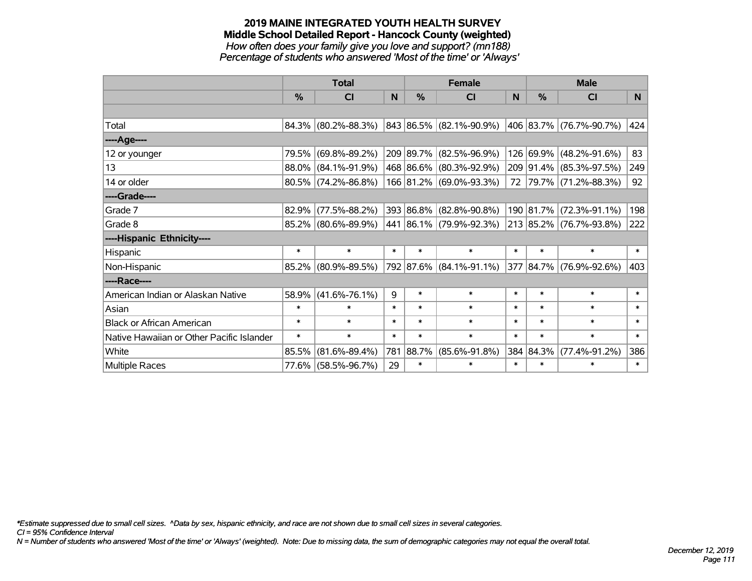# 2019 MAINE INTEGRATED YOUTH HEALTH SURVEY
## Middle School Detailed Report - Hancock County (weighted)
*How often does your family give you love and support? (mn188)*
*Percentage of students who answered 'Most of the time' or 'Always'*

| | Total | | | Female | | | Male | | |
|---|---|---|---|---|---|---|---|---|---|
| | % | CI | N | % | CI | N | % | CI | N |
| | | | | | | | | | |
| Total | 84.3% | (80.2%-88.3%) | 843 | 86.5% | (82.1%-90.9%) | 406 | 83.7% | (76.7%-90.7%) | 424 |
| ----Age---- | | | | | | | | | |
| 12 or younger | 79.5% | (69.8%-89.2%) | 209 | 89.7% | (82.5%-96.9%) | 126 | 69.9% | (48.2%-91.6%) | 83 |
| 13 | 88.0% | (84.1%-91.9%) | 468 | 86.6% | (80.3%-92.9%) | 209 | 91.4% | (85.3%-97.5%) | 249 |
| 14 or older | 80.5% | (74.2%-86.8%) | 166 | 81.2% | (69.0%-93.3%) | 72 | 79.7% | (71.2%-88.3%) | 92 |
| ----Grade---- | | | | | | | | | |
| Grade 7 | 82.9% | (77.5%-88.2%) | 393 | 86.8% | (82.8%-90.8%) | 190 | 81.7% | (72.3%-91.1%) | 198 |
| Grade 8 | 85.2% | (80.6%-89.9%) | 441 | 86.1% | (79.9%-92.3%) | 213 | 85.2% | (76.7%-93.8%) | 222 |
| ----Hispanic Ethnicity---- | | | | | | | | | |
| Hispanic | * | * | * | * | * | * | * | * | * |
| Non-Hispanic | 85.2% | (80.9%-89.5%) | 792 | 87.6% | (84.1%-91.1%) | 377 | 84.7% | (76.9%-92.6%) | 403 |
| ----Race---- | | | | | | | | | |
| American Indian or Alaskan Native | 58.9% | (41.6%-76.1%) | 9 | * | * | * | * | * | * |
| Asian | * | * | * | * | * | * | * | * | * |
| Black or African American | * | * | * | * | * | * | * | * | * |
| Native Hawaiian or Other Pacific Islander | * | * | * | * | * | * | * | * | * |
| White | 85.5% | (81.6%-89.4%) | 781 | 88.7% | (85.6%-91.8%) | 384 | 84.3% | (77.4%-91.2%) | 386 |
| Multiple Races | 77.6% | (58.5%-96.7%) | 29 | * | * | * | * | * | * |

*\*Estimate suppressed due to small cell sizes. ^Data by sex, hispanic ethnicity, and race are not shown due to small cell sizes in several categories.*

*CI = 95% Confidence Interval*

*N = Number of students who answered 'Most of the time' or 'Always' (weighted). Note: Due to missing data, the sum of demographic categories may not equal the overall total.*

*December 12, 2019*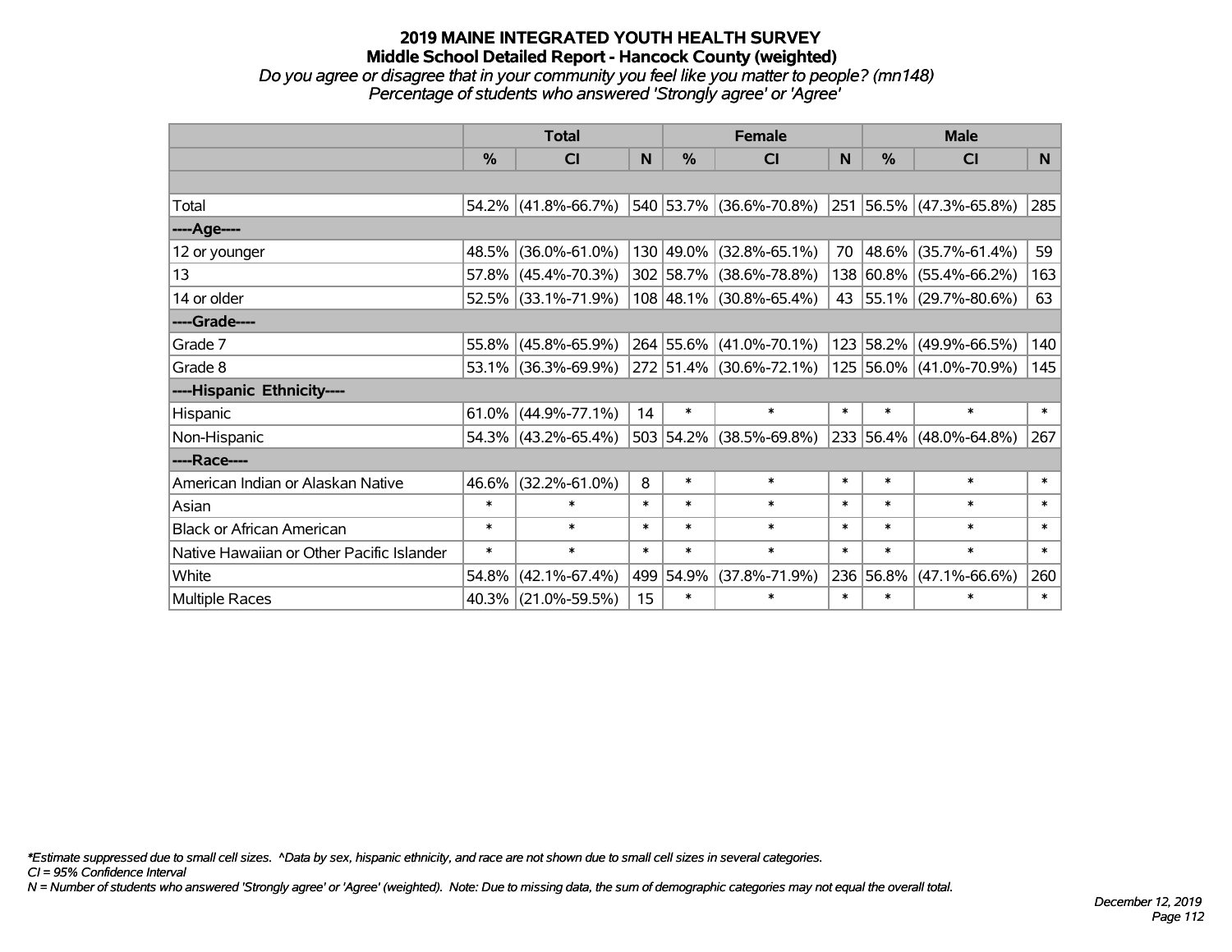# 2019 MAINE INTEGRATED YOUTH HEALTH SURVEY
## Middle School Detailed Report - Hancock County (weighted)
*Do you agree or disagree that in your community you feel like you matter to people? (mn148)*
*Percentage of students who answered 'Strongly agree' or 'Agree'*

| | Total | | | Female | | | Male | | |
|---|---|---|---|---|---|---|---|---|---|
| | % | CI | N | % | CI | N | % | CI | N |
| Total | 54.2% | (41.8%-66.7%) | 540 | 53.7% | (36.6%-70.8%) | 251 | 56.5% | (47.3%-65.8%) | 285 |
| ----Age---- | | | | | | | | | |
| 12 or younger | 48.5% | (36.0%-61.0%) | 130 | 49.0% | (32.8%-65.1%) | 70 | 48.6% | (35.7%-61.4%) | 59 |
| 13 | 57.8% | (45.4%-70.3%) | 302 | 58.7% | (38.6%-78.8%) | 138 | 60.8% | (55.4%-66.2%) | 163 |
| 14 or older | 52.5% | (33.1%-71.9%) | 108 | 48.1% | (30.8%-65.4%) | 43 | 55.1% | (29.7%-80.6%) | 63 |
| ----Grade---- | | | | | | | | | |
| Grade 7 | 55.8% | (45.8%-65.9%) | 264 | 55.6% | (41.0%-70.1%) | 123 | 58.2% | (49.9%-66.5%) | 140 |
| Grade 8 | 53.1% | (36.3%-69.9%) | 272 | 51.4% | (30.6%-72.1%) | 125 | 56.0% | (41.0%-70.9%) | 145 |
| ----Hispanic Ethnicity---- | | | | | | | | | |
| Hispanic | 61.0% | (44.9%-77.1%) | 14 | * | * | * | * | * | * |
| Non-Hispanic | 54.3% | (43.2%-65.4%) | 503 | 54.2% | (38.5%-69.8%) | 233 | 56.4% | (48.0%-64.8%) | 267 |
| ----Race---- | | | | | | | | | |
| American Indian or Alaskan Native | 46.6% | (32.2%-61.0%) | 8 | * | * | * | * | * | * |
| Asian | * | * | * | * | * | * | * | * | * |
| Black or African American | * | * | * | * | * | * | * | * | * |
| Native Hawaiian or Other Pacific Islander | * | * | * | * | * | * | * | * | * |
| White | 54.8% | (42.1%-67.4%) | 499 | 54.9% | (37.8%-71.9%) | 236 | 56.8% | (47.1%-66.6%) | 260 |
| Multiple Races | 40.3% | (21.0%-59.5%) | 15 | * | * | * | * | * | * |

*Estimate suppressed due to small cell sizes. ^Data by sex, hispanic ethnicity, and race are not shown due to small cell sizes in several categories.
*CI = 95% Confidence Interval*
*N = Number of students who answered 'Strongly agree' or 'Agree' (weighted). Note: Due to missing data, the sum of demographic categories may not equal the overall total.*

*December 12, 2019*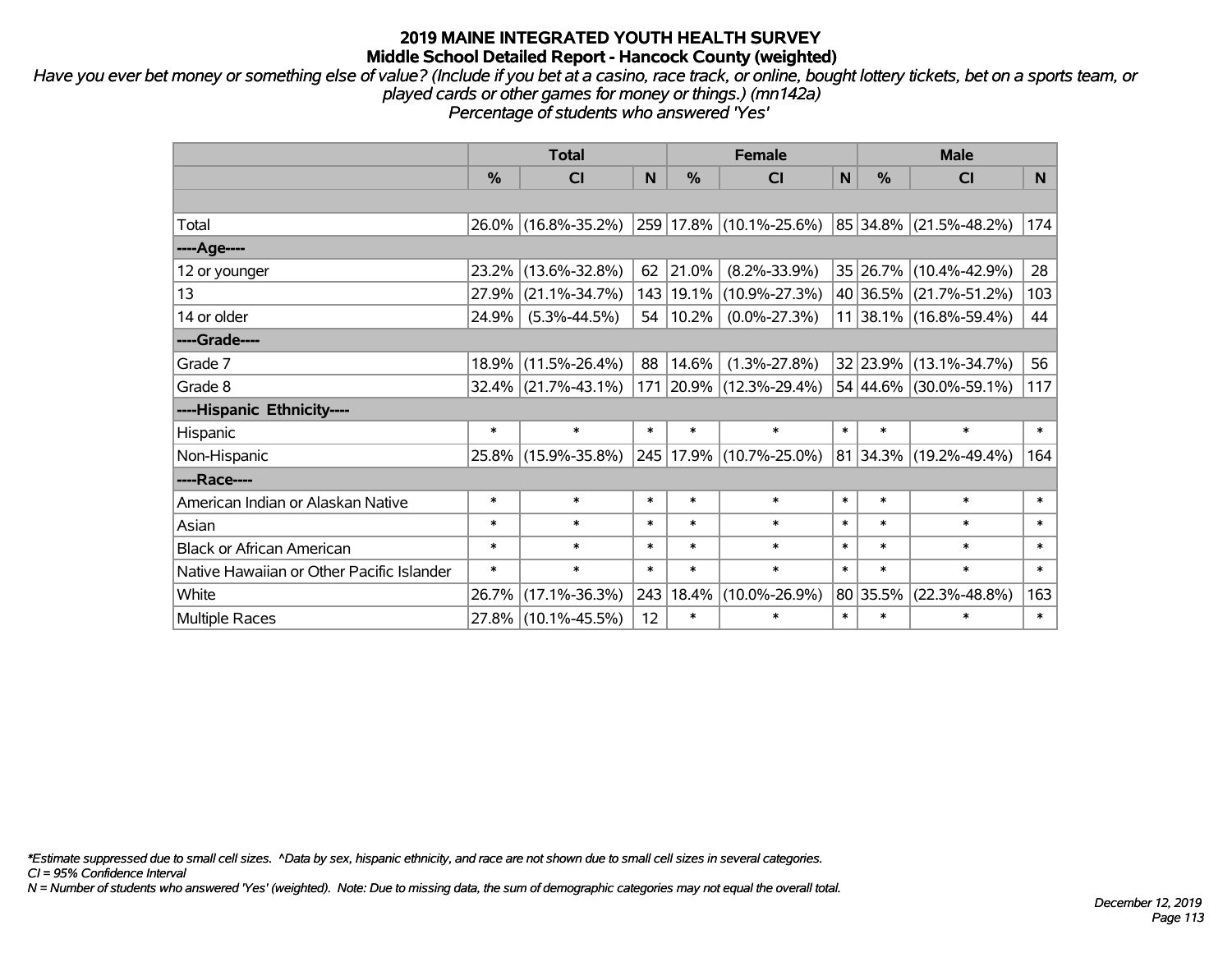# 2019 MAINE INTEGRATED YOUTH HEALTH SURVEY
## Middle School Detailed Report - Hancock County (weighted)

*Have you ever bet money or something else of value? (Include if you bet at a casino, race track, or online, bought lottery tickets, bet on a sports team, or played cards or other games for money or things.) (mn142a)*
*Percentage of students who answered 'Yes'*

| | Total | | | Female | | | Male | | |
|---|---|---|---|---|---|---|---|---|---|
| | % | CI | N | % | CI | N | % | CI | N |
| | | | | | | | | | |
| Total | 26.0% | (16.8%-35.2%) | 259 | 17.8% | (10.1%-25.6%) | 85 | 34.8% | (21.5%-48.2%) | 174 |
| ----Age---- | | | | | | | | | |
| 12 or younger | 23.2% | (13.6%-32.8%) | 62 | 21.0% | (8.2%-33.9%) | 35 | 26.7% | (10.4%-42.9%) | 28 |
| 13 | 27.9% | (21.1%-34.7%) | 143 | 19.1% | (10.9%-27.3%) | 40 | 36.5% | (21.7%-51.2%) | 103 |
| 14 or older | 24.9% | (5.3%-44.5%) | 54 | 10.2% | (0.0%-27.3%) | 11 | 38.1% | (16.8%-59.4%) | 44 |
| ----Grade---- | | | | | | | | | |
| Grade 7 | 18.9% | (11.5%-26.4%) | 88 | 14.6% | (1.3%-27.8%) | 32 | 23.9% | (13.1%-34.7%) | 56 |
| Grade 8 | 32.4% | (21.7%-43.1%) | 171 | 20.9% | (12.3%-29.4%) | 54 | 44.6% | (30.0%-59.1%) | 117 |
| ----Hispanic Ethnicity---- | | | | | | | | | |
| Hispanic | * | * | * | * | * | * | * | * | * |
| Non-Hispanic | 25.8% | (15.9%-35.8%) | 245 | 17.9% | (10.7%-25.0%) | 81 | 34.3% | (19.2%-49.4%) | 164 |
| ----Race---- | | | | | | | | | |
| American Indian or Alaskan Native | * | * | * | * | * | * | * | * | * |
| Asian | * | * | * | * | * | * | * | * | * |
| Black or African American | * | * | * | * | * | * | * | * | * |
| Native Hawaiian or Other Pacific Islander | * | * | * | * | * | * | * | * | * |
| White | 26.7% | (17.1%-36.3%) | 243 | 18.4% | (10.0%-26.9%) | 80 | 35.5% | (22.3%-48.8%) | 163 |
| Multiple Races | 27.8% | (10.1%-45.5%) | 12 | * | * | * | * | * | * |

*\*Estimate suppressed due to small cell sizes. ^Data by sex, hispanic ethnicity, and race are not shown due to small cell sizes in several categories.*
*CI = 95% Confidence Interval*
*N = Number of students who answered 'Yes' (weighted). Note: Due to missing data, the sum of demographic categories may not equal the overall total.*

*December 12, 2019*